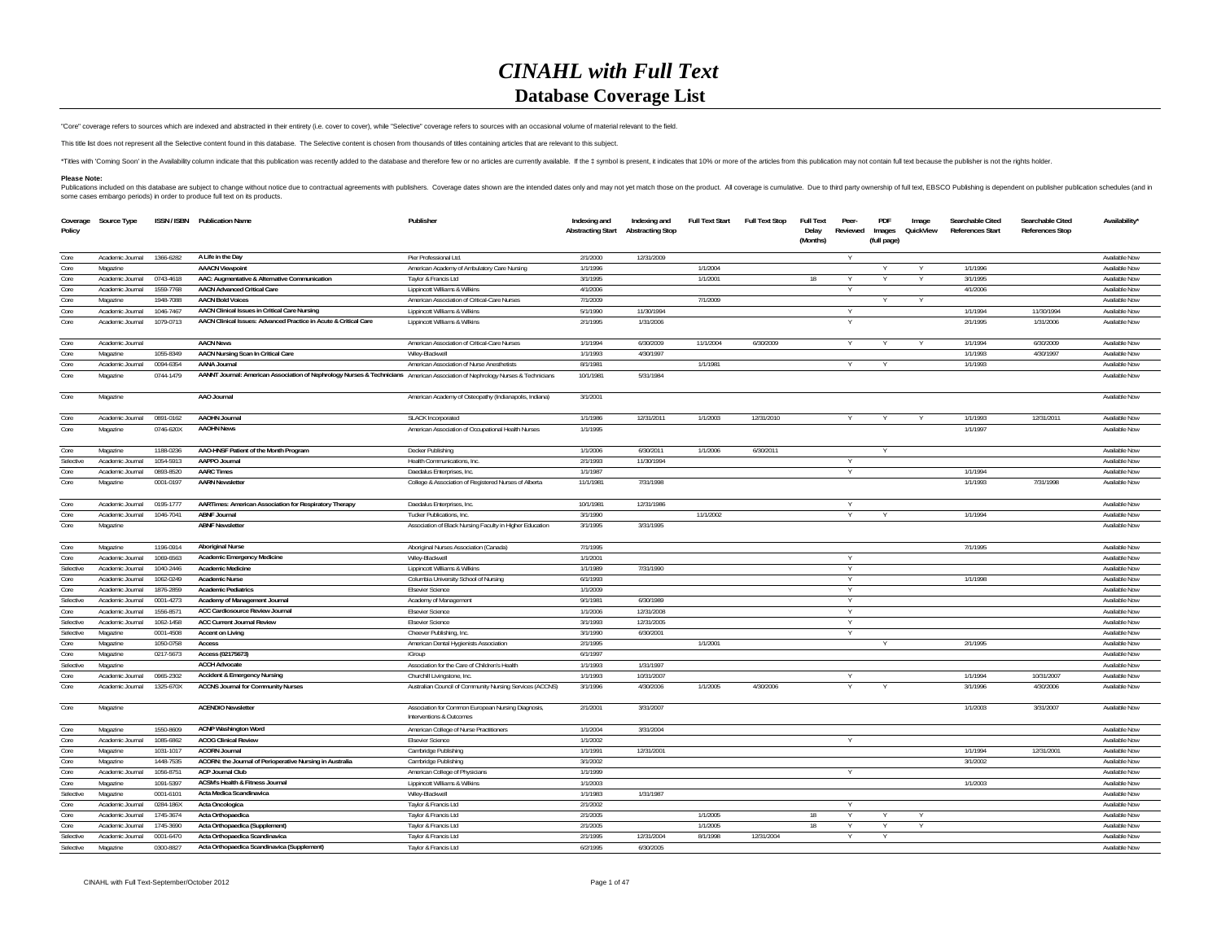# *CINAHL with Full Text*

## Database Coverage List

"Core" coverage refers to sources which are indexed and abstracted in their entirety (i.e. cover to cover), while "Selective" coverage refers to sources with an occasional volume of material relevant to the field.

This title list does not represent all the Selective content found in this database. The Selective content is chosen from thousands of titles containing articles that are relevant to this subject.

*Titles with 'Coming Soon' in the Availability column indicate that this publication was recently added to the database and therefore few or no articles are currently available. If the ‡ symbol is present, it indicates that 10% or more of the articles from this publication may not contain full text because the publisher is not the rights holder.

**Please Note:**
Publications included on this database are subject to change without notice due to contractual agreements with publishers. Coverage dates shown are the intended dates only and may not yet match those on the product. All coverage is cumulative. Due to third party ownership of full text, EBSCO Publishing is dependent on publisher publication schedules (and in some cases embargo periods) in order to produce full text on its products.

| Coverage Policy | Source Type | ISSN / ISBN | Publication Name | Publisher | Indexing and Abstracting Start | Indexing and Abstracting Stop | Full Text Start | Full Text Stop | Full Text Delay (Months) | Peer-Reviewed | PDF Images (full page) | Image QuickView | Searchable Cited References Start | Searchable Cited References Stop | Availability* |
|---|---|---|---|---|---|---|---|---|---|---|---|---|---|---|---|
| Core | Academic Journal | 1366-6282 | **A Life in the Day** | Pier Professional Ltd. | 2/1/2000 | 12/31/2009 | | | | Y | | | | | Available Now |
| Core | Magazine | | **AAACN Viewpoint** | American Academy of Ambulatory Care Nursing | 1/1/1996 | | 1/1/2004 | | | | Y | Y | 1/1/1996 | | Available Now |
| Core | Academic Journal | 0743-4618 | **AAC: Augmentative & Alternative Communication** | Taylor & Francis Ltd | 3/1/1995 | | 1/1/2001 | | 18 | Y | Y | Y | 3/1/1995 | | Available Now |
| Core | Academic Journal | 1559-7768 | **AACN Advanced Critical Care** | Lippincott Williams & Wilkins | 4/1/2006 | | | | | Y | | | 4/1/2006 | | Available Now |
| Core | Magazine | 1948-7088 | **AACN Bold Voices** | American Association of Critical-Care Nurses | 7/1/2009 | | 7/1/2009 | | | | Y | Y | | | Available Now |
| Core | Academic Journal | 1046-7467 | **AACN Clinical Issues in Critical Care Nursing** | Lippincott Williams & Wilkins | 5/1/1990 | 11/30/1994 | | | | Y | | | 1/1/1994 | 11/30/1994 | Available Now |
| Core | Academic Journal | 1079-0713 | **AACN Clinical Issues: Advanced Practice in Acute & Critical Care** | Lippincott Williams & Wilkins | 2/1/1995 | 1/31/2006 | | | | Y | | | 2/1/1995 | 1/31/2006 | Available Now |
| Core | Academic Journal | | **AACN News** | American Association of Critical-Care Nurses | 1/1/1994 | 6/30/2009 | 11/1/2004 | 6/30/2009 | | Y | Y | Y | 1/1/1994 | 6/30/2009 | Available Now |
| Core | Magazine | 1055-8349 | **AACN Nursing Scan in Critical Care** | Wiley-Blackwell | 1/1/1993 | 4/30/1997 | | | | | | | 1/1/1993 | 4/30/1997 | Available Now |
| Core | Academic Journal | 0094-6354 | **AANA Journal** | American Association of Nurse Anesthetists | 8/1/1981 | | 1/1/1981 | | | Y | Y | | 1/1/1993 | | Available Now |
| Core | Magazine | 0744-1479 | **AANNT Journal: American Association of Nephrology Nurses & Technicians** | American Association of Nephrology Nurses & Technicians | 10/1/1981 | 5/31/1984 | | | | | | | | | Available Now |
| Core | Magazine | | **AAO Journal** | American Academy of Osteopathy (Indianapolis, Indiana) | 3/1/2001 | | | | | | | | | | Available Now |
| Core | Academic Journal | 0891-0162 | **AAOHN Journal** | SLACK Incorporated | 1/1/1986 | 12/31/2011 | 1/1/2003 | 12/31/2010 | | Y | Y | Y | 1/1/1993 | 12/31/2011 | Available Now |
| Core | Magazine | 0746-620X | **AAOHN News** | American Association of Occupational Health Nurses | 1/1/1995 | | | | | | | | 1/1/1997 | | Available Now |
| Core | Magazine | 1188-0236 | **AAO-HNSF Patient of the Month Program** | Decker Publishing | 1/1/2006 | 6/30/2011 | 1/1/2006 | 6/30/2011 | | | Y | | | | Available Now |
| Selective | Academic Journal | 1054-5913 | **AAPPO Journal** | Health Communications, Inc. | 2/1/1993 | 11/30/1994 | | | | Y | | | | | Available Now |
| Core | Academic Journal | 0893-8520 | **AARC Times** | Daedalus Enterprises, Inc. | 1/1/1987 | | | | | Y | | | 1/1/1994 | | Available Now |
| Core | Magazine | 0001-0197 | **AARN Newsletter** | College & Association of Registered Nurses of Alberta | 11/1/1981 | 7/31/1998 | | | | | | | 1/1/1993 | 7/31/1998 | Available Now |
| Core | Academic Journal | 0195-1777 | **AARTimes: American Association for Respiratory Therapy** | Daedalus Enterprises, Inc. | 10/1/1981 | 12/31/1986 | | | | Y | | | | | Available Now |
| Core | Academic Journal | 1046-7041 | **ABNF Journal** | Tucker Publications, Inc. | 3/1/1990 | | 11/1/2002 | | | Y | Y | | 1/1/1994 | | Available Now |
| Core | Magazine | | **ABNF Newsletter** | Association of Black Nursing Faculty in Higher Education | 3/1/1995 | 3/31/1995 | | | | | | | | | Available Now |
| Core | Magazine | 1196-0914 | **Aboriginal Nurse** | Aboriginal Nurses Association (Canada) | 7/1/1995 | | | | | | | | 7/1/1995 | | Available Now |
| Core | Academic Journal | 1069-6563 | **Academic Emergency Medicine** | Wiley-Blackwell | 1/1/2001 | | | | | Y | | | | | Available Now |
| Selective | Academic Journal | 1040-2446 | **Academic Medicine** | Lippincott Williams & Wilkins | 1/1/1989 | 7/31/1990 | | | | Y | | | | | Available Now |
| Core | Academic Journal | 1062-0249 | **Academic Nurse** | Columbia University School of Nursing | 6/1/1993 | | | | | Y | | | 1/1/1998 | | Available Now |
| Core | Academic Journal | 1876-2859 | **Academic Pediatrics** | Elsevier Science | 1/1/2009 | | | | | Y | | | | | Available Now |
| Selective | Academic Journal | 0001-4273 | **Academy of Management Journal** | Academy of Management | 9/1/1981 | 6/30/1989 | | | | Y | | | | | Available Now |
| Core | Academic Journal | 1556-8571 | **ACC Cardiosource Review Journal** | Elsevier Science | 1/1/2006 | 12/31/2008 | | | | Y | | | | | Available Now |
| Selective | Academic Journal | 1062-1458 | **ACC Current Journal Review** | Elsevier Science | 3/1/1993 | 12/31/2005 | | | | Y | | | | | Available Now |
| Selective | Magazine | 0001-4508 | **Accent on Living** | Cheever Publishing, Inc. | 3/1/1990 | 6/30/2001 | | | | Y | | | | | Available Now |
| Core | Magazine | 1050-0758 | **Access** | American Dental Hygienists Association | 2/1/1995 | | 1/1/2001 | | | | Y | | 2/1/1995 | | Available Now |
| Core | Magazine | 0217-5673 | **Access (02175673)** | iGroup | 6/1/1997 | | | | | | | | | | Available Now |
| Selective | Magazine | | **ACCH Advocate** | Association for the Care of Children's Health | 1/1/1993 | 1/31/1997 | | | | | | | | | Available Now |
| Core | Academic Journal | 0965-2302 | **Accident & Emergency Nursing** | Churchill Livingstone, Inc. | 1/1/1993 | 10/31/2007 | | | | Y | | | 1/1/1994 | 10/31/2007 | Available Now |
| Core | Academic Journal | 1325-670X | **ACCNS Journal for Community Nurses** | Australian Council of Community Nursing Services (ACCNS) | 3/1/1996 | 4/30/2006 | 1/1/2005 | 4/30/2006 | | Y | Y | | 3/1/1996 | 4/30/2006 | Available Now |
| Core | Magazine | | **ACENDIO Newsletter** | Association for Common European Nursing Diagnosis, Interventions & Outcomes | 2/1/2001 | 3/31/2007 | | | | | | | 1/1/2003 | 3/31/2007 | Available Now |
| Core | Magazine | 1550-8609 | **ACNP Washington Word** | American College of Nurse Practitioners | 1/1/2004 | 3/31/2004 | | | | | | | | | Available Now |
| Core | Academic Journal | 1085-6862 | **ACOG Clinical Review** | Elsevier Science | 1/1/2002 | | | | | Y | | | | | Available Now |
| Core | Magazine | 1031-1017 | **ACORN Journal** | Cambridge Publishing | 1/1/1991 | 12/31/2001 | | | | | | | 1/1/1994 | 12/31/2001 | Available Now |
| Core | Magazine | 1448-7535 | **ACORN: the Journal of Perioperative Nursing in Australia** | Cambridge Publishing | 3/1/2002 | | | | | | | | 3/1/2002 | | Available Now |
| Core | Academic Journal | 1056-8751 | **ACP Journal Club** | American College of Physicians | 1/1/1999 | | | | | Y | | | | | Available Now |
| Core | Magazine | 1091-5397 | **ACSM's Health & Fitness Journal** | Lippincott Williams & Wilkins | 1/1/2003 | | | | | | | | 1/1/2003 | | Available Now |
| Selective | Magazine | 0001-6101 | **Acta Medica Scandinavica** | Wiley-Blackwell | 1/1/1983 | 1/31/1987 | | | | | | | | | Available Now |
| Core | Academic Journal | 0284-186X | **Acta Oncologica** | Taylor & Francis Ltd | 2/1/2002 | | | | | Y | | | | | Available Now |
| Core | Academic Journal | 1745-3674 | **Acta Orthopaedica** | Taylor & Francis Ltd | 2/1/2005 | | 1/1/2005 | | 18 | Y | Y | Y | | | Available Now |
| Core | Academic Journal | 1745-3690 | **Acta Orthopaedica (Supplement)** | Taylor & Francis Ltd | 2/1/2005 | | 1/1/2005 | | 18 | Y | Y | Y | | | Available Now |
| Selective | Academic Journal | 0001-6470 | **Acta Orthopaedica Scandinavica** | Taylor & Francis Ltd | 2/1/1995 | 12/31/2004 | 8/1/1998 | 12/31/2004 | | Y | Y | | | | Available Now |
| Selective | Magazine | 0300-8827 | **Acta Orthopaedica Scandinavica (Supplement)** | Taylor & Francis Ltd | 6/2/1995 | 6/30/2005 | | | | | | | | | Available Now |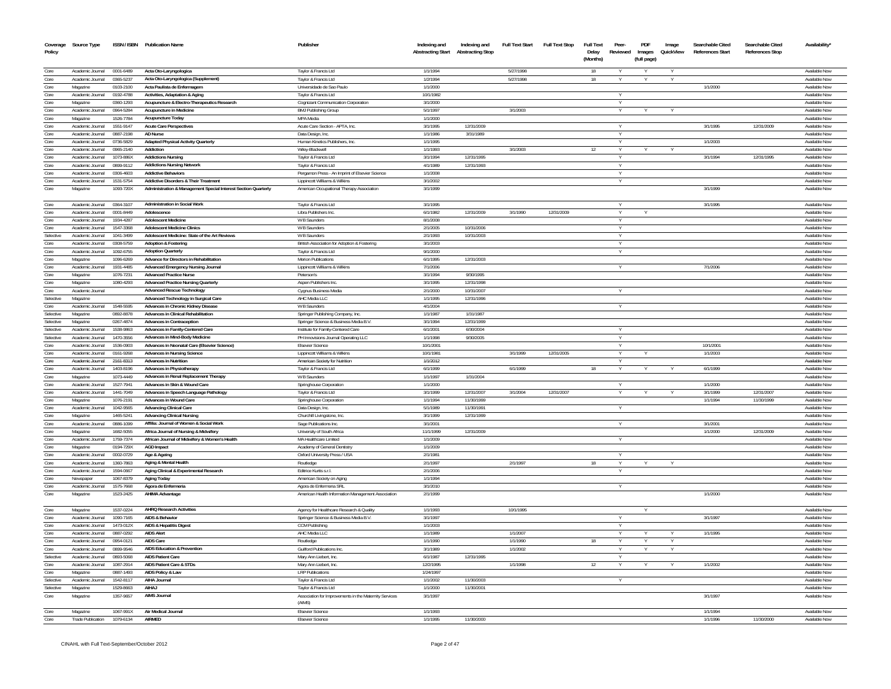| Coverage Policy | Source Type | ISSN / ISBN | Publication Name | Publisher | Indexing and Abstracting Start | Indexing and Abstracting Stop | Full Text Start | Full Text Stop | Full Text Delay (Months) | Peer-Reviewed | PDF Images (full page) | Image QuickView | Searchable Cited References Start | Searchable Cited References Stop | Availability* |
|---|---|---|---|---|---|---|---|---|---|---|---|---|---|---|---|
| Core | Academic Journal | 0001-6489 | Acta Oto-Laryngologica | Taylor & Francis Ltd | 1/1/1994 | | 5/27/1998 | | 18 | Y | Y | Y | | | Available Now |
| Core | Academic Journal | 0365-5237 | Acta Oto-Laryngologica (Supplement) | Taylor & Francis Ltd | 1/2/1994 | | 5/27/1998 | | 18 | Y | Y | Y | | | Available Now |
| Core | Magazine | 0103-2100 | Acta Paulista de Enfermagem | Universidade de Sao Paulo | 1/1/2000 | | | | | | | | 1/1/2000 | | Available Now |
| Core | Academic Journal | 0192-4788 | Activities, Adaptation & Aging | Taylor & Francis Ltd | 10/1/1982 | | | | | Y | | | | | Available Now |
| Core | Magazine | 0360-1293 | Acupuncture & Electro-Therapeutics Research | Cognizant Communication Corporation | 3/1/2000 | | | | | Y | | | | | Available Now |
| Core | Academic Journal | 0964-5284 | Acupuncture in Medicine | BMJ Publishing Group | 5/1/1997 | | 3/1/2003 | | | Y | Y | Y | | | Available Now |
| Core | Magazine | 1526-7784 | Acupuncture Today | MPA Media | 1/1/2000 | | | | | | | | | | Available Now |
| Core | Academic Journal | 1551-9147 | Acute Care Perspectives | Acute Care Section - APTA, Inc. | 3/1/1995 | 12/31/2009 | | | | Y | | | 3/1/1995 | 12/31/2009 | Available Now |
| Core | Academic Journal | 0887-2198 | AD Nurse | Data Design, Inc. | 1/1/1986 | 3/31/1989 | | | | Y | | | | | Available Now |
| Core | Academic Journal | 0736-5829 | Adapted Physical Activity Quarterly | Human Kinetics Publishers, Inc. | 1/1/1995 | | | | | Y | | | 1/1/2003 | | Available Now |
| Core | Academic Journal | 0965-2140 | Addiction | Wiley-Blackwell | 1/1/1993 | | 3/1/2003 | | 12 | Y | Y | Y | | | Available Now |
| Core | Academic Journal | 1073-886X | Addictions Nursing | Taylor & Francis Ltd | 3/1/1994 | 12/31/1995 | | | | Y | | | 3/1/1994 | 12/31/1995 | Available Now |
| Core | Academic Journal | 0899-9112 | Addictions Nursing Network | Taylor & Francis Ltd | 4/1/1989 | 12/31/1993 | | | | Y | | | | | Available Now |
| Core | Academic Journal | 0306-4603 | Addictive Behaviors | Pergamon Press - An Imprint of Elsevier Science | 1/1/2008 | | | | | Y | | | | | Available Now |
| Core | Academic Journal | 1531-5754 | Addictive Disorders & Their Treatment | Lippincott Williams & Wilkins | 3/1/2002 | | | | | Y | | | | | Available Now |
| Core | Magazine | 1093-720X | Administration & Management Special Interest Section Quarterly | American Occupational Therapy Association | 3/1/1999 | | | | | | | | 3/1/1999 | | Available Now |
| Core | Academic Journal | 0364-3107 | Administration in Social Work | Taylor & Francis Ltd | 3/1/1995 | | | | | Y | | | 3/1/1995 | | Available Now |
| Core | Academic Journal | 0001-8449 | Adolescence | Libra Publishers Inc. | 6/1/1982 | 12/31/2009 | 3/1/1990 | 12/31/2009 | | Y | Y | | | | Available Now |
| Core | Academic Journal | 1934-4287 | Adolescent Medicine | W B Saunders | 8/1/2008 | | | | | Y | | | | | Available Now |
| Core | Academic Journal | 1547-3368 | Adolescent Medicine Clinics | W B Saunders | 2/1/2005 | 10/31/2006 | | | | Y | | | | | Available Now |
| Selective | Academic Journal | 1041-3499 | Adolescent Medicine: State of the Art Reviews | W B Saunders | 2/1/1993 | 10/31/2003 | | | | Y | | | | | Available Now |
| Core | Academic Journal | 0308-5759 | Adoption & Fostering | British Association for Adoption & Fostering | 3/1/2003 | | | | | Y | | | | | Available Now |
| Core | Academic Journal | 1092-6755 | Adoption Quarterly | Taylor & Francis Ltd | 9/1/2000 | | | | | Y | | | | | Available Now |
| Core | Magazine | 1096-6269 | Advance for Directors in Rehabilitation | Merion Publications | 6/1/1995 | 12/31/2003 | | | | | | | | | Available Now |
| Core | Academic Journal | 1931-4485 | Advanced Emergency Nursing Journal | Lippincott Williams & Wilkins | 7/1/2006 | | | | | Y | | | 7/1/2006 | | Available Now |
| Core | Magazine | 1076-7231 | Advanced Practice Nurse | Peterson's | 3/1/1994 | 9/30/1995 | | | | | | | | | Available Now |
| Core | Magazine | 1080-4293 | Advanced Practice Nursing Quarterly | Aspen Publishers Inc. | 3/1/1995 | 12/31/1998 | | | | | | | | | Available Now |
| Core | Academic Journal | | Advanced Rescue Technology | Cygnus Business Media | 2/1/2000 | 10/31/2007 | | | | Y | | | | | Available Now |
| Selective | Magazine | | Advanced Technology in Surgical Care | AHC Media LLC | 1/1/1995 | 12/31/1996 | | | | | | | | | Available Now |
| Core | Academic Journal | 1548-5595 | Advances in Chronic Kidney Disease | W B Saunders | 4/1/2004 | | | | | Y | | | | | Available Now |
| Selective | Magazine | 0892-8878 | Advances in Clinical Rehabilitation | Springer Publishing Company, Inc. | 1/1/1987 | 1/31/1987 | | | | | | | | | Available Now |
| Selective | Magazine | 0267-4874 | Advances in Contraception | Springer Science & Business Media B.V. | 3/1/1994 | 12/31/1999 | | | | | | | | | Available Now |
| Selective | Academic Journal | 1538-9863 | Advances in Family-Centered Care | Institute for Family-Centered Care | 6/1/2001 | 6/30/2004 | | | | Y | | | | | Available Now |
| Selective | Academic Journal | 1470-3556 | Advances in Mind-Body Medicine | PH Innovisions Journal Operating LLC | 1/1/1998 | 9/30/2005 | | | | Y | | | | | Available Now |
| Core | Academic Journal | 1536-0903 | Advances in Neonatal Care (Elsevier Science) | Elsevier Science | 10/1/2001 | | | | | Y | | | 10/1/2001 | | Available Now |
| Core | Academic Journal | 0161-9268 | Advances in Nursing Science | Lippincott Williams & Wilkins | 10/1/1981 | | 3/1/1999 | 12/31/2005 | | Y | Y | | 1/1/2003 | | Available Now |
| Core | Academic Journal | 2161-8313 | Advances in Nutrition | American Society for Nutrition | 1/1/2012 | | | | | Y | | | | | Available Now |
| Core | Academic Journal | 1403-8196 | Advances in Physiotherapy | Taylor & Francis Ltd | 6/1/1999 | | 6/1/1999 | | 18 | Y | Y | Y | 6/1/1999 | | Available Now |
| Core | Magazine | 1073-4449 | Advances in Renal Replacement Therapy | W B Saunders | 1/1/1997 | 1/31/2004 | | | | | | | | | Available Now |
| Core | Academic Journal | 1527-7941 | Advances in Skin & Wound Care | Springhouse Corporation | 1/1/2000 | | | | | Y | | | 1/1/2000 | | Available Now |
| Core | Academic Journal | 1441-7049 | Advances in Speech Language Pathology | Taylor & Francis Ltd | 3/1/1999 | 12/31/2007 | 3/1/2004 | 12/31/2007 | | Y | Y | Y | 3/1/1999 | 12/31/2007 | Available Now |
| Core | Magazine | 1076-2191 | Advances in Wound Care | Springhouse Corporation | 1/1/1994 | 11/30/1999 | | | | | | | 1/1/1994 | 11/30/1999 | Available Now |
| Core | Academic Journal | 1042-9565 | Advancing Clinical Care | Data Design, Inc. | 5/1/1989 | 11/30/1991 | | | | Y | | | | | Available Now |
| Core | Magazine | 1465-5241 | Advancing Clinical Nursing | Churchill Livingstone, Inc. | 3/1/1999 | 12/31/1999 | | | | | | | | | Available Now |
| Core | Academic Journal | 0886-1099 | Affilia: Journal of Women & Social Work | Sage Publications Inc. | 3/1/2001 | | | | | Y | | | 3/1/2001 | | Available Now |
| Core | Magazine | 1682-5055 | Africa Journal of Nursing & Midwifery | University of South Africa | 11/1/1999 | 12/31/2009 | | | | | | | 1/1/2000 | 12/31/2009 | Available Now |
| Core | Academic Journal | 1759-7374 | African Journal of Midwifery & Women's Health | MA Healthcare Limited | 1/1/2009 | | | | | Y | | | | | Available Now |
| Core | Magazine | 0194-729X | AGD Impact | Academy of General Dentistry | 1/1/2009 | | | | | | | | | | Available Now |
| Core | Academic Journal | 0002-0729 | Age & Ageing | Oxford University Press / USA | 2/1/1981 | | | | | Y | | | | | Available Now |
| Core | Academic Journal | 1360-7863 | Aging & Mental Health | Routledge | 2/1/1997 | | 2/1/1997 | | 18 | Y | Y | Y | | | Available Now |
| Core | Academic Journal | 1594-0667 | Aging Clinical & Experimental Research | Editrice Kurtis s.r.l. | 2/1/2006 | | | | | Y | | | | | Available Now |
| Core | Newspaper | 1067-8379 | Aging Today | American Society on Aging | 1/1/1994 | | | | | | | | | | Available Now |
| Core | Academic Journal | 1575-7668 | Ágora de Enfermería | Agora de Enfermeria SRL | 3/1/2010 | | | | | Y | | | | | Available Now |
| Core | Magazine | 1523-2425 | AHIMA Advantage | American Health Information Management Association | 2/1/1999 | | | | | | | | 1/1/2000 | | Available Now |
| Core | Magazine | 1537-0224 | AHRQ Research Activities | Agency for Healthcare Research & Quality | 1/1/1993 | | 10/1/1995 | | | | Y | | | | Available Now |
| Core | Academic Journal | 1090-7165 | AIDS & Behavior | Springer Science & Business Media B.V. | 3/1/1997 | | | | | Y | | | 3/1/1997 | | Available Now |
| Core | Academic Journal | 1473-012X | AIDS & Hepatitis Digest | CCM Publishing | 1/1/2003 | | | | | Y | | | | | Available Now |
| Core | Academic Journal | 0887-0292 | AIDS Alert | AHC Media LLC | 1/1/1989 | | 1/1/2007 | | | Y | Y | Y | 1/1/1995 | | Available Now |
| Core | Academic Journal | 0954-0121 | AIDS Care | Routledge | 1/1/1990 | | 1/1/1990 | | 18 | Y | Y | Y | | | Available Now |
| Core | Academic Journal | 0899-9546 | AIDS Education & Prevention | Guilford Publications Inc. | 3/1/1989 | | 1/1/2002 | | | Y | Y | Y | | | Available Now |
| Selective | Academic Journal | 0893-5068 | AIDS Patient Care | Mary Ann Liebert, Inc. | 6/1/1987 | 12/31/1995 | | | | Y | | | | | Available Now |
| Core | Academic Journal | 1087-2914 | AIDS Patient Care & STDs | Mary Ann Liebert, Inc. | 12/2/1995 | | 1/1/1998 | | 12 | Y | Y | Y | 1/1/2002 | | Available Now |
| Core | Magazine | 0887-1493 | AIDS Policy & Law | LRP Publications | 1/24/1997 | | | | | | | | | | Available Now |
| Selective | Academic Journal | 1542-8117 | AIHA Journal | Taylor & Francis Ltd | 1/1/2002 | 11/30/2003 | | | | Y | | | | | Available Now |
| Selective | Magazine | 1529-8663 | AIHAJ | Taylor & Francis Ltd | 1/1/2000 | 11/30/2001 | | | | | | | | | Available Now |
| Core | Magazine | 1357-9657 | AIMS Journal | Association for Improvements in the Maternity Services (AIMS) | 3/1/1997 | | | | | | | | 3/1/1997 | | Available Now |
| Core | Magazine | 1067-991X | Air Medical Journal | Elsevier Science | 1/1/1993 | | | | | | | | 1/1/1994 | | Available Now |
| Core | Trade Publication | 1079-6134 | AIRMED | Elsevier Science | 1/1/1995 | 11/30/2000 | | | | | | | 1/1/1996 | 11/30/2000 | Available Now |

CINAHL with Full Text-September/October 2012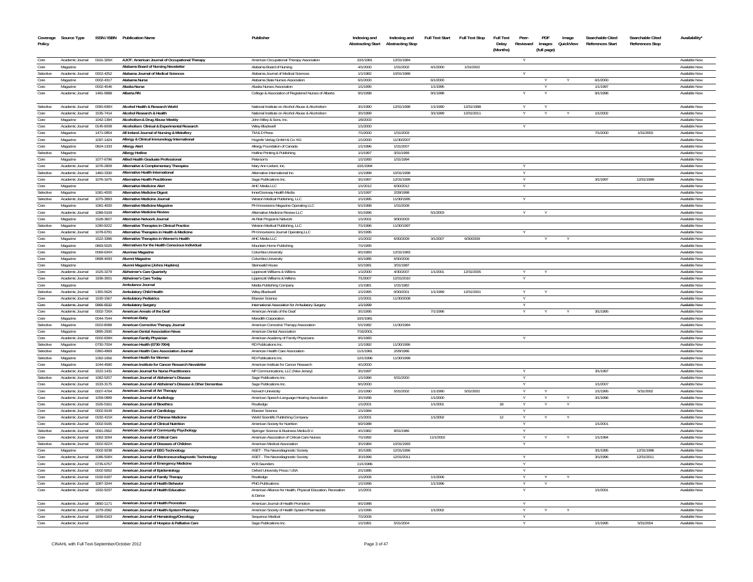| Coverage Policy | Source Type | ISSN / ISBN | Publication Name | Publisher | Indexing and Abstracting Start | Indexing and Abstracting Stop | Full Text Start | Full Text Stop | Full Text Delay (Months) | Peer-Reviewed | PDF Images (full page) | Image QuickView | Searchable Cited References Start | Searchable Cited References Stop | Availability* |
|---|---|---|---|---|---|---|---|---|---|---|---|---|---|---|---|
| Core | Academic Journal | 0161-326X | AJOT: American Journal of Occupational Therapy | American Occupational Therapy Association | 10/1/1981 | 12/31/1984 | | | | Y | | | | | Available Now |
| Core | Magazine | | Alabama Board of Nursing Newsletter | Alabama Board of Nursing | 4/1/2000 | 1/31/2002 | 4/1/2000 | 1/31/2002 | | | | | | | Available Now |
| Selective | Academic Journal | 0002-4252 | Alabama Journal of Medical Sciences | Alabama Journal of Medical Sciences | 1/1/1982 | 10/31/1988 | | | | Y | | | | | Available Now |
| Core | Magazine | 0002-4317 | Alabama Nurse | Alabama State Nurses Association | 6/1/2000 | | 6/1/2000 | | | | Y | Y | 6/1/2000 | | Available Now |
| Core | Magazine | 0002-4546 | Alaska Nurse | Alaska Nurses Association | 1/1/1995 | | 1/1/1995 | | | | Y | | 1/1/1997 | | Available Now |
| Core | Academic Journal | 1481-9988 | Alberta RN | College & Association of Registered Nurses of Alberta | 9/1/1998 | | 9/1/1998 | | | Y | Y | | 9/1/1998 | | Available Now |
| Selective | Academic Journal | 0090-838X | Alcohol Health & Research World | National Institute on Alcohol Abuse & Alcoholism | 3/1/1990 | 12/31/1998 | 1/1/1990 | 12/31/1998 | | Y | Y | | | | Available Now |
| Core | Academic Journal | 1535-7414 | Alcohol Research & Health | National Institute on Alcohol Abuse & Alcoholism | 3/1/1999 | | 3/1/1999 | 12/31/2011 | | Y | Y | Y | 1/1/2002 | | Available Now |
| Core | Magazine | 1042-1394 | Alcoholism & Drug Abuse Weekly | John Wiley & Sons, Inc. | 1/6/2003 | | | | | | | | | | Available Now |
| Core | Academic Journal | 0145-6008 | Alcoholism: Clinical & Experimental Research | Wiley-Blackwell | 1/1/2000 | | | | | Y | | | | | Available Now |
| Core | Magazine | 1471-0854 | All Ireland Journal of Nursing & Midwifery | TM & D Press | 7/1/2000 | 1/31/2003 | | | | | | | 7/1/2000 | 1/31/2003 | Available Now |
| Core | Magazine | 1097-1424 | Allergy & Clinical Immunology International | Hogrefe Verlag GmbH & Co. KG | 1/1/2000 | 11/30/2007 | | | | | | | | | Available Now |
| Core | Magazine | 0824-1333 | Allergy Alert | Allergy Foundation of Canada | 1/1/1996 | 1/31/2007 | | | | | | | | | Available Now |
| Selective | Magazine | | Allergy Hotline | Hotline Printing & Publishing | 1/1/1997 | 3/31/1999 | | | | | | | | | Available Now |
| Core | Magazine | 1077-6796 | Allied Health Graduate Professional | Peterson's | 1/1/1993 | 1/31/1994 | | | | | | | | | Available Now |
| Core | Academic Journal | 1076-2809 | Alternative & Complementary Therapies | Mary Ann Liebert, Inc. | 10/1/1994 | | | | | Y | | | | | Available Now |
| Selective | Academic Journal | 1460-3330 | Alternative Health International | Alternative International Inc. | 1/1/1998 | 10/31/1998 | | | | Y | | | | | Available Now |
| Core | Academic Journal | 1076-1675 | Alternative Health Practitioner | Sage Publications Inc. | 3/1/1997 | 12/31/1999 | | | | Y | | | 3/1/1997 | 12/31/1999 | Available Now |
| Core | Magazine | | Alternative Medicine Alert | AHC Media LLC | 1/1/2012 | 6/30/2012 | | | | Y | | | | | Available Now |
| Selective | Magazine | 1081-4000 | Alternative Medicine Digest | InnerDoorway Health Media | 1/1/1997 | 2/28/1998 | | | | | | | | | Available Now |
| Selective | Academic Journal | 1075-3893 | Alternative Medicine Journal | Weston Medical Publishing, LLC | 1/1/1995 | 11/30/1995 | | | | Y | | | | | Available Now |
| Core | Magazine | 1081-4000 | Alternative Medicine Magazine | PH Innovisions Magazine Operating LLC | 5/1/1998 | 1/31/2008 | | | | | | | | | Available Now |
| Core | Academic Journal | 1089-5159 | Alternative Medicine Review | Alternative Medicine Review LLC | 5/1/1996 | | 5/1/2003 | | | Y | Y | | | | Available Now |
| Core | Magazine | 1528-3607 | Alternative Network Journal | At-Risk Programs Network | 1/1/2001 | 9/30/2003 | | | | | | | | | Available Now |
| Selective | Magazine | 1090-9222 | Alternative Therapies in Clinical Practice | Weston Medical Publishing, LLC | 7/1/1996 | 11/30/1997 | | | | | | | | | Available Now |
| Core | Academic Journal | 1078-6791 | Alternative Therapies in Health & Medicine | PH Innovisions Journal Operating LLC | 3/1/1995 | | | | | Y | | | | | Available Now |
| Core | Magazine | 1522-3396 | Alternative Therapies in Women's Health | AHC Media LLC | 1/1/2002 | 6/30/2009 | 3/1/2007 | 6/30/2009 | | | Y | Y | | | Available Now |
| Core | Magazine | 0883-5025 | Alternatives for the Health Conscious Individual | Mountain Home Publishing | 7/1/1995 | | | | | | | | | | Available Now |
| Core | Magazine | 0069-634X | Alumnae Magazine | Columbia University | 9/1/1983 | 12/31/1983 | | | | | | | | | Available Now |
| Core | Magazine | 0898-4093 | Alumni Magazine | Columbia University | 6/1/1985 | 6/30/2006 | | | | | | | | | Available Now |
| Core | Magazine | | Alumni Magazine (Johns Hopkins) | Steinwald House | 5/1/1981 | 3/31/1987 | | | | | | | | | Available Now |
| Core | Academic Journal | 1525-3279 | Alzheimer's Care Quarterly | Lippincott Williams & Wilkins | 1/1/2000 | 4/30/2007 | 1/1/2001 | 12/31/2005 | | Y | Y | | | | Available Now |
| Core | Academic Journal | 1936-3001 | Alzheimer's Care Today | Lippincott Williams & Wilkins | 7/1/2007 | 12/31/2010 | | | | Y | | | | | Available Now |
| Core | Magazine | | Ambulance Journal | Media Publishing Company | 1/1/1981 | 1/31/1982 | | | | | | | | | Available Now |
| Selective | Academic Journal | 1355-5626 | Ambulatory Child Health | Wiley-Blackwell | 1/1/1995 | 9/30/2001 | 1/1/1999 | 12/31/2001 | | Y | Y | | | | Available Now |
| Core | Academic Journal | 1530-1567 | Ambulatory Pediatrics | Elsevier Science | 1/1/2001 | 11/30/2008 | | | | Y | | | | | Available Now |
| Core | Academic Journal | 0966-6532 | Ambulatory Surgery | International Association for Ambulatory Surgery | 1/1/1999 | | | | | Y | | | | | Available Now |
| Core | Academic Journal | 0002-726X | American Annals of the Deaf | American Annals of the Deaf | 3/1/1995 | | 7/1/1996 | | | Y | Y | Y | 3/1/1995 | | Available Now |
| Core | Magazine | 0044-7544 | American Baby | Meredith Corporation | 10/1/1981 | | | | | | | | | | Available Now |
| Selective | Magazine | 0002-8088 | American Corrective Therapy Journal | American Corrective Therapy Association | 5/1/1982 | 11/30/1984 | | | | | | | | | Available Now |
| Core | Magazine | 0895-2930 | American Dental Association News | American Dental Association | 7/16/2001 | | | | | | | | | | Available Now |
| Core | Academic Journal | 0002-838X | American Family Physician | American Academy of Family Physicians | 9/1/1983 | | | | | Y | | | | | Available Now |
| Selective | Magazine | 0730-7004 | American Health (0730-7004) | RD Publications Inc. | 1/1/1992 | 11/30/1996 | | | | | | | | | Available Now |
| Selective | Magazine | 0360-4969 | American Health Care Association Journal | American Health Care Association | 11/1/1981 | 2/28/1986 | | | | | | | | | Available Now |
| Selective | Magazine | 1092-1656 | American Health for Women | RD Publications Inc. | 12/1/1996 | 11/30/1998 | | | | | | | | | Available Now |
| Core | Magazine | 1044-4580 | American Institute for Cancer Research Newsletter | American Institute for Cancer Research | 4/1/2000 | | | | | | | | | | Available Now |
| Core | Academic Journal | 1522-1431 | American Journal for Nurse Practitioners | NP Communications, LLC (New Jersey) | 3/1/1997 | | | | | Y | | | 3/1/1997 | | Available Now |
| Selective | Academic Journal | 1082-5207 | American Journal of Alzheimer's Disease | Sage Publications Inc. | 1/1/1996 | 5/31/2000 | | | | Y | | | | | Available Now |
| Core | Academic Journal | 1533-3175 | American Journal of Alzheimer's Disease & Other Dementias | Sage Publications Inc. | 9/1/2000 | | | | | Y | | | 1/1/2007 | | Available Now |
| Core | Academic Journal | 0007-4764 | American Journal of Art Therapy | Norwich University | 2/1/1990 | 5/31/2002 | 1/1/1990 | 5/31/2002 | | Y | Y | | 1/1/1995 | 5/31/2002 | Available Now |
| Core | Academic Journal | 1059-0889 | American Journal of Audiology | American Speech-Language-Hearing Association | 3/1/1996 | | 1/1/2000 | | | Y | Y | Y | 3/1/1996 | | Available Now |
| Core | Academic Journal | 1526-5161 | American Journal of Bioethics | Routledge | 1/1/2001 | | 1/1/2001 | | 18 | Y | Y | Y | | | Available Now |
| Core | Academic Journal | 0002-9149 | American Journal of Cardiology | Elsevier Science | 1/1/1984 | | | | | Y | | | | | Available Now |
| Core | Academic Journal | 0192-415X | American Journal of Chinese Medicine | World Scientific Publishing Company | 1/1/2001 | | 1/1/2002 | | 12 | Y | Y | Y | | | Available Now |
| Core | Academic Journal | 0002-9165 | American Journal of Clinical Nutrition | American Society for Nutrition | 9/2/1988 | | | | | Y | | | 1/1/2001 | | Available Now |
| Selective | Academic Journal | 0091-0562 | American Journal of Community Psychology | Springer Science & Business Media B.V. | 4/1/1982 | 8/31/1986 | | | | Y | | | | | Available Now |
| Core | Academic Journal | 1062-3264 | American Journal of Critical Care | American Association of Critical-Care Nurses | 7/1/1992 | | 11/1/2002 | | | Y | Y | Y | 1/1/1994 | | Available Now |
| Selective | Academic Journal | 0002-922X | American Journal of Diseases of Children | American Medical Association | 3/1/1984 | 10/31/1993 | | | | Y | | | | | Available Now |
| Core | Magazine | 0002-9238 | American Journal of EEG Technology | ASET - The Neurodiagnostic Society | 3/1/1995 | 12/31/1996 | | | | | | | 3/1/1995 | 12/31/1996 | Available Now |
| Core | Academic Journal | 1086-508X | American Journal of Electroneurodiagnostic Technology | ASET - The Neurodiagnostic Society | 3/1/1996 | 12/31/2011 | | | | Y | | | 3/1/1996 | 12/31/2011 | Available Now |
| Core | Academic Journal | 0735-6757 | American Journal of Emergency Medicine | W B Saunders | 11/1/1986 | | | | | Y | | | | | Available Now |
| Core | Academic Journal | 0002-9262 | American Journal of Epidemiology | Oxford University Press / USA | 2/1/1985 | | | | | Y | | | | | Available Now |
| Core | Academic Journal | 0192-6187 | American Journal of Family Therapy | Routledge | 1/1/2006 | | 1/1/2006 | | | Y | Y | Y | | | Available Now |
| Core | Academic Journal | 1087-3244 | American Journal of Health Behavior | PNG Publications | 1/1/1996 | | 1/1/1996 | | | Y | Y | | | | Available Now |
| Core | Academic Journal | 1932-5037 | American Journal of Health Education | American Alliance for Health, Physical Education, Recreation & Dance | 1/1/2001 | | | | | Y | | | 1/1/2001 | | Available Now |
| Core | Academic Journal | 0890-1171 | American Journal of Health Promotion | American Journal of Health Promotion | 9/1/1988 | | | | | Y | | | | | Available Now |
| Core | Academic Journal | 1079-2082 | American Journal of Health-System Pharmacy | American Society of Health System Pharmacists | 1/1/1996 | | 1/1/2002 | | | Y | Y | Y | | | Available Now |
| Core | Academic Journal | 1939-6163 | American Journal of Hematology/Oncology | Sequence Medical | 7/1/2006 | | | | | Y | | | | | Available Now |
| Core | Academic Journal | | American Journal of Hospice & Palliative Care | Sage Publications Inc. | 1/1/1991 | 5/31/2004 | | | | Y | | | 1/1/1995 | 5/31/2004 | Available Now |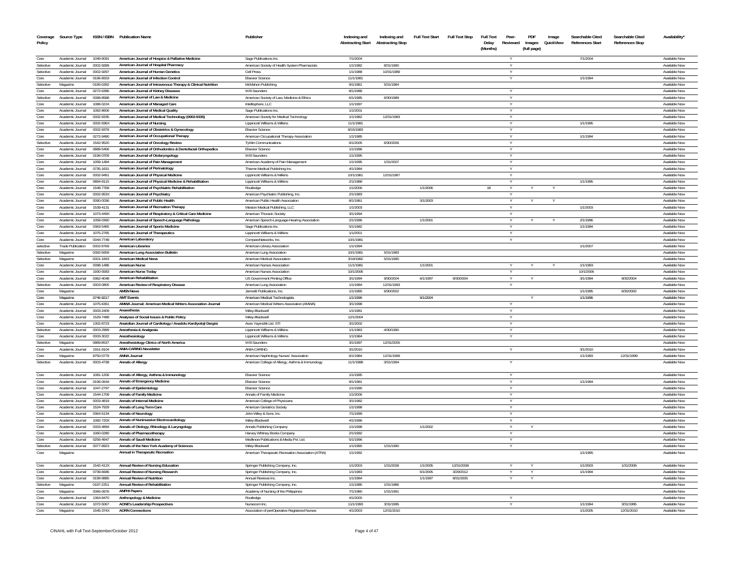| Coverage Policy | Source Type | ISSN / ISBN | Publication Name | Publisher | Indexing and Abstracting Start | Indexing and Abstracting Stop | Full Text Start | Full Text Stop | Full Text Delay (Months) | Peer-Reviewed | PDF Images (full page) | Image QuickView | Searchable Cited References Start | Searchable Cited References Stop | Availability* |
|---|---|---|---|---|---|---|---|---|---|---|---|---|---|---|---|
| Core | Academic Journal | 1049-9091 | American Journal of Hospice & Palliative Medicine | Sage Publications Inc. | 7/1/2004 | | | | | Y | | | 7/1/2004 | | Available Now |
| Selective | Academic Journal | 0002-9289 | American Journal of Hospital Pharmacy | American Society of Health System Pharmacists | 1/1/1982 | 8/31/1990 | | | | Y | | | | | Available Now |
| Selective | Academic Journal | 0002-9297 | American Journal of Human Genetics | Cell Press | 1/1/1988 | 10/31/1989 | | | | Y | | | | | Available Now |
| Core | Academic Journal | 0196-6553 | American Journal of Infection Control | Elsevier Science | 11/1/1981 | | | | | Y | | | 1/1/1994 | | Available Now |
| Selective | Magazine | 0195-0282 | American Journal of Intravenous Therapy & Clinical Nutrition | McMahon Publishing | 9/1/1981 | 5/31/1984 | | | | | | | | | Available Now |
| Core | Academic Journal | 0272-6386 | American Journal of Kidney Diseases | W B Saunders | 8/1/1989 | | | | | Y | | | | | Available Now |
| Selective | Academic Journal | 0098-8588 | American Journal of Law & Medicine | American Society of Law, Medicine & Ethics | 6/1/1985 | 6/30/1989 | | | | Y | | | | | Available Now |
| Core | Academic Journal | 1088-0224 | American Journal of Managed Care | Intellisphere, LLC | 1/1/1997 | | | | | Y | | | | | Available Now |
| Core | Academic Journal | 1062-8606 | American Journal of Medical Quality | Sage Publications Inc. | 1/1/2001 | | | | | Y | | | | | Available Now |
| Core | Academic Journal | 0002-9335 | American Journal of Medical Technology (0002-9335) | American Society for Medical Technology | 1/1/1982 | 12/31/1983 | | | | Y | | | | | Available Now |
| Core | Academic Journal | 0002-936X | American Journal of Nursing | Lippincott Williams & Wilkins | 11/1/1981 | | | | | Y | | | 1/1/1995 | | Available Now |
| Core | Academic Journal | 0002-9378 | American Journal of Obstetrics & Gynecology | Elsevier Science | 8/15/1983 | | | | | Y | | | | | Available Now |
| Core | Academic Journal | 0272-9490 | American Journal of Occupational Therapy | American Occupational Therapy Association | 1/1/1985 | | | | | Y | | | 1/1/1994 | | Available Now |
| Selective | Academic Journal | 1542-9520 | American Journal of Oncology Review | TyWin Communications | 6/1/2005 | 6/30/2006 | | | | Y | | | | | Available Now |
| Core | Academic Journal | 0889-5406 | American Journal of Orthodontics & Dentofacial Orthopedics | Elsevier Science | 1/1/1996 | | | | | Y | | | | | Available Now |
| Core | Academic Journal | 0196-0709 | American Journal of Otolaryngology | W B Saunders | 1/1/1995 | | | | | Y | | | | | Available Now |
| Core | Academic Journal | 1059-1494 | American Journal of Pain Management | American Academy of Pain Management | 1/1/1995 | 1/31/2007 | | | | Y | | | | | Available Now |
| Core | Academic Journal | 0735-1631 | American Journal of Perinatology | Thieme Medical Publishing Inc. | 4/1/1984 | | | | | Y | | | | | Available Now |
| Core | Academic Journal | 0002-9491 | American Journal of Physical Medicine | Lippincott Williams & Wilkins | 10/1/1981 | 12/31/1987 | | | | Y | | | | | Available Now |
| Core | Academic Journal | 0894-9115 | American Journal of Physical Medicine & Rehabilitation | Lippincott Williams & Wilkins | 2/1/1988 | | | | | Y | | | 1/1/1995 | | Available Now |
| Core | Academic Journal | 1548-7768 | American Journal of Psychiatric Rehabilitation | Routledge | 1/1/2006 | | 1/1/2006 | | 18 | Y | Y | Y | | | Available Now |
| Core | Academic Journal | 0002-953X | American Journal of Psychiatry | American Psychiatric Publishing, Inc. | 2/1/1983 | | | | | Y | | | | | Available Now |
| Core | Academic Journal | 0090-0036 | American Journal of Public Health | American Public Health Association | 8/1/1981 | | 3/1/2003 | | | Y | Y | Y | | | Available Now |
| Core | Academic Journal | 1539-4131 | American Journal of Recreation Therapy | Weston Medical Publishing, LLC | 1/1/2003 | | | | | Y | | | 1/1/2003 | | Available Now |
| Core | Academic Journal | 1073-449X | American Journal of Respiratory & Critical Care Medicine | American Thoracic Society | 3/1/1994 | | | | | Y | | | | | Available Now |
| Core | Academic Journal | 1058-0360 | American Journal of Speech-Language Pathology | American Speech-Language-Hearing Association | 2/1/1996 | | 1/1/2001 | | | Y | Y | Y | 2/1/1996 | | Available Now |
| Core | Academic Journal | 0363-5465 | American Journal of Sports Medicine | Sage Publications Inc. | 5/1/1982 | | | | | Y | | | 1/1/1994 | | Available Now |
| Core | Academic Journal | 1075-2765 | American Journal of Therapeutics | Lippincott Williams & Wilkins | 1/1/2001 | | | | | Y | | | | | Available Now |
| Core | Academic Journal | 0044-7749 | American Laboratory | CompareNetworks, Inc. | 10/1/1981 | | | | | Y | | | | | Available Now |
| selective | Trade Publication | 0002-9769 | American Libraries | American Library Association | 1/1/1994 | | | | | | | | 1/1/2007 | | Available Now |
| Selective | Magazine | 0092-5659 | American Lung Association Bulletin | American Lung Association | 10/1/1981 | 5/31/1983 | | | | | | | | | Available Now |
| Selective | Magazine | 0001-1843 | American Medical News | American Medical Association | 3/19/1982 | 5/31/1990 | | | | | | | | | Available Now |
| Core | Academic Journal | 0098-1486 | American Nurse | American Nurses Association | 11/1/1981 | | 1/1/2001 | | | Y | Y | Y | 1/1/1993 | | Available Now |
| Core | Academic Journal | 1930-5583 | American Nurse Today | American Nurses Association | 10/1/2006 | | | | | Y | | | 10/1/2006 | | Available Now |
| Core | Academic Journal | 0362-4048 | American Rehabilitation | US Government Printing Office | 3/1/1994 | 9/30/2004 | 6/1/1997 | 9/30/2004 | | Y | Y | | 3/1/1994 | 9/30/2004 | Available Now |
| Selective | Academic Journal | 0003-0805 | American Review of Respiratory Disease | American Lung Association | 1/1/1984 | 12/31/1993 | | | | Y | | | | | Available Now |
| Core | Magazine | | AMSN News | Jannetti Publications, Inc. | 1/1/1995 | 6/30/2002 | | | | | | | 1/1/1995 | 6/30/2002 | Available Now |
| Core | Magazine | 0746-9217 | AMT Events | American Medical Technologists | 1/1/1996 | | 9/1/2004 | | | | Y | | 1/1/1996 | | Available Now |
| Core | Academic Journal | 1075-6361 | AMWA Journal: American Medical Writers Association Journal | American Medical Writers Association (AMWA) | 3/1/1998 | | | | | Y | | | | | Available Now |
| Core | Academic Journal | 0003-2409 | Anaesthesia | Wiley-Blackwell | 1/1/1981 | | | | | Y | | | | | Available Now |
| Core | Academic Journal | 1529-7489 | Analyses of Social Issues & Public Policy | Wiley-Blackwell | 12/1/2004 | | | | | Y | | | | | Available Now |
| Core | Academic Journal | 1302-8723 | Anatolian Journal of Cardiology / Anadolu Kardiyoloji Dergisi | Aves Yayincilik Ltd. STI | 3/1/2002 | | | | | Y | | | | | Available Now |
| Selective | Academic Journal | 0003-2999 | Anesthesia & Analgesia | Lippincott Williams & Wilkins | 1/1/1983 | 4/30/1990 | | | | Y | | | | | Available Now |
| Core | Academic Journal | 0003-3022 | Anesthesiology | Lippincott Williams & Wilkins | 1/1/1984 | | | | | Y | | | | | Available Now |
| Selective | Magazine | 0889-8537 | Anesthesiology Clinics of North America | W B Saunders | 3/1/1997 | 12/31/2005 | | | | | | | | | Available Now |
| Core | Academic Journal | 1551-9104 | ANIA-CARING Newsletter | ANIA-CARING | 3/1/2010 | | | | | Y | | | 3/1/2010 | | Available Now |
| Core | Magazine | 8750-0779 | ANNA Journal | American Nephrology Nurses' Association | 6/1/1984 | 12/31/1999 | | | | | | | 1/1/1993 | 12/31/1999 | Available Now |
| Selective | Academic Journal | 0003-4738 | Annals of Allergy | American College of Allergy, Asthma & Immunology | 11/1/1988 | 3/31/1994 | | | | Y | | | | | Available Now |
| Core | Academic Journal | 1081-1206 | Annals of Allergy, Asthma & Immunology | Elsevier Science | 1/1/1995 | | | | | Y | | | | | Available Now |
| Core | Academic Journal | 0196-0644 | Annals of Emergency Medicine | Elsevier Science | 9/1/1981 | | | | | Y | | | 1/1/1994 | | Available Now |
| Core | Academic Journal | 1047-2797 | Annals of Epidemiology | Elsevier Science | 1/1/1995 | | | | | Y | | | | | Available Now |
| Core | Academic Journal | 1544-1709 | Annals of Family Medicine | Annals of Family Medicine | 1/1/2006 | | | | | Y | | | | | Available Now |
| Core | Academic Journal | 0003-4819 | Annals of Internal Medicine | American College of Physicians | 3/1/1982 | | | | | Y | | | | | Available Now |
| Core | Academic Journal | 1524-7929 | Annals of Long Term Care | American Geriatrics Society | 1/1/1998 | | | | | Y | | | | | Available Now |
| Core | Academic Journal | 0364-5134 | Annals of Neurology | John Wiley & Sons, Inc. | 7/1/1999 | | | | | Y | | | | | Available Now |
| Core | Academic Journal | 1082-720X | Annals of Noninvasive Electrocardiology | Wiley-Blackwell | 4/1/1996 | | | | | Y | | | | | Available Now |
| Core | Academic Journal | 0003-4894 | Annals of Otology, Rhinology & Laryngology | Annals Publishing Company | 1/1/1998 | | 1/1/2002 | | | Y | Y | | | | Available Now |
| Core | Academic Journal | 1060-0280 | Annals of Pharmacotherapy | Harvey Whitney Books Company | 2/1/1992 | | | | | Y | | | | | Available Now |
| Core | Academic Journal | 0256-4947 | Annals of Saudi Medicine | Medknow Publications & Media Pvt. Ltd. | 5/1/1996 | | | | | Y | | | | | Available Now |
| Selective | Academic Journal | 0077-8923 | Annals of the New York Academy of Sciences | Wiley-Blackwell | 1/1/1990 | 1/31/1990 | | | | Y | | | | | Available Now |
| Core | Magazine | | Annual in Therapeutic Recreation | American Therapeutic Recreation Association (ATRA) | 1/1/1992 | | | | | | | | 1/1/1995 | | Available Now |
| Core | Academic Journal | 1542-412X | Annual Review of Nursing Education | Springer Publishing Company, Inc. | 1/1/2003 | 1/31/2008 | 1/1/2005 | 12/31/2008 | | Y | Y | | 1/1/2003 | 1/31/2008 | Available Now |
| Core | Academic Journal | 0739-6686 | Annual Review of Nursing Research | Springer Publishing Company, Inc. | 1/1/1983 | | 6/1/2005 | 3/29/2012 | | Y | Y | | 1/1/1994 | | Available Now |
| Core | Academic Journal | 0199-9885 | Annual Review of Nutrition | Annual Reviews Inc. | 1/1/1984 | | 1/1/1997 | 8/31/2005 | | Y | Y | | | | Available Now |
| Selective | Magazine | 0197-2251 | Annual Review of Rehabilitation | Springer Publishing Company, Inc. | 1/1/1985 | 1/31/1986 | | | | | | | | | Available Now |
| Core | Magazine | 0065-0676 | ANPHI Papers | Academy of Nursing of the Philippines | 7/1/1980 | 1/31/1991 | | | | | | | | | Available Now |
| Core | Academic Journal | 1364-8470 | Anthropology & Medicine | Routledge | 4/1/2000 | | | | | Y | | | | | Available Now |
| Core | Academic Journal | 1072-5067 | AONE's Leadership Prospectives | Nursecom Inc. | 11/1/1993 | 3/31/1995 | | | | Y | | | 1/1/1994 | 3/31/1995 | Available Now |
| Core | Magazine | 1545-374X | AORN Connections | Association of periOperative Registered Nurses | 4/1/2003 | 12/31/2010 | | | | | | | 1/1/2005 | 12/31/2010 | Available Now |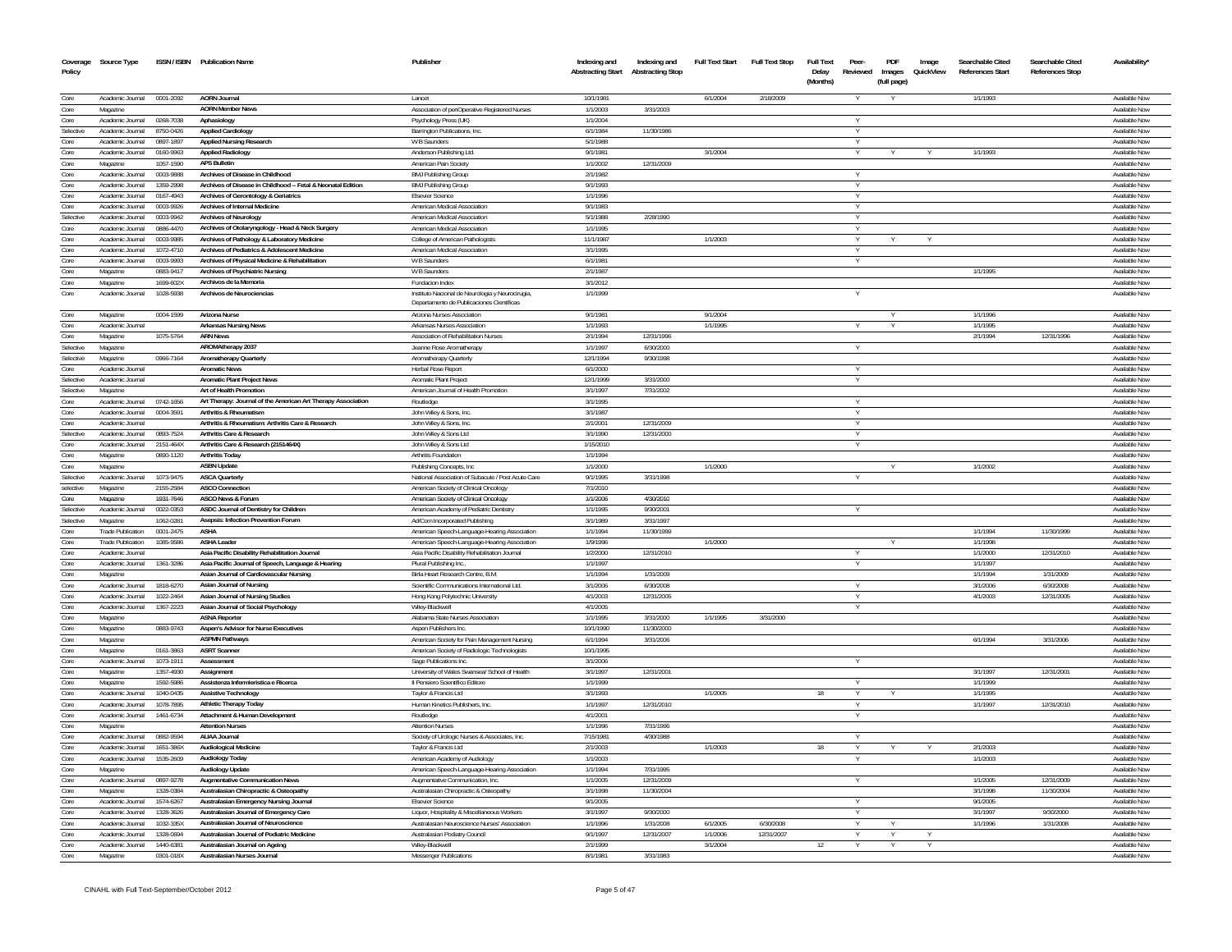| Coverage Policy | Source Type | ISSN / ISBN | Publication Name | Publisher | Indexing and Abstracting Start | Indexing and Abstracting Stop | Full Text Start | Full Text Stop | Full Text Delay (Months) | Peer-Reviewed | PDF Images (full page) | Image QuickView | Searchable Cited References Start | Searchable Cited References Stop | Availability* |
|---|---|---|---|---|---|---|---|---|---|---|---|---|---|---|---|
| Core | Academic Journal | 0001-2092 | AORN Journal | Lancet | 10/1/1981 | | 6/1/2004 | 2/18/2009 | | Y | Y | | 1/1/1993 | | Available Now |
| Core | Magazine | | AORN Member News | Association of periOperative Registered Nurses | 1/1/2003 | 3/31/2003 | | | | | | | | | Available Now |
| Core | Academic Journal | 0268-7038 | Aphasiology | Psychology Press (UK) | 1/1/2004 | | | | | Y | | | | | Available Now |
| Selective | Academic Journal | 8750-0426 | Applied Cardiology | Barrington Publications, Inc. | 6/1/1984 | 11/30/1986 | | | | Y | | | | | Available Now |
| Core | Academic Journal | 0897-1897 | Applied Nursing Research | W B Saunders | 5/1/1988 | | | | | Y | | | | | Available Now |
| Core | Academic Journal | 0160-9963 | Applied Radiology | Anderson Publishing Ltd. | 9/1/1981 | | 3/1/2004 | | | Y | Y | Y | 1/1/1993 | | Available Now |
| Core | Magazine | 1057-1590 | APS Bulletin | American Pain Society | 1/1/2002 | 12/31/2009 | | | | | | | | | Available Now |
| Core | Academic Journal | 0003-9888 | Archives of Disease in Childhood | BMJ Publishing Group | 2/1/1982 | | | | | Y | | | | | Available Now |
| Core | Academic Journal | 1359-2998 | Archives of Disease in Childhood -- Fetal & Neonatal Edition | BMJ Publishing Group | 9/1/1993 | | | | | Y | | | | | Available Now |
| Core | Academic Journal | 0167-4943 | Archives of Gerontology & Geriatrics | Elsevier Science | 1/1/1996 | | | | | Y | | | | | Available Now |
| Core | Academic Journal | 0003-9926 | Archives of Internal Medicine | American Medical Association | 9/1/1983 | | | | | Y | | | | | Available Now |
| Selective | Academic Journal | 0003-9942 | Archives of Neurology | American Medical Association | 5/1/1988 | 2/28/1990 | | | | Y | | | | | Available Now |
| Core | Academic Journal | 0886-4470 | Archives of Otolaryngology - Head & Neck Surgery | American Medical Association | 1/1/1995 | | | | | Y | | | | | Available Now |
| Core | Academic Journal | 0003-9985 | Archives of Pathology & Laboratory Medicine | College of American Pathologists | 11/1/1987 | | 1/1/2003 | | | Y | Y | Y | | | Available Now |
| Core | Academic Journal | 1072-4710 | Archives of Pediatrics & Adolescent Medicine | American Medical Association | 3/1/1995 | | | | | Y | | | | | Available Now |
| Core | Academic Journal | 0003-9993 | Archives of Physical Medicine & Rehabilitation | W B Saunders | 6/1/1981 | | | | | Y | | | | | Available Now |
| Core | Magazine | 0883-9417 | Archives of Psychiatric Nursing | W B Saunders | 2/1/1987 | | | | | | | | 1/1/1995 | | Available Now |
| Core | Magazine | 1699-602X | Archivos de la Memoria | Fundacion Index | 3/1/2012 | | | | | | | | | | Available Now |
| Core | Academic Journal | 1028-5938 | Archivos de Neurociencias | Instituto Nacional de Neurologia y Neurocirugia, Departamento de Publicaciones Cientificas | 1/1/1999 | | | | | Y | | | | | Available Now |
| Core | Magazine | 0004-1599 | Arizona Nurse | Arizona Nurses Association | 9/1/1981 | | 9/1/2004 | | | | Y | | 1/1/1996 | | Available Now |
| Core | Academic Journal | | Arkansas Nursing News | Arkansas Nurses Association | 1/1/1993 | | 1/1/1995 | | | Y | Y | | 1/1/1995 | | Available Now |
| Core | Magazine | 1075-5764 | ARN News | Association of Rehabilitation Nurses | 2/1/1994 | 12/31/1996 | | | | | | | 2/1/1994 | 12/31/1996 | Available Now |
| Selective | Magazine | | AROMAtherapy 2037 | Jeanne Rose Aromatherapy | 1/1/1997 | 6/30/2000 | | | | Y | | | | | Available Now |
| Selective | Magazine | 0966-7164 | Aromatherapy Quarterly | Aromatherapy Quarterly | 12/1/1994 | 9/30/1998 | | | | | | | | | Available Now |
| Core | Academic Journal | | Aromatic News | Herbal Rose Report | 6/1/2000 | | | | | Y | | | | | Available Now |
| Selective | Academic Journal | | Aromatic Plant Project News | Aromatic Plant Project | 12/1/1999 | 3/31/2000 | | | | Y | | | | | Available Now |
| Selective | Magazine | | Art of Health Promotion | American Journal of Health Promotion | 3/1/1997 | 7/31/2002 | | | | | | | | | Available Now |
| Core | Academic Journal | 0742-1656 | Art Therapy: Journal of the American Art Therapy Association | Routledge | 3/1/1995 | | | | | Y | | | | | Available Now |
| Core | Academic Journal | 0004-3591 | Arthritis & Rheumatism | John Wiley & Sons, Inc. | 3/1/1987 | | | | | Y | | | | | Available Now |
| Core | Academic Journal | | Arthritis & Rheumatism: Arthritis Care & Research | John Wiley & Sons, Inc. | 2/1/2001 | 12/31/2009 | | | | Y | | | | | Available Now |
| Selective | Academic Journal | 0893-7524 | Arthritis Care & Research | John Wiley & Sons Ltd | 3/1/1990 | 12/31/2000 | | | | Y | | | | | Available Now |
| Core | Academic Journal | 2151-464X | Arthritis Care & Research (2151464X) | John Wiley & Sons Ltd | 1/15/2010 | | | | | Y | | | | | Available Now |
| Core | Magazine | 0890-1120 | Arthritis Today | Arthritis Foundation | 1/1/1994 | | | | | | | | | | Available Now |
| Core | Magazine | | ASBN Update | Publishing Concepts, Inc | 1/1/2000 | | 1/1/2000 | | | | Y | | 1/1/2002 | | Available Now |
| Selective | Academic Journal | 1073-9475 | ASCA Quarterly | National Association of Subacute / Post Acute Care | 9/1/1995 | 3/31/1998 | | | | Y | | | | | Available Now |
| selective | Magazine | 2155-2584 | ASCO Connection | American Society of Clinical Oncology | 7/1/2010 | | | | | | | | | | Available Now |
| Core | Magazine | 1931-7646 | ASCO News & Forum | American Society of Clinical Oncology | 1/1/2006 | 4/30/2010 | | | | | | | | | Available Now |
| Selective | Academic Journal | 0022-0353 | ASDC Journal of Dentistry for Children | American Academy of Pediatric Dentistry | 1/1/1995 | 9/30/2001 | | | | Y | | | | | Available Now |
| Selective | Magazine | 1062-0281 | Asepsis: Infection Prevention Forum | Ad/Com Incorporated Publishing | 3/1/1989 | 3/31/1997 | | | | | | | | | Available Now |
| Core | Trade Publication | 0001-2475 | ASHA | American Speech-Language-Hearing Association | 1/1/1994 | 11/30/1999 | | | | | | | 1/1/1994 | 11/30/1999 | Available Now |
| Core | Trade Publication | 1085-9586 | ASHA Leader | American Speech-Language-Hearing Association | 1/9/1996 | | 1/1/2000 | | | | Y | | 1/1/1998 | | Available Now |
| Core | Academic Journal | | Asia Pacific Disability Rehabilitation Journal | Asia Pacific Disability Rehabilitation Journal | 1/2/2000 | 12/31/2010 | | | | Y | | | 1/1/2000 | 12/31/2010 | Available Now |
| Core | Academic Journal | 1361-3286 | Asia Pacific Journal of Speech, Language & Hearing | Plural Publishing Inc. | 1/1/1997 | | | | | Y | | | 1/1/1997 | | Available Now |
| Core | Magazine | | Asian Journal of Cardiovascular Nursing | Birla Heart Research Centre, B.M. | 1/1/1994 | 1/31/2009 | | | | | | | 1/1/1994 | 1/31/2009 | Available Now |
| Core | Academic Journal | 1818-6270 | Asian Journal of Nursing | Scientific Communications International Ltd. | 3/1/2006 | 6/30/2008 | | | | Y | | | 3/1/2006 | 6/30/2008 | Available Now |
| Core | Academic Journal | 1022-2464 | Asian Journal of Nursing Studies | Hong Kong Polytechnic University | 4/1/2003 | 12/31/2005 | | | | Y | | | 4/1/2003 | 12/31/2005 | Available Now |
| Core | Academic Journal | 1367-2223 | Asian Journal of Social Psychology | Wiley-Blackwell | 4/1/2005 | | | | | Y | | | | | Available Now |
| Core | Magazine | | ASNA Reporter | Alabama State Nurses Association | 1/1/1995 | 3/31/2000 | 1/1/1995 | 3/31/2000 | | | | | | | Available Now |
| Core | Magazine | 0883-9743 | Aspen's Advisor for Nurse Executives | Aspen Publishers Inc. | 10/1/1990 | 11/30/2000 | | | | | | | | | Available Now |
| Core | Magazine | | ASPMN Pathways | American Society for Pain Management Nursing | 6/1/1994 | 3/31/2006 | | | | | | | 6/1/1994 | 3/31/2006 | Available Now |
| Core | Magazine | 0161-3863 | ASRT Scanner | American Society of Radiologic Technologists | 10/1/1995 | | | | | | | | | | Available Now |
| Core | Academic Journal | 1073-1911 | Assessment | Sage Publications Inc. | 3/1/2006 | | | | | Y | | | | | Available Now |
| Core | Magazine | 1357-4930 | Assignment | University of Wales Swansea/ School of Health | 3/1/1997 | 12/31/2001 | | | | | | | 3/1/1997 | 12/31/2001 | Available Now |
| Core | Magazine | 1592-5986 | Assistenza Infermieristica e Ricerca | Il Pensiero Scientifico Editore | 1/1/1999 | | | | | Y | | | 1/1/1999 | | Available Now |
| Core | Academic Journal | 1040-0435 | Assistive Technology | Taylor & Francis Ltd | 3/1/1993 | | 1/1/2005 | | 18 | Y | Y | | 1/1/1995 | | Available Now |
| Core | Academic Journal | 1078-7895 | Athletic Therapy Today | Human Kinetics Publishers, Inc. | 1/1/1997 | 12/31/2010 | | | | Y | | | 1/1/1997 | 12/31/2010 | Available Now |
| Core | Academic Journal | 1461-6734 | Attachment & Human Development | Routledge | 4/1/2001 | | | | | Y | | | | | Available Now |
| Core | Magazine | | Attention Nurses | Attention Nurses | 1/1/1996 | 7/31/1996 | | | | | | | | | Available Now |
| Core | Academic Journal | 0882-9594 | AUAA Journal | Society of Urologic Nurses & Associates, Inc. | 7/15/1981 | 4/30/1988 | | | | Y | | | | | Available Now |
| Core | Academic Journal | 1651-386X | Audiological Medicine | Taylor & Francis Ltd | 2/1/2003 | | 1/1/2003 | | 18 | Y | Y | Y | 2/1/2003 | | Available Now |
| Core | Academic Journal | 1535-2609 | Audiology Today | American Academy of Audiology | 1/1/2003 | | | | | Y | | | 1/1/2003 | | Available Now |
| Core | Magazine | | Audiology Update | American Speech-Language-Hearing Association | 1/1/1994 | 7/31/1995 | | | | | | | | | Available Now |
| Core | Academic Journal | 0897-9278 | Augmentative Communication News | Augmentative Communication, Inc. | 1/1/2005 | 12/31/2009 | | | | Y | | | 1/1/2005 | 12/31/2009 | Available Now |
| Core | Magazine | 1328-0384 | Australasian Chiropractic & Osteopathy | Australasian Chiropractic & Osteopathy | 3/1/1998 | 11/30/2004 | | | | | | | 3/1/1998 | 11/30/2004 | Available Now |
| Core | Academic Journal | 1574-6267 | Australasian Emergency Nursing Journal | Elsevier Science | 9/1/2005 | | | | | Y | | | 9/1/2005 | | Available Now |
| Core | Academic Journal | 1328-3626 | Australasian Journal of Emergency Care | Liquor, Hospitality & Miscellaneous Workers | 3/1/1997 | 9/30/2000 | | | | Y | | | 3/1/1997 | 9/30/2000 | Available Now |
| Core | Academic Journal | 1032-335X | Australasian Journal of Neuroscience | Australasian Neuroscience Nurses' Association | 1/1/1996 | 1/31/2008 | 6/1/2005 | 6/30/2008 | | Y | Y | | 1/1/1996 | 1/31/2008 | Available Now |
| Core | Academic Journal | 1328-0694 | Australasian Journal of Podiatric Medicine | Australasian Podiatry Council | 9/1/1997 | 12/31/2007 | 1/1/2006 | 12/31/2007 | | Y | Y | Y | | | Available Now |
| Core | Academic Journal | 1440-6381 | Australasian Journal on Ageing | Wiley-Blackwell | 2/1/1999 | | 3/1/2004 | | 12 | Y | Y | Y | | | Available Now |
| Core | Magazine | 0301-018X | Australasian Nurses Journal | Messenger Publications | 8/1/1981 | 3/31/1983 | | | | | | | | | Available Now |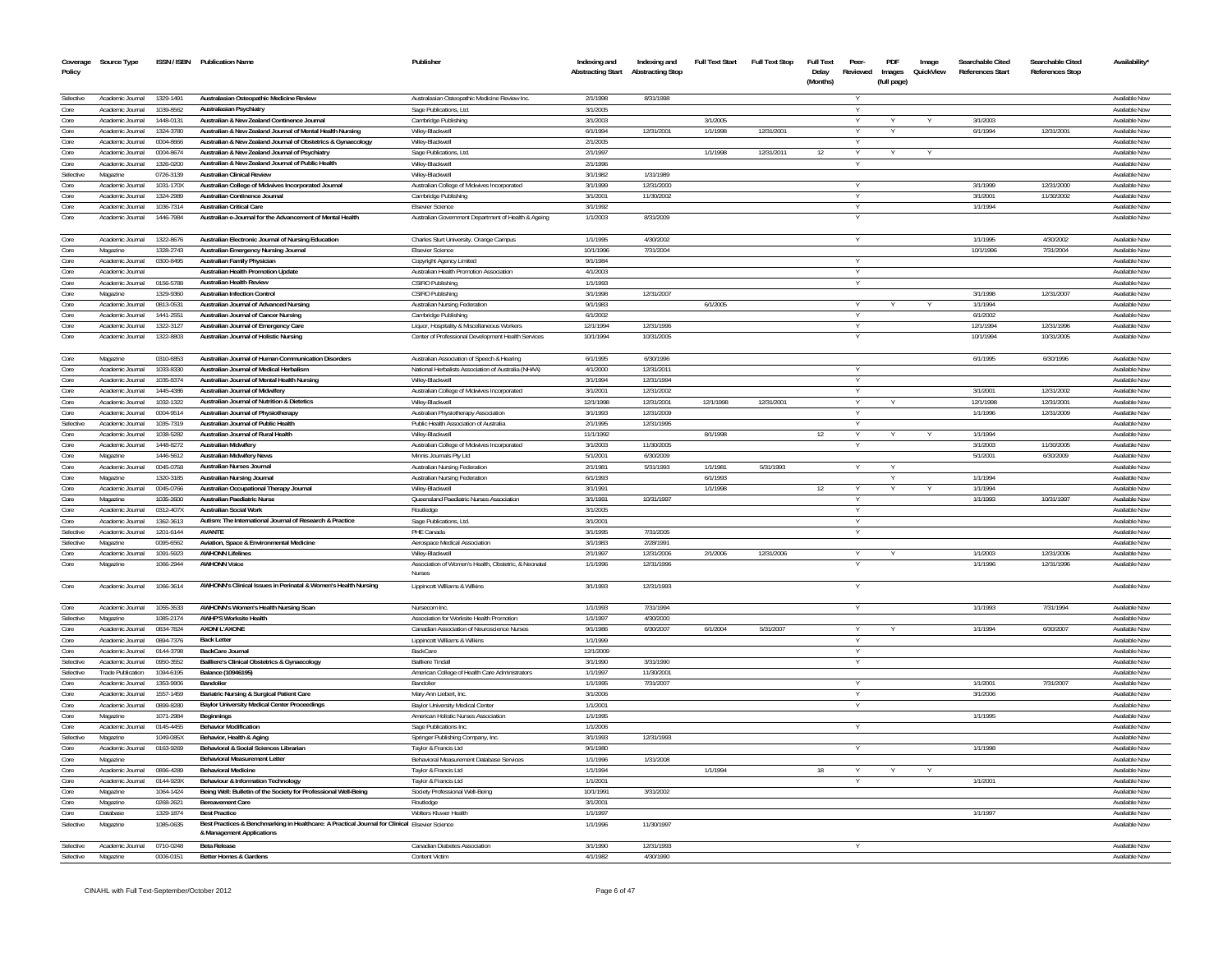| Coverage Policy | Source Type | ISSN / ISBN | Publication Name | Publisher | Indexing and Abstracting Start | Indexing and Abstracting Stop | Full Text Start | Full Text Stop | Full Text Delay (Months) | Peer-Reviewed | PDF Images (full page) | Image QuickView | Searchable Cited References Start | Searchable Cited References Stop | Availability* |
|---|---|---|---|---|---|---|---|---|---|---|---|---|---|---|---|
| Selective | Academic Journal | 1329-1491 | Australasian Osteopathic Medicine Review | Australasian Osteopathic Medicine Review Inc. | 2/1/1998 | 8/31/1998 | | | | Y | | | | | Available Now |
| Core | Academic Journal | 1039-8562 | Australasian Psychiatry | Sage Publications, Ltd. | 3/1/2005 | | | | | Y | | | | | Available Now |
| Core | Academic Journal | 1448-0131 | Australian & New Zealand Continence Journal | Cambridge Publishing | 3/1/2003 | | 3/1/2005 | | | Y | Y | Y | 3/1/2003 | | Available Now |
| Core | Academic Journal | 1324-3780 | Australian & New Zealand Journal of Mental Health Nursing | Wiley-Blackwell | 6/1/1994 | 12/31/2001 | 1/1/1998 | 12/31/2001 | | Y | Y | | 6/1/1994 | 12/31/2001 | Available Now |
| Core | Academic Journal | 0004-8666 | Australian & New Zealand Journal of Obstetrics & Gynaecology | Wiley-Blackwell | 2/1/2005 | | | | | Y | | | | | Available Now |
| Core | Academic Journal | 0004-8674 | Australian & New Zealand Journal of Psychiatry | Sage Publications, Ltd. | 2/1/1997 | | 1/1/1998 | 12/31/2011 | 12 | Y | Y | Y | | | Available Now |
| Core | Academic Journal | 1326-0200 | Australian & New Zealand Journal of Public Health | Wiley-Blackwell | 2/1/1996 | | | | | Y | | | | | Available Now |
| Selective | Magazine | 0726-3139 | Australian Clinical Review | Wiley-Blackwell | 3/1/1982 | 1/31/1989 | | | | | | | | | Available Now |
| Core | Academic Journal | 1031-170X | Australian College of Midwives Incorporated Journal | Australian College of Midwives Incorporated | 3/1/1999 | 12/31/2000 | | | | Y | | | 3/1/1999 | 12/31/2000 | Available Now |
| Core | Academic Journal | 1324-2989 | Australian Continence Journal | Cambridge Publishing | 3/1/2001 | 11/30/2002 | | | | Y | | | 3/1/2001 | 11/30/2002 | Available Now |
| Core | Academic Journal | 1036-7314 | Australian Critical Care | Elsevier Science | 3/1/1992 | | | | | Y | | | 1/1/1994 | | Available Now |
| Core | Academic Journal | 1446-7984 | Australian e-Journal for the Advancement of Mental Health | Australian Government Department of Health & Ageing | 1/1/2003 | 8/31/2009 | | | | Y | | | | | Available Now |
| Core | Academic Journal | 1322-8676 | Australian Electronic Journal of Nursing Education | Charles Sturt University, Orange Campus | 1/1/1995 | 4/30/2002 | | | | Y | | | 1/1/1995 | 4/30/2002 | Available Now |
| Core | Magazine | 1328-2743 | Australian Emergency Nursing Journal | Elsevier Science | 10/1/1996 | 7/31/2004 | | | | | | | 10/1/1996 | 7/31/2004 | Available Now |
| Core | Academic Journal | 0300-8495 | Australian Family Physician | Copyright Agency Limited | 9/1/1984 | | | | | Y | | | | | Available Now |
| Core | Academic Journal | | Australian Health Promotion Update | Australian Health Promotion Association | 4/1/2003 | | | | | Y | | | | | Available Now |
| Core | Academic Journal | 0156-5788 | Australian Health Review | CSIRO Publishing | 1/1/1993 | | | | | Y | | | | | Available Now |
| Core | Magazine | 1329-9360 | Australian Infection Control | CSIRO Publishing | 3/1/1998 | 12/31/2007 | | | | | | | 3/1/1998 | 12/31/2007 | Available Now |
| Core | Academic Journal | 0813-0531 | Australian Journal of Advanced Nursing | Australian Nursing Federation | 9/1/1983 | | 6/1/2005 | | | Y | Y | Y | 1/1/1994 | | Available Now |
| Core | Academic Journal | 1441-2551 | Australian Journal of Cancer Nursing | Cambridge Publishing | 6/1/2002 | | | | | Y | | | 6/1/2002 | | Available Now |
| Core | Academic Journal | 1322-3127 | Australian Journal of Emergency Care | Liquor, Hospitality & Miscellaneous Workers | 12/1/1994 | 12/31/1996 | | | | Y | | | 12/1/1994 | 12/31/1996 | Available Now |
| Core | Academic Journal | 1322-8803 | Australian Journal of Holistic Nursing | Center of Professional Development Health Services | 10/1/1994 | 10/31/2005 | | | | Y | | | 10/1/1994 | 10/31/2005 | Available Now |
| Core | Magazine | 0310-6853 | Australian Journal of Human Communication Disorders | Australian Association of Speech & Hearing | 6/1/1995 | 6/30/1996 | | | | | | | 6/1/1995 | 6/30/1996 | Available Now |
| Core | Academic Journal | 1033-8330 | Australian Journal of Medical Herbalism | National Herbalists Association of Australia (NHAA) | 4/1/2000 | 12/31/2011 | | | | Y | | | | | Available Now |
| Core | Academic Journal | 1035-8374 | Australian Journal of Mental Health Nursing | Wiley-Blackwell | 3/1/1994 | 12/31/1994 | | | | Y | | | | | Available Now |
| Core | Academic Journal | 1445-4386 | Australian Journal of Midwifery | Australian College of Midwives Incorporated | 3/1/2001 | 12/31/2002 | | | | Y | | | 3/1/2001 | 12/31/2002 | Available Now |
| Core | Academic Journal | 1032-1322 | Australian Journal of Nutrition & Dietetics | Wiley-Blackwell | 12/1/1998 | 12/31/2001 | 12/1/1998 | 12/31/2001 | | Y | Y | | 12/1/1998 | 12/31/2001 | Available Now |
| Core | Academic Journal | 0004-9514 | Australian Journal of Physiotherapy | Australian Physiotherapy Association | 3/1/1993 | 12/31/2009 | | | | Y | | | 1/1/1996 | 12/31/2009 | Available Now |
| Selective | Academic Journal | 1035-7319 | Australian Journal of Public Health | Public Health Association of Australia | 2/1/1995 | 12/31/1995 | | | | Y | | | | | Available Now |
| Core | Academic Journal | 1038-5282 | Australian Journal of Rural Health | Wiley-Blackwell | 11/1/1992 | | 8/1/1998 | | 12 | Y | Y | Y | 1/1/1994 | | Available Now |
| Core | Academic Journal | 1448-8272 | Australian Midwifery | Australian College of Midwives Incorporated | 3/1/2003 | 11/30/2005 | | | | Y | | | 3/1/2003 | 11/30/2005 | Available Now |
| Core | Magazine | 1446-5612 | Australian Midwifery News | Minnis Journals Pty Ltd | 5/1/2001 | 6/30/2009 | | | | | | | 5/1/2001 | 6/30/2009 | Available Now |
| Core | Academic Journal | 0045-0758 | Australian Nurses Journal | Australian Nursing Federation | 2/1/1981 | 5/31/1993 | 1/1/1981 | 5/31/1993 | | Y | Y | | | | Available Now |
| Core | Magazine | 1320-3185 | Australian Nursing Journal | Australian Nursing Federation | 6/1/1993 | | 6/1/1993 | | | | Y | | 1/1/1994 | | Available Now |
| Core | Academic Journal | 0045-0766 | Australian Occupational Therapy Journal | Wiley-Blackwell | 3/1/1991 | | 1/1/1998 | | 12 | Y | Y | Y | 1/1/1994 | | Available Now |
| Core | Magazine | 1035-2600 | Australian Paediatric Nurse | Queensland Paediatric Nurses Association | 3/1/1991 | 10/31/1997 | | | | Y | | | 1/1/1993 | 10/31/1997 | Available Now |
| Core | Academic Journal | 0312-407X | Australian Social Work | Routledge | 3/1/2005 | | | | | Y | | | | | Available Now |
| Core | Academic Journal | 1362-3613 | Autism: The International Journal of Research & Practice | Sage Publications, Ltd. | 3/1/2001 | | | | | Y | | | | | Available Now |
| Selective | Academic Journal | 1201-6144 | AVANTE | PHE Canada | 3/1/1995 | 7/31/2005 | | | | Y | | | | | Available Now |
| Selective | Magazine | 0095-6562 | Aviation, Space & Environmental Medicine | Aerospace Medical Association | 3/1/1983 | 2/28/1991 | | | | | | | | | Available Now |
| Core | Academic Journal | 1091-5923 | AWHONN Lifelines | Wiley-Blackwell | 2/1/1997 | 12/31/2006 | 2/1/2006 | 12/31/2006 | | Y | Y | | 1/1/2003 | 12/31/2006 | Available Now |
| Core | Magazine | 1066-2944 | AWHONN Voice | Association of Women's Health, Obstetric, & Neonatal Nurses | 1/1/1996 | 12/31/1996 | | | | Y | | | 1/1/1996 | 12/31/1996 | Available Now |
| Core | Academic Journal | 1066-3614 | AWHONN's Clinical Issues in Perinatal & Women's Health Nursing | Lippincott Williams & Wilkins | 3/1/1993 | 12/31/1993 | | | | Y | | | | | Available Now |
| Core | Academic Journal | 1055-3533 | AWHONN's Women's Health Nursing Scan | Nursecom Inc. | 1/1/1993 | 7/31/1994 | | | | Y | | | 1/1/1993 | 7/31/1994 | Available Now |
| Selective | Magazine | 1085-2174 | AWHP'S Worksite Health | Association for Worksite Health Promotion | 1/1/1997 | 4/30/2000 | | | | | | | | | Available Now |
| Core | Academic Journal | 0834-7824 | AXONE/ L'AXONE | Canadian Association of Neuroscience Nurses | 9/1/1986 | 6/30/2007 | 6/1/2004 | 5/31/2007 | | Y | Y | | 1/1/1994 | 6/30/2007 | Available Now |
| Core | Academic Journal | 0894-7376 | Back Letter | Lippincott Williams & Wilkins | 1/1/1999 | | | | | Y | | | | | Available Now |
| Core | Academic Journal | 0144-3798 | BackCare Journal | BackCare | 12/1/2009 | | | | | Y | | | | | Available Now |
| Selective | Academic Journal | 0950-3552 | Baillliere's Clinical Obstetrics & Gynaecology | Bailliere Tindall | 3/1/1990 | 3/31/1990 | | | | Y | | | | | Available Now |
| Selective | Trade Publication | 1094-6195 | Balance (10946195) | American College of Health Care Administrators | 1/1/1997 | 11/30/2001 | | | | | | | | | Available Now |
| Core | Academic Journal | 1353-9906 | Bandolier | Bandolier | 1/1/1995 | 7/31/2007 | | | | Y | | | 1/1/2001 | 7/31/2007 | Available Now |
| Core | Academic Journal | 1557-1459 | Bariatric Nursing & Surgical Patient Care | Mary Ann Liebert, Inc. | 3/1/2006 | | | | | Y | | | 3/1/2006 | | Available Now |
| Core | Academic Journal | 0899-8280 | Baylor University Medical Center Proceedings | Baylor University Medical Center | 1/1/2001 | | | | | Y | | | | | Available Now |
| Core | Magazine | 1071-2984 | Beginnings | American Holistic Nurses Association | 1/1/1995 | | | | | | | | 1/1/1995 | | Available Now |
| Core | Academic Journal | 0145-4455 | Behavior Modification | Sage Publications Inc. | 1/1/2006 | | | | | Y | | | | | Available Now |
| Selective | Magazine | 1049-085X | Behavior, Health & Aging | Springer Publishing Company, Inc. | 3/1/1993 | 12/31/1993 | | | | | | | | | Available Now |
| Core | Academic Journal | 0163-9269 | Behavioral & Social Sciences Librarian | Taylor & Francis Ltd | 9/1/1980 | | | | | Y | | | 1/1/1998 | | Available Now |
| Core | Magazine | | Behavioral Measurement Letter | Behavioral Measurement Database Services | 1/1/1996 | 1/31/2008 | | | | | | | | | Available Now |
| Core | Academic Journal | 0896-4289 | Behavioral Medicine | Taylor & Francis Ltd | 1/1/1994 | | 1/1/1994 | | 18 | Y | Y | Y | | | Available Now |
| Core | Academic Journal | 0144-929X | Behaviour & Information Technology | Taylor & Francis Ltd | 1/1/2001 | | | | | Y | | | 1/1/2001 | | Available Now |
| Core | Magazine | 1064-1424 | Being Well: Bulletin of the Society for Professional Well-Being | Society Professional Well-Being | 10/1/1991 | 3/31/2002 | | | | | | | | | Available Now |
| Core | Magazine | 0268-2621 | Bereavement Care | Routledge | 3/1/2001 | | | | | | | | | | Available Now |
| Core | Database | 1329-1874 | Best Practice | Wolters Kluwer Health | 1/1/1997 | | | | | | | | 1/1/1997 | | Available Now |
| Selective | Magazine | 1085-0635 | Best Practices & Benchmarking in Healthcare: A Practical Journal for Clinical & Management Applications | Elsevier Science | 1/1/1996 | 11/30/1997 | | | | | | | | | Available Now |
| Selective | Academic Journal | 0710-0248 | Beta Release | Canadian Diabetes Association | 3/1/1990 | 12/31/1993 | | | | Y | | | | | Available Now |
| Selective | Magazine | 0006-0151 | Better Homes & Gardens | Content Victim | 4/1/1982 | 4/30/1990 | | | | | | | | | Available Now |

CINAHL with Full Text-September/October 2012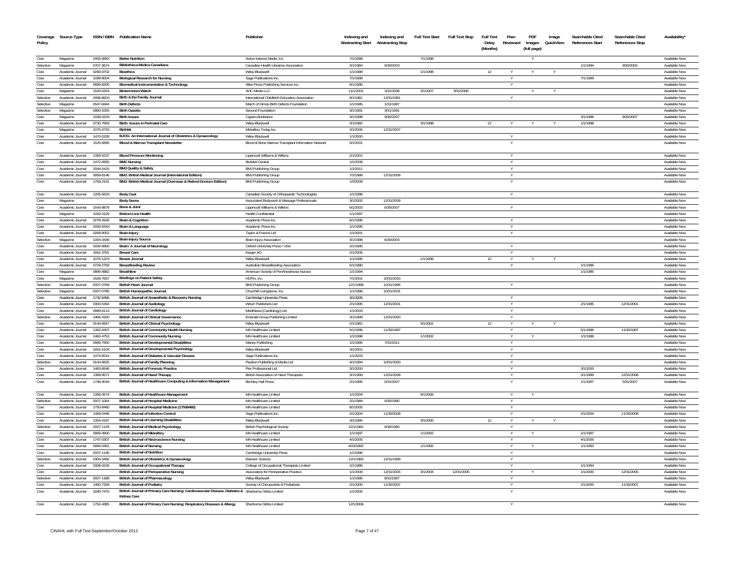| Coverage Policy | Source Type | ISSN / ISBN | Publication Name | Publisher | Indexing and Abstracting Start | Indexing and Abstracting Stop | Full Text Start | Full Text Stop | Full Text Delay (Months) | Peer-Reviewed | PDF Images (full page) | Image QuickView | Searchable Cited References Start | Searchable Cited References Stop | Availability* |
|---|---|---|---|---|---|---|---|---|---|---|---|---|---|---|---|
| Core | Magazine | 0405-668X | Better Nutrition | Active Interest Media, Inc. | 7/1/1998 | | 7/1/1998 | | | | Y | | | | Available Now |
| Selective | Magazine | 0707-3674 | Bibliotheca Medica Canadiana | Canadian Health Libraries Association | 3/1/1984 | 9/30/2003 | | | | | | | 1/1/1994 | 9/30/2003 | Available Now |
| Core | Academic Journal | 0269-9702 | Bioethics | Wiley-Blackwell | 1/1/1998 | | 1/1/1998 | | 12 | Y | Y | Y | | | Available Now |
| Core | Academic Journal | 1099-8004 | Biological Research for Nursing | Sage Publications Inc. | 7/1/1999 | | | | | Y | | | 7/1/1999 | | Available Now |
| Core | Academic Journal | 0899-8205 | Biomedical Instrumentation & Technology | Allen Press Publishing Services Inc. | 9/1/1990 | | | | | Y | | | | | Available Now |
| Core | Magazine | 1543-0243 | Bioterrorism Watch | AHC Media LLC | 11/1/2001 | 3/31/2008 | 3/1/2007 | 3/31/2008 | | | Y | Y | | | Available Now |
| Selective | Academic Journal | 0098-860X | Birth & the Family Journal | International Childbirth Education Association | 9/1/1981 | 12/31/1981 | | | | Y | | | | | Available Now |
| Selective | Magazine | 0547-6844 | Birth Defects | March of Dimes Birth Defects Foundation | 1/1/1985 | 1/31/1987 | | | | | | | | | Available Now |
| Selective | Magazine | 0890-3255 | Birth Gazette | Second Foundation | 3/1/1991 | 3/31/1991 | | | | | | | | | Available Now |
| Core | Magazine | 1038-023X | Birth Issues | Capers Bookstore | 3/1/1998 | 9/30/2007 | | | | | | | 3/1/1998 | 9/30/2007 | Available Now |
| Core | Academic Journal | 0730-7659 | Birth: Issues in Perinatal Care | Wiley-Blackwell | 3/1/1982 | | 3/1/1998 | | 12 | Y | Y | Y | 1/1/1998 | | Available Now |
| Core | Magazine | 1075-4733 | Birthkit | Midwifery Today Inc. | 3/1/2006 | 12/31/2007 | | | | | | | | | Available Now |
| Core | Academic Journal | 1470-0328 | BJOG: An International Journal of Obstetrics & Gynaecology | Wiley-Blackwell | 1/1/2000 | | | | | Y | | | | | Available Now |
| Core | Academic Journal | 1525-6855 | Blood & Marrow Transplant Newsletter | Blood & Bone Marrow Transplant Information Network | 5/1/2001 | | | | | Y | | | | | Available Now |
| Core | Academic Journal | 1359-5237 | Blood Pressure Monitoring | Lippincott Williams & Wilkins | 2/1/2001 | | | | | Y | | | | | Available Now |
| Core | Academic Journal | 1472-6955 | BMC Nursing | BioMed Central | 1/1/2008 | | | | | Y | | | | | Available Now |
| Core | Academic Journal | 2044-5415 | BMJ Quality & Safety | BMJ Publishing Group | 1/1/2011 | | | | | Y | | | | | Available Now |
| Core | Academic Journal | 0959-8146 | BMJ: British Medical Journal (International Edition) | BMJ Publishing Group | 7/2/1988 | 12/31/2008 | | | | Y | | | | | Available Now |
| Core | Academic Journal | 1759-2151 | BMJ: British Medical Journal (Overseas & Retired Doctors Edition) | BMJ Publishing Group | 1/3/2009 | | | | | Y | | | | | Available Now |
| Core | Academic Journal | 1205-562X | Body Cast | Canadian Society of Orthopaedic Technologists | 1/1/1996 | | | | | Y | | | | | Available Now |
| Core | Magazine | | Body Sense | Associated Bodywork & Massage Professionals | 3/1/2002 | 12/31/2009 | | | | | | | | | Available Now |
| Core | Academic Journal | 1543-9879 | Bone & Joint | Lippincott Williams & Wilkins | 6/1/2003 | 6/30/2007 | | | | Y | | | | | Available Now |
| Core | Magazine | 1092-0129 | Bottom Line Health | Health Confidential | 1/1/1997 | | | | | | | | | | Available Now |
| Core | Academic Journal | 0278-2626 | Brain & Cognition | Academic Press Inc. | 6/1/1995 | | | | | Y | | | | | Available Now |
| Core | Academic Journal | 0093-934X | Brain & Language | Academic Press Inc. | 1/1/1995 | | | | | Y | | | | | Available Now |
| Core | Academic Journal | 0269-9052 | Brain Injury | Taylor & Francis Ltd | 1/1/2001 | | | | | Y | | | | | Available Now |
| Selective | Magazine | 1094-3439 | Brain Injury Source | Brain Injury Association | 3/1/1998 | 6/30/2003 | | | | | | | | | Available Now |
| Core | Academic Journal | 0006-8950 | Brain: A Journal of Neurology | Oxford University Press / USA | 2/1/1995 | | | | | Y | | | | | Available Now |
| Core | Academic Journal | 1661-3791 | Breast Care | Karger AG | 2/1/2006 | | | | | Y | | | | | Available Now |
| Core | Academic Journal | 1075-122X | Breast Journal | Wiley-Blackwell | 1/1/1995 | | 1/1/1999 | | 12 | Y | Y | Y | | | Available Now |
| Core | Academic Journal | 0729-2759 | Breastfeeding Review | Australian Breastfeeding Association | 5/1/1990 | | | | | Y | | | 1/1/1996 | | Available Now |
| Core | Magazine | 0896-4882 | Breathline | American Society of PeriAnesthesia Nurses | 1/1/1994 | | | | | | | | 1/1/1995 | | Available Now |
| Core | Magazine | 1528-7637 | Briefings on Patient Safety | HCPro, Inc. | 7/1/2001 | 10/31/2010 | | | | | | | | | Available Now |
| Selective | Academic Journal | 0007-0769 | British Heart Journal | BMJ Publishing Group | 12/1/1989 | 10/31/1995 | | | | Y | | | | | Available Now |
| Selective | Magazine | 0007-0785 | British Homeopathic Journal | Churchill Livingstone, Inc. | 1/1/1996 | 10/31/2001 | | | | | | | | | Available Now |
| Core | Academic Journal | 1742-6456 | British Journal of Anaesthetic & Recovery Nursing | Cambridge University Press | 3/1/2005 | | | | | Y | | | | | Available Now |
| Core | Academic Journal | 0300-5364 | British Journal of Audiology | Whurr Publishers Ltd | 2/1/1995 | 12/31/2001 | | | | Y | | | 2/1/1995 | 12/31/2001 | Available Now |
| Core | Academic Journal | 0969-6113 | British Journal of Cardiology | MediNews (Cardiology) Ltd. | 1/1/2003 | | | | | Y | | | | | Available Now |
| Selective | Academic Journal | 1466-4100 | British Journal of Clinical Governance | Emerald Group Publishing Limited | 3/1/1999 | 12/31/2000 | | | | Y | | | | | Available Now |
| Core | Academic Journal | 0144-6657 | British Journal of Clinical Psychology | Wiley-Blackwell | 2/1/1981 | | 3/1/2001 | | 12 | Y | Y | Y | | | Available Now |
| Core | Academic Journal | 1362-4407 | British Journal of Community Health Nursing | MA Healthcare Limited | 5/1/1996 | 11/30/1997 | | | | Y | | | 5/1/1996 | 11/30/1997 | Available Now |
| Core | Academic Journal | 1462-4753 | British Journal of Community Nursing | MA Healthcare Limited | 1/1/1998 | | 1/1/2002 | | | Y | Y | | 1/1/1998 | | Available Now |
| Core | Academic Journal | 0969-7950 | British Journal of Developmental Disabilities | Maney Publishing | 1/1/1995 | 7/31/2011 | | | | Y | | | | | Available Now |
| Core | Academic Journal | 0261-510X | British Journal of Developmental Psychology | Wiley-Blackwell | 3/1/2001 | | | | | Y | | | | | Available Now |
| Core | Academic Journal | 1474-6514 | British Journal of Diabetes & Vascular Disease | Sage Publications Inc. | 1/1/2003 | | | | | Y | | | | | Available Now |
| Selective | Academic Journal | 0144-8625 | British Journal of Family Planning | Pavilion Publishing & Media Ltd | 4/1/1994 | 10/31/2000 | | | | Y | | | | | Available Now |
| Core | Academic Journal | 1463-6646 | British Journal of Forensic Practice | Pier Professional Ltd. | 3/1/2000 | | | | | Y | | | 3/1/2000 | | Available Now |
| Core | Academic Journal | 1369-9571 | British Journal of Hand Therapy | British Association of Hand Therapists | 3/1/1999 | 12/31/2008 | | | | Y | | | 3/1/1999 | 12/31/2008 | Available Now |
| Core | Academic Journal | 1749-4044 | British Journal of Healthcare Computing & Information Management | Birchley Hall Press | 2/1/1995 | 5/31/2007 | | | | Y | | | 1/1/1997 | 5/31/2007 | Available Now |
| Core | Academic Journal | 1358-0574 | British Journal of Healthcare Management | MA Healthcare Limited | 1/1/2004 | | 9/1/2006 | | | Y | Y | | | | Available Now |
| Selective | Academic Journal | 0007-1064 | British Journal of Hospital Medicine | MA Healthcare Limited | 2/1/1984 | 6/30/1990 | | | | Y | | | | | Available Now |
| Core | Academic Journal | 1750-8460 | British Journal of Hospital Medicine (17508460) | MA Healthcare Limited | 8/1/2005 | | | | | Y | | | | | Available Now |
| Core | Academic Journal | 1469-0446 | British Journal of Infection Control | Sage Publications Inc. | 2/1/2004 | 11/30/2008 | | | | Y | | | 2/1/2004 | 11/30/2008 | Available Now |
| Core | Academic Journal | 1354-4187 | British Journal of Learning Disabilities | Wiley-Blackwell | 3/1/1995 | | 3/1/2000 | | 12 | Y | Y | Y | | | Available Now |
| Selective | Academic Journal | 0007-1129 | British Journal of Medical Psychology | British Psychological Society | 12/1/1981 | 6/30/1990 | | | | Y | | | | | Available Now |
| Core | Academic Journal | 0969-4900 | British Journal of Midwifery | MA Healthcare Limited | 1/1/1997 | | 1/1/2002 | | | Y | Y | | 1/1/1997 | | Available Now |
| Core | Academic Journal | 1747-0307 | British Journal of Neuroscience Nursing | MA Healthcare Limited | 4/1/2005 | | | | | Y | | | 4/1/2005 | | Available Now |
| Core | Academic Journal | 0966-0461 | British Journal of Nursing | MA Healthcare Limited | 4/23/1992 | | 1/1/1992 | | | Y | Y | | 1/1/1993 | | Available Now |
| Core | Academic Journal | 0007-1145 | British Journal of Nutrition | Cambridge University Press | 1/1/1996 | | | | | Y | | | | | Available Now |
| Selective | Academic Journal | 0306-5456 | British Journal of Obstetrics & Gynaecology | Elsevier Science | 12/1/1983 | 12/31/1999 | | | | Y | | | | | Available Now |
| Core | Academic Journal | 0308-0226 | British Journal of Occupational Therapy | College of Occupational Therapists Limited | 2/1/1986 | | | | | Y | | | 1/1/1994 | | Available Now |
| Core | Academic Journal | | British Journal of Perioperative Nursing | Association for Perioperative Practice | 1/1/2000 | 12/31/2005 | 3/1/2004 | 12/31/2005 | | Y | Y | | 1/1/2000 | 12/31/2005 | Available Now |
| Selective | Academic Journal | 0007-1188 | British Journal of Pharmacology | Wiley-Blackwell | 1/1/1995 | 8/31/1997 | | | | Y | | | | | Available Now |
| Core | Academic Journal | 1460-7328 | British Journal of Podiatry | Society of Chiropodists & Podiatrists | 2/1/2000 | 11/30/2007 | | | | Y | | | 2/1/2000 | 11/30/2007 | Available Now |
| Core | Academic Journal | 2040-7475 | British Journal of Primary Care Nursing: Cardiovascular Disease, Diabetes & Kidney Care | Sherborne Gibbs Limited | 1/1/2005 | | | | | Y | | | | | Available Now |
| Core | Academic Journal | 1752-4385 | British Journal of Primary Care Nursing: Respiratory Diseases & Allergy | Sherborne Gibbs Limited | 12/1/2006 | | | | | Y | | | | | Available Now |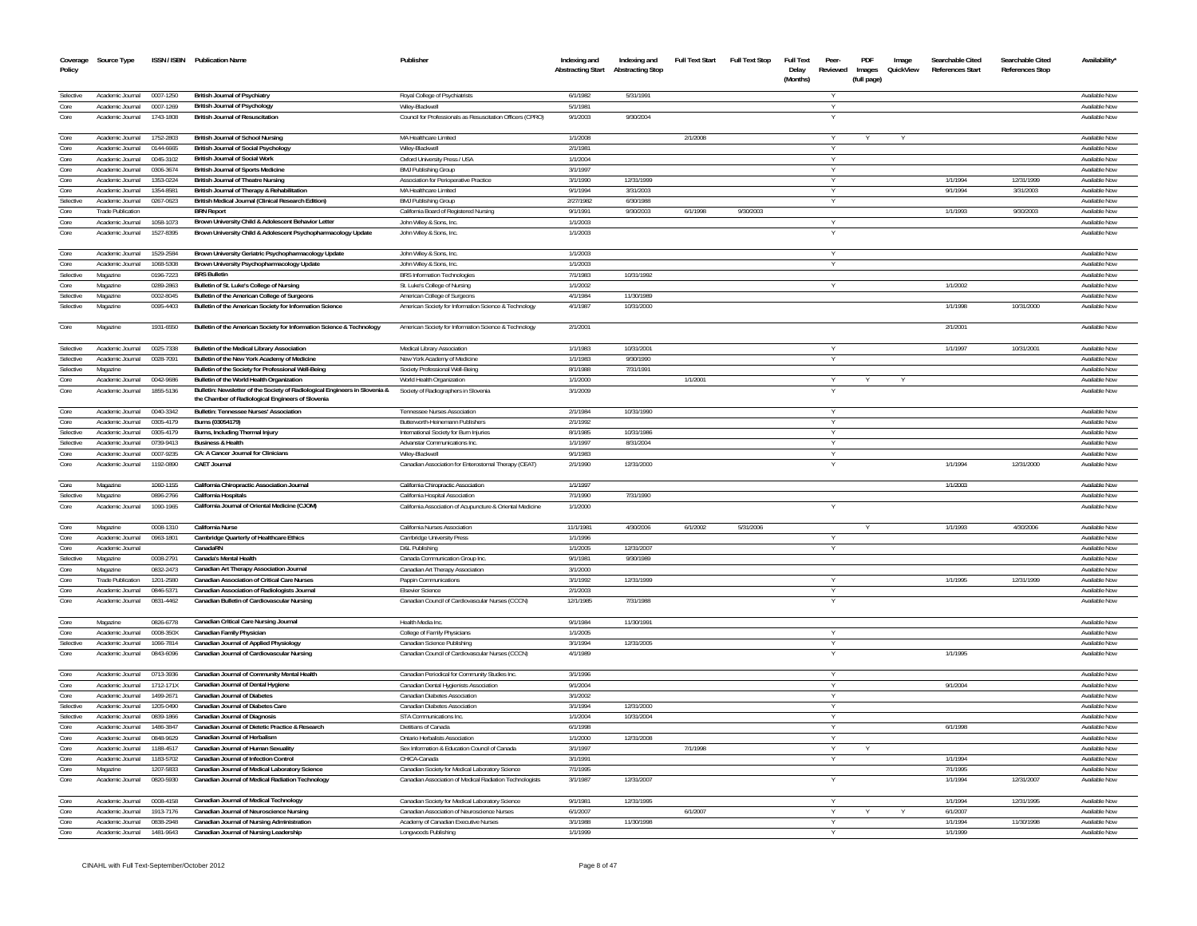| Coverage Policy | Source Type | ISSN / ISBN | Publication Name | Publisher | Indexing and Abstracting Start | Indexing and Abstracting Stop | Full Text Start | Full Text Stop | Full Text Delay (Months) | Peer-Reviewed | PDF Images (full page) | Image QuickView | Searchable Cited References Start | Searchable Cited References Stop | Availability* |
|---|---|---|---|---|---|---|---|---|---|---|---|---|---|---|---|
| Selective | Academic Journal | 0007-1250 | British Journal of Psychiatry | Royal College of Psychiatrists | 6/1/1982 | 5/31/1991 | | | | Y | | | | | Available Now |
| Core | Academic Journal | 0007-1269 | British Journal of Psychology | Wiley-Blackwell | 5/1/1981 | | | | | Y | | | | | Available Now |
| Core | Academic Journal | 1743-1808 | British Journal of Resuscitation | Council for Professionals as Resuscitation Officers (CPRO) | 9/1/2003 | 9/30/2004 | | | | Y | | | | | Available Now |
| Core | Academic Journal | 1752-2803 | British Journal of School Nursing | MA Healthcare Limited | 1/1/2008 | | 2/1/2008 | | | Y | Y | Y | | | Available Now |
| Core | Academic Journal | 0144-6665 | British Journal of Social Psychology | Wiley-Blackwell | 2/1/1981 | | | | | Y | | | | | Available Now |
| Core | Academic Journal | 0045-3102 | British Journal of Social Work | Oxford University Press / USA | 1/1/2004 | | | | | Y | | | | | Available Now |
| Core | Academic Journal | 0306-3674 | British Journal of Sports Medicine | BMJ Publishing Group | 3/1/1997 | | | | | Y | | | | | Available Now |
| Core | Academic Journal | 1353-0224 | British Journal of Theatre Nursing | Association for Perioperative Practice | 3/1/1990 | 12/31/1999 | | | | Y | | | 1/1/1994 | 12/31/1999 | Available Now |
| Core | Academic Journal | 1354-8581 | British Journal of Therapy & Rehabilitation | MA Healthcare Limited | 9/1/1994 | 3/31/2003 | | | | Y | | | 9/1/1994 | 3/31/2003 | Available Now |
| Selective | Academic Journal | 0267-0623 | British Medical Journal (Clinical Research Edition) | BMJ Publishing Group | 2/27/1982 | 6/30/1988 | | | | Y | | | | | Available Now |
| Core | Trade Publication | | BRN Report | California Board of Registered Nursing | 9/1/1991 | 9/30/2003 | 6/1/1998 | 9/30/2003 | | | | | 1/1/1993 | 9/30/2003 | Available Now |
| Core | Academic Journal | 1058-1073 | Brown University Child & Adolescent Behavior Letter | John Wiley & Sons, Inc. | 1/1/2003 | | | | | Y | | | | | Available Now |
| Core | Academic Journal | 1527-8395 | Brown University Child & Adolescent Psychopharmacology Update | John Wiley & Sons, Inc. | 1/1/2003 | | | | | Y | | | | | Available Now |
| Core | Academic Journal | 1529-2584 | Brown University Geriatric Psychopharmacology Update | John Wiley & Sons, Inc. | 1/1/2003 | | | | | Y | | | | | Available Now |
| Core | Academic Journal | 1068-5308 | Brown University Psychopharmacology Update | John Wiley & Sons, Inc. | 1/1/2003 | | | | | Y | | | | | Available Now |
| Selective | Magazine | 0196-7223 | BRS Bulletin | BRS Information Technologies | 7/1/1983 | 10/31/1992 | | | | | | | | | Available Now |
| Core | Magazine | 0289-2863 | Bulletin of St. Luke's College of Nursing | St. Luke's College of Nursing | 1/1/2002 | | | | | Y | | | 1/1/2002 | | Available Now |
| Selective | Magazine | 0002-8045 | Bulletin of the American College of Surgeons | American College of Surgeons | 4/1/1984 | 11/30/1989 | | | | | | | | | Available Now |
| Selective | Magazine | 0095-4403 | Bulletin of the American Society for Information Science | American Society for Information Science & Technology | 4/1/1987 | 10/31/2000 | | | | | | | 1/1/1998 | 10/31/2000 | Available Now |
| Core | Magazine | 1931-6550 | Bulletin of the American Society for Information Science & Technology | American Society for Information Science & Technology | 2/1/2001 | | | | | | | | 2/1/2001 | | Available Now |
| Selective | Academic Journal | 0025-7338 | Bulletin of the Medical Library Association | Medical Library Association | 1/1/1983 | 10/31/2001 | | | | Y | | | 1/1/1997 | 10/31/2001 | Available Now |
| Selective | Academic Journal | 0028-7091 | Bulletin of the New York Academy of Medicine | New York Academy of Medicine | 1/1/1983 | 9/30/1990 | | | | Y | | | | | Available Now |
| Selective | Magazine | | Bulletin of the Society for Professional Well-Being | Society Professional Well-Being | 8/1/1988 | 7/31/1991 | | | | | | | | | Available Now |
| Core | Academic Journal | 0042-9686 | Bulletin of the World Health Organization | World Health Organization | 1/1/2000 | | 1/1/2001 | | | Y | Y | Y | | | Available Now |
| Core | Academic Journal | 1855-5136 | Bulletin: Newsletter of the Society of Radiological Engineers in Slovenia & the Chamber of Radiological Engineers of Slovenia | Society of Radiographers in Slovenia | 3/1/2009 | | | | | Y | | | | | Available Now |
| Core | Academic Journal | 0040-3342 | Bulletin: Tennessee Nurses' Association | Tennessee Nurses Association | 2/1/1984 | 10/31/1990 | | | | Y | | | | | Available Now |
| Core | Academic Journal | 0305-4179 | Burns (03054179) | Butterworth-Heinemann Publishers | 2/1/1992 | | | | | Y | | | | | Available Now |
| Selective | Academic Journal | 0305-4179 | Burns, Including Thermal Injury | International Society for Burn Injuries | 8/1/1985 | 10/31/1986 | | | | Y | | | | | Available Now |
| Selective | Academic Journal | 0739-9413 | Business & Health | Advanstar Communications Inc. | 1/1/1997 | 8/31/2004 | | | | Y | | | | | Available Now |
| Core | Academic Journal | 0007-9235 | CA: A Cancer Journal for Clinicians | Wiley-Blackwell | 9/1/1983 | | | | | Y | | | | | Available Now |
| Core | Academic Journal | 1192-0890 | CAET Journal | Canadian Association for Enterostomal Therapy (CEAT) | 2/1/1990 | 12/31/2000 | | | | Y | | | 1/1/1994 | 12/31/2000 | Available Now |
| Core | Magazine | 1060-1155 | California Chiropractic Association Journal | California Chiropractic Association | 1/1/1997 | | | | | | | | 1/1/2003 | | Available Now |
| Selective | Magazine | 0896-2766 | California Hospitals | California Hospital Association | 7/1/1990 | 7/31/1990 | | | | | | | | | Available Now |
| Core | Academic Journal | 1090-1965 | California Journal of Oriental Medicine (CJOM) | California Association of Acupuncture & Oriental Medicine | 1/1/2000 | | | | | Y | | | | | Available Now |
| Core | Magazine | 0008-1310 | California Nurse | California Nurses Association | 11/1/1981 | 4/30/2006 | 6/1/2002 | 5/31/2006 | | | Y | | 1/1/1993 | 4/30/2006 | Available Now |
| Core | Academic Journal | 0963-1801 | Cambridge Quarterly of Healthcare Ethics | Cambridge University Press | 1/1/1996 | | | | | Y | | | | | Available Now |
| Core | Academic Journal | | CanadaRN | D&L Publishing | 1/1/2005 | 12/31/2007 | | | | Y | | | | | Available Now |
| Selective | Magazine | 0008-2791 | Canada's Mental Health | Canada Communication Group Inc. | 9/1/1981 | 9/30/1989 | | | | | | | | | Available Now |
| Core | Magazine | 0832-2473 | Canadian Art Therapy Association Journal | Canadian Art Therapy Association | 3/1/2000 | | | | | | | | | | Available Now |
| Core | Trade Publication | 1201-2580 | Canadian Association of Critical Care Nurses | Pappin Communications | 3/1/1992 | 12/31/1999 | | | | Y | | | 1/1/1995 | 12/31/1999 | Available Now |
| Core | Academic Journal | 0846-5371 | Canadian Association of Radiologists Journal | Elsevier Science | 2/1/2003 | | | | | Y | | | | | Available Now |
| Core | Academic Journal | 0831-4462 | Canadian Bulletin of Cardiovascular Nursing | Canadian Council of Cardiovascular Nurses (CCCN) | 12/1/1985 | 7/31/1988 | | | | Y | | | | | Available Now |
| Core | Magazine | 0826-6778 | Canadian Critical Care Nursing Journal | Health Media Inc. | 9/1/1984 | 11/30/1991 | | | | | | | | | Available Now |
| Core | Academic Journal | 0008-350X | Canadian Family Physician | College of Family Physicians | 1/1/2005 | | | | | Y | | | | | Available Now |
| Selective | Academic Journal | 1066-7814 | Canadian Journal of Applied Physiology | Canadian Science Publishing | 3/1/1994 | 12/31/2005 | | | | Y | | | | | Available Now |
| Core | Academic Journal | 0843-6096 | Canadian Journal of Cardiovascular Nursing | Canadian Council of Cardiovascular Nurses (CCCN) | 4/1/1989 | | | | | Y | | | 1/1/1995 | | Available Now |
| Core | Academic Journal | 0713-3936 | Canadian Journal of Community Mental Health | Canadian Periodical for Community Studies Inc. | 3/1/1996 | | | | | Y | | | | | Available Now |
| Core | Academic Journal | 1712-171X | Canadian Journal of Dental Hygiene | Canadian Dental Hygienists Association | 9/1/2004 | | | | | Y | | | 9/1/2004 | | Available Now |
| Core | Academic Journal | 1499-2671 | Canadian Journal of Diabetes | Canadian Diabetes Association | 3/1/2002 | | | | | Y | | | | | Available Now |
| Selective | Academic Journal | 1205-0490 | Canadian Journal of Diabetes Care | Canadian Diabetes Association | 3/1/1994 | 12/31/2000 | | | | Y | | | | | Available Now |
| Selective | Academic Journal | 0839-1866 | Canadian Journal of Diagnosis | STA Communications Inc. | 1/1/2004 | 10/31/2004 | | | | Y | | | | | Available Now |
| Core | Academic Journal | 1486-3847 | Canadian Journal of Dietetic Practice & Research | Dietitians of Canada | 6/1/1998 | | | | | Y | | | 6/1/1998 | | Available Now |
| Core | Academic Journal | 0848-9629 | Canadian Journal of Herbalism | Ontario Herbalists Association | 1/1/2000 | 12/31/2008 | | | | Y | | | | | Available Now |
| Core | Academic Journal | 1188-4517 | Canadian Journal of Human Sexuality | Sex Information & Education Council of Canada | 3/1/1997 | | 7/1/1998 | | | Y | Y | | | | Available Now |
| Core | Academic Journal | 1183-5702 | Canadian Journal of Infection Control | CHICA-Canada | 3/1/1991 | | | | | Y | | | 1/1/1994 | | Available Now |
| Core | Magazine | 1207-5833 | Canadian Journal of Medical Laboratory Science | Canadian Society for Medical Laboratory Science | 7/1/1995 | | | | | | | | 7/1/1995 | | Available Now |
| Core | Academic Journal | 0820-5930 | Canadian Journal of Medical Radiation Technology | Canadian Association of Medical Radiation Technologists | 3/1/1987 | 12/31/2007 | | | | Y | | | 1/1/1994 | 12/31/2007 | Available Now |
| Core | Academic Journal | 0008-4158 | Canadian Journal of Medical Technology | Canadian Society for Medical Laboratory Science | 9/1/1981 | 12/31/1995 | | | | Y | | | 1/1/1994 | 12/31/1995 | Available Now |
| Core | Academic Journal | 1913-7176 | Canadian Journal of Neuroscience Nursing | Canadian Association of Neuroscience Nurses | 6/1/2007 | | 6/1/2007 | | | Y | Y | Y | 6/1/2007 | | Available Now |
| Core | Academic Journal | 0838-2948 | Canadian Journal of Nursing Administration | Academy of Canadian Executive Nurses | 3/1/1988 | 11/30/1998 | | | | Y | | | 1/1/1994 | 11/30/1998 | Available Now |
| Core | Academic Journal | 1481-9643 | Canadian Journal of Nursing Leadership | Longwoods Publishing | 1/1/1999 | | | | | Y | | | 1/1/1999 | | Available Now |

CINAHL with Full Text-September/October 2012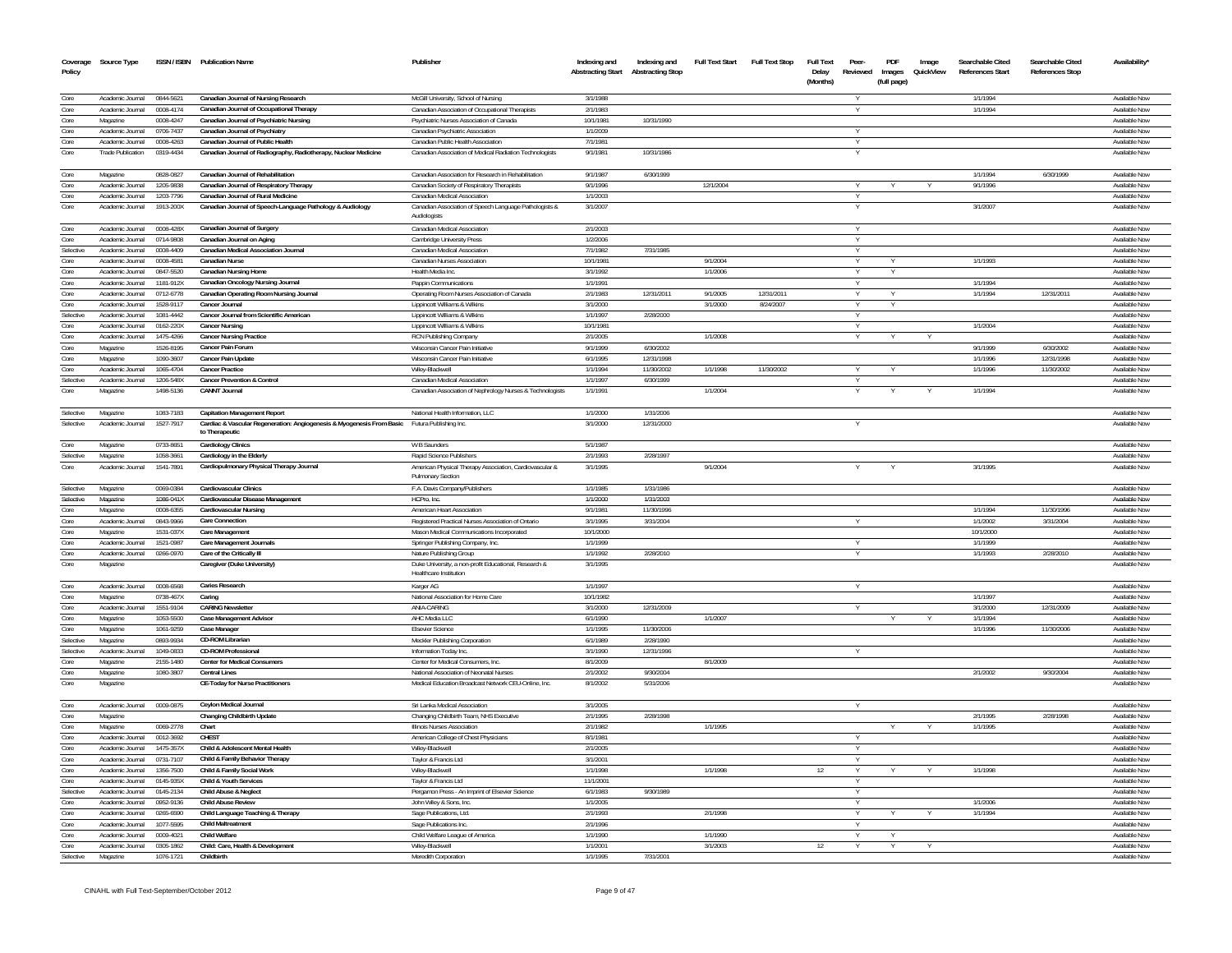| Coverage Policy | Source Type | ISSN / ISBN | Publication Name | Publisher | Indexing and Abstracting Start | Indexing and Abstracting Stop | Full Text Start | Full Text Stop | Full Text Delay (Months) | Peer-Reviewed | PDF Images (full page) | Image QuickView | Searchable Cited References Start | Searchable Cited References Stop | Availability* |
|---|---|---|---|---|---|---|---|---|---|---|---|---|---|---|---|
| Core | Academic Journal | 0844-5621 | Canadian Journal of Nursing Research | McGill University, School of Nursing | 3/1/1988 | | | | | Y | | | 1/1/1994 | | Available Now |
| Core | Academic Journal | 0008-4174 | Canadian Journal of Occupational Therapy | Canadian Association of Occupational Therapists | 2/1/1983 | | | | | Y | | | 1/1/1994 | | Available Now |
| Core | Magazine | 0008-4247 | Canadian Journal of Psychiatric Nursing | Psychiatric Nurses Association of Canada | 10/1/1981 | 10/31/1990 | | | | | | | | | Available Now |
| Core | Academic Journal | 0706-7437 | Canadian Journal of Psychiatry | Canadian Psychiatric Association | 1/1/2009 | | | | | Y | | | | | Available Now |
| Core | Academic Journal | 0008-4263 | Canadian Journal of Public Health | Canadian Public Health Association | 7/1/1981 | | | | | Y | | | | | Available Now |
| Core | Trade Publication | 0319-4434 | Canadian Journal of Radiography, Radiotherapy, Nuclear Medicine | Canadian Association of Medical Radiation Technologists | 9/1/1981 | 10/31/1986 | | | | Y | | | | | Available Now |
| Core | Magazine | 0828-0827 | Canadian Journal of Rehabilitation | Canadian Association for Research in Rehabilitation | 9/1/1987 | 6/30/1999 | | | | | | | 1/1/1994 | 6/30/1999 | Available Now |
| Core | Academic Journal | 1205-9838 | Canadian Journal of Respiratory Therapy | Canadian Society of Respiratory Therapists | 9/1/1996 | | 12/1/2004 | | | Y | Y | Y | 9/1/1996 | | Available Now |
| Core | Academic Journal | 1203-7796 | Canadian Journal of Rural Medicine | Canadian Medical Association | 1/1/2003 | | | | | Y | | | | | Available Now |
| Core | Academic Journal | 1913-200X | Canadian Journal of Speech-Language Pathology & Audiology | Canadian Association of Speech Language Pathologists & Audiologists | 3/1/2007 | | | | | Y | | | 3/1/2007 | | Available Now |
| Core | Academic Journal | 0008-428X | Canadian Journal of Surgery | Canadian Medical Association | 2/1/2003 | | | | | Y | | | | | Available Now |
| Core | Academic Journal | 0714-9808 | Canadian Journal on Aging | Cambridge University Press | 1/2/2006 | | | | | Y | | | | | Available Now |
| Selective | Academic Journal | 0008-4409 | Canadian Medical Association Journal | Canadian Medical Association | 7/1/1982 | 7/31/1985 | | | | Y | | | | | Available Now |
| Core | Academic Journal | 0008-4581 | Canadian Nurse | Canadian Nurses Association | 10/1/1981 | | 9/1/2004 | | | Y | Y | | 1/1/1993 | | Available Now |
| Core | Academic Journal | 0847-5520 | Canadian Nursing Home | Health Media Inc. | 3/1/1992 | | 1/1/2006 | | | Y | Y | | | | Available Now |
| Core | Academic Journal | 1181-912X | Canadian Oncology Nursing Journal | Pappin Communications | 1/1/1991 | | | | | Y | | | 1/1/1994 | | Available Now |
| Core | Academic Journal | 0712-6778 | Canadian Operating Room Nursing Journal | Operating Room Nurses Association of Canada | 2/1/1983 | 12/31/2011 | 9/1/2005 | 12/31/2011 | | Y | Y | | 1/1/1994 | 12/31/2011 | Available Now |
| Core | Academic Journal | 1528-9117 | Cancer Journal | Lippincott Williams & Wilkins | 3/1/2000 | | 3/1/2000 | 8/24/2007 | | Y | Y | | | | Available Now |
| Selective | Academic Journal | 1081-4442 | Cancer Journal from Scientific American | Lippincott Williams & Wilkins | 1/1/1997 | 2/28/2000 | | | | Y | | | | | Available Now |
| Core | Academic Journal | 0162-220X | Cancer Nursing | Lippincott Williams & Wilkins | 10/1/1981 | | | | | Y | | | 1/1/2004 | | Available Now |
| Core | Academic Journal | 1475-4266 | Cancer Nursing Practice | RCN Publishing Company | 2/1/2005 | | 1/1/2008 | | | Y | Y | Y | | | Available Now |
| Core | Magazine | 1526-8195 | Cancer Pain Forum | Wisconsin Cancer Pain Initiative | 9/1/1999 | 6/30/2002 | | | | | | | 9/1/1999 | 6/30/2002 | Available Now |
| Core | Magazine | 1090-3607 | Cancer Pain Update | Wisconsin Cancer Pain Initiative | 6/1/1995 | 12/31/1998 | | | | | | | 1/1/1996 | 12/31/1998 | Available Now |
| Core | Academic Journal | 1065-4704 | Cancer Practice | Wiley-Blackwell | 1/1/1994 | 11/30/2002 | 1/1/1998 | 11/30/2002 | | Y | Y | | 1/1/1996 | 11/30/2002 | Available Now |
| Selective | Academic Journal | 1206-548X | Cancer Prevention & Control | Canadian Medical Association | 1/1/1997 | 6/30/1999 | | | | Y | | | | | Available Now |
| Core | Magazine | 1498-5136 | CANNT Journal | Canadian Association of Nephrology Nurses & Technologists | 1/1/1991 | | 1/1/2004 | | | Y | Y | Y | 1/1/1994 | | Available Now |
| Selective | Magazine | 1083-7183 | Capitation Management Report | National Health Information, LLC | 1/1/2000 | 1/31/2006 | | | | | | | | | Available Now |
| Selective | Academic Journal | 1527-7917 | Cardiac & Vascular Regeneration: Angiogenesis & Myogenesis From Basic to Therapeutic | Futura Publishing Inc. | 3/1/2000 | 12/31/2000 | | | | Y | | | | | Available Now |
| Core | Magazine | 0733-8651 | Cardiology Clinics | W B Saunders | 5/1/1987 | | | | | | | | | | Available Now |
| Selective | Magazine | 1058-3661 | Cardiology in the Elderly | Rapid Science Publishers | 2/1/1993 | 2/28/1997 | | | | | | | | | Available Now |
| Core | Academic Journal | 1541-7891 | Cardiopulmonary Physical Therapy Journal | American Physical Therapy Association, Cardiovascular & Pulmonary Section | 3/1/1995 | | 9/1/2004 | | | Y | Y | | 3/1/1995 | | Available Now |
| Selective | Magazine | 0069-0384 | Cardiovascular Clinics | F.A. Davis Company/Publishers | 1/1/1985 | 1/31/1986 | | | | | | | | | Available Now |
| Selective | Magazine | 1086-041X | Cardiovascular Disease Management | HCPro, Inc. | 1/1/2000 | 1/31/2003 | | | | | | | | | Available Now |
| Core | Magazine | 0008-6355 | Cardiovascular Nursing | American Heart Association | 9/1/1981 | 11/30/1996 | | | | | | | 1/1/1994 | 11/30/1996 | Available Now |
| Core | Academic Journal | 0843-9966 | Care Connection | Registered Practical Nurses Association of Ontario | 3/1/1995 | 3/31/2004 | | | | Y | | | 1/1/2002 | 3/31/2004 | Available Now |
| Core | Magazine | 1531-037X | Care Management | Mason Medical Communications Incorporated | 10/1/2000 | | | | | | | | 10/1/2000 | | Available Now |
| Core | Academic Journal | 1521-0987 | Care Management Journals | Springer Publishing Company, Inc. | 1/1/1999 | | | | | Y | | | 1/1/1999 | | Available Now |
| Core | Academic Journal | 0266-0970 | Care of the Critically Ill | Nature Publishing Group | 1/1/1992 | 2/28/2010 | | | | Y | | | 1/1/1993 | 2/28/2010 | Available Now |
| Core | Magazine | | Caregiver (Duke University) | Duke University, a non-profit Educational, Research & Healthcare Institution | 3/1/1995 | | | | | | | | | | Available Now |
| Core | Academic Journal | 0008-6568 | Caries Research | Karger AG | 1/1/1997 | | | | | Y | | | | | Available Now |
| Core | Magazine | 0738-467X | Caring | National Association for Home Care | 10/1/1982 | | | | | | | | 1/1/1997 | | Available Now |
| Core | Academic Journal | 1551-9104 | CARING Newsletter | ANIA-CARING | 3/1/2000 | 12/31/2009 | | | | Y | | | 3/1/2000 | 12/31/2009 | Available Now |
| Core | Magazine | 1053-5500 | Case Management Advisor | AHC Media LLC | 6/1/1990 | | 1/1/2007 | | | | Y | Y | 1/1/1994 | | Available Now |
| Core | Magazine | 1061-9259 | Case Manager | Elsevier Science | 1/1/1995 | 11/30/2006 | | | | | | | 1/1/1996 | 11/30/2006 | Available Now |
| Selective | Magazine | 0893-9934 | CD-ROM Librarian | Meckler Publishing Corporation | 6/1/1989 | 2/28/1990 | | | | | | | | | Available Now |
| Selective | Academic Journal | 1049-0833 | CD-ROM Professional | Information Today Inc. | 3/1/1990 | 12/31/1996 | | | | Y | | | | | Available Now |
| Core | Magazine | 2155-1480 | Center for Medical Consumers | Center for Medical Consumers, Inc. | 8/1/2009 | | 8/1/2009 | | | | | | | | Available Now |
| Core | Magazine | 1080-3807 | Central Lines | National Association of Neonatal Nurses | 2/1/2002 | 9/30/2004 | | | | | | | 2/1/2002 | 9/30/2004 | Available Now |
| Core | Magazine | | CE-Today for Nurse Practitioners | Medical Education Broadcast Network CEU-Online, Inc. | 8/1/2002 | 5/31/2006 | | | | | | | | | Available Now |
| Core | Academic Journal | 0009-0875 | Ceylon Medical Journal | Sri Lanka Medical Association | 3/1/2005 | | | | | Y | | | | | Available Now |
| Core | Magazine | | Changing Childbirth Update | Changing Childbirth Team, NHS Executive | 2/1/1995 | 2/28/1998 | | | | | | | 2/1/1995 | 2/28/1998 | Available Now |
| Core | Magazine | 0069-2778 | Chart | Illinois Nurses Association | 2/1/1982 | | 1/1/1995 | | | | Y | Y | 1/1/1995 | | Available Now |
| Core | Academic Journal | 0012-3692 | CHEST | American College of Chest Physicians | 8/1/1981 | | | | | Y | | | | | Available Now |
| Core | Academic Journal | 1475-357X | Child & Adolescent Mental Health | Wiley-Blackwell | 2/1/2005 | | | | | Y | | | | | Available Now |
| Core | Academic Journal | 0731-7107 | Child & Family Behavior Therapy | Taylor & Francis Ltd | 3/1/2001 | | | | | Y | | | | | Available Now |
| Core | Academic Journal | 1356-7500 | Child & Family Social Work | Wiley-Blackwell | 1/1/1998 | | 1/1/1998 | | 12 | Y | Y | Y | 1/1/1998 | | Available Now |
| Core | Academic Journal | 0145-935X | Child & Youth Services | Taylor & Francis Ltd | 11/1/2001 | | | | | Y | | | | | Available Now |
| Selective | Academic Journal | 0145-2134 | Child Abuse & Neglect | Pergamon Press - An Imprint of Elsevier Science | 6/1/1983 | 9/30/1989 | | | | Y | | | | | Available Now |
| Core | Academic Journal | 0952-9136 | Child Abuse Review | John Wiley & Sons, Inc. | 1/1/2005 | | | | | Y | | | 1/1/2006 | | Available Now |
| Core | Academic Journal | 0265-6590 | Child Language Teaching & Therapy | Sage Publications, Ltd. | 2/1/1993 | | 2/1/1998 | | | Y | Y | Y | 1/1/1994 | | Available Now |
| Core | Academic Journal | 1077-5595 | Child Maltreatment | Sage Publications Inc. | 2/1/1996 | | | | | Y | | | | | Available Now |
| Core | Academic Journal | 0009-4021 | Child Welfare | Child Welfare League of America | 1/1/1990 | | 1/1/1990 | | | Y | Y | | | | Available Now |
| Core | Academic Journal | 0305-1862 | Child: Care, Health & Development | Wiley-Blackwell | 1/1/2001 | | 3/1/2003 | | 12 | Y | Y | Y | | | Available Now |
| Selective | Magazine | 1076-1721 | Childbirth | Meredith Corporation | 1/1/1995 | 7/31/2001 | | | | | | | | | Available Now |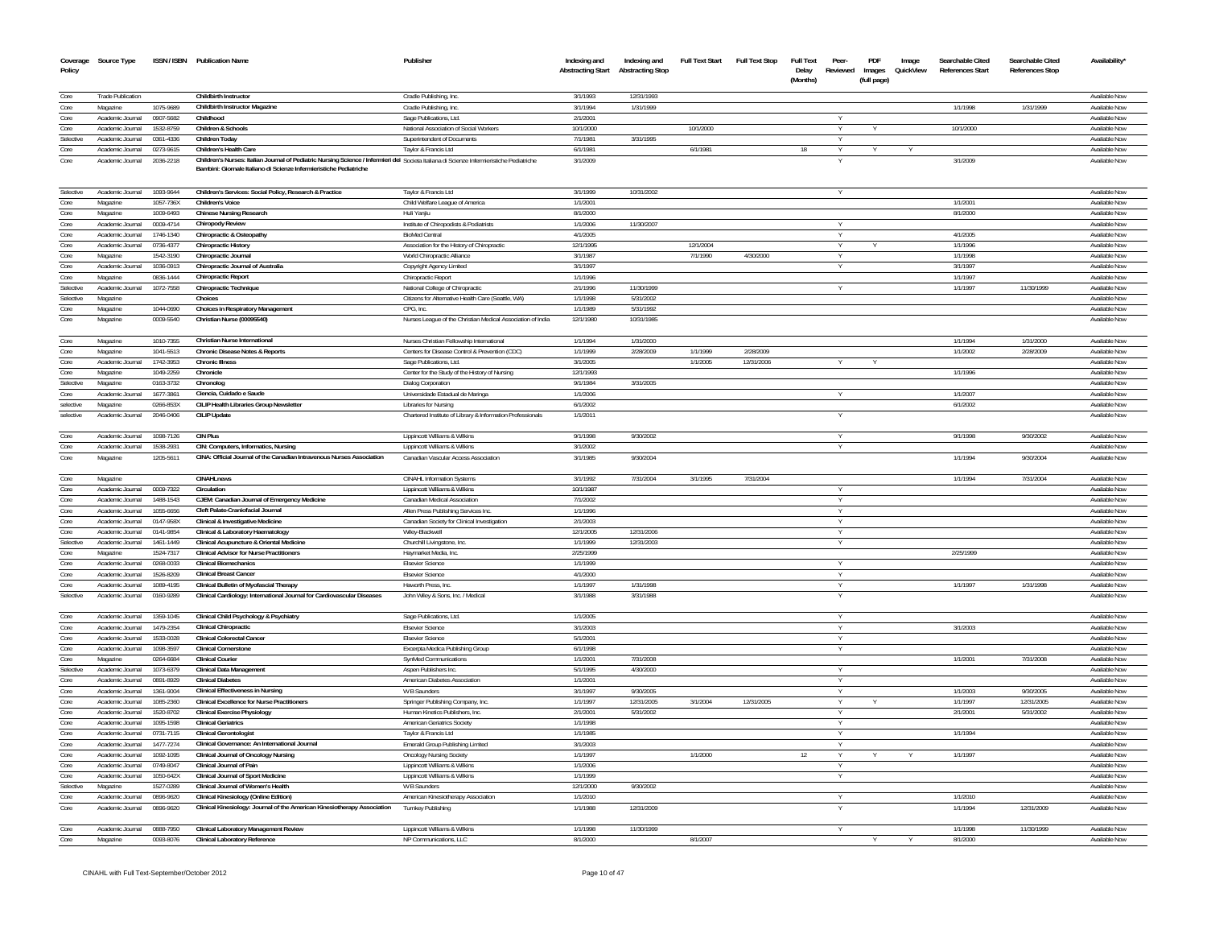| Coverage Policy | Source Type | ISSN / ISBN | Publication Name | Publisher | Indexing and Abstracting Start | Indexing and Abstracting Stop | Full Text Start | Full Text Stop | Full Text Delay (Months) | Peer-Reviewed | PDF Images (full page) | Image QuickView | Searchable Cited References Start | Searchable Cited References Stop | Availability* |
|---|---|---|---|---|---|---|---|---|---|---|---|---|---|---|---|
| Core | Trade Publication | | Childbirth Instructor | Cradle Publishing, Inc. | 3/1/1993 | 12/31/1993 | | | | | | | | | Available Now |
| Core | Magazine | 1075-9689 | Childbirth Instructor Magazine | Cradle Publishing, Inc. | 3/1/1994 | 1/31/1999 | | | | | | | 1/1/1998 | 1/31/1999 | Available Now |
| Core | Academic Journal | 0907-5682 | Childhood | Sage Publications, Ltd. | 2/1/2001 | | | | | Y | | | | | Available Now |
| Core | Academic Journal | 1532-8759 | Children & Schools | National Association of Social Workers | 10/1/2000 | | 10/1/2000 | | | Y | Y | | 10/1/2000 | | Available Now |
| Selective | Academic Journal | 0361-4336 | Children Today | Superintendent of Documents | 7/1/1981 | 3/31/1995 | | | | Y | | | | | Available Now |
| Core | Academic Journal | 0273-9615 | Children's Health Care | Taylor & Francis Ltd | 6/1/1981 | | 6/1/1981 | | 18 | Y | Y | Y | | | Available Now |
| Core | Academic Journal | 2036-2218 | Children's Nurses: Italian Journal of Pediatric Nursing Science / Infermieri dei Bambini: Giornale Italiano di Scienze Infermieristiche Pediatriche | Societa Italiana di Scienze Infermieristiche Pediatriche | 3/1/2009 | | | | | Y | | | 3/1/2009 | | Available Now |
| Selective | Academic Journal | 1093-9644 | Children's Services: Social Policy, Research & Practice | Taylor & Francis Ltd | 3/1/1999 | 10/31/2002 | | | | Y | | | | | Available Now |
| Core | Magazine | 1057-736X | Children's Voice | Child Welfare League of America | 1/1/2001 | | | | | | | | 1/1/2001 | | Available Now |
| Core | Magazine | 1009-6493 | Chinese Nursing Research | Huli Yanjiu | 8/1/2000 | | | | | | | | 8/1/2000 | | Available Now |
| Core | Academic Journal | 0009-4714 | Chiropody Review | Institute of Chiropodists & Podiatrists | 1/1/2006 | 11/30/2007 | | | | Y | | | | | Available Now |
| Core | Academic Journal | 1746-1340 | Chiropractic & Osteopathy | BioMed Central | 4/1/2005 | | | | | Y | | | 4/1/2005 | | Available Now |
| Core | Academic Journal | 0736-4377 | Chiropractic History | Association for the History of Chiropractic | 12/1/1995 | | 12/1/2004 | | | Y | Y | | 1/1/1996 | | Available Now |
| Core | Magazine | 1542-3190 | Chiropractic Journal | World Chiropractic Alliance | 3/1/1987 | | 7/1/1990 | 4/30/2000 | | Y | | | 1/1/1998 | | Available Now |
| Core | Academic Journal | 1036-0913 | Chiropractic Journal of Australia | Copyright Agency Limited | 3/1/1997 | | | | | Y | | | 3/1/1997 | | Available Now |
| Core | Magazine | 0836-1444 | Chiropractic Report | Chiropractic Report | 1/1/1996 | | | | | | | | 1/1/1997 | | Available Now |
| Selective | Academic Journal | 1072-7558 | Chiropractic Technique | National College of Chiropractic | 2/1/1996 | 11/30/1999 | | | | Y | | | 1/1/1997 | 11/30/1999 | Available Now |
| Selective | Magazine | | Choices | Citizens for Alternative Health Care (Seattle, WA) | 1/1/1998 | 5/31/2002 | | | | | | | | | Available Now |
| Core | Magazine | 1044-0690 | Choices in Respiratory Management | CPG, Inc. | 1/1/1989 | 5/31/1992 | | | | | | | | | Available Now |
| Core | Magazine | 0009-5540 | Christian Nurse (00095540) | Nurses League of the Christian Medical Association of India | 12/1/1980 | 10/31/1985 | | | | | | | | | Available Now |
| Core | Magazine | 1010-7355 | Christian Nurse International | Nurses Christian Fellowship International | 1/1/1994 | 1/31/2000 | | | | | | | 1/1/1994 | 1/31/2000 | Available Now |
| Core | Magazine | 1041-5513 | Chronic Disease Notes & Reports | Centers for Disease Control & Prevention (CDC) | 1/1/1999 | 2/28/2009 | 1/1/1999 | 2/28/2009 | | | | | 1/1/2002 | 2/28/2009 | Available Now |
| Core | Academic Journal | 1742-3953 | Chronic Illness | Sage Publications, Ltd. | 3/1/2005 | | 1/1/2005 | 12/31/2006 | | Y | Y | | | | Available Now |
| Core | Magazine | 1049-2259 | Chronicle | Center for the Study of the History of Nursing | 12/1/1993 | | | | | | | | 1/1/1996 | | Available Now |
| Selective | Magazine | 0163-3732 | Chronolog | Dialog Corporation | 9/1/1984 | 3/31/2005 | | | | | | | | | Available Now |
| Core | Academic Journal | 1677-3861 | Ciencia, Cuidado e Saude | Universidade Estadual de Maringa | 1/1/2006 | | | | | Y | | | 1/1/2007 | | Available Now |
| selective | Magazine | 0266-853X | CILIP Health Libraries Group Newsletter | Libraries for Nursing | 6/1/2002 | | | | | | | | 6/1/2002 | | Available Now |
| selective | Academic Journal | 2046-0406 | CILIP Update | Chartered Institute of Library & Information Professionals | 1/1/2011 | | | | | Y | | | | | Available Now |
| Core | Academic Journal | 1098-7126 | CIN Plus | Lippincott Williams & Wilkins | 9/1/1998 | 9/30/2002 | | | | Y | | | 9/1/1998 | 9/30/2002 | Available Now |
| Core | Academic Journal | 1538-2931 | CIN: Computers, Informatics, Nursing | Lippincott Williams & Wilkins | 3/1/2002 | | | | | Y | | | | | Available Now |
| Core | Magazine | 1205-5611 | CINA: Official Journal of the Canadian Intravenous Nurses Association | Canadian Vascular Access Association | 3/1/1985 | 9/30/2004 | | | | | | | 1/1/1994 | 9/30/2004 | Available Now |
| Core | Magazine | | CINAHLnews | CINAHL Information Systems | 3/1/1992 | 7/31/2004 | 3/1/1995 | 7/31/2004 | | | | | 1/1/1994 | 7/31/2004 | Available Now |
| Core | Academic Journal | 0009-7322 | Circulation | Lippincott Williams & Wilkins | 10/1/1987 | | | | | Y | | | | | Available Now |
| Core | Academic Journal | 1488-1543 | CJEM: Canadian Journal of Emergency Medicine | Canadian Medical Association | 7/1/2002 | | | | | Y | | | | | Available Now |
| Core | Academic Journal | 1055-6656 | Cleft Palate-Craniofacial Journal | Allen Press Publishing Services Inc. | 1/1/1996 | | | | | Y | | | | | Available Now |
| Core | Academic Journal | 0147-958X | Clinical & Investigative Medicine | Canadian Society for Clinical Investigation | 2/1/2003 | | | | | Y | | | | | Available Now |
| Core | Academic Journal | 0141-9854 | Clinical & Laboratory Haematology | Wiley-Blackwell | 12/1/2005 | 12/31/2006 | | | | Y | | | | | Available Now |
| Selective | Academic Journal | 1461-1449 | Clinical Acupuncture & Oriental Medicine | Churchill Livingstone, Inc. | 1/1/1999 | 12/31/2003 | | | | Y | | | | | Available Now |
| Core | Magazine | 1524-7317 | Clinical Advisor for Nurse Practitioners | Haymarket Media, Inc. | 2/25/1999 | | | | | | | | 2/25/1999 | | Available Now |
| Core | Academic Journal | 0268-0033 | Clinical Biomechanics | Elsevier Science | 1/1/1999 | | | | | Y | | | | | Available Now |
| Core | Academic Journal | 1526-8209 | Clinical Breast Cancer | Elsevier Science | 4/1/2000 | | | | | Y | | | | | Available Now |
| Core | Academic Journal | 1089-4195 | Clinical Bulletin of Myofascial Therapy | Haworth Press, Inc. | 1/1/1997 | 1/31/1998 | | | | Y | | | 1/1/1997 | 1/31/1998 | Available Now |
| Selective | Academic Journal | 0160-9289 | Clinical Cardiology: International Journal for Cardiovascular Diseases | John Wiley & Sons, Inc. / Medical | 3/1/1988 | 3/31/1988 | | | | Y | | | | | Available Now |
| Core | Academic Journal | 1359-1045 | Clinical Child Psychology & Psychiatry | Sage Publications, Ltd. | 1/1/2005 | | | | | Y | | | | | Available Now |
| Core | Academic Journal | 1479-2354 | Clinical Chiropractic | Elsevier Science | 3/1/2003 | | | | | Y | | | 3/1/2003 | | Available Now |
| Core | Academic Journal | 1533-0028 | Clinical Colorectal Cancer | Elsevier Science | 5/1/2001 | | | | | Y | | | | | Available Now |
| Core | Academic Journal | 1098-3597 | Clinical Cornerstone | Excerpta Medica Publishing Group | 6/1/1998 | | | | | Y | | | | | Available Now |
| Core | Magazine | 0264-6684 | Clinical Courier | SynMed Communications | 1/1/2001 | 7/31/2008 | | | | | | | 1/1/2001 | 7/31/2008 | Available Now |
| Selective | Academic Journal | 1073-6379 | Clinical Data Management | Aspen Publishers Inc. | 5/1/1995 | 4/30/2000 | | | | Y | | | | | Available Now |
| Core | Academic Journal | 0891-8929 | Clinical Diabetes | American Diabetes Association | 1/1/2001 | | | | | Y | | | | | Available Now |
| Core | Academic Journal | 1361-9004 | Clinical Effectiveness in Nursing | W B Saunders | 3/1/1997 | 9/30/2005 | | | | Y | | | 1/1/2003 | 9/30/2005 | Available Now |
| Core | Academic Journal | 1085-2360 | Clinical Excellence for Nurse Practitioners | Springer Publishing Company, Inc. | 1/1/1997 | 12/31/2005 | 3/1/2004 | 12/31/2005 | | Y | Y | | 1/1/1997 | 12/31/2005 | Available Now |
| Core | Academic Journal | 1520-8702 | Clinical Exercise Physiology | Human Kinetics Publishers, Inc. | 2/1/2001 | 5/31/2002 | | | | Y | | | 2/1/2001 | 5/31/2002 | Available Now |
| Core | Academic Journal | 1095-1598 | Clinical Geriatrics | American Geriatrics Society | 1/1/1998 | | | | | Y | | | | | Available Now |
| Core | Academic Journal | 0731-7115 | Clinical Gerontologist | Taylor & Francis Ltd | 1/1/1985 | | | | | Y | | | 1/1/1994 | | Available Now |
| Core | Academic Journal | 1477-7274 | Clinical Governance: An International Journal | Emerald Group Publishing Limited | 3/1/2003 | | | | | Y | | | | | Available Now |
| Core | Academic Journal | 1092-1095 | Clinical Journal of Oncology Nursing | Oncology Nursing Society | 1/1/1997 | | 1/1/2000 | | 12 | Y | Y | Y | 1/1/1997 | | Available Now |
| Core | Academic Journal | 0749-8047 | Clinical Journal of Pain | Lippincott Williams & Wilkins | 1/1/2006 | | | | | Y | | | | | Available Now |
| Core | Academic Journal | 1050-642X | Clinical Journal of Sport Medicine | Lippincott Williams & Wilkins | 1/1/1999 | | | | | Y | | | | | Available Now |
| Selective | Magazine | 1527-0289 | Clinical Journal of Women's Health | W B Saunders | 12/1/2000 | 9/30/2002 | | | | | | | | | Available Now |
| Core | Academic Journal | 0896-9620 | Clinical Kinesiology (Online Edition) | American Kinesiotherapy Association | 1/1/2010 | | | | | Y | | | 1/1/2010 | | Available Now |
| Core | Academic Journal | 0896-9620 | Clinical Kinesiology: Journal of the American Kinesiotherapy Association | Turnkey Publishing | 1/1/1988 | 12/31/2009 | | | | Y | | | 1/1/1994 | 12/31/2009 | Available Now |
| Core | Academic Journal | 0888-7950 | Clinical Laboratory Management Review | Lippincott Williams & Wilkins | 1/1/1998 | 11/30/1999 | | | | Y | | | 1/1/1998 | 11/30/1999 | Available Now |
| Core | Magazine | 0093-8076 | Clinical Laboratory Reference | NP Communications, LLC | 8/1/2000 | | 8/1/2007 | | | | Y | Y | 8/1/2000 | | Available Now |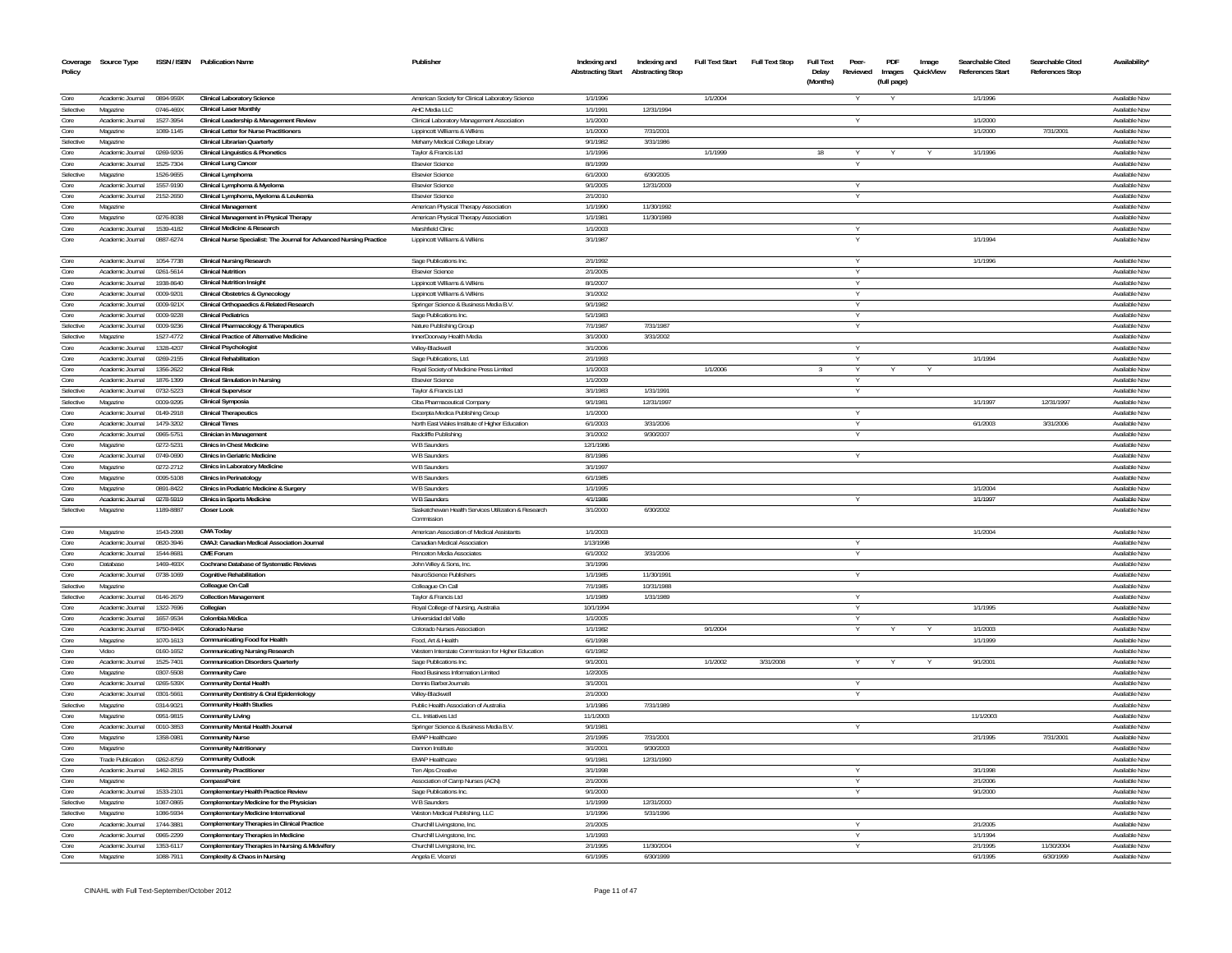| Coverage Policy | Source Type | ISSN / ISBN | Publication Name | Publisher | Indexing and Abstracting Start | Indexing and Abstracting Stop | Full Text Start | Full Text Stop | Full Text Delay (Months) | Peer-Reviewed | PDF Images (full page) | Image QuickView | Searchable Cited References Start | Searchable Cited References Stop | Availability* |
|---|---|---|---|---|---|---|---|---|---|---|---|---|---|---|---|
| Core | Academic Journal | 0894-959X | Clinical Laboratory Science | American Society for Clinical Laboratory Science | 1/1/1996 | | 1/1/2004 | | | Y | Y | | 1/1/1996 | | Available Now |
| Selective | Magazine | 0746-469X | Clinical Laser Monthly | AHC Media LLC | 1/1/1991 | 12/31/1994 | | | | | | | | | Available Now |
| Core | Academic Journal | 1527-3954 | Clinical Leadership & Management Review | Clinical Laboratory Management Association | 1/1/2000 | | | | | Y | | | 1/1/2000 | | Available Now |
| Core | Magazine | 1089-1145 | Clinical Letter for Nurse Practitioners | Lippincott Williams & Wilkins | 1/1/2000 | 7/31/2001 | | | | | | | 1/1/2000 | 7/31/2001 | Available Now |
| Selective | Magazine | | Clinical Librarian Quarterly | Meharry Medical College Library | 9/1/1982 | 3/31/1986 | | | | | | | | | Available Now |
| Core | Academic Journal | 0269-9206 | Clinical Linguistics & Phonetics | Taylor & Francis Ltd | 1/1/1996 | | 1/1/1999 | | 18 | Y | Y | Y | 1/1/1996 | | Available Now |
| Core | Academic Journal | 1525-7304 | Clinical Lung Cancer | Elsevier Science | 8/1/1999 | | | | | Y | | | | | Available Now |
| Selective | Magazine | 1526-9655 | Clinical Lymphoma | Elsevier Science | 6/1/2000 | 6/30/2005 | | | | | | | | | Available Now |
| Core | Academic Journal | 1557-9190 | Clinical Lymphoma & Myeloma | Elsevier Science | 9/1/2005 | 12/31/2009 | | | | Y | | | | | Available Now |
| Core | Academic Journal | 2152-2650 | Clinical Lymphoma, Myeloma & Leukemia | Elsevier Science | 2/1/2010 | | | | | Y | | | | | Available Now |
| Core | Magazine | | Clinical Management | American Physical Therapy Association | 1/1/1990 | 11/30/1992 | | | | | | | | | Available Now |
| Core | Magazine | 0276-8038 | Clinical Management in Physical Therapy | American Physical Therapy Association | 1/1/1981 | 11/30/1989 | | | | | | | | | Available Now |
| Core | Academic Journal | 1539-4182 | Clinical Medicine & Research | Marshfield Clinic | 1/1/2003 | | | | | Y | | | | | Available Now |
| Core | Academic Journal | 0887-6274 | Clinical Nurse Specialist: The Journal for Advanced Nursing Practice | Lippincott Williams & Wilkins | 3/1/1987 | | | | | Y | | | 1/1/1994 | | Available Now |
| Core | Academic Journal | 1054-7738 | Clinical Nursing Research | Sage Publications Inc. | 2/1/1992 | | | | | Y | | | 1/1/1996 | | Available Now |
| Core | Academic Journal | 0261-5614 | Clinical Nutrition | Elsevier Science | 2/1/2005 | | | | | Y | | | | | Available Now |
| Core | Academic Journal | 1938-8640 | Clinical Nutrition Insight | Lippincott Williams & Wilkins | 8/1/2007 | | | | | Y | | | | | Available Now |
| Core | Academic Journal | 0009-9201 | Clinical Obstetrics & Gynecology | Lippincott Williams & Wilkins | 3/1/2002 | | | | | Y | | | | | Available Now |
| Core | Academic Journal | 0009-921X | Clinical Orthopaedics & Related Research | Springer Science & Business Media B.V. | 9/1/1982 | | | | | Y | | | | | Available Now |
| Core | Academic Journal | 0009-9228 | Clinical Pediatrics | Sage Publications Inc. | 5/1/1983 | | | | | Y | | | | | Available Now |
| Selective | Academic Journal | 0009-9236 | Clinical Pharmacology & Therapeutics | Nature Publishing Group | 7/1/1987 | 7/31/1987 | | | | Y | | | | | Available Now |
| Selective | Magazine | 1527-4772 | Clinical Practice of Alternative Medicine | InnerDoorway Health Media | 3/1/2000 | 3/31/2002 | | | | | | | | | Available Now |
| Core | Academic Journal | 1328-4207 | Clinical Psychologist | Wiley-Blackwell | 3/1/2006 | | | | | Y | | | | | Available Now |
| Core | Academic Journal | 0269-2155 | Clinical Rehabilitation | Sage Publications, Ltd. | 2/1/1993 | | | | | Y | | | 1/1/1994 | | Available Now |
| Core | Academic Journal | 1356-2622 | Clinical Risk | Royal Society of Medicine Press Limited | 1/1/2003 | | 1/1/2006 | | 3 | Y | Y | Y | | | Available Now |
| Core | Academic Journal | 1876-1399 | Clinical Simulation in Nursing | Elsevier Science | 1/1/2009 | | | | | Y | | | | | Available Now |
| Selective | Academic Journal | 0732-5223 | Clinical Supervisor | Taylor & Francis Ltd | 3/1/1983 | 1/31/1991 | | | | Y | | | | | Available Now |
| Selective | Magazine | 0009-9295 | Clinical Symposia | Ciba Pharmaceutical Company | 9/1/1981 | 12/31/1997 | | | | | | | 1/1/1997 | 12/31/1997 | Available Now |
| Core | Academic Journal | 0149-2918 | Clinical Therapeutics | Excerpta Medica Publishing Group | 1/1/2000 | | | | | Y | | | | | Available Now |
| Core | Academic Journal | 1479-3202 | Clinical Times | North East Wales Institute of Higher Education | 6/1/2003 | 3/31/2006 | | | | Y | | | 6/1/2003 | 3/31/2006 | Available Now |
| Core | Academic Journal | 0965-5751 | Clinician in Management | Radcliffe Publishing | 3/1/2002 | 9/30/2007 | | | | Y | | | | | Available Now |
| Core | Magazine | 0272-5231 | Clinics in Chest Medicine | W B Saunders | 12/1/1986 | | | | | | | | | | Available Now |
| Core | Academic Journal | 0749-0690 | Clinics in Geriatric Medicine | W B Saunders | 8/1/1986 | | | | | Y | | | | | Available Now |
| Core | Magazine | 0272-2712 | Clinics in Laboratory Medicine | W B Saunders | 3/1/1997 | | | | | | | | | | Available Now |
| Core | Magazine | 0095-5108 | Clinics in Perinatology | W B Saunders | 6/1/1985 | | | | | | | | | | Available Now |
| Core | Magazine | 0891-8422 | Clinics in Podiatric Medicine & Surgery | W B Saunders | 1/1/1995 | | | | | | | | 1/1/2004 | | Available Now |
| Core | Academic Journal | 0278-5919 | Clinics in Sports Medicine | W B Saunders | 4/1/1986 | | | | | Y | | | 1/1/1997 | | Available Now |
| Selective | Magazine | 1189-8887 | Closer Look | Saskatchewan Health Services Utilization & Research Commission | 3/1/2000 | 6/30/2002 | | | | | | | | | Available Now |
| Core | Magazine | 1543-2998 | CMA Today | American Association of Medical Assistants | 1/1/2003 | | | | | | | | 1/1/2004 | | Available Now |
| Core | Academic Journal | 0820-3946 | CMAJ: Canadian Medical Association Journal | Canadian Medical Association | 1/13/1998 | | | | | Y | | | | | Available Now |
| Core | Academic Journal | 1544-8681 | CME Forum | Princeton Media Associates | 6/1/2002 | 3/31/2006 | | | | Y | | | | | Available Now |
| Core | Database | 1469-493X | Cochrane Database of Systematic Reviews | John Wiley & Sons, Inc. | 3/1/1996 | | | | | | | | | | Available Now |
| Core | Academic Journal | 0738-1069 | Cognitive Rehabilitation | NeuroScience Publishers | 1/1/1985 | 11/30/1991 | | | | Y | | | | | Available Now |
| Selective | Magazine | | Colleague On Call | Colleague On Call | 7/1/1985 | 10/31/1988 | | | | | | | | | Available Now |
| Selective | Academic Journal | 0146-2679 | Collection Management | Taylor & Francis Ltd | 1/1/1989 | 1/31/1989 | | | | Y | | | | | Available Now |
| Core | Academic Journal | 1322-7696 | Collegian | Royal College of Nursing, Australia | 10/1/1994 | | | | | Y | | | 1/1/1995 | | Available Now |
| Core | Academic Journal | 1657-9534 | Colombia Médica | Universidad del Valle | 1/1/2005 | | | | | Y | | | | | Available Now |
| Core | Academic Journal | 8750-846X | Colorado Nurse | Colorado Nurses Association | 1/1/1982 | | 9/1/2004 | | | Y | Y | Y | 1/1/2003 | | Available Now |
| Core | Magazine | 1070-1613 | Communicating Food for Health | Food, Art & Health | 6/1/1998 | | | | | | | | 1/1/1999 | | Available Now |
| Core | Video | 0160-1652 | Communicating Nursing Research | Western Interstate Commission for Higher Education | 6/1/1982 | | | | | | | | | | Available Now |
| Core | Academic Journal | 1525-7401 | Communication Disorders Quarterly | Sage Publications Inc. | 9/1/2001 | | 1/1/2002 | 3/31/2008 | | Y | Y | Y | 9/1/2001 | | Available Now |
| Core | Magazine | 0307-5508 | Community Care | Reed Business Information Limited | 1/2/2005 | | | | | | | | | | Available Now |
| Core | Academic Journal | 0265-539X | Community Dental Health | Dennis BarberJournals | 3/1/2001 | | | | | Y | | | | | Available Now |
| Core | Academic Journal | 0301-5661 | Community Dentistry & Oral Epidemiology | Wiley-Blackwell | 2/1/2000 | | | | | Y | | | | | Available Now |
| Selective | Magazine | 0314-9021 | Community Health Studies | Public Health Association of Australia | 1/1/1986 | 7/31/1989 | | | | | | | | | Available Now |
| Core | Magazine | 0951-9815 | Community Living | C.L. Initiatives Ltd | 11/1/2003 | | | | | | | | 11/1/2003 | | Available Now |
| Core | Academic Journal | 0010-3853 | Community Mental Health Journal | Springer Science & Business Media B.V. | 9/1/1981 | | | | | Y | | | | | Available Now |
| Core | Magazine | 1358-0981 | Community Nurse | EMAP Healthcare | 2/1/1995 | 7/31/2001 | | | | | | | 2/1/1995 | 7/31/2001 | Available Now |
| Core | Magazine | | Community Nutritionary | Dannon Institute | 3/1/2001 | 9/30/2003 | | | | | | | | | Available Now |
| Core | Trade Publication | 0262-8759 | Community Outlook | EMAP Healthcare | 9/1/1981 | 12/31/1990 | | | | | | | | | Available Now |
| Core | Academic Journal | 1462-2815 | Community Practitioner | Ten Alps Creative | 3/1/1998 | | | | | Y | | | 3/1/1998 | | Available Now |
| Core | Magazine | | CompassPoint | Association of Camp Nurses (ACN) | 2/1/2006 | | | | | Y | | | 2/1/2006 | | Available Now |
| Core | Academic Journal | 1533-2101 | Complementary Health Practice Review | Sage Publications Inc. | 9/1/2000 | | | | | Y | | | 9/1/2000 | | Available Now |
| Selective | Magazine | 1087-0865 | Complementary Medicine for the Physician | W B Saunders | 1/1/1999 | 12/31/2000 | | | | | | | | | Available Now |
| Selective | Magazine | 1086-5934 | Complementary Medicine International | Weston Medical Publishing, LLC | 1/1/1996 | 5/31/1996 | | | | | | | | | Available Now |
| Core | Academic Journal | 1744-3881 | Complementary Therapies in Clinical Practice | Churchill Livingstone, Inc. | 2/1/2005 | | | | | Y | | | 2/1/2005 | | Available Now |
| Core | Academic Journal | 0965-2299 | Complementary Therapies in Medicine | Churchill Livingstone, Inc. | 1/1/1993 | | | | | Y | | | 1/1/1994 | | Available Now |
| Core | Academic Journal | 1353-6117 | Complementary Therapies in Nursing & Midwifery | Churchill Livingstone, Inc. | 2/1/1995 | 11/30/2004 | | | | Y | | | 2/1/1995 | 11/30/2004 | Available Now |
| Core | Magazine | 1088-7911 | Complexity & Chaos in Nursing | Angela E. Vicenzi | 6/1/1995 | 6/30/1999 | | | | | | | 6/1/1995 | 6/30/1999 | Available Now |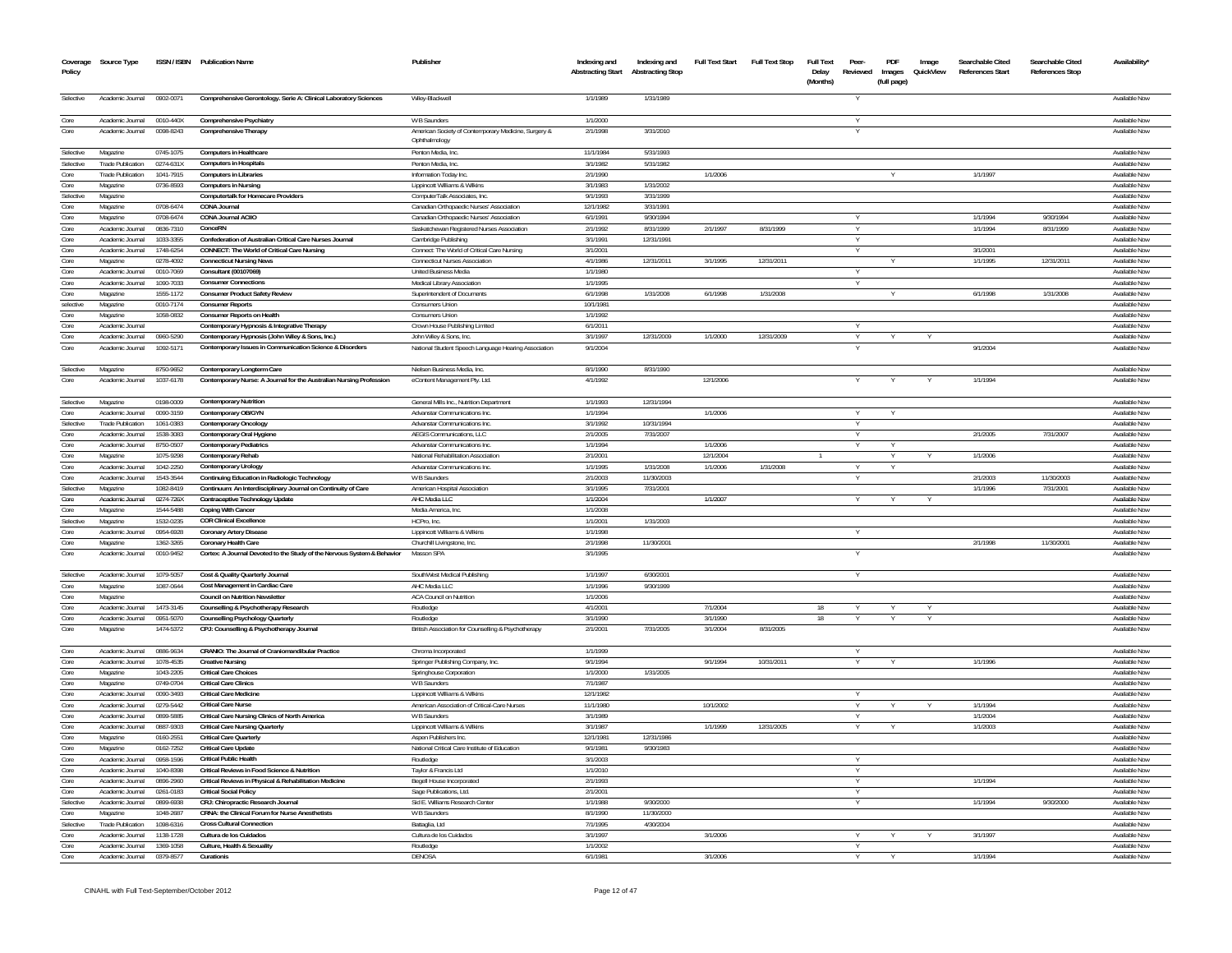| Coverage Policy | Source Type | ISSN / ISBN | Publication Name | Publisher | Indexing and Abstracting Start | Indexing and Abstracting Stop | Full Text Start | Full Text Stop | Full Text Delay (Months) | Peer-Reviewed | PDF Images (full page) | Image QuickView | Searchable Cited References Start | Searchable Cited References Stop | Availability* |
|---|---|---|---|---|---|---|---|---|---|---|---|---|---|---|---|
| Selective | Academic Journal | 0902-0071 | Comprehensive Gerontology. Serie A: Clinical Laboratory Sciences | Wiley-Blackwell | 1/1/1989 | 1/31/1989 | | | | Y | | | | | Available Now |
| Core | Academic Journal | 0010-440X | Comprehensive Psychiatry | W B Saunders | 1/1/2000 | | | | | Y | | | | | Available Now |
| Core | Academic Journal | 0098-8243 | Comprehensive Therapy | American Society of Contemporary Medicine, Surgery & Ophthalmology | 2/1/1998 | 3/31/2010 | | | | Y | | | | | Available Now |
| Selective | Magazine | 0745-1075 | Computers in Healthcare | Penton Media, Inc. | 11/1/1984 | 5/31/1993 | | | | | | | | | Available Now |
| Selective | Trade Publication | 0274-631X | Computers in Hospitals | Penton Media, Inc. | 3/1/1982 | 5/31/1982 | | | | | | | | | Available Now |
| Core | Trade Publication | 1041-7915 | Computers in Libraries | Information Today Inc. | 2/1/1990 | | 1/1/2006 | | | | Y | | 1/1/1997 | | Available Now |
| Core | Magazine | 0736-8593 | Computers in Nursing | Lippincott Williams & Wilkins | 3/1/1983 | 1/31/2002 | | | | | | | | | Available Now |
| Selective | Magazine | | Computertalk for Homecare Providers | ComputerTalk Associates, Inc. | 9/1/1993 | 3/31/1999 | | | | | | | | | Available Now |
| Core | Magazine | 0708-6474 | CONA Journal | Canadian Orthopaedic Nurses' Association | 12/1/1982 | 3/31/1991 | | | | | | | | | Available Now |
| Core | Magazine | 0708-6474 | CONA Journal ACIIO | Canadian Orthopaedic Nurses' Association | 6/1/1991 | 9/30/1994 | | | | Y | | | 1/1/1994 | 9/30/1994 | Available Now |
| Core | Academic Journal | 0836-7310 | ConceRN | Saskatchewan Registered Nurses Association | 2/1/1992 | 8/31/1999 | 2/1/1997 | 8/31/1999 | | Y | | | 1/1/1994 | 8/31/1999 | Available Now |
| Core | Academic Journal | 1033-3355 | Confederation of Australian Critical Care Nurses Journal | Cambridge Publishing | 3/1/1991 | 12/31/1991 | | | | Y | | | | | Available Now |
| Core | Academic Journal | 1748-6254 | CONNECT: The World of Critical Care Nursing | Connect: The World of Critical Care Nursing | 3/1/2001 | | | | | Y | | | 3/1/2001 | | Available Now |
| Core | Magazine | 0278-4092 | Connecticut Nursing News | Connecticut Nurses Association | 4/1/1986 | 12/31/2011 | 3/1/1995 | 12/31/2011 | | | Y | | 1/1/1995 | 12/31/2011 | Available Now |
| Core | Academic Journal | 0010-7069 | Consultant (00107069) | United Business Media | 1/1/1980 | | | | | Y | | | | | Available Now |
| Core | Academic Journal | 1090-7033 | Consumer Connections | Medical Library Association | 1/1/1995 | | | | | Y | | | | | Available Now |
| Core | Magazine | 1555-1172 | Consumer Product Safety Review | Superintendent of Documents | 6/1/1998 | 1/31/2008 | 6/1/1998 | 1/31/2008 | | | Y | | 6/1/1998 | 1/31/2008 | Available Now |
| selective | Magazine | 0010-7174 | Consumer Reports | Consumers Union | 10/1/1981 | | | | | | | | | | Available Now |
| Core | Magazine | 1058-0832 | Consumer Reports on Health | Consumers Union | 1/1/1992 | | | | | | | | | | Available Now |
| Core | Academic Journal | | Contemporary Hypnosis & Integrative Therapy | Crown House Publishing Limited | 6/1/2011 | | | | | Y | | | | | Available Now |
| Core | Academic Journal | 0960-5290 | Contemporary Hypnosis (John Wiley & Sons, Inc.) | John Wiley & Sons, Inc. | 3/1/1997 | 12/31/2009 | 1/1/2000 | 12/31/2009 | | Y | Y | Y | | | Available Now |
| Core | Academic Journal | 1092-5171 | Contemporary Issues in Communication Science & Disorders | National Student Speech Language Hearing Association | 9/1/2004 | | | | | Y | | | 9/1/2004 | | Available Now |
| Selective | Magazine | 8750-9652 | Contemporary Longterm Care | Nielsen Business Media, Inc. | 8/1/1990 | 8/31/1990 | | | | | | | | | Available Now |
| Core | Academic Journal | 1037-6178 | Contemporary Nurse: A Journal for the Australian Nursing Profession | eContent Management Pty. Ltd. | 4/1/1992 | | 12/1/2006 | | | Y | Y | Y | 1/1/1994 | | Available Now |
| Selective | Magazine | 0198-0009 | Contemporary Nutrition | General Mills Inc., Nutrition Department | 1/1/1993 | 12/31/1994 | | | | | | | | | Available Now |
| Core | Academic Journal | 0090-3159 | Contemporary OB/GYN | Advanstar Communications Inc. | 1/1/1994 | | 1/1/2006 | | | Y | Y | | | | Available Now |
| Selective | Trade Publication | 1061-0383 | Contemporary Oncology | Advanstar Communications Inc. | 3/1/1992 | 10/31/1994 | | | | Y | | | | | Available Now |
| Core | Academic Journal | 1538-3083 | Contemporary Oral Hygiene | AEGIS Communications, LLC | 2/1/2005 | 7/31/2007 | | | | Y | | | 2/1/2005 | 7/31/2007 | Available Now |
| Core | Academic Journal | 8750-0507 | Contemporary Pediatrics | Advanstar Communications Inc. | 1/1/1994 | | 1/1/2006 | | | Y | Y | | | | Available Now |
| Core | Magazine | 1075-9298 | Contemporary Rehab | National Rehabilitation Association | 2/1/2001 | | 12/1/2004 | | 1 | | Y | Y | 1/1/2006 | | Available Now |
| Core | Academic Journal | 1042-2250 | Contemporary Urology | Advanstar Communications Inc. | 1/1/1995 | 1/31/2008 | 1/1/2006 | 1/31/2008 | | Y | Y | | | | Available Now |
| Core | Academic Journal | 1543-3544 | Continuing Education in Radiologic Technology | W B Saunders | 2/1/2003 | 11/30/2003 | | | | Y | | | 2/1/2003 | 11/30/2003 | Available Now |
| Selective | Magazine | 1082-8419 | Continuum: An Interdisciplinary Journal on Continuity of Care | American Hospital Association | 3/1/1995 | 7/31/2001 | | | | | | | 1/1/1996 | 7/31/2001 | Available Now |
| Core | Academic Journal | 0274-726X | Contraceptive Technology Update | AHC Media LLC | 1/1/2004 | | 1/1/2007 | | | Y | Y | Y | | | Available Now |
| Core | Magazine | 1544-5488 | Coping With Cancer | Media America, Inc. | 1/1/2008 | | | | | | | | | | Available Now |
| Selective | Magazine | 1532-0235 | COR Clinical Excellence | HCPro, Inc. | 1/1/2001 | 1/31/2003 | | | | | | | | | Available Now |
| Core | Academic Journal | 0954-6928 | Coronary Artery Disease | Lippincott Williams & Wilkins | 1/1/1998 | | | | | Y | | | | | Available Now |
| Core | Magazine | 1362-3265 | Coronary Health Care | Churchill Livingstone, Inc. | 2/1/1998 | 11/30/2001 | | | | | | | 2/1/1998 | 11/30/2001 | Available Now |
| Core | Academic Journal | 0010-9452 | Cortex: A Journal Devoted to the Study of the Nervous System & Behavior | Masson SPA | 3/1/1995 | | | | | Y | | | | | Available Now |
| Selective | Academic Journal | 1079-5057 | Cost & Quality Quarterly Journal | SouthWest Medical Publishing | 1/1/1997 | 6/30/2001 | | | | Y | | | | | Available Now |
| Core | Magazine | 1087-0644 | Cost Management in Cardiac Care | AHC Media LLC | 1/1/1996 | 9/30/1999 | | | | | | | | | Available Now |
| Core | Magazine | | Council on Nutrition Newsletter | ACA Council on Nutrition | 1/1/2006 | | | | | | | | | | Available Now |
| Core | Academic Journal | 1473-3145 | Counselling & Psychotherapy Research | Routledge | 4/1/2001 | | 7/1/2004 | | 18 | Y | Y | Y | | | Available Now |
| Core | Academic Journal | 0951-5070 | Counselling Psychology Quarterly | Routledge | 3/1/1990 | | 3/1/1990 | | 18 | Y | Y | Y | | | Available Now |
| Core | Magazine | 1474-5372 | CPJ: Counselling & Psychotherapy Journal | British Association for Counselling & Psychotherapy | 2/1/2001 | 7/31/2005 | 3/1/2004 | 8/31/2005 | | | | | | | Available Now |
| Core | Academic Journal | 0886-9634 | CRANIO: The Journal of Craniomandibular Practice | Chroma Incorporated | 1/1/1999 | | | | | Y | | | | | Available Now |
| Core | Academic Journal | 1078-4535 | Creative Nursing | Springer Publishing Company, Inc. | 9/1/1994 | | 9/1/1994 | 10/31/2011 | | Y | Y | | 1/1/1996 | | Available Now |
| Core | Magazine | 1043-2205 | Critical Care Choices | Springhouse Corporation | 1/1/2000 | 1/31/2005 | | | | | | | | | Available Now |
| Core | Magazine | 0749-0704 | Critical Care Clinics | W B Saunders | 7/1/1987 | | | | | | | | | | Available Now |
| Core | Academic Journal | 0090-3493 | Critical Care Medicine | Lippincott Williams & Wilkins | 12/1/1982 | | | | | Y | | | | | Available Now |
| Core | Academic Journal | 0279-5442 | Critical Care Nurse | American Association of Critical-Care Nurses | 11/1/1980 | | 10/1/2002 | | | Y | Y | Y | 1/1/1994 | | Available Now |
| Core | Academic Journal | 0899-5885 | Critical Care Nursing Clinics of North America | W B Saunders | 3/1/1989 | | | | | Y | | | 1/1/2004 | | Available Now |
| Core | Academic Journal | 0887-9303 | Critical Care Nursing Quarterly | Lippincott Williams & Wilkins | 3/1/1987 | | 1/1/1999 | 12/31/2005 | | Y | Y | | 1/1/2003 | | Available Now |
| Core | Magazine | 0160-2551 | Critical Care Quarterly | Aspen Publishers Inc. | 12/1/1981 | 12/31/1986 | | | | | | | | | Available Now |
| Core | Magazine | 0162-7252 | Critical Care Update | National Critical Care Institute of Education | 9/1/1981 | 9/30/1983 | | | | | | | | | Available Now |
| Core | Academic Journal | 0958-1596 | Critical Public Health | Routledge | 3/1/2003 | | | | | Y | | | | | Available Now |
| Core | Academic Journal | 1040-8398 | Critical Reviews in Food Science & Nutrition | Taylor & Francis Ltd | 1/1/2010 | | | | | Y | | | | | Available Now |
| Core | Academic Journal | 0896-2960 | Critical Reviews in Physical & Rehabilitation Medicine | Begell House Incorporated | 2/1/1993 | | | | | Y | | | 1/1/1994 | | Available Now |
| Core | Academic Journal | 0261-0183 | Critical Social Policy | Sage Publications, Ltd. | 2/1/2001 | | | | | Y | | | | | Available Now |
| Selective | Academic Journal | 0899-6938 | CRJ: Chiropractic Research Journal | Sid E. Williams Research Center | 1/1/1988 | 9/30/2000 | | | | Y | | | 1/1/1994 | 9/30/2000 | Available Now |
| Core | Magazine | 1048-2687 | CRNA: the Clinical Forum for Nurse Anesthetists | W B Saunders | 8/1/1990 | 11/30/2000 | | | | | | | | | Available Now |
| Selective | Trade Publication | 1098-6316 | Cross Cultural Connection | Battaglia, Ltd | 7/1/1995 | 4/30/2004 | | | | | | | | | Available Now |
| Core | Academic Journal | 1138-1728 | Cultura de los Cuidados | Cultura de los Cuidados | 3/1/1997 | | 3/1/2006 | | | Y | Y | Y | 3/1/1997 | | Available Now |
| Core | Academic Journal | 1369-1058 | Culture, Health & Sexuality | Routledge | 1/1/2002 | | | | | Y | | | | | Available Now |
| Core | Academic Journal | 0379-8577 | Curationis | DENOSA | 6/1/1981 | | 3/1/2006 | | | Y | Y | | 1/1/1994 | | Available Now |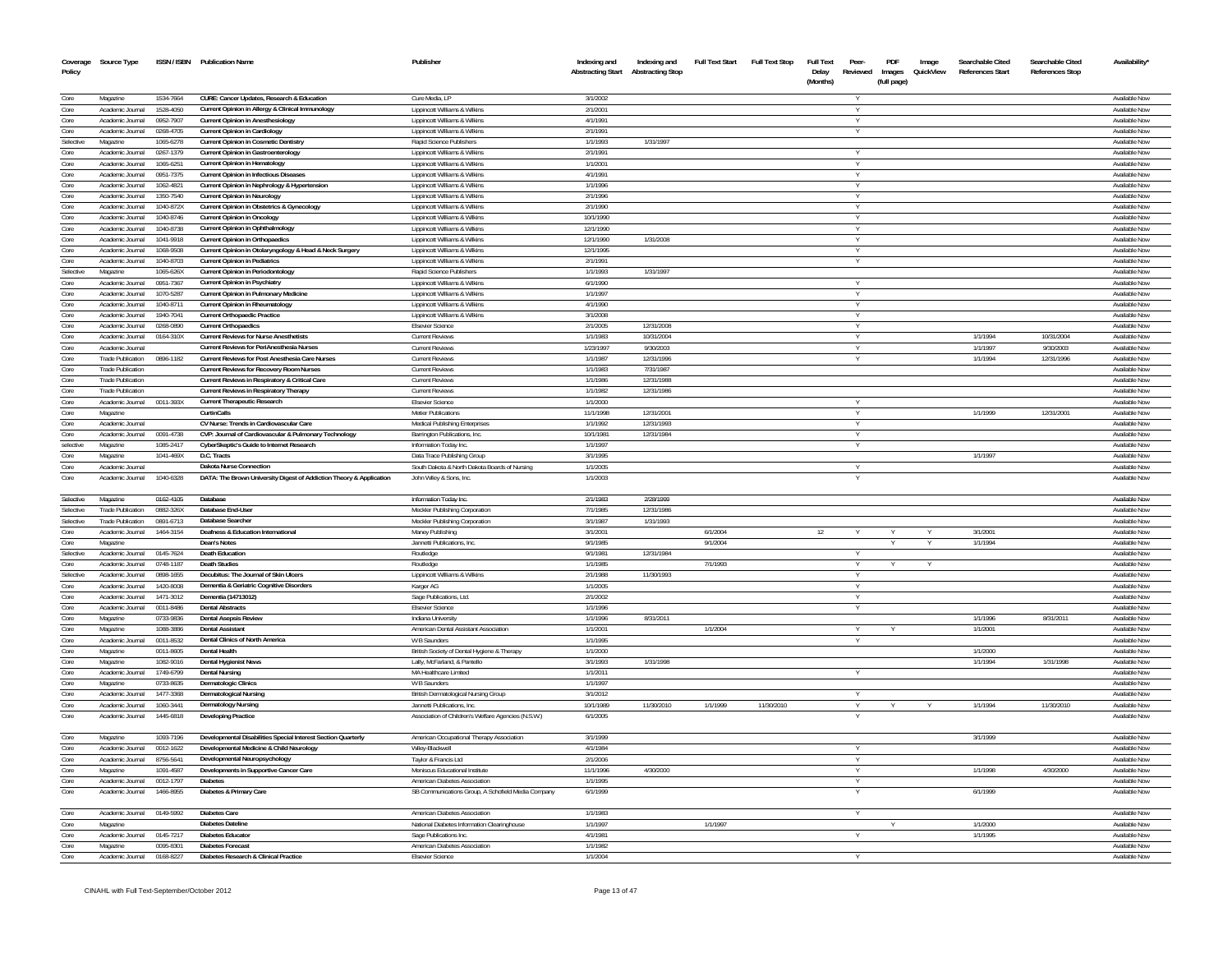| Coverage Policy | Source Type | ISSN / ISBN | Publication Name | Publisher | Indexing and Abstracting Start | Indexing and Abstracting Stop | Full Text Start | Full Text Stop | Full Text Delay (Months) | Peer-Reviewed | PDF Images (full page) | Image QuickView | Searchable Cited References Start | Searchable Cited References Stop | Availability* |
|---|---|---|---|---|---|---|---|---|---|---|---|---|---|---|---|
| Core | Magazine | 1534-7664 | CURE: Cancer Updates, Research & Education | Cure Media, LP | 3/1/2002 | | | | | Y | | | | | Available Now |
| Core | Academic Journal | 1528-4050 | Current Opinion in Allergy & Clinical Immunology | Lippincott Williams & Wilkins | 2/1/2001 | | | | | Y | | | | | Available Now |
| Core | Academic Journal | 0952-7907 | Current Opinion in Anesthesiology | Lippincott Williams & Wilkins | 4/1/1991 | | | | | Y | | | | | Available Now |
| Core | Academic Journal | 0268-4705 | Current Opinion in Cardiology | Lippincott Williams & Wilkins | 2/1/1991 | | | | | Y | | | | | Available Now |
| Selective | Magazine | 1065-6278 | Current Opinion in Cosmetic Dentistry | Rapid Science Publishers | 1/1/1993 | 1/31/1997 | | | | | | | | | Available Now |
| Core | Academic Journal | 0267-1379 | Current Opinion in Gastroenterology | Lippincott Williams & Wilkins | 2/1/1991 | | | | | Y | | | | | Available Now |
| Core | Academic Journal | 1065-6251 | Current Opinion in Hematology | Lippincott Williams & Wilkins | 1/1/2001 | | | | | Y | | | | | Available Now |
| Core | Academic Journal | 0951-7375 | Current Opinion in Infectious Diseases | Lippincott Williams & Wilkins | 4/1/1991 | | | | | Y | | | | | Available Now |
| Core | Academic Journal | 1062-4821 | Current Opinion in Nephrology & Hypertension | Lippincott Williams & Wilkins | 1/1/1996 | | | | | Y | | | | | Available Now |
| Core | Academic Journal | 1350-7540 | Current Opinion in Neurology | Lippincott Williams & Wilkins | 2/1/1996 | | | | | Y | | | | | Available Now |
| Core | Academic Journal | 1040-872X | Current Opinion in Obstetrics & Gynecology | Lippincott Williams & Wilkins | 2/1/1990 | | | | | Y | | | | | Available Now |
| Core | Academic Journal | 1040-8746 | Current Opinion in Oncology | Lippincott Williams & Wilkins | 10/1/1990 | | | | | Y | | | | | Available Now |
| Core | Academic Journal | 1040-8738 | Current Opinion in Ophthalmology | Lippincott Williams & Wilkins | 12/1/1990 | | | | | Y | | | | | Available Now |
| Core | Academic Journal | 1041-9918 | Current Opinion in Orthopaedics | Lippincott Williams & Wilkins | 12/1/1990 | 1/31/2008 | | | | Y | | | | | Available Now |
| Core | Academic Journal | 1068-9508 | Current Opinion in Otolaryngology & Head & Neck Surgery | Lippincott Williams & Wilkins | 12/1/1995 | | | | | Y | | | | | Available Now |
| Core | Academic Journal | 1040-8703 | Current Opinion in Pediatrics | Lippincott Williams & Wilkins | 2/1/1991 | | | | | Y | | | | | Available Now |
| Selective | Magazine | 1065-626X | Current Opinion in Periodontology | Rapid Science Publishers | 1/1/1993 | 1/31/1997 | | | | | | | | | Available Now |
| Core | Academic Journal | 0951-7367 | Current Opinion in Psychiatry | Lippincott Williams & Wilkins | 6/1/1990 | | | | | Y | | | | | Available Now |
| Core | Academic Journal | 1070-5287 | Current Opinion in Pulmonary Medicine | Lippincott Williams & Wilkins | 1/1/1997 | | | | | Y | | | | | Available Now |
| Core | Academic Journal | 1040-8711 | Current Opinion in Rheumatology | Lippincott Williams & Wilkins | 4/1/1990 | | | | | Y | | | | | Available Now |
| Core | Academic Journal | 1940-7041 | Current Orthopaedic Practice | Lippincott Williams & Wilkins | 3/1/2008 | | | | | Y | | | | | Available Now |
| Core | Academic Journal | 0268-0890 | Current Orthopaedics | Elsevier Science | 2/1/2005 | 12/31/2008 | | | | Y | | | | | Available Now |
| Core | Academic Journal | 0164-310X | Current Reviews for Nurse Anesthetists | Current Reviews | 1/1/1983 | 10/31/2004 | | | | Y | | | 1/1/1994 | 10/31/2004 | Available Now |
| Core | Academic Journal | | Current Reviews for PeriAnesthesia Nurses | Current Reviews | 1/23/1997 | 9/30/2003 | | | | Y | | | 1/1/1997 | 9/30/2003 | Available Now |
| Core | Trade Publication | 0896-1182 | Current Reviews for Post Anesthesia Care Nurses | Current Reviews | 1/1/1987 | 12/31/1996 | | | | Y | | | 1/1/1994 | 12/31/1996 | Available Now |
| Core | Trade Publication | | Current Reviews for Recovery Room Nurses | Current Reviews | 1/1/1983 | 7/31/1987 | | | | | | | | | Available Now |
| Core | Trade Publication | | Current Reviews in Respiratory & Critical Care | Current Reviews | 1/1/1986 | 12/31/1988 | | | | | | | | | Available Now |
| Core | Trade Publication | | Current Reviews in Respiratory Therapy | Current Reviews | 1/1/1982 | 12/31/1986 | | | | | | | | | Available Now |
| Core | Academic Journal | 0011-393X | Current Therapeutic Research | Elsevier Science | 1/1/2000 | | | | | Y | | | | | Available Now |
| Core | Magazine | | CurtinCalls | Metier Publications | 11/1/1998 | 12/31/2001 | | | | Y | | | 1/1/1999 | 12/31/2001 | Available Now |
| Core | Academic Journal | | CV Nurse: Trends in Cardiovascular Care | Medical Publishing Enterprises | 1/1/1992 | 12/31/1993 | | | | Y | | | | | Available Now |
| Core | Academic Journal | 0091-4738 | CVP: Journal of Cardiovascular & Pulmonary Technology | Barrington Publications, Inc. | 10/1/1981 | 12/31/1984 | | | | Y | | | | | Available Now |
| selective | Magazine | 1085-2417 | CyberSkeptic's Guide to Internet Research | Information Today Inc. | 1/1/1997 | | | | | Y | | | | | Available Now |
| Core | Magazine | 1041-469X | D.C. Tracts | Data Trace Publishing Group | 3/1/1995 | | | | | | | | 1/1/1997 | | Available Now |
| Core | Academic Journal | | Dakota Nurse Connection | South Dakota & North Dakota Boards of Nursing | 1/1/2005 | | | | | Y | | | | | Available Now |
| Core | Academic Journal | 1040-6328 | DATA: The Brown University Digest of Addiction Theory & Application | John Wiley & Sons, Inc. | 1/1/2003 | | | | | Y | | | | | Available Now |
| Selective | Magazine | 0162-4105 | Database | Information Today Inc. | 2/1/1983 | 2/28/1999 | | | | | | | | | Available Now |
| Selective | Trade Publication | 0882-326X | Database End-User | Meckler Publishing Corporation | 7/1/1985 | 12/31/1986 | | | | | | | | | Available Now |
| Selective | Trade Publication | 0891-6713 | Database Searcher | Meckler Publishing Corporation | 3/1/1987 | 1/31/1993 | | | | | | | | | Available Now |
| Core | Academic Journal | 1464-3154 | Deafness & Education International | Maney Publishing | 3/1/2001 | | 6/1/2004 | | 12 | Y | Y | Y | 3/1/2001 | | Available Now |
| Core | Magazine | | Dean's Notes | Jannetti Publications, Inc. | 9/1/1985 | | 9/1/2004 | | | | Y | Y | 1/1/1994 | | Available Now |
| Selective | Academic Journal | 0145-7624 | Death Education | Routledge | 9/1/1981 | 12/31/1984 | | | | Y | | | | | Available Now |
| Core | Academic Journal | 0748-1187 | Death Studies | Routledge | 1/1/1985 | | 7/1/1993 | | | Y | Y | Y | | | Available Now |
| Selective | Academic Journal | 0898-1655 | Decubitus: The Journal of Skin Ulcers | Lippincott Williams & Wilkins | 2/1/1988 | 11/30/1993 | | | | Y | | | | | Available Now |
| Core | Academic Journal | 1420-8008 | Dementia & Geriatric Cognitive Disorders | Karger AG | 1/1/2005 | | | | | Y | | | | | Available Now |
| Core | Academic Journal | 1471-3012 | Dementia (14713012) | Sage Publications, Ltd. | 2/1/2002 | | | | | Y | | | | | Available Now |
| Core | Academic Journal | 0011-8486 | Dental Abstracts | Elsevier Science | 1/1/1996 | | | | | Y | | | | | Available Now |
| Core | Magazine | 0733-9836 | Dental Asepsis Review | Indiana University | 1/1/1996 | 8/31/2011 | | | | | | | 1/1/1996 | 8/31/2011 | Available Now |
| Core | Magazine | 1088-3886 | Dental Assistant | American Dental Assistant Association | 1/1/2001 | | 1/1/2004 | | | Y | Y | | 1/1/2001 | | Available Now |
| Core | Academic Journal | 0011-8532 | Dental Clinics of North America | W B Saunders | 1/1/1995 | | | | | Y | | | | | Available Now |
| Core | Magazine | 0011-8605 | Dental Health | British Society of Dental Hygiene & Therapy | 1/1/2000 | | | | | | | | 1/1/2000 | | Available Now |
| Core | Magazine | 1082-9016 | Dental Hygienist News | Lally, McFarland, & Pantello | 3/1/1993 | 1/31/1998 | | | | | | | 1/1/1994 | 1/31/1998 | Available Now |
| Core | Academic Journal | 1749-6799 | Dental Nursing | MA Healthcare Limited | 1/1/2011 | | | | | Y | | | | | Available Now |
| Core | Magazine | 0733-8635 | Dermatologic Clinics | W B Saunders | 1/1/1997 | | | | | | | | | | Available Now |
| Core | Academic Journal | 1477-3368 | Dermatological Nursing | British Dermatological Nursing Group | 3/1/2012 | | | | | Y | | | | | Available Now |
| Core | Academic Journal | 1060-3441 | Dermatology Nursing | Jannetti Publications, Inc. | 10/1/1989 | 11/30/2010 | 1/1/1999 | 11/30/2010 | | Y | Y | Y | 1/1/1994 | 11/30/2010 | Available Now |
| Core | Academic Journal | 1445-6818 | Developing Practice | Association of Children's Welfare Agencies (N.S.W.) | 6/1/2005 | | | | | Y | | | | | Available Now |
| Core | Magazine | 1093-7196 | Developmental Disabilities Special Interest Section Quarterly | American Occupational Therapy Association | 3/1/1999 | | | | | | | | 3/1/1999 | | Available Now |
| Core | Academic Journal | 0012-1622 | Developmental Medicine & Child Neurology | Wiley-Blackwell | 4/1/1984 | | | | | Y | | | | | Available Now |
| Core | Academic Journal | 8756-5641 | Developmental Neuropsychology | Taylor & Francis Ltd | 2/1/2006 | | | | | Y | | | | | Available Now |
| Core | Magazine | 1091-4687 | Developments in Supportive Cancer Care | Meniscus Educational Institute | 11/1/1996 | 4/30/2000 | | | | Y | | | 1/1/1998 | 4/30/2000 | Available Now |
| Core | Academic Journal | 0012-1797 | Diabetes | American Diabetes Association | 1/1/1995 | | | | | Y | | | | | Available Now |
| Core | Academic Journal | 1466-8955 | Diabetes & Primary Care | SB Communications Group, A Schofield Media Company | 6/1/1999 | | | | | Y | | | 6/1/1999 | | Available Now |
| Core | Academic Journal | 0149-5992 | Diabetes Care | American Diabetes Association | 1/1/1983 | | | | | Y | | | | | Available Now |
| Core | Magazine | | Diabetes Dateline | National Diabetes Information Clearinghouse | 1/1/1997 | | 1/1/1997 | | | | Y | | 1/1/2000 | | Available Now |
| Core | Academic Journal | 0145-7217 | Diabetes Educator | Sage Publications Inc. | 4/1/1981 | | | | | Y | | | 1/1/1995 | | Available Now |
| Core | Magazine | 0095-8301 | Diabetes Forecast | American Diabetes Association | 1/1/1982 | | | | | | | | | | Available Now |
| Core | Academic Journal | 0168-8227 | Diabetes Research & Clinical Practice | Elsevier Science | 1/1/2004 | | | | | Y | | | | | Available Now |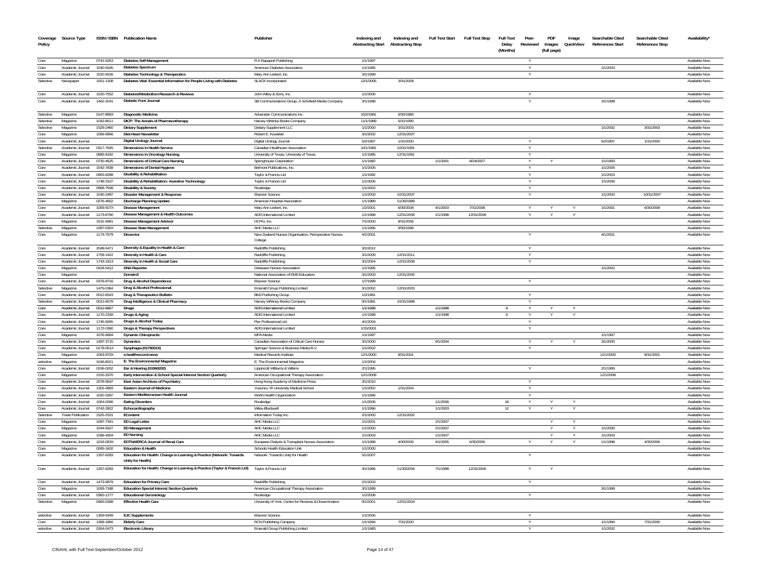| Coverage Policy | Source Type | ISSN / ISBN | Publication Name | Publisher | Indexing and Abstracting Start | Indexing and Abstracting Stop | Full Text Start | Full Text Stop | Full Text Delay (Months) | Peer-Reviewed | PDF Images (full page) | Image QuickView | Searchable Cited References Start | Searchable Cited References Stop | Availability* |
|---|---|---|---|---|---|---|---|---|---|---|---|---|---|---|---|
| Core | Magazine | 0741-6253 | Diabetes Self-Management | R A Rapaport Publishing | 1/1/1997 | | | | | Y | | | | | Available Now |
| Core | Academic Journal | 1040-9165 | Diabetes Spectrum | American Diabetes Association | 1/1/1995 | | | | | Y | | | 1/1/2003 | | Available Now |
| Core | Academic Journal | 1520-9156 | Diabetes Technology & Therapeutics | Mary Ann Liebert, Inc. | 3/1/1999 | | | | | Y | | | | | Available Now |
| Selective | Newspaper | 1551-1308 | Diabetes Vital: Essential Information for People Living with Diabetes | SLACK Incorporated | 12/1/2005 | 3/31/2008 | | | | | | | | | Available Now |
| Core | Academic Journal | 1520-7552 | Diabetes/Metabolism Research & Reviews | John Wiley & Sons, Inc. | 1/1/2006 | | | | | Y | | | | | Available Now |
| Core | Academic Journal | 1462-2041 | Diabetic Foot Journal | SB Communications Group, A Schofield Media Company | 3/1/1998 | | | | | Y | | | 3/1/1998 | | Available Now |
| Selective | Magazine | 0147-8893 | Diagnostic Medicine | Advanstar Communications Inc. | 10/2/1981 | 6/30/1985 | | | | | | | | | Available Now |
| Selective | Magazine | 1042-9611 | DICP: The Annals of Pharmacotherapy | Harvey Whitney Books Company | 11/1/1989 | 5/31/1990 | | | | | | | | | Available Now |
| Selective | Magazine | 1529-2460 | Dietary Supplement | Dietary Supplement LLC | 1/1/2000 | 3/31/2003 | | | | | | | 1/1/2002 | 3/31/2003 | Available Now |
| Core | Magazine | 1066-6966 | Diet-Heart Newsletter | Robert E. Kowalski | 3/1/2002 | 12/31/2007 | | | | | | | | | Available Now |
| Core | Academic Journal | | Digital Urology Journal | Digital Urology Journal | 5/2/1997 | 1/31/2000 | | | | Y | | | 5/2/1997 | 1/31/2000 | Available Now |
| Selective | Academic Journal | 0317-7645 | Dimensions in Health Service | Canadian Healthcare Association | 10/1/1981 | 10/31/1991 | | | | Y | | | | | Available Now |
| Core | Magazine | 0885-6192 | Dimensions in Oncology Nursing | University of Texas, University of Texas | 1/1/1985 | 12/31/1991 | | | | Y | | | | | Available Now |
| Core | Academic Journal | 0730-4625 | Dimensions of Critical Care Nursing | Springhouse Corporation | 1/1/1982 | | 1/1/2001 | 8/24/2007 | | Y | Y | | 1/1/1993 | | Available Now |
| Core | Academic Journal | 1542-7838 | Dimensions of Dental Hygiene | Belmont Publications, Inc. | 1/1/2005 | | | | | Y | | | 1/1/2005 | | Available Now |
| Core | Academic Journal | 0963-8288 | Disability & Rehabilitation | Taylor & Francis Ltd | 1/1/1992 | | | | | Y | | | 1/1/2003 | | Available Now |
| Core | Academic Journal | 1748-3107 | Disability & Rehabilitation: Assistive Technology | Taylor & Francis Ltd | 1/1/2006 | | | | | Y | | | 1/1/2006 | | Available Now |
| Core | Academic Journal | 0968-7599 | Disability & Society | Routledge | 1/1/2002 | | | | | Y | | | | | Available Now |
| Core | Academic Journal | 1540-2487 | Disaster Management & Response | Elsevier Science | 1/1/2003 | 10/31/2007 | | | | Y | | | 1/1/2003 | 10/31/2007 | Available Now |
| Core | Magazine | 0276-4652 | Discharge Planning Update | American Hospital Association | 1/1/1989 | 11/30/1989 | | | | | | | | | Available Now |
| Core | Academic Journal | 1093-507X | Disease Management | Mary Ann Liebert, Inc. | 1/2/2001 | 6/30/2008 | 4/1/2003 | 7/31/2008 | | Y | Y | Y | 1/1/2001 | 6/30/2008 | Available Now |
| Core | Academic Journal | 1173-8790 | Disease Management & Health Outcomes | ADIS International Limited | 1/1/1998 | 12/31/2008 | 1/1/1998 | 12/31/2008 | | Y | Y | Y | | | Available Now |
| Core | Magazine | 1531-5681 | Disease Management Advisor | HCPro, Inc. | 7/1/2000 | 8/31/2006 | | | | | | | | | Available Now |
| Selective | Magazine | 1087-030X | Disease State Management | AHC Media LLC | 1/1/1996 | 9/30/1999 | | | | | | | | | Available Now |
| Core | Magazine | 1174-7579 | Dissector | New Zealand Nurses Organisation, Perioperative Nurses College | 4/1/2001 | | | | | Y | | | 4/1/2001 | | Available Now |
| Core | Academic Journal | 2049-5471 | Diversity & Equality in Health & Care | Radcliffe Publishing | 3/1/2012 | | | | | Y | | | | | Available Now |
| Core | Academic Journal | 1759-1422 | Diversity in Health & Care | Radcliffe Publishing | 3/1/2009 | 12/31/2011 | | | | Y | | | | | Available Now |
| Core | Academic Journal | 1743-1913 | Diversity in Health & Social Care | Radcliffe Publishing | 3/1/2004 | 12/31/2008 | | | | Y | | | | | Available Now |
| Core | Magazine | 0418-5412 | DNA Reporter | Delaware Nurses Association | 1/1/1995 | | | | | | | | 1/1/2002 | | Available Now |
| Core | Magazine | | Domain3 | National Association of EMS Educators | 3/1/2003 | 12/31/2006 | | | | | | | | | Available Now |
| Core | Academic Journal | 0376-8716 | Drug & Alcohol Dependence | Elsevier Science | 1/7/1999 | | | | | Y | | | | | Available Now |
| Selective | Magazine | 1475-0384 | Drug & Alcohol Professional | Emerald Group Publishing Limited | 3/1/2002 | 12/31/2003 | | | | | | | | | Available Now |
| Core | Academic Journal | 0012-6543 | Drug & Therapeutics Bulletin | BMJ Publishing Group | 1/2/1981 | | | | | Y | | | | | Available Now |
| Selective | Academic Journal | 0012-6578 | Drug Intelligence & Clinical Pharmacy | Harvey Whitney Books Company | 9/1/1981 | 10/31/1988 | | | | Y | | | | | Available Now |
| Core | Academic Journal | 0012-6667 | Drugs | ADIS International Limited | 1/1/1998 | | 1/1/1998 | | 6 | Y | Y | Y | | | Available Now |
| Core | Academic Journal | 1170-229X | Drugs & Aging | ADIS International Limited | 1/1/1998 | | 1/1/1998 | | 6 | Y | Y | Y | | | Available Now |
| Core | Academic Journal | 1745-9265 | Drugs & Alcohol Today | Pier Professional Ltd. | 4/1/2004 | | | | | Y | | | | | Available Now |
| Core | Academic Journal | 1172-0360 | Drugs & Therapy Perspectives | ADIS International Limited | 1/15/2001 | | | | | Y | | | | | Available Now |
| Core | Magazine | 1076-9684 | Dynamic Chiropractic | MPA Media | 1/1/1997 | | | | | | | | 1/1/1997 | | Available Now |
| Core | Academic Journal | 1497-3715 | Dynamics | Canadian Association of Critical Care Nurses | 3/1/2000 | | 9/1/2004 | | | Y | Y | Y | 3/1/2000 | | Available Now |
| Core | Academic Journal | 0179-051X | Dysphagia (0179051X) | Springer Science & Business Media B.V. | 1/1/2002 | | | | | Y | | | | | Available Now |
| Core | Magazine | 1063-973X | e.healthrecord.news | Medical Records Institute | 12/1/2000 | 8/31/2001 | | | | | | | 12/1/2000 | 8/31/2001 | Available Now |
| selective | Magazine | 1046-8021 | E: The Environmental Magazine | E: The Environmental Magazine | 1/1/2004 | | | | | | | | | | Available Now |
| Core | Academic Journal | 0196-0202 | Ear & Hearing (01960202) | Lippincott Williams & Wilkins | 2/1/1995 | | | | | Y | | | 2/1/1995 | | Available Now |
| Core | Magazine | 2150-3370 | Early Intervention & School Special Interest Section Quarterly | American Occupational Therapy Association | 12/1/2008 | | | | | | | | 12/1/2008 | | Available Now |
| Core | Academic Journal | 2078-9947 | East Asian Archives of Psychiatry | Hong Kong Academy of Medicine Press | 3/1/2010 | | | | | Y | | | | | Available Now |
| Core | Academic Journal | 1301-0883 | Eastern Journal of Medicine | Yuzuncu Yil University Medical School | 1/1/2002 | 1/31/2004 | | | | Y | | | | | Available Now |
| Core | Academic Journal | 1020-3397 | Eastern Mediterranean Health Journal | World Health Organization | 1/1/1996 | | | | | Y | | | | | Available Now |
| Core | Academic Journal | 1064-0266 | Eating Disorders | Routledge | 1/1/2006 | | 1/1/2006 | | 18 | Y | Y | Y | | | Available Now |
| Core | Academic Journal | 0742-2822 | Echocardiography | Wiley-Blackwell | 1/1/1996 | | 1/1/2003 | | 12 | Y | Y | Y | | | Available Now |
| Selective | Trade Publication | 1525-2531 | EContent | Information Today Inc. | 2/1/2000 | 12/31/2002 | | | | | | | | | Available Now |
| Core | Magazine | 1087-7341 | ED Legal Letter | AHC Media LLC | 1/1/2001 | | 2/1/2007 | | | | Y | Y | | | Available Now |
| Core | Magazine | 1044-9167 | ED Management | AHC Media LLC | 1/1/2000 | | 2/1/2007 | | | | Y | Y | 1/1/2000 | | Available Now |
| Core | Magazine | 1096-4304 | ED Nursing | AHC Media LLC | 1/1/2003 | | 1/1/2007 | | | | Y | Y | 1/1/2003 | | Available Now |
| Core | Academic Journal | 1019-083X | EDTNA/ERCA Journal of Renal Care | European Dialysis & Transplant Nurses Association | 1/1/1998 | 4/30/2006 | 4/1/2005 | 6/30/2006 | | Y | Y | Y | 1/1/1998 | 4/30/2006 | Available Now |
| Core | Magazine | 0265-1602 | Education & Health | Schools Health Education Unit | 1/1/2000 | | | | | | | | | | Available Now |
| Core | Academic Journal | 1357-6283 | Education for Health: Change in Learning & Practice (Network: Towards Unity for Health) | Network: Towards Unity for Health | 5/1/2007 | | | | | Y | | | | | Available Now |
| Core | Academic Journal | 1357-6283 | Education for Health: Change in Learning & Practice (Taylor & Francis Ltd) | Taylor & Francis Ltd | 3/1/1996 | 11/30/2006 | 7/1/1998 | 12/31/2006 | | Y | Y | | | | Available Now |
| Core | Academic Journal | 1473-9879 | Education for Primary Care | Radcliffe Publishing | 2/1/2003 | | | | | Y | | | | | Available Now |
| Core | Magazine | 1093-7188 | Education Special Interest Section Quarterly | American Occupational Therapy Association | 3/1/1999 | | | | | | | | 3/1/1999 | | Available Now |
| Core | Academic Journal | 0360-1277 | Educational Gerontology | Routledge | 1/1/2008 | | | | | Y | | | | | Available Now |
| Selective | Magazine | 0965-0288 | Effective Health Care | University of York, Centre for Reviews & Dissemination | 9/1/2001 | 12/31/2004 | | | | | | | | | Available Now |
| selective | Academic Journal | 1359-6349 | EJC Supplements | Elsevier Science | 1/1/2006 | | | | | Y | | | | | Available Now |
| Core | Academic Journal | 1369-1856 | Elderly Care | RCN Publishing Company | 1/1/1994 | 7/31/2000 | | | | Y | | | 1/1/1994 | 7/31/2000 | Available Now |
| selective | Academic Journal | 0264-0473 | Electronic Library | Emerald Group Publishing Limited | 1/1/1983 | | | | | Y | | | 1/1/2002 | | Available Now |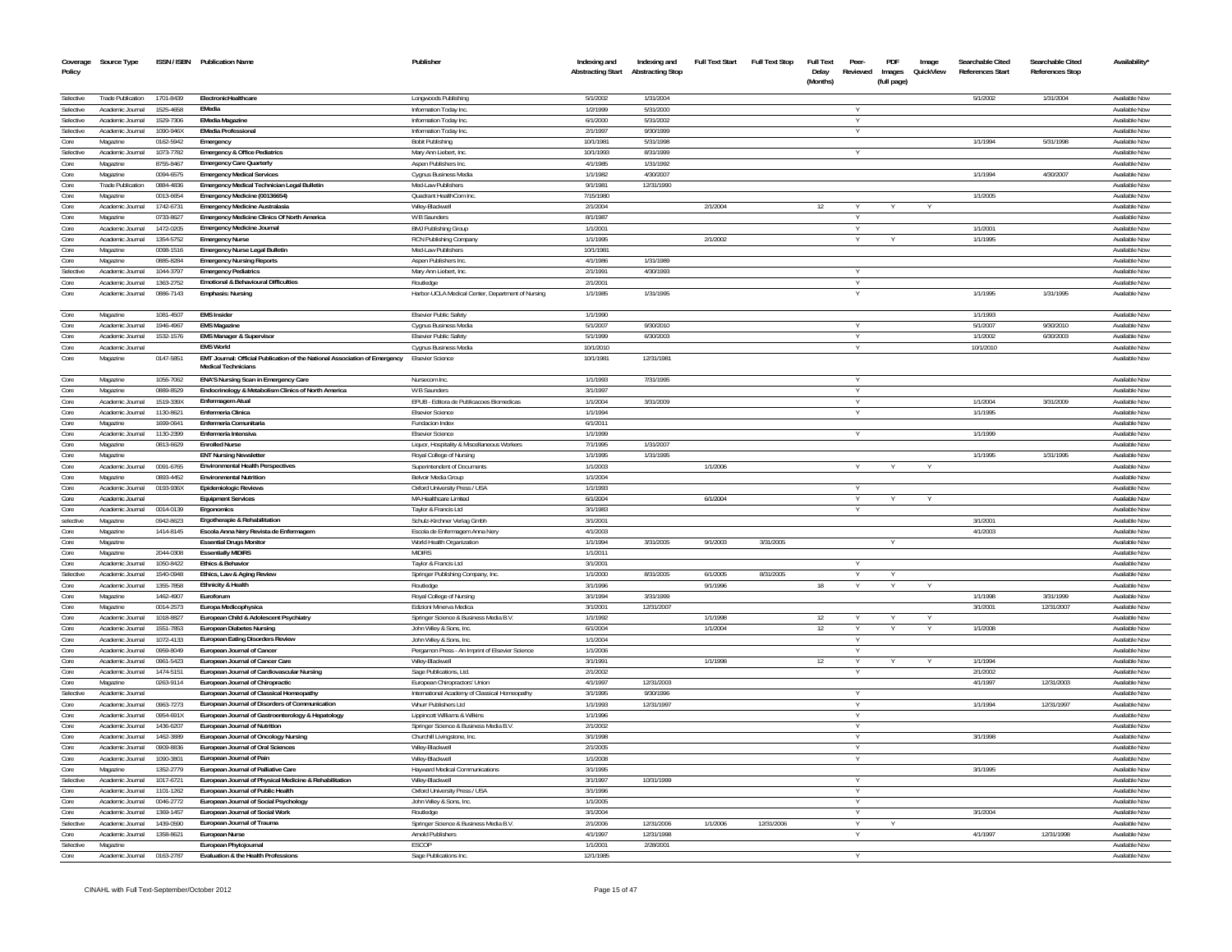| Coverage Policy | Source Type | ISSN / ISBN | Publication Name | Publisher | Indexing and Abstracting Start | Indexing and Abstracting Stop | Full Text Start | Full Text Stop | Full Text Delay (Months) | Peer-Reviewed | PDF Images (full page) | Image QuickView | Searchable Cited References Start | Searchable Cited References Stop | Availability* |
|---|---|---|---|---|---|---|---|---|---|---|---|---|---|---|---|
| Selective | Trade Publication | 1701-8439 | ElectronicHealthcare | Longwoods Publishing | 5/1/2002 | 1/31/2004 | | | | | | | 5/1/2002 | 1/31/2004 | Available Now |
| Selective | Academic Journal | 1525-4658 | EMedia | Information Today Inc. | 1/2/1999 | 5/31/2000 | | | | Y | | | | | Available Now |
| Selective | Academic Journal | 1529-7306 | EMedia Magazine | Information Today Inc. | 6/1/2000 | 5/31/2002 | | | | Y | | | | | Available Now |
| Selective | Academic Journal | 1090-946X | EMedia Professional | Information Today Inc. | 2/1/1997 | 9/30/1999 | | | | Y | | | | | Available Now |
| Core | Magazine | 0162-5942 | Emergency | Bobit Publishing | 10/1/1981 | 5/31/1998 | | | | | | | 1/1/1994 | 5/31/1998 | Available Now |
| Selective | Academic Journal | 1073-7782 | Emergency & Office Pediatrics | Mary Ann Liebert, Inc. | 10/1/1993 | 8/31/1999 | | | | Y | | | | | Available Now |
| Core | Magazine | 8755-8467 | Emergency Care Quarterly | Aspen Publishers Inc. | 4/1/1985 | 1/31/1992 | | | | | | | | | Available Now |
| Core | Magazine | 0094-6575 | Emergency Medical Services | Cygnus Business Media | 1/1/1982 | 4/30/2007 | | | | | | | 1/1/1994 | 4/30/2007 | Available Now |
| Core | Trade Publication | 0884-4836 | Emergency Medical Technician Legal Bulletin | Med-Law Publishers | 9/1/1981 | 12/31/1990 | | | | | | | | | Available Now |
| Core | Magazine | 0013-6654 | Emergency Medicine (00136654) | Quadrant HealthCom Inc. | 7/15/1980 | | | | | | | | 1/1/2005 | | Available Now |
| Core | Academic Journal | 1742-6731 | Emergency Medicine Australasia | Wiley-Blackwell | 2/1/2004 | | 2/1/2004 | | 12 | Y | Y | Y | | | Available Now |
| Core | Magazine | 0733-8627 | Emergency Medicine Clinics Of North America | W B Saunders | 8/1/1987 | | | | | Y | | | | | Available Now |
| Core | Academic Journal | 1472-0205 | Emergency Medicine Journal | BMJ Publishing Group | 1/1/2001 | | | | | Y | | | 1/1/2001 | | Available Now |
| Core | Academic Journal | 1354-5752 | Emergency Nurse | RCN Publishing Company | 1/1/1995 | | 2/1/2002 | | | Y | Y | | 1/1/1995 | | Available Now |
| Core | Magazine | 0098-1516 | Emergency Nurse Legal Bulletin | Med-Law Publishers | 10/1/1981 | | | | | | | | | | Available Now |
| Core | Magazine | 0885-8284 | Emergency Nursing Reports | Aspen Publishers Inc. | 4/1/1986 | 1/31/1989 | | | | | | | | | Available Now |
| Selective | Academic Journal | 1044-3797 | Emergency Pediatrics | Mary Ann Liebert, Inc. | 2/1/1991 | 4/30/1993 | | | | Y | | | | | Available Now |
| Core | Academic Journal | 1363-2752 | Emotional & Behavioural Difficulties | Routledge | 2/1/2001 | | | | | Y | | | | | Available Now |
| Core | Academic Journal | 0886-7143 | Emphasis: Nursing | Harbor-UCLA Medical Center, Department of Nursing | 1/1/1985 | 1/31/1995 | | | | Y | | | 1/1/1995 | 1/31/1995 | Available Now |
| Core | Magazine | 1081-4507 | EMS Insider | Elsevier Public Safety | 1/1/1990 | | | | | | | | 1/1/1993 | | Available Now |
| Core | Academic Journal | 1946-4967 | EMS Magazine | Cygnus Business Media | 5/1/2007 | 9/30/2010 | | | | Y | | | 5/1/2007 | 9/30/2010 | Available Now |
| Core | Academic Journal | 1532-1576 | EMS Manager & Supervisor | Elsevier Public Safety | 5/1/1999 | 6/30/2003 | | | | Y | | | 1/1/2002 | 6/30/2003 | Available Now |
| Core | Academic Journal | | EMS World | Cygnus Business Media | 10/1/2010 | | | | | Y | | | 10/1/2010 | | Available Now |
| Core | Magazine | 0147-5851 | EMT Journal: Official Publication of the National Association of Emergency Medical Technicians | Elsevier Science | 10/1/1981 | 12/31/1981 | | | | | | | | | Available Now |
| Core | Magazine | 1056-7062 | ENA'S Nursing Scan in Emergency Care | Nursecom Inc. | 1/1/1993 | 7/31/1995 | | | | Y | | | | | Available Now |
| Core | Magazine | 0889-8529 | Endocrinology & Metabolism Clinics of North America | W B Saunders | 3/1/1997 | | | | | Y | | | | | Available Now |
| Core | Academic Journal | 1519-339X | Enfermagem Atual | EPUB - Editora de Publicacoes Biomedicas | 1/1/2004 | 3/31/2009 | | | | Y | | | 1/1/2004 | 3/31/2009 | Available Now |
| Core | Academic Journal | 1130-8621 | Enfermeria Clinica | Elsevier Science | 1/1/1994 | | | | | Y | | | 1/1/1995 | | Available Now |
| Core | Magazine | 1699-0641 | Enfermeria Comunitaria | Fundacion Index | 6/1/2011 | | | | | | | | | | Available Now |
| Core | Academic Journal | 1130-2399 | Enfermeria Intensiva | Elsevier Science | 1/1/1999 | | | | | Y | | | 1/1/1999 | | Available Now |
| Core | Magazine | 0813-6629 | Enrolled Nurse | Liquor, Hospitality & Miscellaneous Workers | 7/1/1995 | 1/31/2007 | | | | | | | | | Available Now |
| Core | Magazine | | ENT Nursing Newsletter | Royal College of Nursing | 1/1/1995 | 1/31/1995 | | | | | | | 1/1/1995 | 1/31/1995 | Available Now |
| Core | Academic Journal | 0091-6765 | Environmental Health Perspectives | Superintendent of Documents | 1/1/2003 | | 1/1/2006 | | | Y | Y | Y | | | Available Now |
| Core | Magazine | 0893-4452 | Environmental Nutrition | Belvoir Media Group | 1/1/2004 | | | | | | | | | | Available Now |
| Core | Academic Journal | 0193-936X | Epidemiologic Reviews | Oxford University Press / USA | 1/1/1993 | | | | | Y | | | | | Available Now |
| Core | Academic Journal | | Equipment Services | MA Healthcare Limited | 6/1/2004 | | 6/1/2004 | | | Y | Y | Y | | | Available Now |
| Core | Academic Journal | 0014-0139 | Ergonomics | Taylor & Francis Ltd | 3/1/1983 | | | | | Y | | | | | Available Now |
| selective | Magazine | 0942-8623 | Ergotherapie & Rehabilitation | Schulz-Kirchner Verlag Gmbh | 3/1/2001 | | | | | | | | 3/1/2001 | | Available Now |
| Core | Magazine | 1414-8145 | Escola Anna Nery Revista de Enfermagem | Escola de Enfermagem Anna Nery | 4/1/2003 | | | | | | | | 4/1/2003 | | Available Now |
| Core | Magazine | | Essential Drugs Monitor | World Health Organization | 1/1/1994 | 3/31/2005 | 9/1/2003 | 3/31/2005 | | | Y | | | | Available Now |
| Core | Magazine | 2044-0308 | Essentially MIDIRS | MIDIRS | 1/1/2011 | | | | | | | | | | Available Now |
| Core | Academic Journal | 1050-8422 | Ethics & Behavior | Taylor & Francis Ltd | 3/1/2001 | | | | | Y | | | | | Available Now |
| Selective | Academic Journal | 1540-0948 | Ethics, Law & Aging Review | Springer Publishing Company, Inc. | 1/1/2000 | 8/31/2005 | 6/1/2005 | 8/31/2005 | | Y | Y | | | | Available Now |
| Core | Academic Journal | 1355-7858 | Ethnicity & Health | Routledge | 3/1/1996 | | 9/1/1996 | | 18 | Y | Y | Y | | | Available Now |
| Core | Magazine | 1462-4907 | Euroforum | Royal College of Nursing | 3/1/1994 | 3/31/1999 | | | | | | | 1/1/1998 | 3/31/1999 | Available Now |
| Core | Magazine | 0014-2573 | Europa Medicophysica | Edizioni Minerva Medica | 3/1/2001 | 12/31/2007 | | | | | | | 3/1/2001 | 12/31/2007 | Available Now |
| Core | Academic Journal | 1018-8827 | European Child & Adolescent Psychiatry | Springer Science & Business Media B.V. | 1/1/1992 | | 1/1/1998 | | 12 | Y | Y | Y | | | Available Now |
| Core | Academic Journal | 1551-7853 | European Diabetes Nursing | John Wiley & Sons, Inc. | 6/1/2004 | | 1/1/2004 | | 12 | Y | Y | Y | 1/1/2008 | | Available Now |
| Core | Academic Journal | 1072-4133 | European Eating Disorders Review | John Wiley & Sons, Inc. | 1/1/2004 | | | | | Y | | | | | Available Now |
| Core | Academic Journal | 0959-8049 | European Journal of Cancer | Pergamon Press - An Imprint of Elsevier Science | 1/1/2006 | | | | | Y | | | | | Available Now |
| Core | Academic Journal | 0961-5423 | European Journal of Cancer Care | Wiley-Blackwell | 3/1/1991 | | 1/1/1998 | | 12 | Y | Y | Y | 1/1/1994 | | Available Now |
| Core | Academic Journal | 1474-5151 | European Journal of Cardiovascular Nursing | Sage Publications, Ltd. | 2/1/2002 | | | | | Y | | | 2/1/2002 | | Available Now |
| Core | Magazine | 0263-9114 | European Journal of Chiropractic | European Chiropractors' Union | 4/1/1997 | 12/31/2003 | | | | | | | 4/1/1997 | 12/31/2003 | Available Now |
| Selective | Academic Journal | | European Journal of Classical Homeopathy | International Academy of Classical Homeopathy | 3/1/1995 | 9/30/1996 | | | | Y | | | | | Available Now |
| Core | Academic Journal | 0963-7273 | European Journal of Disorders of Communication | Whurr Publishers Ltd | 1/1/1993 | 12/31/1997 | | | | Y | | | 1/1/1994 | 12/31/1997 | Available Now |
| Core | Academic Journal | 0954-691X | European Journal of Gastroenterology & Hepatology | Lippincott Williams & Wilkins | 1/1/1996 | | | | | Y | | | | | Available Now |
| Core | Academic Journal | 1436-6207 | European Journal of Nutrition | Springer Science & Business Media B.V. | 2/1/2002 | | | | | Y | | | | | Available Now |
| Core | Academic Journal | 1462-3889 | European Journal of Oncology Nursing | Churchill Livingstone, Inc. | 3/1/1998 | | | | | Y | | | 3/1/1998 | | Available Now |
| Core | Academic Journal | 0909-8836 | European Journal of Oral Sciences | Wiley-Blackwell | 2/1/2005 | | | | | Y | | | | | Available Now |
| Core | Academic Journal | 1090-3801 | European Journal of Pain | Wiley-Blackwell | 1/1/2008 | | | | | Y | | | | | Available Now |
| Core | Magazine | 1352-2779 | European Journal of Palliative Care | Hayward Medical Communications | 3/1/1995 | | | | | | | | 3/1/1995 | | Available Now |
| Selective | Academic Journal | 1017-6721 | European Journal of Physical Medicine & Rehabilitation | Wiley-Blackwell | 3/1/1997 | 10/31/1999 | | | | Y | | | | | Available Now |
| Core | Academic Journal | 1101-1262 | European Journal of Public Health | Oxford University Press / USA | 3/1/1996 | | | | | Y | | | | | Available Now |
| Core | Academic Journal | 0046-2772 | European Journal of Social Psychology | John Wiley & Sons, Inc. | 1/1/2005 | | | | | Y | | | | | Available Now |
| Core | Academic Journal | 1369-1457 | European Journal of Social Work | Routledge | 3/1/2004 | | | | | Y | | | 3/1/2004 | | Available Now |
| Selective | Academic Journal | 1439-0590 | European Journal of Trauma | Springer Science & Business Media B.V. | 2/1/2006 | 12/31/2006 | 1/1/2006 | 12/31/2006 | | Y | Y | | | | Available Now |
| Core | Academic Journal | 1358-8621 | European Nurse | Arnold Publishers | 4/1/1997 | 12/31/1998 | | | | Y | | | 4/1/1997 | 12/31/1998 | Available Now |
| Selective | Magazine | | European Phytojournal | ESCOP | 1/1/2001 | 2/28/2001 | | | | | | | | | Available Now |
| Core | Academic Journal | 0163-2787 | Evaluation & the Health Professions | Sage Publications Inc. | 12/1/1985 | | | | | Y | | | | | Available Now |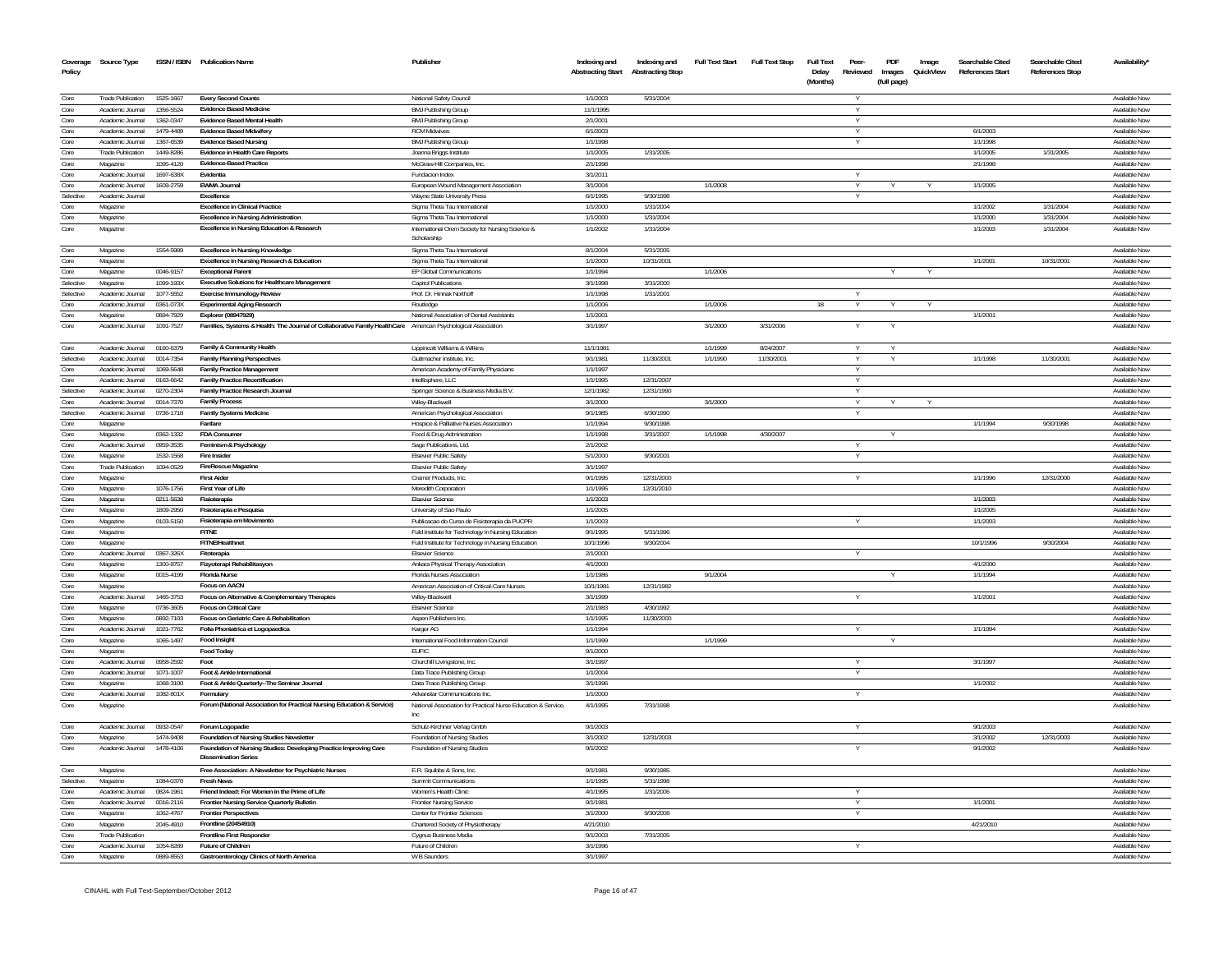| Coverage Policy | Source Type | ISSN / ISBN | Publication Name | Publisher | Indexing and Abstracting Start | Indexing and Abstracting Stop | Full Text Start | Full Text Stop | Full Text Delay (Months) | Peer-Reviewed | PDF Images (full page) | Image QuickView | Searchable Cited References Start | Searchable Cited References Stop | Availability* |
|---|---|---|---|---|---|---|---|---|---|---|---|---|---|---|---|
| Core | Trade Publication | 1525-1667 | Every Second Counts | National Safety Council | 1/1/2003 | 5/31/2004 | | | | Y | | | | | Available Now |
| Core | Academic Journal | 1356-5524 | Evidence Based Medicine | BMJ Publishing Group | 11/1/1995 | | | | | Y | | | | | Available Now |
| Core | Academic Journal | 1362-0347 | Evidence Based Mental Health | BMJ Publishing Group | 2/1/2001 | | | | | Y | | | | | Available Now |
| Core | Academic Journal | 1479-4489 | Evidence Based Midwifery | RCM Midwives | 6/1/2003 | | | | | Y | | | 6/1/2003 | | Available Now |
| Core | Academic Journal | 1367-6539 | Evidence Based Nursing | BMJ Publishing Group | 1/1/1998 | | | | | Y | | | 1/1/1998 | | Available Now |
| Core | Trade Publication | 1449-8286 | Evidence in Health Care Reports | Joanna Briggs Institute | 1/1/2005 | 1/31/2005 | | | | | | | 1/1/2005 | 1/31/2005 | Available Now |
| Core | Magazine | 1095-4120 | Evidence-Based Practice | McGraw-Hill Companies, Inc. | 2/1/1998 | | | | | | | | 2/1/1998 | | Available Now |
| Core | Academic Journal | 1697-638X | Evidentia | Fundacion Index | 3/1/2011 | | | | | Y | | | | | Available Now |
| Core | Academic Journal | 1609-2759 | EWMA Journal | European Wound Management Association | 3/1/2004 | | 1/1/2008 | | | Y | Y | Y | 1/1/2005 | | Available Now |
| Selective | Academic Journal | | Excellence | Wayne State University Press | 6/1/1995 | 9/30/1998 | | | | Y | | | | | Available Now |
| Core | Magazine | | Excellence in Clinical Practice | Sigma Theta Tau International | 1/1/2000 | 1/31/2004 | | | | | | | 1/1/2002 | 1/31/2004 | Available Now |
| Core | Magazine | | Excellence in Nursing Administration | Sigma Theta Tau International | 1/1/2000 | 1/31/2004 | | | | | | | 1/1/2000 | 1/31/2004 | Available Now |
| Core | Magazine | | Excellence in Nursing Education & Research | International Orem Society for Nursing Science & Scholarship | 1/1/2002 | 1/31/2004 | | | | | | | 1/1/2003 | 1/31/2004 | Available Now |
| Core | Magazine | 1554-5989 | Excellence in Nursing Knowledge | Sigma Theta Tau International | 8/1/2004 | 5/31/2005 | | | | | | | | | Available Now |
| Core | Magazine | | Excellence in Nursing Research & Education | Sigma Theta Tau International | 1/1/2000 | 10/31/2001 | | | | | | | 1/1/2001 | 10/31/2001 | Available Now |
| Core | Magazine | 0046-9157 | Exceptional Parent | EP Global Communications | 1/1/1994 | | 1/1/2006 | | | | Y | Y | | | Available Now |
| Selective | Magazine | 1099-193X | Executive Solutions for Healthcare Management | Capitol Publications | 3/1/1998 | 3/31/2000 | | | | | | | | | Available Now |
| Selective | Academic Journal | 1077-5552 | Exercise Immunology Review | Prof. Dr. Hinnak Northoff | 1/1/1998 | 1/31/2001 | | | | Y | | | | | Available Now |
| Core | Academic Journal | 0361-073X | Experimental Aging Research | Routledge | 1/1/2006 | | 1/1/2006 | | 18 | Y | Y | Y | | | Available Now |
| Core | Magazine | 0894-7929 | Explorer (08947929) | National Association of Dental Assistants | 1/1/2001 | | | | | | | | 1/1/2001 | | Available Now |
| Core | Academic Journal | 1091-7527 | Families, Systems & Health: The Journal of Collaborative Family HealthCare | American Psychological Association | 3/1/1997 | | 3/1/2000 | 3/31/2006 | | Y | Y | | | | Available Now |
| Core | Academic Journal | 0160-6379 | Family & Community Health | Lippincott Williams & Wilkins | 11/1/1981 | | 1/1/1999 | 8/24/2007 | | Y | Y | | | | Available Now |
| Selective | Academic Journal | 0014-7354 | Family Planning Perspectives | Guttmacher Institute, Inc. | 9/1/1981 | 11/30/2001 | 1/1/1990 | 11/30/2001 | | Y | Y | | 1/1/1998 | 11/30/2001 | Available Now |
| Core | Academic Journal | 1069-5648 | Family Practice Management | American Academy of Family Physicians | 1/1/1997 | | | | | Y | | | | | Available Now |
| Core | Academic Journal | 0163-6642 | Family Practice Recertification | Intellisphere, LLC | 1/1/1995 | 12/31/2007 | | | | Y | | | | | Available Now |
| Selective | Academic Journal | 0270-2304 | Family Practice Research Journal | Springer Science & Business Media B.V. | 12/1/1982 | 12/31/1990 | | | | Y | | | | | Available Now |
| Core | Academic Journal | 0014-7370 | Family Process | Wiley-Blackwell | 3/1/2000 | | 3/1/2000 | | | Y | Y | Y | | | Available Now |
| Selective | Academic Journal | 0736-1718 | Family Systems Medicine | American Psychological Association | 9/1/1985 | 6/30/1990 | | | | Y | | | | | Available Now |
| Core | Magazine | | Fanfare | Hospice & Palliative Nurses Association | 1/1/1994 | 9/30/1998 | | | | | | | 1/1/1994 | 9/30/1998 | Available Now |
| Core | Magazine | 0362-1332 | FDA Consumer | Food & Drug Administration | 1/1/1998 | 3/31/2007 | 1/1/1998 | 4/30/2007 | | | Y | | | | Available Now |
| Core | Academic Journal | 0959-3535 | Feminism & Psychology | Sage Publications, Ltd. | 2/1/2002 | | | | | Y | | | | | Available Now |
| Core | Magazine | 1532-1568 | Fire Insider | Elsevier Public Safety | 5/1/2000 | 9/30/2001 | | | | Y | | | | | Available Now |
| Core | Trade Publication | 1094-0529 | FireRescue Magazine | Elsevier Public Safety | 3/1/1997 | | | | | | | | | | Available Now |
| Core | Magazine | | First Aider | Cramer Products, Inc. | 9/1/1995 | 12/31/2000 | | | | Y | | | 1/1/1996 | 12/31/2000 | Available Now |
| Core | Magazine | 1076-1756 | First Year of Life | Meredith Corporation | 1/1/1995 | 12/31/2010 | | | | | | | | | Available Now |
| Core | Magazine | 0211-5638 | Fisioterapia | Elsevier Science | 1/1/2003 | | | | | | | | 1/1/2003 | | Available Now |
| Core | Magazine | 1809-2950 | Fisioterapia e Pesquisa | University of Sao Paulo | 1/1/2005 | | | | | | | | 1/1/2005 | | Available Now |
| Core | Magazine | 0103-5150 | Fisioterapia em Movimento | Publicacao do Curso de Fisioterapia da PUCPR | 1/1/2003 | | | | | Y | | | 1/1/2003 | | Available Now |
| Core | Magazine | | FITNE | Fuld Institute for Technology in Nursing Education | 9/1/1995 | 5/31/1996 | | | | | | | | | Available Now |
| Core | Magazine | | FITNEHealthnet | Fuld Institute for Technology in Nursing Education | 10/1/1996 | 9/30/2004 | | | | | | | 10/1/1996 | 9/30/2004 | Available Now |
| Core | Academic Journal | 0367-326X | Fitoterapia | Elsevier Science | 2/1/2000 | | | | | Y | | | | | Available Now |
| Core | Magazine | 1300-8757 | Fizyoterapi Rehabilitasyon | Ankara Physical Therapy Association | 4/1/2000 | | | | | | | | 4/1/2000 | | Available Now |
| Core | Magazine | 0015-4199 | Florida Nurse | Florida Nurses Association | 1/1/1986 | | 9/1/2004 | | | | Y | | 1/1/1994 | | Available Now |
| Core | Magazine | | Focus on AACN | American Association of Critical-Care Nurses | 10/1/1981 | 12/31/1982 | | | | | | | | | Available Now |
| Core | Academic Journal | 1465-3753 | Focus on Alternative & Complementary Therapies | Wiley-Blackwell | 3/1/1999 | | | | | Y | | | 1/1/2001 | | Available Now |
| Core | Magazine | 0736-3605 | Focus on Critical Care | Elsevier Science | 2/1/1983 | 4/30/1992 | | | | | | | | | Available Now |
| Core | Magazine | 0892-7103 | Focus on Geriatric Care & Rehabilitation | Aspen Publishers Inc. | 1/1/1995 | 11/30/2000 | | | | | | | | | Available Now |
| Core | Academic Journal | 1021-7762 | Folia Phoniatrica et Logopaedica | Karger AG | 1/1/1994 | | | | | Y | | | 1/1/1994 | | Available Now |
| Core | Magazine | 1065-1497 | Food Insight | International Food Information Council | 1/1/1999 | | 1/1/1999 | | | | Y | | | | Available Now |
| Core | Magazine | | Food Today | EUFIC | 9/1/2000 | | | | | | | | | | Available Now |
| Core | Academic Journal | 0958-2592 | Foot | Churchill Livingstone, Inc. | 3/1/1997 | | | | | Y | | | 3/1/1997 | | Available Now |
| Core | Academic Journal | 1071-1007 | Foot & Ankle International | Data Trace Publishing Group | 1/1/2004 | | | | | Y | | | | | Available Now |
| Core | Magazine | 1068-3100 | Foot & Ankle Quarterly--The Seminar Journal | Data Trace Publishing Group | 3/1/1996 | | | | | | | | 1/1/2002 | | Available Now |
| Core | Academic Journal | 1082-801X | Formulary | Advanstar Communications Inc. | 1/1/2000 | | | | | Y | | | | | Available Now |
| Core | Magazine | | Forum (National Association for Practical Nursing Education & Service) | National Association for Practical Nurse Education & Service, Inc | 4/1/1995 | 7/31/1998 | | | | | | | | | Available Now |
| Core | Academic Journal | 0932-0547 | Forum Logopadie | Schulz-Kirchner Verlag Gmbh | 9/1/2003 | | | | | Y | | | 9/1/2003 | | Available Now |
| Core | Magazine | 1474-9408 | Foundation of Nursing Studies Newsletter | Foundation of Nursing Studies | 3/1/2002 | 12/31/2003 | | | | | | | 3/1/2002 | 12/31/2003 | Available Now |
| Core | Academic Journal | 1478-4106 | Foundation of Nursing Studies: Developing Practice Improving Care Dissemination Series | Foundation of Nursing Studies | 9/1/2002 | | | | | Y | | | 9/1/2002 | | Available Now |
| Core | Magazine | | Free Association: A Newsletter for Psychiatric Nurses | E.R. Squibbs & Sons, Inc. | 9/1/1981 | 9/30/1985 | | | | | | | | | Available Now |
| Selective | Magazine | 1084-0370 | Fresh News | Summit Communications | 1/1/1995 | 5/31/1998 | | | | | | | | | Available Now |
| Core | Academic Journal | 0824-1961 | Friend Indeed: For Women in the Prime of Life | Women's Health Clinic | 4/1/1995 | 1/31/2006 | | | | Y | | | | | Available Now |
| Core | Academic Journal | 0016-2116 | Frontier Nursing Service Quarterly Bulletin | Frontier Nursing Service | 9/1/1981 | | | | | Y | | | 1/1/2001 | | Available Now |
| Core | Magazine | 1062-4767 | Frontier Perspectives | Center for Frontier Sciences | 3/1/2000 | 9/30/2008 | | | | Y | | | | | Available Now |
| Core | Magazine | 2045-4910 | Frontline (20454910) | Chartered Society of Physiotherapy | 4/21/2010 | | | | | | | | 4/21/2010 | | Available Now |
| Core | Trade Publication | | Frontline First Responder | Cygnus Business Media | 9/1/2003 | 7/31/2005 | | | | | | | | | Available Now |
| Core | Academic Journal | 1054-8289 | Future of Children | Future of Children | 3/1/1996 | | | | | Y | | | | | Available Now |
| Core | Magazine | 0889-8553 | Gastroenterology Clinics of North America | W B Saunders | 3/1/1997 | | | | | | | | | | Available Now |

CINAHL with Full Text-September/October 2012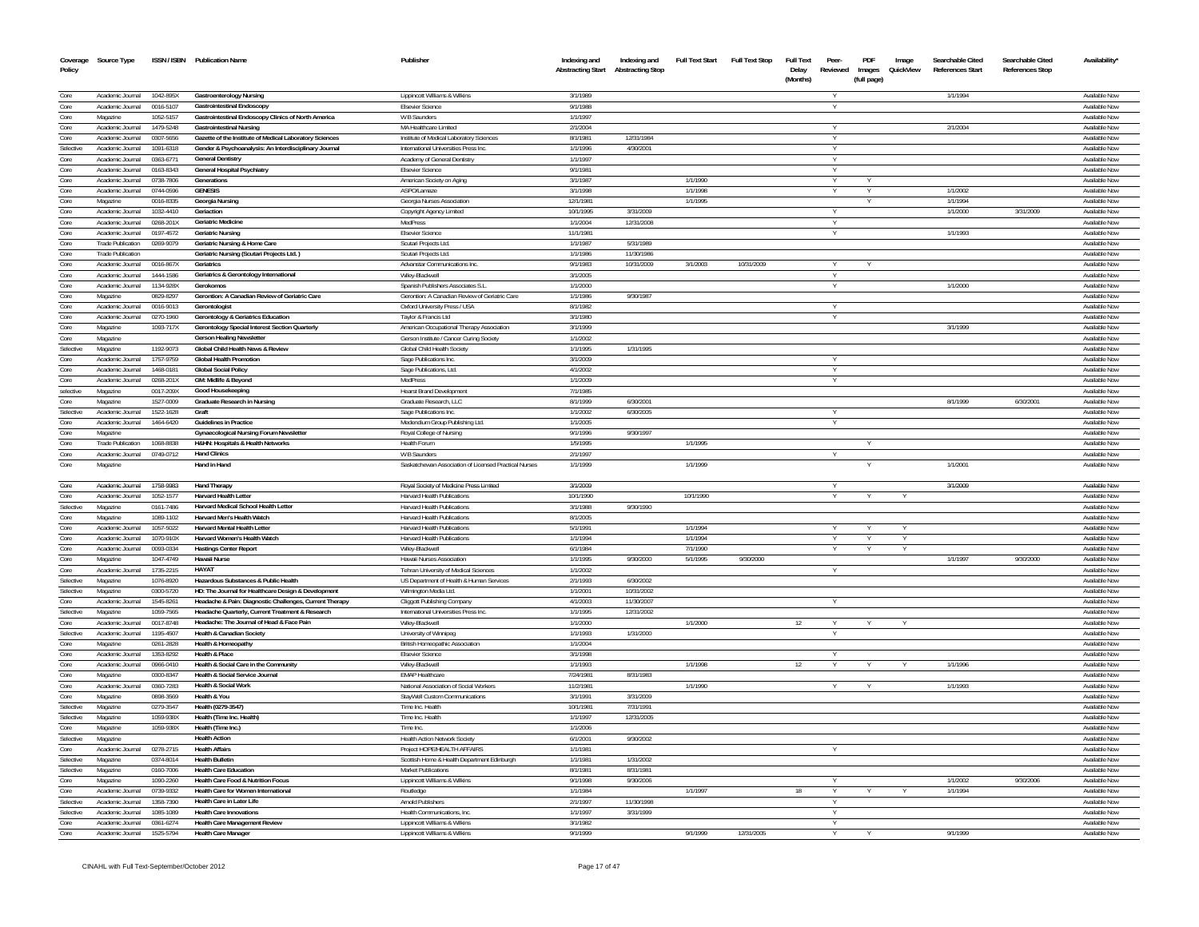| Coverage Policy | Source Type | ISSN / ISBN | Publication Name | Publisher | Indexing and Abstracting Start | Indexing and Abstracting Stop | Full Text Start | Full Text Stop | Full Text Delay (Months) | Peer-Reviewed | PDF Images (full page) | Image QuickView | Searchable Cited References Start | Searchable Cited References Stop | Availability* |
|---|---|---|---|---|---|---|---|---|---|---|---|---|---|---|---|
| Core | Academic Journal | 1042-895X | Gastroenterology Nursing | Lippincott Williams & Wilkins | 3/1/1989 | | | | | Y | | | 1/1/1994 | | Available Now |
| Core | Academic Journal | 0016-5107 | Gastrointestinal Endoscopy | Elsevier Science | 9/1/1988 | | | | | Y | | | | | Available Now |
| Core | Magazine | 1052-5157 | Gastrointestinal Endoscopy Clinics of North America | W B Saunders | 1/1/1997 | | | | | | | | | | Available Now |
| Core | Academic Journal | 1479-5248 | Gastrointestinal Nursing | MA Healthcare Limited | 2/1/2004 | | | | | Y | | | 2/1/2004 | | Available Now |
| Core | Academic Journal | 0307-5656 | Gazette of the Institute of Medical Laboratory Sciences | Institute of Medical Laboratory Sciences | 8/1/1981 | 12/31/1984 | | | | Y | | | | | Available Now |
| Selective | Academic Journal | 1091-6318 | Gender & Psychoanalysis: An Interdisciplinary Journal | International Universities Press Inc. | 1/1/1996 | 4/30/2001 | | | | Y | | | | | Available Now |
| Core | Academic Journal | 0363-6771 | General Dentistry | Academy of General Dentistry | 1/1/1997 | | | | | Y | | | | | Available Now |
| Core | Academic Journal | 0163-8343 | General Hospital Psychiatry | Elsevier Science | 9/1/1981 | | | | | Y | | | | | Available Now |
| Core | Academic Journal | 0738-7806 | Generations | American Society on Aging | 3/1/1987 | | 1/1/1990 | | | Y | Y | | | | Available Now |
| Core | Academic Journal | 0744-0596 | GENESIS | ASPO/Lamaze | 3/1/1998 | | 1/1/1998 | | | Y | Y | | 1/1/2002 | | Available Now |
| Core | Magazine | 0016-8335 | Georgia Nursing | Georgia Nurses Association | 12/1/1981 | | 1/1/1995 | | | | Y | | 1/1/1994 | | Available Now |
| Core | Academic Journal | 1032-4410 | Geriaction | Copyright Agency Limited | 10/1/1995 | 3/31/2009 | | | | Y | | | 1/1/2000 | 3/31/2009 | Available Now |
| Core | Academic Journal | 0268-201X | Geriatric Medicine | MedPress | 1/1/2004 | 12/31/2008 | | | | Y | | | | | Available Now |
| Core | Academic Journal | 0197-4572 | Geriatric Nursing | Elsevier Science | 11/1/1981 | | | | | Y | | | 1/1/1993 | | Available Now |
| Core | Trade Publication | 0269-9079 | Geriatric Nursing & Home Care | Scutari Projects Ltd. | 1/1/1987 | 5/31/1989 | | | | | | | | | Available Now |
| Core | Trade Publication | | Geriatric Nursing (Scutari Projects Ltd.) | Scutari Projects Ltd. | 1/1/1986 | 11/30/1986 | | | | | | | | | Available Now |
| Core | Academic Journal | 0016-867X | Geriatrics | Advanstar Communications Inc. | 9/1/1983 | 10/31/2009 | 3/1/2003 | 10/31/2009 | | Y | Y | | | | Available Now |
| Core | Academic Journal | 1444-1586 | Geriatrics & Gerontology International | Wiley-Blackwell | 3/1/2005 | | | | | Y | | | | | Available Now |
| Core | Academic Journal | 1134-928X | Gerokomos | Spanish Publishers Associates S.L. | 1/1/2000 | | | | | Y | | | 1/1/2000 | | Available Now |
| Core | Magazine | 0829-8297 | Gerontion: A Canadian Review of Geriatric Care | Gerontion: A Canadian Review of Geriatric Care | 1/1/1986 | 9/30/1987 | | | | | | | | | Available Now |
| Core | Academic Journal | 0016-9013 | Gerontologist | Oxford University Press / USA | 8/1/1982 | | | | | Y | | | | | Available Now |
| Core | Academic Journal | 0270-1960 | Gerontology & Geriatrics Education | Taylor & Francis Ltd | 3/1/1980 | | | | | Y | | | | | Available Now |
| Core | Magazine | 1093-717X | Gerontology Special Interest Section Quarterly | American Occupational Therapy Association | 3/1/1999 | | | | | | | | 3/1/1999 | | Available Now |
| Core | Magazine | | Gerson Healing Newsletter | Gerson Institute / Cancer Curing Society | 1/1/2002 | | | | | | | | | | Available Now |
| Selective | Magazine | 1192-9073 | Global Child Health News & Review | Global Child Health Society | 1/1/1995 | 1/31/1995 | | | | | | | | | Available Now |
| Core | Academic Journal | 1757-9759 | Global Health Promotion | Sage Publications Inc. | 3/1/2009 | | | | | Y | | | | | Available Now |
| Core | Academic Journal | 1468-0181 | Global Social Policy | Sage Publications, Ltd. | 4/1/2002 | | | | | Y | | | | | Available Now |
| Core | Academic Journal | 0268-201X | GM: Midlife & Beyond | MedPress | 1/1/2009 | | | | | Y | | | | | Available Now |
| selective | Magazine | 0017-209X | Good Housekeeping | Hearst Brand Development | 7/1/1985 | | | | | | | | | | Available Now |
| Core | Magazine | 1527-0009 | Graduate Research in Nursing | Graduate Research, LLC | 8/1/1999 | 6/30/2001 | | | | | | | 8/1/1999 | 6/30/2001 | Available Now |
| Selective | Academic Journal | 1522-1628 | Graft | Sage Publications Inc. | 1/1/2002 | 6/30/2005 | | | | Y | | | | | Available Now |
| Core | Academic Journal | 1464-6420 | Guidelines in Practice | Medendium Group Publishing Ltd. | 1/1/2005 | | | | | Y | | | | | Available Now |
| Core | Magazine | | Gynaecological Nursing Forum Newsletter | Royal College of Nursing | 9/1/1996 | 9/30/1997 | | | | | | | | | Available Now |
| Core | Trade Publication | 1068-8838 | H&HN: Hospitals & Health Networks | Health Forum | 1/5/1995 | | 1/1/1995 | | | | Y | | | | Available Now |
| Core | Academic Journal | 0749-0712 | Hand Clinics | W B Saunders | 2/1/1997 | | | | | Y | | | | | Available Now |
| Core | Magazine | | Hand in Hand | Saskatchewan Association of Licensed Practical Nurses | 1/1/1999 | | 1/1/1999 | | | | Y | | 1/1/2001 | | Available Now |
| Core | Academic Journal | 1758-9983 | Hand Therapy | Royal Society of Medicine Press Limited | 3/1/2009 | | | | | Y | | | 3/1/2009 | | Available Now |
| Core | Academic Journal | 1052-1577 | Harvard Health Letter | Harvard Health Publications | 10/1/1990 | | 10/1/1990 | | | Y | Y | Y | | | Available Now |
| Selective | Magazine | 0161-7486 | Harvard Medical School Health Letter | Harvard Health Publications | 3/1/1988 | 9/30/1990 | | | | | | | | | Available Now |
| Core | Magazine | 1089-1102 | Harvard Men's Health Watch | Harvard Health Publications | 8/1/2005 | | | | | | | | | | Available Now |
| Core | Academic Journal | 1057-5022 | Harvard Mental Health Letter | Harvard Health Publications | 5/1/1991 | | 1/1/1994 | | | Y | Y | Y | | | Available Now |
| Core | Academic Journal | 1070-910X | Harvard Women's Health Watch | Harvard Health Publications | 1/1/1994 | | 1/1/1994 | | | Y | Y | Y | | | Available Now |
| Core | Academic Journal | 0093-0334 | Hastings Center Report | Wiley-Blackwell | 6/1/1984 | | 7/1/1990 | | | Y | Y | Y | | | Available Now |
| Core | Magazine | 1047-4749 | Hawaii Nurse | Hawaii Nurses Association | 1/1/1995 | 9/30/2000 | 5/1/1995 | 9/30/2000 | | | | | 1/1/1997 | 9/30/2000 | Available Now |
| Core | Academic Journal | 1735-2215 | HAYAT | Tehran University of Medical Sciences | 1/1/2002 | | | | | Y | | | | | Available Now |
| Selective | Magazine | 1076-8920 | Hazardous Substances & Public Health | US Department of Health & Human Services | 2/1/1993 | 6/30/2002 | | | | | | | | | Available Now |
| Selective | Magazine | 0300-5720 | HD: The Journal for Healthcare Design & Development | Wilmington Media Ltd. | 1/1/2001 | 10/31/2002 | | | | | | | | | Available Now |
| Core | Academic Journal | 1545-8261 | Headache & Pain: Diagnostic Challenges, Current Therapy | Cliggott Publishing Company | 4/1/2003 | 11/30/2007 | | | | Y | | | | | Available Now |
| Selective | Magazine | 1059-7565 | Headache Quarterly, Current Treatment & Research | International Universities Press Inc. | 1/1/1995 | 12/31/2002 | | | | | | | | | Available Now |
| Core | Academic Journal | 0017-8748 | Headache: The Journal of Head & Face Pain | Wiley-Blackwell | 1/1/2000 | | 1/1/2000 | | 12 | Y | Y | Y | | | Available Now |
| Selective | Academic Journal | 1195-4507 | Health & Canadian Society | University of Winnipeg | 1/1/1993 | 1/31/2000 | | | | Y | | | | | Available Now |
| Core | Magazine | 0261-2828 | Health & Homeopathy | British Homeopathic Association | 1/1/2004 | | | | | | | | | | Available Now |
| Core | Academic Journal | 1353-8292 | Health & Place | Elsevier Science | 3/1/1998 | | | | | Y | | | | | Available Now |
| Core | Academic Journal | 0966-0410 | Health & Social Care in the Community | Wiley-Blackwell | 1/1/1993 | | 1/1/1998 | | 12 | Y | Y | Y | 1/1/1996 | | Available Now |
| Core | Magazine | 0300-8347 | Health & Social Service Journal | EMAP Healthcare | 7/24/1981 | 8/31/1983 | | | | | | | | | Available Now |
| Core | Academic Journal | 0360-7283 | Health & Social Work | National Association of Social Workers | 11/2/1981 | | 1/1/1990 | | | Y | Y | | 1/1/1993 | | Available Now |
| Core | Magazine | 0898-3569 | Health & You | StayWell Custom Communications | 3/1/1991 | 3/31/2009 | | | | | | | | | Available Now |
| Selective | Magazine | 0279-3547 | Health (0279-3547) | Time Inc. Health | 10/1/1981 | 7/31/1991 | | | | | | | | | Available Now |
| Selective | Magazine | 1059-938X | Health (Time Inc. Health) | Time Inc. Health | 1/1/1997 | 12/31/2005 | | | | | | | | | Available Now |
| Core | Magazine | 1059-938X | Health (Time Inc.) | Time Inc. | 1/1/2006 | | | | | | | | | | Available Now |
| Selective | Magazine | | Health Action | Health Action Network Society | 6/1/2001 | 9/30/2002 | | | | | | | | | Available Now |
| Core | Academic Journal | 0278-2715 | Health Affairs | Project HOPE/HEALTH AFFAIRS | 1/1/1981 | | | | | Y | | | | | Available Now |
| Selective | Magazine | 0374-8014 | Health Bulletin | Scottish Home & Health Department Edinburgh | 1/1/1981 | 1/31/2002 | | | | | | | | | Available Now |
| Selective | Magazine | 0160-7006 | Health Care Education | Market Publications | 8/1/1981 | 8/31/1981 | | | | | | | | | Available Now |
| Core | Magazine | 1090-2260 | Health Care Food & Nutrition Focus | Lippincott Williams & Wilkins | 9/1/1998 | 9/30/2006 | | | | Y | | | 1/1/2002 | 9/30/2006 | Available Now |
| Core | Academic Journal | 0739-9332 | Health Care for Women International | Routledge | 1/1/1984 | | 1/1/1997 | | 18 | Y | Y | Y | 1/1/1994 | | Available Now |
| Selective | Academic Journal | 1358-7390 | Health Care in Later Life | Arnold Publishers | 2/1/1997 | 11/30/1998 | | | | Y | | | | | Available Now |
| Selective | Academic Journal | 1085-1089 | Health Care Innovations | Health Communications, Inc. | 1/1/1997 | 3/31/1999 | | | | Y | | | | | Available Now |
| Core | Academic Journal | 0361-6274 | Health Care Management Review | Lippincott Williams & Wilkins | 3/1/1982 | | | | | Y | | | | | Available Now |
| Core | Academic Journal | 1525-5794 | Health Care Manager | Lippincott Williams & Wilkins | 9/1/1999 | | 9/1/1999 | 12/31/2005 | | Y | Y | | 9/1/1999 | | Available Now |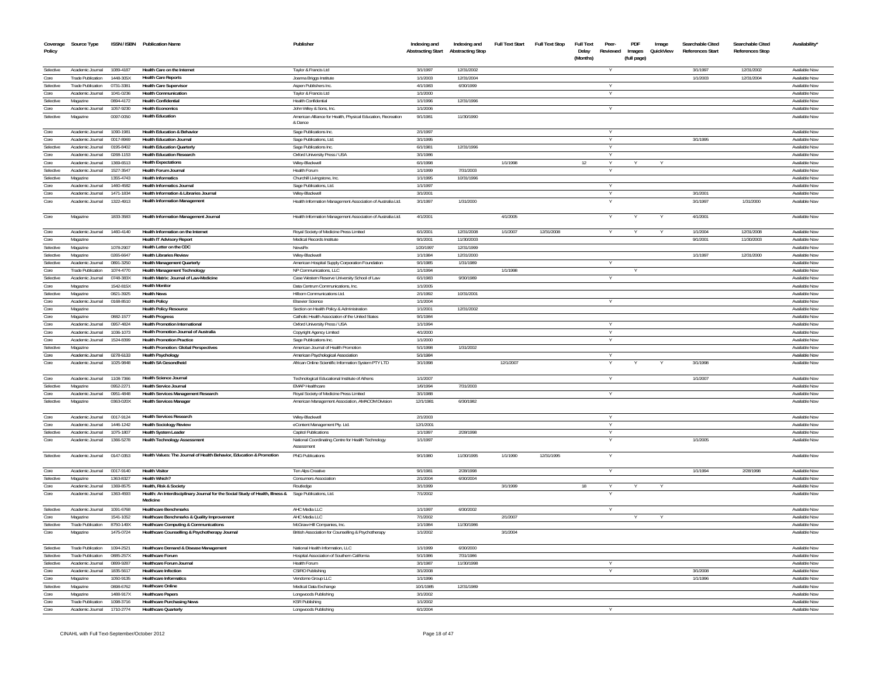| Coverage Policy | Source Type | ISSN / ISBN | Publication Name | Publisher | Indexing and Abstracting Start | Indexing and Abstracting Stop | Full Text Start | Full Text Stop | Full Text Delay (Months) | Peer-Reviewed | PDF Images (full page) | Image QuickView | Searchable Cited References Start | Searchable Cited References Stop | Availability* |
|---|---|---|---|---|---|---|---|---|---|---|---|---|---|---|---|
| Selective | Academic Journal | 1089-4187 | Health Care on the Internet | Taylor & Francis Ltd | 3/1/1997 | 12/31/2002 | | | | Y | | | 3/1/1997 | 12/31/2002 | Available Now |
| Core | Trade Publication | 1448-305X | Health Care Reports | Joanna Briggs Institute | 1/1/2003 | 12/31/2004 | | | | | | | 1/1/2003 | 12/31/2004 | Available Now |
| Selective | Trade Publication | 0731-3381 | Health Care Supervisor | Aspen Publishers Inc. | 4/1/1983 | 6/30/1999 | | | | Y | | | | | Available Now |
| Core | Academic Journal | 1041-0236 | Health Communication | Taylor & Francis Ltd | 1/1/2000 | | | | | Y | | | | | Available Now |
| Selective | Magazine | 0894-4172 | Health Confidential | Health Confidential | 1/1/1996 | 12/31/1996 | | | | | | | | | Available Now |
| Core | Academic Journal | 1057-9230 | Health Economics | John Wiley & Sons, Inc. | 1/1/2006 | | | | | Y | | | | | Available Now |
| Selective | Magazine | 0097-0050 | Health Education | American Alliance for Health, Physical Education, Recreation & Dance | 9/1/1981 | 11/30/1990 | | | | | | | | | Available Now |
| Core | Academic Journal | 1090-1981 | Health Education & Behavior | Sage Publications Inc. | 2/1/1997 | | | | | Y | | | | | Available Now |
| Core | Academic Journal | 0017-8969 | Health Education Journal | Sage Publications, Ltd. | 3/1/1995 | | | | | Y | | | 3/1/1995 | | Available Now |
| Selective | Academic Journal | 0195-8402 | Health Education Quarterly | Sage Publications Inc. | 6/1/1981 | 12/31/1996 | | | | Y | | | | | Available Now |
| Core | Academic Journal | 0268-1153 | Health Education Research | Oxford University Press / USA | 3/1/1986 | | | | | Y | | | | | Available Now |
| Core | Academic Journal | 1369-6513 | Health Expectations | Wiley-Blackwell | 6/1/1998 | | 1/1/1998 | | 12 | Y | Y | Y | | | Available Now |
| Selective | Academic Journal | 1527-3547 | Health Forum Journal | Health Forum | 1/1/1999 | 7/31/2003 | | | | Y | | | | | Available Now |
| Selective | Magazine | 1355-4743 | Health Informatics | Churchill Livingstone, Inc. | 1/1/1995 | 10/31/1996 | | | | | | | | | Available Now |
| Core | Academic Journal | 1460-4582 | Health Informatics Journal | Sage Publications, Ltd. | 1/1/1997 | | | | | Y | | | | | Available Now |
| Core | Academic Journal | 1471-1834 | Health Information & Libraries Journal | Wiley-Blackwell | 3/1/2001 | | | | | Y | | | 3/1/2001 | | Available Now |
| Core | Academic Journal | 1322-4913 | Health Information Management | Health Information Management Association of Australia Ltd. | 3/1/1997 | 1/31/2000 | | | | Y | | | 3/1/1997 | 1/31/2000 | Available Now |
| Core | Magazine | 1833-3583 | Health Information Management Journal | Health Information Management Association of Australia Ltd. | 4/1/2001 | | 4/1/2005 | | | Y | Y | Y | 4/1/2001 | | Available Now |
| Core | Academic Journal | 1460-4140 | Health Information on the Internet | Royal Society of Medicine Press Limited | 6/1/2001 | 12/31/2008 | 1/1/2007 | 12/31/2008 | | Y | Y | Y | 1/1/2004 | 12/31/2008 | Available Now |
| Core | Magazine | | Health IT Advisory Report | Medical Records Institute | 9/1/2001 | 11/30/2003 | | | | | | | 9/1/2001 | 11/30/2003 | Available Now |
| Selective | Magazine | 1078-2907 | Health Letter on the CDC | NewsRx | 1/20/1997 | 12/31/1999 | | | | | | | | | Available Now |
| Selective | Magazine | 0265-6647 | Health Libraries Review | Wiley-Blackwell | 1/1/1984 | 12/31/2000 | | | | | | | 1/1/1997 | 12/31/2000 | Available Now |
| Selective | Academic Journal | 0891-3250 | Health Management Quarterly | American Hospital Supply Corporation Foundation | 9/1/1985 | 1/31/1989 | | | | Y | | | | | Available Now |
| Core | Trade Publication | 1074-4770 | Health Management Technology | NP Communications, LLC | 1/1/1994 | | 1/1/1998 | | | | Y | | | | Available Now |
| Selective | Academic Journal | 0748-383X | Health Matrix: Journal of Law-Medicine | Case Western Reserve University School of Law | 6/1/1983 | 9/30/1989 | | | | Y | | | | | Available Now |
| Core | Magazine | 1542-815X | Health Monitor | Data Centrum Communications, Inc. | 1/1/2005 | | | | | | | | | | Available Now |
| Selective | Magazine | 0821-3925 | Health News | Hilborn Communications Ltd. | 2/1/1992 | 10/31/2001 | | | | | | | | | Available Now |
| Core | Academic Journal | 0168-8510 | Health Policy | Elsevier Science | 1/1/2004 | | | | | Y | | | | | Available Now |
| Core | Magazine | | Health Policy Resource | Section on Health Policy & Administration | 1/1/2001 | 12/31/2002 | | | | | | | | | Available Now |
| Core | Magazine | 0882-1577 | Health Progress | Catholic Health Association of the United States | 9/1/1984 | | | | | | | | | | Available Now |
| Core | Academic Journal | 0957-4824 | Health Promotion International | Oxford University Press / USA | 1/1/1994 | | | | | Y | | | | | Available Now |
| Core | Academic Journal | 1036-1073 | Health Promotion Journal of Australia | Copyright Agency Limited | 4/1/2000 | | | | | Y | | | | | Available Now |
| Core | Academic Journal | 1524-8399 | Health Promotion Practice | Sage Publications Inc. | 1/1/2000 | | | | | Y | | | | | Available Now |
| Selective | Magazine | | Health Promotion: Global Perspectives | American Journal of Health Promotion | 5/1/1998 | 1/31/2002 | | | | | | | | | Available Now |
| Core | Academic Journal | 0278-6133 | Health Psychology | American Psychological Association | 5/1/1984 | | | | | Y | | | | | Available Now |
| Core | Academic Journal | 1025-9848 | Health SA Gesondheid | African Online Scientific Information System PTY LTD | 3/1/1998 | | 12/1/2007 | | | Y | Y | Y | 3/1/1998 | | Available Now |
| Core | Academic Journal | 1108-7366 | Health Science Journal | Technological Educational Institute of Athens | 1/1/2007 | | | | | Y | | | 1/1/2007 | | Available Now |
| Selective | Magazine | 0952-2271 | Health Service Journal | EMAP Healthcare | 1/6/1994 | 7/31/2003 | | | | | | | | | Available Now |
| Core | Academic Journal | 0951-4848 | Health Services Management Research | Royal Society of Medicine Press Limited | 3/1/1988 | | | | | Y | | | | | Available Now |
| Selective | Magazine | 0363-020X | Health Services Manager | American Management Association, AMACOM Division | 12/1/1981 | 6/30/1982 | | | | | | | | | Available Now |
| Core | Academic Journal | 0017-9124 | Health Services Research | Wiley-Blackwell | 2/1/2003 | | | | | Y | | | | | Available Now |
| Core | Academic Journal | 1446-1242 | Health Sociology Review | eContent Management Pty. Ltd. | 12/1/2001 | | | | | Y | | | | | Available Now |
| Selective | Academic Journal | 1075-1807 | Health System Leader | Capitol Publications | 1/1/1997 | 2/28/1998 | | | | Y | | | | | Available Now |
| Core | Academic Journal | 1366-5278 | Health Technology Assessment | National Coordinating Centre for Health Technology Assessment | 1/1/1997 | | | | | Y | | | 1/1/2005 | | Available Now |
| Selective | Academic Journal | 0147-0353 | Health Values: The Journal of Health Behavior, Education & Promotion | PNG Publications | 9/1/1980 | 11/30/1995 | 1/1/1990 | 12/31/1995 | | Y | | | | | Available Now |
| Core | Academic Journal | 0017-9140 | Health Visitor | Ten Alps Creative | 9/1/1981 | 2/28/1998 | | | | Y | | | 1/1/1994 | 2/28/1998 | Available Now |
| Selective | Magazine | 1363-8327 | Health Which? | Consumers Association | 2/1/2004 | 6/30/2004 | | | | | | | | | Available Now |
| Core | Academic Journal | 1369-8575 | Health, Risk & Society | Routledge | 3/1/1999 | | 3/1/1999 | | 18 | Y | Y | Y | | | Available Now |
| Core | Academic Journal | 1363-4593 | Health: An Interdisciplinary Journal for the Social Study of Health, Illness & Medicine | Sage Publications, Ltd. | 7/1/2002 | | | | | Y | | | | | Available Now |
| Selective | Academic Journal | 1091-6768 | Healthcare Benchmarks | AHC Media LLC | 1/1/1997 | 6/30/2002 | | | | Y | | | | | Available Now |
| Core | Magazine | 1541-1052 | Healthcare Benchmarks & Quality Improvement | AHC Media LLC | 7/1/2002 | | 2/1/2007 | | | | Y | Y | | | Available Now |
| Selective | Trade Publication | 8750-149X | Healthcare Computing & Communications | McGraw-Hill Companies, Inc. | 1/1/1984 | 11/30/1986 | | | | | | | | | Available Now |
| Core | Magazine | 1475-0724 | Healthcare Counselling & Psychotherapy Journal | British Association for Counselling & Psychotherapy | 1/1/2002 | | 3/1/2004 | | | | | | | | Available Now |
| Selective | Trade Publication | 1094-2521 | Healthcare Demand & Disease Management | National Health Information, LLC | 1/1/1999 | 6/30/2000 | | | | | | | | | Available Now |
| Selective | Trade Publication | 0885-257X | Healthcare Forum | Hospital Association of Southern California | 5/1/1986 | 7/31/1986 | | | | | | | | | Available Now |
| Selective | Academic Journal | 0899-9287 | Healthcare Forum Journal | Health Forum | 3/1/1987 | 11/30/1998 | | | | Y | | | | | Available Now |
| Core | Academic Journal | 1835-5617 | Healthcare Infection | CSIRO Publishing | 3/1/2008 | | | | | Y | | | 3/1/2008 | | Available Now |
| Core | Magazine | 1050-9135 | Healthcare Informatics | Vendome Group LLC | 1/1/1996 | | | | | | | | 1/1/1996 | | Available Now |
| Selective | Magazine | 0898-6762 | Healthcare Online | Medical Data Exchange | 10/1/1985 | 12/31/1989 | | | | | | | | | Available Now |
| Core | Magazine | 1488-917X | Healthcare Papers | Longwoods Publishing | 3/1/2002 | | | | | | | | | | Available Now |
| Core | Trade Publication | 1098-3716 | Healthcare Purchasing News | KSR Publishing | 1/1/2002 | | | | | | | | | | Available Now |
| Core | Academic Journal | 1710-2774 | Healthcare Quarterly | Longwoods Publishing | 6/1/2004 | | | | | Y | | | | | Available Now |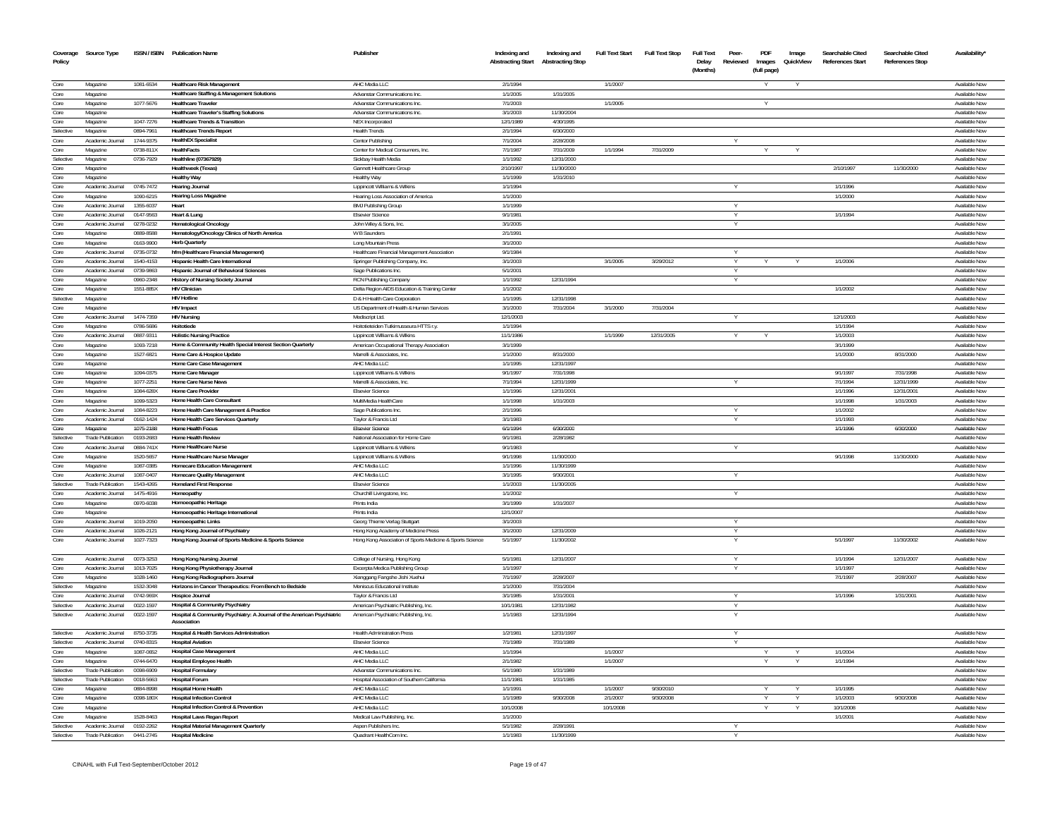| Coverage Policy | Source Type | ISSN / ISBN | Publication Name | Publisher | Indexing and Abstracting Start | Indexing and Abstracting Stop | Full Text Start | Full Text Stop | Full Text Delay (Months) | Peer-Reviewed | PDF Images (full page) | Image QuickView | Searchable Cited References Start | Searchable Cited References Stop | Availability* |
|---|---|---|---|---|---|---|---|---|---|---|---|---|---|---|---|
| Core | Magazine | 1081-6534 | Healthcare Risk Management | AHC Media LLC | 2/1/1994 | | 1/1/2007 | | | | Y | Y | | | Available Now |
| Core | Magazine | | Healthcare Staffing & Management Solutions | Advanstar Communications Inc. | 1/1/2005 | 1/31/2005 | | | | | | | | | Available Now |
| Core | Magazine | 1077-5676 | Healthcare Traveler | Advanstar Communications Inc. | 7/1/2003 | | 1/1/2005 | | | | Y | | | | Available Now |
| Core | Magazine | | Healthcare Traveler's Staffing Solutions | Advanstar Communications Inc. | 3/1/2003 | 11/30/2004 | | | | | | | | | Available Now |
| Core | Magazine | 1047-7276 | Healthcare Trends & Transition | NEX Incorporated | 12/1/1989 | 4/30/1995 | | | | | | | | | Available Now |
| Selective | Magazine | 0894-7961 | Healthcare Trends Report | Health Trends | 2/1/1994 | 6/30/2000 | | | | | | | | | Available Now |
| Core | Academic Journal | 1744-9375 | HealthEX Specialist | Centor Publishing | 7/1/2004 | 2/28/2008 | | | | Y | | | | | Available Now |
| Core | Magazine | 0738-811X | HealthFacts | Center for Medical Consumers, Inc. | 7/1/1987 | 7/31/2009 | 1/1/1994 | 7/31/2009 | | | Y | Y | | | Available Now |
| Selective | Magazine | 0736-7929 | Healthline (07367929) | Sickbay Health Media | 1/1/1992 | 12/31/2000 | | | | | | | | | Available Now |
| Core | Magazine | | Healthweek (Texas) | Gannett Healthcare Group | 2/10/1997 | 11/30/2000 | | | | | | | 2/10/1997 | 11/30/2000 | Available Now |
| Core | Magazine | | Healthy Way | Healthy Way | 1/1/1999 | 1/31/2010 | | | | | | | | | Available Now |
| Core | Academic Journal | 0745-7472 | Hearing Journal | Lippincott Williams & Wilkins | 1/1/1994 | | | | | Y | | | 1/1/1996 | | Available Now |
| Core | Magazine | 1090-6215 | Hearing Loss Magazine | Hearing Loss Association of America | 1/1/2000 | | | | | | | | 1/1/2000 | | Available Now |
| Core | Academic Journal | 1355-6037 | Heart | BMJ Publishing Group | 1/1/1999 | | | | | Y | | | | | Available Now |
| Core | Academic Journal | 0147-9563 | Heart & Lung | Elsevier Science | 9/1/1981 | | | | | Y | | | 1/1/1994 | | Available Now |
| Core | Academic Journal | 0278-0232 | Hematological Oncology | John Wiley & Sons, Inc. | 3/1/2005 | | | | | Y | | | | | Available Now |
| Core | Magazine | 0889-8588 | Hematology/Oncology Clinics of North America | W B Saunders | 2/1/1991 | | | | | | | | | | Available Now |
| Core | Magazine | 0163-9900 | Herb Quarterly | Long Mountain Press | 3/1/2000 | | | | | | | | | | Available Now |
| Core | Academic Journal | 0735-0732 | hfm (Healthcare Financial Management) | Healthcare Financial Management Association | 9/1/1984 | | | | | Y | | | | | Available Now |
| Core | Academic Journal | 1540-4153 | Hispanic Health Care International | Springer Publishing Company, Inc. | 3/1/2003 | | 3/1/2005 | 3/29/2012 | | Y | Y | Y | 1/1/2006 | | Available Now |
| Core | Academic Journal | 0739-9863 | Hispanic Journal of Behavioral Sciences | Sage Publications Inc. | 5/1/2001 | | | | | Y | | | | | Available Now |
| Core | Magazine | 0960-2348 | History of Nursing Society Journal | RCN Publishing Company | 1/1/1992 | 12/31/1994 | | | | Y | | | | | Available Now |
| Core | Magazine | 1551-885X | HIV Clinician | Delta Region AIDS Education & Training Center | 1/1/2002 | | | | | | | | 1/1/2002 | | Available Now |
| Selective | Magazine | | HIV Hotline | D & H Health Care Corporation | 1/1/1995 | 12/31/1998 | | | | | | | | | Available Now |
| Core | Magazine | | HIV Impact | US Department of Health & Human Services | 3/1/2000 | 7/31/2004 | 3/1/2000 | 7/31/2004 | | | | | | | Available Now |
| Core | Academic Journal | 1474-7359 | HIV Nursing | Mediscript Ltd. | 12/1/2003 | | | | | Y | | | 12/1/2003 | | Available Now |
| Core | Magazine | 0786-5686 | Hoitotiede | Hoitotieteiden Tutkimusseura HTTS r.y. | 1/1/1994 | | | | | | | | 1/1/1994 | | Available Now |
| Core | Academic Journal | 0887-9311 | Holistic Nursing Practice | Lippincott Williams & Wilkins | 11/1/1986 | | 1/1/1999 | 12/31/2005 | | Y | Y | | 1/1/2003 | | Available Now |
| Core | Magazine | 1093-7218 | Home & Community Health Special Interest Section Quarterly | American Occupational Therapy Association | 3/1/1999 | | | | | | | | 3/1/1999 | | Available Now |
| Core | Magazine | 1527-6821 | Home Care & Hospice Update | Marrelli & Associates, Inc. | 1/1/2000 | 8/31/2000 | | | | | | | 1/1/2000 | 8/31/2000 | Available Now |
| Core | Magazine | | Home Care Case Management | AHC Media LLC | 1/1/1995 | 12/31/1997 | | | | | | | | | Available Now |
| Core | Magazine | 1094-0375 | Home Care Manager | Lippincott Williams & Wilkins | 9/1/1997 | 7/31/1998 | | | | | | | 9/1/1997 | 7/31/1998 | Available Now |
| Core | Magazine | 1077-2251 | Home Care Nurse News | Marrelli & Associates, Inc. | 7/1/1994 | 12/31/1999 | | | | Y | | | 7/1/1994 | 12/31/1999 | Available Now |
| Core | Magazine | 1084-628X | Home Care Provider | Elsevier Science | 1/1/1996 | 12/31/2001 | | | | | | | 1/1/1996 | 12/31/2001 | Available Now |
| Core | Magazine | 1099-5323 | Home Health Care Consultant | MultiMedia HealthCare | 1/1/1998 | 1/31/2003 | | | | | | | 1/1/1998 | 1/31/2003 | Available Now |
| Core | Academic Journal | 1084-8223 | Home Health Care Management & Practice | Sage Publications Inc. | 2/1/1996 | | | | | Y | | | 1/1/2002 | | Available Now |
| Core | Academic Journal | 0162-1424 | Home Health Care Services Quarterly | Taylor & Francis Ltd | 3/1/1983 | | | | | Y | | | 1/1/1993 | | Available Now |
| Core | Magazine | 1075-2188 | Home Health Focus | Elsevier Science | 6/1/1994 | 6/30/2000 | | | | | | | 1/1/1996 | 6/30/2000 | Available Now |
| Selective | Trade Publication | 0193-2683 | Home Health Review | National Association for Home Care | 9/1/1981 | 2/28/1982 | | | | | | | | | Available Now |
| Core | Academic Journal | 0884-741X | Home Healthcare Nurse | Lippincott Williams & Wilkins | 9/1/1983 | | | | | Y | | | | | Available Now |
| Core | Magazine | 1520-5657 | Home Healthcare Nurse Manager | Lippincott Williams & Wilkins | 9/1/1998 | 11/30/2000 | | | | | | | 9/1/1998 | 11/30/2000 | Available Now |
| Core | Magazine | 1087-0385 | Homecare Education Management | AHC Media LLC | 1/1/1996 | 11/30/1999 | | | | | | | | | Available Now |
| Core | Academic Journal | 1087-0407 | Homecare Quality Management | AHC Media LLC | 3/1/1995 | 9/30/2001 | | | | Y | | | | | Available Now |
| Selective | Trade Publication | 1543-4265 | Homeland First Response | Elsevier Science | 1/1/2003 | 11/30/2005 | | | | | | | | | Available Now |
| Core | Academic Journal | 1475-4916 | Homeopathy | Churchill Livingstone, Inc. | 1/1/2002 | | | | | Y | | | | | Available Now |
| Core | Magazine | 0970-6038 | Homoeopathic Heritage | Prints India | 3/1/1999 | 1/31/2007 | | | | | | | | | Available Now |
| Core | Magazine | | Homoeopathic Heritage International | Prints India | 12/1/2007 | | | | | | | | | | Available Now |
| Core | Academic Journal | 1019-2050 | Homoeopathic Links | Georg Thieme Verlag Stuttgart | 3/1/2003 | | | | | Y | | | | | Available Now |
| Core | Academic Journal | 1026-2121 | Hong Kong Journal of Psychiatry | Hong Kong Academy of Medicine Press | 3/1/2000 | 12/31/2009 | | | | Y | | | | | Available Now |
| Core | Academic Journal | 1027-7323 | Hong Kong Journal of Sports Medicine & Sports Science | Hong Kong Association of Sports Medicine & Sports Science | 5/1/1997 | 11/30/2002 | | | | Y | | | 5/1/1997 | 11/30/2002 | Available Now |
| Core | Academic Journal | 0073-3253 | Hong Kong Nursing Journal | College of Nursing, Hong Kong | 5/1/1981 | 12/31/2007 | | | | Y | | | 1/1/1994 | 12/31/2007 | Available Now |
| Core | Academic Journal | 1013-7025 | Hong Kong Physiotherapy Journal | Excerpta Medica Publishing Group | 1/1/1997 | | | | | Y | | | 1/1/1997 | | Available Now |
| Core | Magazine | 1028-1460 | Hong Kong Radiographers Journal | Xianggang Fangshe Jishi Xuehui | 7/1/1997 | 2/28/2007 | | | | | | | 7/1/1997 | 2/28/2007 | Available Now |
| Selective | Magazine | 1532-3048 | Horizons in Cancer Therapeutics: From Bench to Bedside | Meniscus Educational Institute | 1/1/2000 | 7/31/2004 | | | | | | | | | Available Now |
| Core | Academic Journal | 0742-969X | Hospice Journal | Taylor & Francis Ltd | 3/1/1985 | 1/31/2001 | | | | Y | | | 1/1/1996 | 1/31/2001 | Available Now |
| Selective | Academic Journal | 0022-1597 | Hospital & Community Psychiatry | American Psychiatric Publishing, Inc. | 10/1/1981 | 12/31/1982 | | | | Y | | | | | Available Now |
| Selective | Academic Journal | 0022-1597 | Hospital & Community Psychiatry: A Journal of the American Psychiatric Association | American Psychiatric Publishing, Inc. | 1/1/1983 | 12/31/1994 | | | | Y | | | | | Available Now |
| Selective | Academic Journal | 8750-3735 | Hospital & Health Services Administration | Health Administration Press | 1/2/1981 | 12/31/1997 | | | | Y | | | | | Available Now |
| Selective | Academic Journal | 0740-8315 | Hospital Aviation | Elsevier Science | 7/1/1989 | 7/31/1989 | | | | Y | | | | | Available Now |
| Core | Magazine | 1087-0652 | Hospital Case Management | AHC Media LLC | 1/1/1994 | | 1/1/2007 | | | | Y | Y | 1/1/2004 | | Available Now |
| Core | Magazine | 0744-6470 | Hospital Employee Health | AHC Media LLC | 2/1/1982 | | 1/1/2007 | | | | Y | Y | 1/1/1994 | | Available Now |
| Selective | Trade Publication | 0098-6909 | Hospital Formulary | Advanstar Communications Inc. | 5/1/1980 | 1/31/1989 | | | | | | | | | Available Now |
| Selective | Trade Publication | 0018-5663 | Hospital Forum | Hospital Association of Southern California | 11/1/1981 | 1/31/1985 | | | | | | | | | Available Now |
| Core | Magazine | 0884-8998 | Hospital Home Health | AHC Media LLC | 1/1/1991 | | 1/1/2007 | 9/30/2010 | | | Y | Y | 1/1/1995 | | Available Now |
| Core | Magazine | 0098-180X | Hospital Infection Control | AHC Media LLC | 1/1/1989 | 9/30/2008 | 2/1/2007 | 9/30/2008 | | | Y | Y | 1/1/2003 | 9/30/2008 | Available Now |
| Core | Magazine | | Hospital Infection Control & Prevention | AHC Media LLC | 10/1/2008 | | 10/1/2008 | | | | Y | Y | 10/1/2008 | | Available Now |
| Core | Magazine | 1528-8463 | Hospital Laws Regan Report | Medical Law Publishing, Inc. | 1/1/2000 | | | | | | | | 1/1/2001 | | Available Now |
| Selective | Academic Journal | 0192-2262 | Hospital Material Management Quarterly | Aspen Publishers Inc. | 5/1/1982 | 2/28/1991 | | | | Y | | | | | Available Now |
| Selective | Trade Publication | 0441-2745 | Hospital Medicine | Quadrant HealthCom Inc. | 1/1/1983 | 11/30/1999 | | | | Y | | | | | Available Now |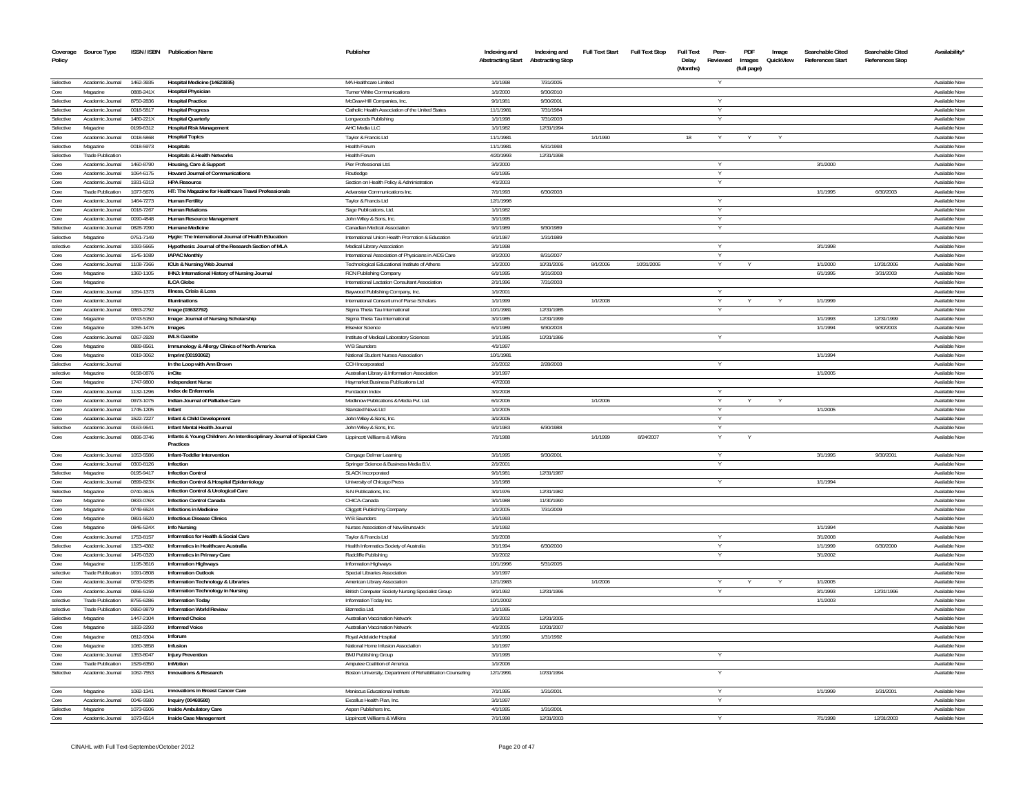| Coverage Policy | Source Type | ISSN / ISBN | Publication Name | Publisher | Indexing and Abstracting Start | Indexing and Abstracting Stop | Full Text Start | Full Text Stop | Full Text Delay (Months) | Peer-Reviewed | PDF Images (full page) | Image QuickView | Searchable Cited References Start | Searchable Cited References Stop | Availability* |
|---|---|---|---|---|---|---|---|---|---|---|---|---|---|---|---|
| Selective | Academic Journal | 1462-3935 | Hospital Medicine (14623935) | MA Healthcare Limited | 1/1/1998 | 7/31/2005 | | | | Y | | | | | Available Now |
| Core | Magazine | 0888-241X | Hospital Physician | Turner White Communications | 1/1/2000 | 9/30/2010 | | | | | | | | | Available Now |
| Selective | Academic Journal | 8750-2836 | Hospital Practice | McGraw-Hill Companies, Inc. | 9/1/1981 | 9/30/2001 | | | | Y | | | | | Available Now |
| Selective | Academic Journal | 0018-5817 | Hospital Progress | Catholic Health Association of the United States | 11/1/1981 | 7/31/1984 | | | | Y | | | | | Available Now |
| Selective | Academic Journal | 1480-221X | Hospital Quarterly | Longwoods Publishing | 1/1/1998 | 7/31/2003 | | | | Y | | | | | Available Now |
| Selective | Magazine | 0199-6312 | Hospital Risk Management | AHC Media LLC | 1/1/1982 | 12/31/1994 | | | | | | | | | Available Now |
| Core | Academic Journal | 0018-5868 | Hospital Topics | Taylor & Francis Ltd | 11/1/1981 | | 1/1/1990 | | 18 | Y | Y | Y | | | Available Now |
| Selective | Magazine | 0018-5973 | Hospitals | Health Forum | 11/1/1981 | 5/31/1993 | | | | | | | | | Available Now |
| Selective | Trade Publication | | Hospitals & Health Networks | Health Forum | 4/20/1993 | 12/31/1998 | | | | | | | | | Available Now |
| Core | Academic Journal | 1460-8790 | Housing, Care & Support | Pier Professional Ltd. | 3/1/2000 | | | | | Y | | | 3/1/2000 | | Available Now |
| Core | Academic Journal | 1064-6175 | Howard Journal of Communications | Routledge | 6/1/1995 | | | | | Y | | | | | Available Now |
| Core | Academic Journal | 1931-6313 | HPA Resource | Section on Health Policy & Administration | 4/1/2003 | | | | | Y | | | | | Available Now |
| Core | Trade Publication | 1077-5676 | HT: The Magazine for Healthcare Travel Professionals | Advanstar Communications Inc. | 7/1/1993 | 6/30/2003 | | | | | | | 1/1/1995 | 6/30/2003 | Available Now |
| Core | Academic Journal | 1464-7273 | Human Fertility | Taylor & Francis Ltd | 12/1/1998 | | | | | Y | | | | | Available Now |
| Core | Academic Journal | 0018-7267 | Human Relations | Sage Publications, Ltd. | 1/1/1982 | | | | | Y | | | | | Available Now |
| Core | Academic Journal | 0090-4848 | Human Resource Management | John Wiley & Sons, Inc. | 3/1/1995 | | | | | Y | | | | | Available Now |
| Selective | Academic Journal | 0828-7090 | Humane Medicine | Canadian Medical Association | 9/1/1989 | 9/30/1989 | | | | Y | | | | | Available Now |
| Selective | Magazine | 0751-7149 | Hygie: The International Journal of Health Education | International Union Health Promotion & Education | 6/1/1987 | 1/31/1989 | | | | | | | | | Available Now |
| selective | Academic Journal | 1093-5665 | Hypothesis: Journal of the Research Section of MLA | Medical Library Association | 3/1/1998 | | | | | Y | | | 3/1/1998 | | Available Now |
| Core | Academic Journal | 1545-1089 | IAPAC Monthly | International Association of Physicians in AIDS Care | 8/1/2000 | 8/31/2007 | | | | Y | | | | | Available Now |
| Core | Academic Journal | 1108-7366 | ICUs & Nursing Web Journal | Technological Educational Institute of Athens | 1/1/2000 | 10/31/2006 | 8/1/2006 | 10/31/2006 | | Y | Y | | 1/1/2000 | 10/31/2006 | Available Now |
| Core | Magazine | 1360-1105 | IHNJ: International History of Nursing Journal | RCN Publishing Company | 6/1/1995 | 3/31/2003 | | | | | | | 6/1/1995 | 3/31/2003 | Available Now |
| Core | Magazine | | ILCA Globe | International Lactation Consultant Association | 2/1/1996 | 7/31/2003 | | | | | | | | | Available Now |
| Core | Academic Journal | 1054-1373 | Illness, Crisis & Loss | Baywood Publishing Company, Inc. | 1/1/2001 | | | | | Y | | | | | Available Now |
| Core | Academic Journal | | Illuminations | International Consortium of Parse Scholars | 1/1/1999 | | 1/1/2008 | | | Y | Y | Y | 1/1/1999 | | Available Now |
| Core | Academic Journal | 0363-2792 | Image (03632792) | Sigma Theta Tau International | 10/1/1981 | 12/31/1985 | | | | Y | | | | | Available Now |
| Core | Magazine | 0743-5150 | Image: Journal of Nursing Scholarship | Sigma Theta Tau International | 3/1/1985 | 12/31/1999 | | | | | | | 1/1/1993 | 12/31/1999 | Available Now |
| Core | Magazine | 1055-1476 | Images | Elsevier Science | 6/1/1989 | 9/30/2003 | | | | | | | 1/1/1994 | 9/30/2003 | Available Now |
| Core | Academic Journal | 0267-2928 | IMLS Gazette | Institute of Medical Laboratory Sciences | 1/1/1985 | 10/31/1986 | | | | Y | | | | | Available Now |
| Core | Magazine | 0889-8561 | Immunology & Allergy Clinics of North America | W B Saunders | 4/1/1997 | | | | | | | | | | Available Now |
| Core | Magazine | 0019-3062 | Imprint (00193062) | National Student Nurses Association | 10/1/1981 | | | | | | | | 1/1/1994 | | Available Now |
| Selective | Academic Journal | | In the Loop with Ann Brown | CCH Incorporated | 2/1/2002 | 2/28/2003 | | | | Y | | | | | Available Now |
| selective | Magazine | 0158-0876 | inCite | Australian Library & Information Association | 1/1/1997 | | | | | | | | 1/1/2005 | | Available Now |
| Core | Magazine | 1747-9800 | Independent Nurse | Haymarket Business Publications Ltd | 4/7/2008 | | | | | | | | | | Available Now |
| Core | Academic Journal | 1132-1296 | Index de Enfermeria | Fundacion Index | 3/1/2008 | | | | | Y | | | | | Available Now |
| Core | Academic Journal | 0973-1075 | Indian Journal of Palliative Care | Medknow Publications & Media Pvt. Ltd. | 6/1/2006 | | 1/1/2006 | | | Y | Y | Y | | | Available Now |
| Core | Academic Journal | 1745-1205 | Infant | Stansted News Ltd | 1/1/2005 | | | | | Y | | | 1/1/2005 | | Available Now |
| Core | Academic Journal | 1522-7227 | Infant & Child Development | John Wiley & Sons, Inc. | 3/1/2005 | | | | | Y | | | | | Available Now |
| Selective | Academic Journal | 0163-9641 | Infant Mental Health Journal | John Wiley & Sons, Inc. | 9/1/1983 | 6/30/1988 | | | | Y | | | | | Available Now |
| Core | Academic Journal | 0896-3746 | Infants & Young Children: An Interdisciplinary Journal of Special Care Practices | Lippincott Williams & Wilkins | 7/1/1988 | | 1/1/1999 | 8/24/2007 | | Y | Y | | | | Available Now |
| Core | Academic Journal | 1053-5586 | Infant-Toddler Intervention | Cengage Delmar Learning | 3/1/1995 | 9/30/2001 | | | | Y | | | 3/1/1995 | 9/30/2001 | Available Now |
| Core | Academic Journal | 0300-8126 | Infection | Springer Science & Business Media B.V. | 2/1/2001 | | | | | Y | | | | | Available Now |
| Selective | Magazine | 0195-9417 | Infection Control | SLACK Incorporated | 9/1/1981 | 12/31/1987 | | | | | | | | | Available Now |
| Core | Academic Journal | 0899-823X | Infection Control & Hospital Epidemiology | University of Chicago Press | 1/1/1988 | | | | | Y | | | 1/1/1994 | | Available Now |
| Selective | Magazine | 0740-3615 | Infection Control & Urological Care | S-N Publications, Inc. | 3/1/1976 | 12/31/1982 | | | | | | | | | Available Now |
| Core | Magazine | 0833-076X | Infection Control Canada | CHICA-Canada | 3/1/1988 | 11/30/1990 | | | | | | | | | Available Now |
| Core | Magazine | 0749-6524 | Infections in Medicine | Cliggott Publishing Company | 1/1/2005 | 7/31/2009 | | | | | | | | | Available Now |
| Core | Magazine | 0891-5520 | Infectious Disease Clinics | W B Saunders | 3/1/1993 | | | | | | | | | | Available Now |
| Core | Magazine | 0846-524X | Info Nursing | Nurses Association of New Brunswick | 1/1/1992 | | | | | | | | 1/1/1994 | | Available Now |
| Core | Academic Journal | 1753-8157 | Informatics for Health & Social Care | Taylor & Francis Ltd | 3/1/2008 | | | | | Y | | | 3/1/2008 | | Available Now |
| Selective | Academic Journal | 1323-4382 | Informatics in Healthcare Australia | Health Informatics Society of Australia | 3/1/1994 | 6/30/2000 | | | | Y | | | 1/1/1999 | 6/30/2000 | Available Now |
| Core | Academic Journal | 1476-0320 | Informatics in Primary Care | Radcliffe Publishing | 3/1/2002 | | | | | Y | | | 3/1/2002 | | Available Now |
| Core | Magazine | 1195-3616 | Information Highways | Information Highways | 10/1/1996 | 5/31/2005 | | | | | | | | | Available Now |
| selective | Trade Publication | 1091-0808 | Information Outlook | Special Libraries Association | 1/1/1997 | | | | | | | | | | Available Now |
| Core | Academic Journal | 0730-9295 | Information Technology & Libraries | American Library Association | 12/1/1983 | | 1/1/2006 | | | Y | Y | Y | 1/1/2005 | | Available Now |
| Core | Academic Journal | 0956-5159 | Information Technology in Nursing | British Computer Society Nursing Specialist Group | 9/1/1992 | 12/31/1996 | | | | Y | | | 3/1/1993 | 12/31/1996 | Available Now |
| selective | Trade Publication | 8755-6286 | Information Today | Information Today Inc. | 10/1/2002 | | | | | | | | 1/1/2003 | | Available Now |
| selective | Trade Publication | 0950-9879 | Information World Review | Bizmedia Ltd. | 1/1/1995 | | | | | | | | | | Available Now |
| Selective | Magazine | 1447-2104 | Informed Choice | Australian Vaccination Network | 3/1/2002 | 12/31/2005 | | | | | | | | | Available Now |
| Core | Magazine | 1833-2293 | Informed Voice | Australian Vaccination Network | 4/1/2005 | 10/31/2007 | | | | | | | | | Available Now |
| Core | Magazine | 0812-9304 | Inforum | Royal Adelaide Hospital | 1/1/1990 | 1/31/1992 | | | | | | | | | Available Now |
| Core | Magazine | 1080-3858 | Infusion | National Home Infusion Association | 1/1/1997 | | | | | | | | | | Available Now |
| Core | Academic Journal | 1353-8047 | Injury Prevention | BMJ Publishing Group | 3/1/1995 | | | | | Y | | | | | Available Now |
| Core | Trade Publication | 1529-6350 | InMotion | Amputee Coalition of America | 1/1/2006 | | | | | | | | | | Available Now |
| Selective | Academic Journal | 1062-7553 | Innovations & Research | Boston University, Department of Rehabilitation Counseling | 12/1/1991 | 10/31/1994 | | | | Y | | | | | Available Now |
| Core | Magazine | 1082-1341 | Innovations in Breast Cancer Care | Meniscus Educational Institute | 7/1/1995 | 1/31/2001 | | | | Y | | | 1/1/1999 | 1/31/2001 | Available Now |
| Core | Academic Journal | 0046-9580 | Inquiry (00469580) | Excellus Health Plan, Inc. | 3/1/1997 | | | | | Y | | | | | Available Now |
| Selective | Magazine | 1073-6506 | Inside Ambulatory Care | Aspen Publishers Inc. | 4/1/1995 | 1/31/2001 | | | | | | | | | Available Now |
| Core | Academic Journal | 1073-6514 | Inside Case Management | Lippincott Williams & Wilkins | 7/1/1998 | 12/31/2003 | | | | Y | | | 7/1/1998 | 12/31/2003 | Available Now |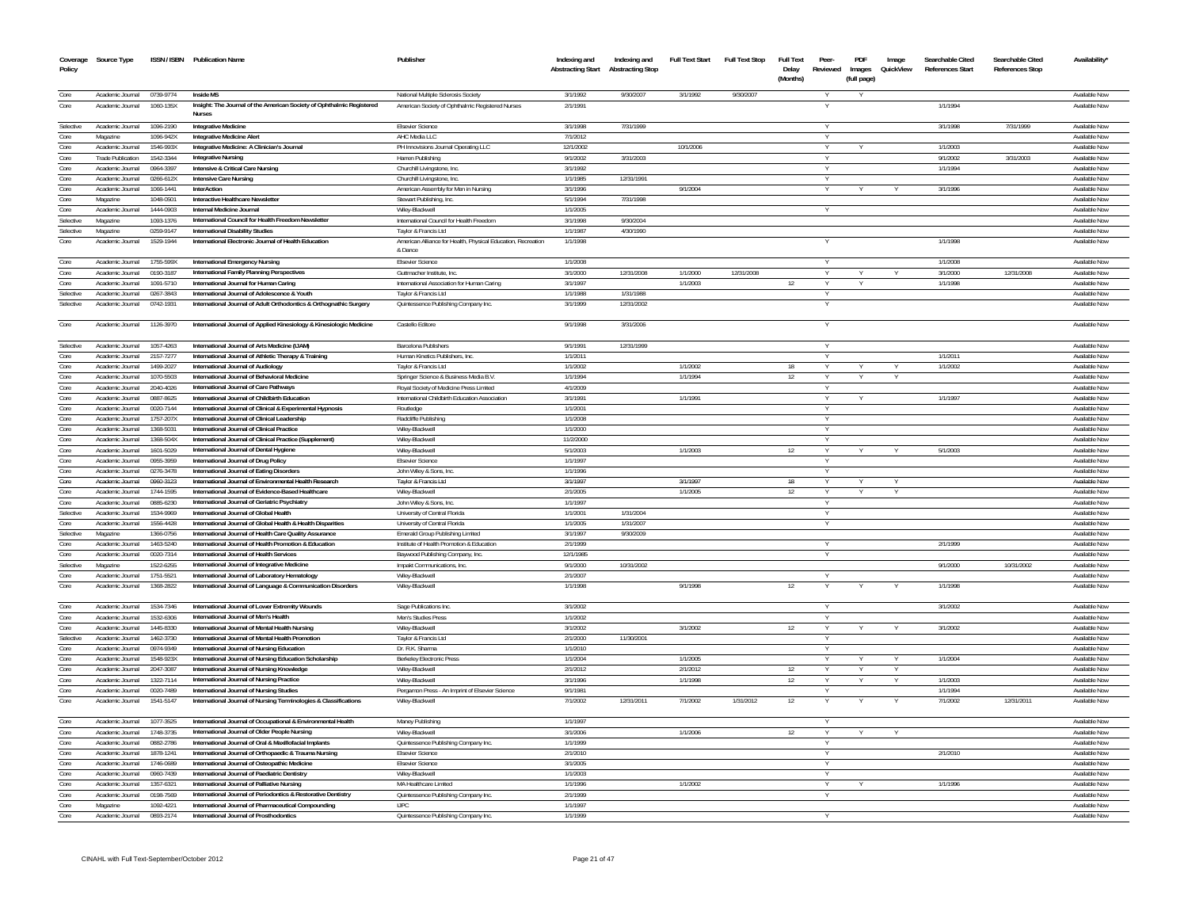| Coverage Policy | Source Type | ISSN / ISBN | Publication Name | Publisher | Indexing and Abstracting Start | Indexing and Abstracting Stop | Full Text Start | Full Text Stop | Full Text Delay (Months) | Peer-Reviewed | PDF Images (full page) | Image QuickView | Searchable Cited References Start | Searchable Cited References Stop | Availability* |
|---|---|---|---|---|---|---|---|---|---|---|---|---|---|---|---|
| Core | Academic Journal | 0739-9774 | Inside MS | National Multiple Sclerosis Society | 3/1/1992 | 9/30/2007 | 3/1/1992 | 9/30/2007 | | Y | Y | | | | Available Now |
| Core | Academic Journal | 1060-135X | Insight: The Journal of the American Society of Ophthalmic Registered Nurses | American Society of Ophthalmic Registered Nurses | 2/1/1991 | | | | | Y | | | 1/1/1994 | | Available Now |
| Selective | Academic Journal | 1096-2190 | Integrative Medicine | Elsevier Science | 3/1/1998 | 7/31/1999 | | | | Y | | | 3/1/1998 | 7/31/1999 | Available Now |
| Core | Magazine | 1096-942X | Integrative Medicine Alert | AHC Media LLC | 7/1/2012 | | | | | Y | | | | | Available Now |
| Core | Academic Journal | 1546-993X | Integrative Medicine: A Clinician's Journal | PH Innovisions Journal Operating LLC | 12/1/2002 | | 10/1/2006 | | | Y | Y | | 1/1/2003 | | Available Now |
| Core | Trade Publication | 1542-3344 | Integrative Nursing | Hamon Publishing | 9/1/2002 | 3/31/2003 | | | | Y | | | 9/1/2002 | 3/31/2003 | Available Now |
| Core | Academic Journal | 0964-3397 | Intensive & Critical Care Nursing | Churchill Livingstone, Inc. | 3/1/1992 | | | | | Y | | | 1/1/1994 | | Available Now |
| Core | Academic Journal | 0266-612X | Intensive Care Nursing | Churchill Livingstone, Inc. | 1/1/1985 | 12/31/1991 | | | | Y | | | | | Available Now |
| Core | Academic Journal | 1066-1441 | InterAction | American Assembly for Men in Nursing | 3/1/1996 | | 9/1/2004 | | | Y | Y | Y | 3/1/1996 | | Available Now |
| Core | Magazine | 1048-0501 | Interactive Healthcare Newsletter | Stewart Publishing, Inc. | 5/1/1994 | 7/31/1998 | | | | | | | | | Available Now |
| Core | Academic Journal | 1444-0903 | Internal Medicine Journal | Wiley-Blackwell | 1/1/2005 | | | | | Y | | | | | Available Now |
| Selective | Magazine | 1093-1376 | International Council for Health Freedom Newsletter | International Council for Health Freedom | 3/1/1998 | 9/30/2004 | | | | | | | | | Available Now |
| Selective | Magazine | 0259-9147 | International Disability Studies | Taylor & Francis Ltd | 1/1/1987 | 4/30/1990 | | | | | | | | | Available Now |
| Core | Academic Journal | 1529-1944 | International Electronic Journal of Health Education | American Alliance for Health, Physical Education, Recreation & Dance | 1/1/1998 | | | | | Y | | | 1/1/1998 | | Available Now |
| Core | Academic Journal | 1755-599X | International Emergency Nursing | Elsevier Science | 1/1/2008 | | | | | Y | | | 1/1/2008 | | Available Now |
| Core | Academic Journal | 0190-3187 | International Family Planning Perspectives | Guttmacher Institute, Inc. | 3/1/2000 | 12/31/2008 | 1/1/2000 | 12/31/2008 | | Y | Y | Y | 3/1/2000 | 12/31/2008 | Available Now |
| Core | Academic Journal | 1091-5710 | International Journal for Human Caring | International Association for Human Caring | 3/1/1997 | | 1/1/2003 | | 12 | Y | Y | | 1/1/1998 | | Available Now |
| Selective | Academic Journal | 0267-3843 | International Journal of Adolescence & Youth | Taylor & Francis Ltd | 1/1/1988 | 1/31/1988 | | | | Y | | | | | Available Now |
| Selective | Academic Journal | 0742-1931 | International Journal of Adult Orthodontics & Orthognathic Surgery | Quintessence Publishing Company Inc. | 3/1/1999 | 12/31/2002 | | | | Y | | | | | Available Now |
| Core | Academic Journal | 1126-3970 | International Journal of Applied Kinesiology & Kinesiologic Medicine | Castello Editore | 9/1/1998 | 3/31/2006 | | | | Y | | | | | Available Now |
| Selective | Academic Journal | 1057-4263 | International Journal of Arts Medicine (IJAM) | Barcelona Publishers | 9/1/1991 | 12/31/1999 | | | | Y | | | | | Available Now |
| Core | Academic Journal | 2157-7277 | International Journal of Athletic Therapy & Training | Human Kinetics Publishers, Inc. | 1/1/2011 | | | | | Y | | | 1/1/2011 | | Available Now |
| Core | Academic Journal | 1499-2027 | International Journal of Audiology | Taylor & Francis Ltd | 1/1/2002 | | 1/1/2002 | | 18 | Y | Y | Y | 1/1/2002 | | Available Now |
| Core | Academic Journal | 1070-5503 | International Journal of Behavioral Medicine | Springer Science & Business Media B.V. | 1/1/1994 | | 1/1/1994 | | 12 | Y | Y | Y | | | Available Now |
| Core | Academic Journal | 2040-4026 | International Journal of Care Pathways | Royal Society of Medicine Press Limited | 4/1/2009 | | | | | Y | | | | | Available Now |
| Core | Academic Journal | 0887-8625 | International Journal of Childbirth Education | International Childbirth Education Association | 3/1/1991 | | 1/1/1991 | | | Y | Y | | 1/1/1997 | | Available Now |
| Core | Academic Journal | 0020-7144 | International Journal of Clinical & Experimental Hypnosis | Routledge | 1/1/2001 | | | | | Y | | | | | Available Now |
| Core | Academic Journal | 1757-207X | International Journal of Clinical Leadership | Radcliffe Publishing | 1/1/2008 | | | | | Y | | | | | Available Now |
| Core | Academic Journal | 1368-5031 | International Journal of Clinical Practice | Wiley-Blackwell | 1/1/2000 | | | | | Y | | | | | Available Now |
| Core | Academic Journal | 1368-504X | International Journal of Clinical Practice (Supplement) | Wiley-Blackwell | 11/2/2000 | | | | | Y | | | | | Available Now |
| Core | Academic Journal | 1601-5029 | International Journal of Dental Hygiene | Wiley-Blackwell | 5/1/2003 | | 1/1/2003 | | 12 | Y | Y | Y | 5/1/2003 | | Available Now |
| Core | Academic Journal | 0955-3959 | International Journal of Drug Policy | Elsevier Science | 1/1/1997 | | | | | Y | | | | | Available Now |
| Core | Academic Journal | 0276-3478 | International Journal of Eating Disorders | John Wiley & Sons, Inc. | 1/1/1996 | | | | | Y | | | | | Available Now |
| Core | Academic Journal | 0960-3123 | International Journal of Environmental Health Research | Taylor & Francis Ltd | 3/1/1997 | | 3/1/1997 | | 18 | Y | Y | Y | | | Available Now |
| Core | Academic Journal | 1744-1595 | International Journal of Evidence-Based Healthcare | Wiley-Blackwell | 2/1/2005 | | 1/1/2005 | | 12 | Y | Y | Y | | | Available Now |
| Core | Academic Journal | 0885-6230 | International Journal of Geriatric Psychiatry | John Wiley & Sons, Inc. | 1/1/1997 | | | | | Y | | | | | Available Now |
| Selective | Academic Journal | 1534-9969 | International Journal of Global Health | University of Central Florida | 1/1/2001 | 1/31/2004 | | | | Y | | | | | Available Now |
| Core | Academic Journal | 1556-4428 | International Journal of Global Health & Health Disparities | University of Central Florida | 1/1/2005 | 1/31/2007 | | | | Y | | | | | Available Now |
| Selective | Magazine | 1366-0756 | International Journal of Health Care Quality Assurance | Emerald Group Publishing Limited | 3/1/1997 | 9/30/2009 | | | | | | | | | Available Now |
| Core | Academic Journal | 1463-5240 | International Journal of Health Promotion & Education | Institute of Health Promotion & Education | 2/1/1999 | | | | | Y | | | 2/1/1999 | | Available Now |
| Core | Academic Journal | 0020-7314 | International Journal of Health Services | Baywood Publishing Company, Inc. | 12/1/1985 | | | | | Y | | | | | Available Now |
| Selective | Magazine | 1522-6255 | International Journal of Integrative Medicine | Impakt Communications, Inc. | 9/1/2000 | 10/31/2002 | | | | | | | 9/1/2000 | 10/31/2002 | Available Now |
| Core | Academic Journal | 1751-5521 | International Journal of Laboratory Hematology | Wiley-Blackwell | 2/1/2007 | | | | | Y | | | | | Available Now |
| Core | Academic Journal | 1368-2822 | International Journal of Language & Communication Disorders | Wiley-Blackwell | 1/1/1998 | | 9/1/1998 | | 12 | Y | Y | Y | 1/1/1998 | | Available Now |
| Core | Academic Journal | 1534-7346 | International Journal of Lower Extremity Wounds | Sage Publications Inc. | 3/1/2002 | | | | | Y | | | 3/1/2002 | | Available Now |
| Core | Academic Journal | 1532-6306 | International Journal of Men's Health | Men's Studies Press | 1/1/2002 | | | | | Y | | | | | Available Now |
| Core | Academic Journal | 1445-8330 | International Journal of Mental Health Nursing | Wiley-Blackwell | 3/1/2002 | | 3/1/2002 | | 12 | Y | Y | Y | 3/1/2002 | | Available Now |
| Selective | Academic Journal | 1462-3730 | International Journal of Mental Health Promotion | Taylor & Francis Ltd | 2/1/2000 | 11/30/2001 | | | | Y | | | | | Available Now |
| Core | Academic Journal | 0974-9349 | International Journal of Nursing Education | Dr. R.K. Sharma | 1/1/2010 | | | | | Y | | | | | Available Now |
| Core | Academic Journal | 1548-923X | International Journal of Nursing Education Scholarship | Berkeley Electronic Press | 1/1/2004 | | 1/1/2005 | | | Y | Y | Y | 1/1/2004 | | Available Now |
| Core | Academic Journal | 2047-3087 | International Journal of Nursing Knowledge | Wiley-Blackwell | 2/1/2012 | | 2/1/2012 | | 12 | Y | Y | Y | | | Available Now |
| Core | Academic Journal | 1322-7114 | International Journal of Nursing Practice | Wiley-Blackwell | 3/1/1996 | | 1/1/1998 | | 12 | Y | Y | Y | 1/1/2003 | | Available Now |
| Core | Academic Journal | 0020-7489 | International Journal of Nursing Studies | Pergamon Press - An Imprint of Elsevier Science | 9/1/1981 | | | | | Y | | | 1/1/1994 | | Available Now |
| Core | Academic Journal | 1541-5147 | International Journal of Nursing Terminologies & Classifications | Wiley-Blackwell | 7/1/2002 | 12/31/2011 | 7/1/2002 | 1/31/2012 | 12 | Y | Y | Y | 7/1/2002 | 12/31/2011 | Available Now |
| Core | Academic Journal | 1077-3525 | International Journal of Occupational & Environmental Health | Maney Publishing | 1/1/1997 | | | | | Y | | | | | Available Now |
| Core | Academic Journal | 1748-3735 | International Journal of Older People Nursing | Wiley-Blackwell | 3/1/2006 | | 1/1/2006 | | 12 | Y | Y | Y | | | Available Now |
| Core | Academic Journal | 0882-2786 | International Journal of Oral & Maxillofacial Implants | Quintessence Publishing Company Inc. | 1/1/1999 | | | | | Y | | | | | Available Now |
| Core | Academic Journal | 1878-1241 | International Journal of Orthopaedic & Trauma Nursing | Elsevier Science | 2/1/2010 | | | | | Y | | | 2/1/2010 | | Available Now |
| Core | Academic Journal | 1746-0689 | International Journal of Osteopathic Medicine | Elsevier Science | 3/1/2005 | | | | | Y | | | | | Available Now |
| Core | Academic Journal | 0960-7439 | International Journal of Paediatric Dentistry | Wiley-Blackwell | 1/1/2003 | | | | | Y | | | | | Available Now |
| Core | Academic Journal | 1357-6321 | International Journal of Palliative Nursing | MA Healthcare Limited | 1/1/1996 | | 1/1/2002 | | | Y | Y | | 1/1/1996 | | Available Now |
| Core | Academic Journal | 0198-7569 | International Journal of Periodontics & Restorative Dentistry | Quintessence Publishing Company Inc. | 2/1/1999 | | | | | Y | | | | | Available Now |
| Core | Magazine | 1092-4221 | International Journal of Pharmaceutical Compounding | IJPC | 1/1/1997 | | | | | | | | | | Available Now |
| Core | Academic Journal | 0893-2174 | International Journal of Prosthodontics | Quintessence Publishing Company Inc. | 1/1/1999 | | | | | Y | | | | | Available Now |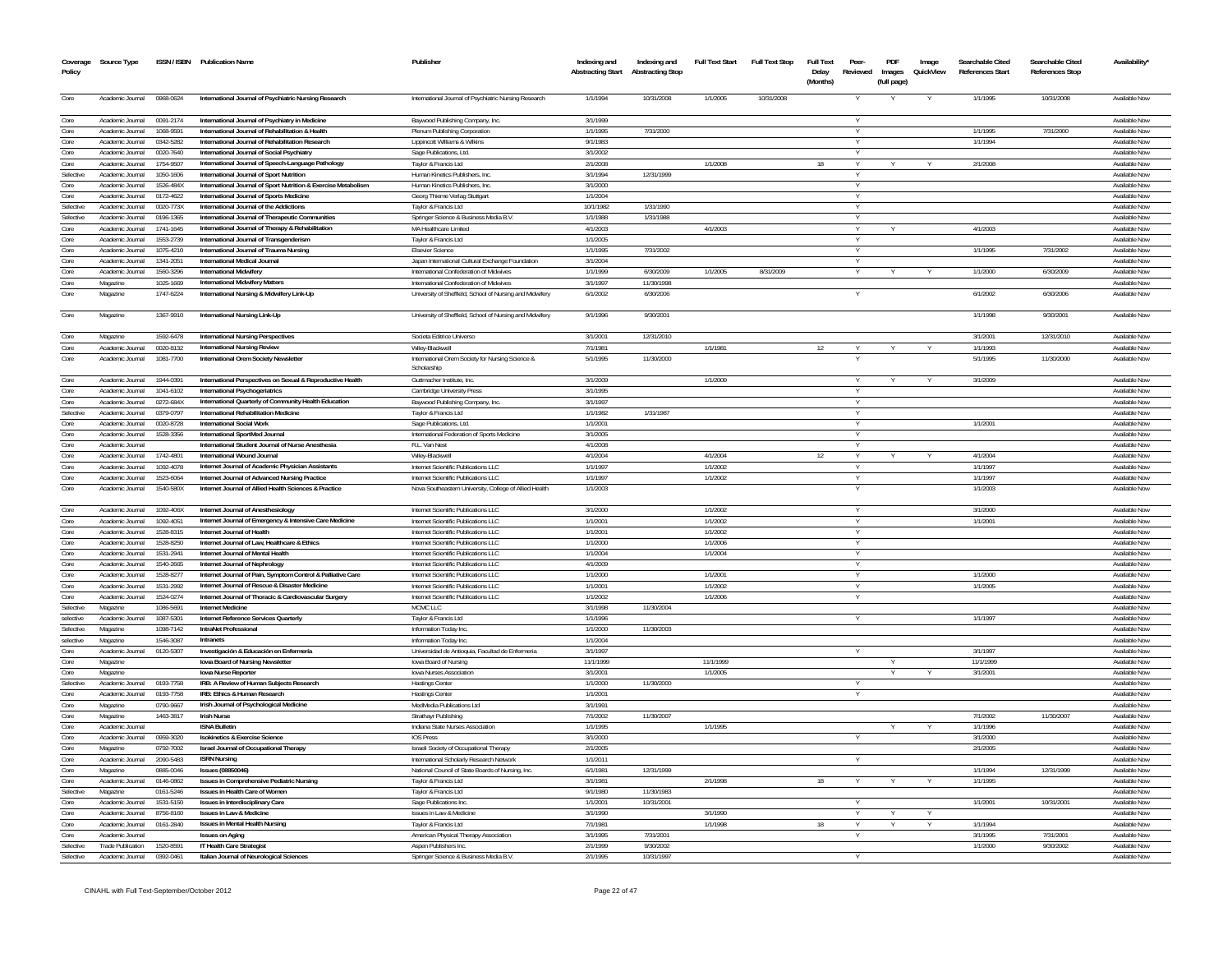| Coverage Policy | Source Type | ISSN / ISBN | Publication Name | Publisher | Indexing and Abstracting Start | Indexing and Abstracting Stop | Full Text Start | Full Text Stop | Full Text Delay (Months) | Peer-Reviewed | PDF Images (full page) | Image QuickView | Searchable Cited References Start | Searchable Cited References Stop | Availability* |
|---|---|---|---|---|---|---|---|---|---|---|---|---|---|---|---|
| Core | Academic Journal | 0968-0624 | International Journal of Psychiatric Nursing Research | International Journal of Psychiatric Nursing Research | 1/1/1994 | 10/31/2008 | 1/1/2005 | 10/31/2008 | | Y | Y | Y | 1/1/1995 | 10/31/2008 | Available Now |
| Core | Academic Journal | 0091-2174 | International Journal of Psychiatry in Medicine | Baywood Publishing Company, Inc. | 3/1/1999 | | | | | Y | | | | | Available Now |
| Core | Academic Journal | 1068-9591 | International Journal of Rehabilitation & Health | Plenum Publishing Corporation | 1/1/1995 | 7/31/2000 | | | | Y | | | 1/1/1995 | 7/31/2000 | Available Now |
| Core | Academic Journal | 0342-5282 | International Journal of Rehabilitation Research | Lippincott Williams & Wilkins | 9/1/1983 | | | | | Y | | | 1/1/1994 | | Available Now |
| Core | Academic Journal | 0020-7640 | International Journal of Social Psychiatry | Sage Publications, Ltd. | 3/1/2002 | | | | | Y | | | | | Available Now |
| Core | Academic Journal | 1754-9507 | International Journal of Speech-Language Pathology | Taylor & Francis Ltd | 2/1/2008 | | 1/1/2008 | | 18 | Y | Y | Y | 2/1/2008 | | Available Now |
| Selective | Academic Journal | 1050-1606 | International Journal of Sport Nutrition | Human Kinetics Publishers, Inc. | 3/1/1994 | 12/31/1999 | | | | Y | | | | | Available Now |
| Core | Academic Journal | 1526-484X | International Journal of Sport Nutrition & Exercise Metabolism | Human Kinetics Publishers, Inc. | 3/1/2000 | | | | | Y | | | | | Available Now |
| Core | Academic Journal | 0172-4622 | International Journal of Sports Medicine | Georg Thieme Verlag Stuttgart | 1/1/2004 | | | | | Y | | | | | Available Now |
| Selective | Academic Journal | 0020-773X | International Journal of the Addictions | Taylor & Francis Ltd | 10/1/1982 | 1/31/1990 | | | | Y | | | | | Available Now |
| Selective | Academic Journal | 0196-1365 | International Journal of Therapeutic Communities | Springer Science & Business Media B.V. | 1/1/1988 | 1/31/1988 | | | | Y | | | | | Available Now |
| Core | Academic Journal | 1741-1645 | International Journal of Therapy & Rehabilitation | MA Healthcare Limited | 4/1/2003 | | 4/1/2003 | | | Y | Y | | 4/1/2003 | | Available Now |
| Core | Academic Journal | 1553-2739 | International Journal of Transgenderism | Taylor & Francis Ltd | 1/1/2005 | | | | | Y | | | | | Available Now |
| Core | Academic Journal | 1075-4210 | International Journal of Trauma Nursing | Elsevier Science | 1/1/1995 | 7/31/2002 | | | | Y | | | 1/1/1995 | 7/31/2002 | Available Now |
| Core | Academic Journal | 1341-2051 | International Medical Journal | Japan International Cultural Exchange Foundation | 3/1/2004 | | | | | Y | | | | | Available Now |
| Core | Academic Journal | 1560-3296 | International Midwifery | International Confederation of Midwives | 1/1/1999 | 6/30/2009 | 1/1/2005 | 8/31/2009 | | Y | Y | Y | 1/1/2000 | 6/30/2009 | Available Now |
| Core | Magazine | 1025-1669 | International Midwifery Matters | International Confederation of Midwives | 3/1/1997 | 11/30/1998 | | | | | | | | | Available Now |
| Core | Magazine | 1747-6224 | International Nursing & Midwifery Link-Up | University of Sheffield, School of Nursing and Midwifery | 6/1/2002 | 6/30/2006 | | | | Y | | | 6/1/2002 | 6/30/2006 | Available Now |
| Core | Magazine | 1367-9910 | International Nursing Link-Up | University of Sheffield, School of Nursing and Midwifery | 9/1/1996 | 9/30/2001 | | | | | | | 1/1/1998 | 9/30/2001 | Available Now |
| Core | Magazine | 1592-6478 | International Nursing Perspectives | Societa Editrice Universo | 3/1/2001 | 12/31/2010 | | | | | | | 3/1/2001 | 12/31/2010 | Available Now |
| Core | Academic Journal | 0020-8132 | International Nursing Review | Wiley-Blackwell | 7/1/1981 | | 1/1/1981 | | 12 | Y | Y | Y | 1/1/1993 | | Available Now |
| Core | Academic Journal | 1081-7700 | International Orem Society Newsletter | International Orem Society for Nursing Science & Scholarship | 5/1/1995 | 11/30/2000 | | | | Y | | | 5/1/1995 | 11/30/2000 | Available Now |
| Core | Academic Journal | 1944-0391 | International Perspectives on Sexual & Reproductive Health | Guttmacher Institute, Inc. | 3/1/2009 | | 1/1/2009 | | | Y | Y | Y | 3/1/2009 | | Available Now |
| Core | Academic Journal | 1041-6102 | International Psychogeriatrics | Cambridge University Press | 3/1/1995 | | | | | Y | | | | | Available Now |
| Core | Academic Journal | 0272-684X | International Quarterly of Community Health Education | Baywood Publishing Company, Inc. | 3/1/1997 | | | | | Y | | | | | Available Now |
| Selective | Academic Journal | 0379-0797 | International Rehabilitation Medicine | Taylor & Francis Ltd | 1/1/1982 | 1/31/1987 | | | | Y | | | | | Available Now |
| Core | Academic Journal | 0020-8728 | International Social Work | Sage Publications, Ltd. | 1/1/2001 | | | | | Y | | | 1/1/2001 | | Available Now |
| Core | Academic Journal | 1528-3356 | International SportMed Journal | International Federation of Sports Medicine | 3/1/2005 | | | | | Y | | | | | Available Now |
| Core | Academic Journal | | International Student Journal of Nurse Anesthesia | R.L. Van Nest | 4/1/2008 | | | | | Y | | | | | Available Now |
| Core | Academic Journal | 1742-4801 | International Wound Journal | Wiley-Blackwell | 4/1/2004 | | 4/1/2004 | | 12 | Y | Y | Y | 4/1/2004 | | Available Now |
| Core | Academic Journal | 1092-4078 | Internet Journal of Academic Physician Assistants | Internet Scientific Publications LLC | 1/1/1997 | | 1/1/2002 | | | Y | | | 1/1/1997 | | Available Now |
| Core | Academic Journal | 1523-6064 | Internet Journal of Advanced Nursing Practice | Internet Scientific Publications LLC | 1/1/1997 | | 1/1/2002 | | | Y | | | 1/1/1997 | | Available Now |
| Core | Academic Journal | 1540-580X | Internet Journal of Allied Health Sciences & Practice | Nova Southeastern University, College of Allied Health | 1/1/2003 | | | | | Y | | | 1/1/2003 | | Available Now |
| Core | Academic Journal | 1092-406X | Internet Journal of Anesthesiology | Internet Scientific Publications LLC | 3/1/2000 | | 1/1/2002 | | | Y | | | 3/1/2000 | | Available Now |
| Core | Academic Journal | 1092-4051 | Internet Journal of Emergency & Intensive Care Medicine | Internet Scientific Publications LLC | 1/1/2001 | | 1/1/2002 | | | Y | | | 1/1/2001 | | Available Now |
| Core | Academic Journal | 1528-8315 | Internet Journal of Health | Internet Scientific Publications LLC | 1/1/2001 | | 1/1/2002 | | | Y | | | | | Available Now |
| Core | Academic Journal | 1528-8250 | Internet Journal of Law, Healthcare & Ethics | Internet Scientific Publications LLC | 1/1/2000 | | 1/1/2006 | | | Y | | | | | Available Now |
| Core | Academic Journal | 1531-2941 | Internet Journal of Mental Health | Internet Scientific Publications LLC | 1/1/2004 | | 1/1/2004 | | | Y | | | | | Available Now |
| Core | Academic Journal | 1540-2665 | Internet Journal of Nephrology | Internet Scientific Publications LLC | 4/1/2009 | | | | | Y | | | | | Available Now |
| Core | Academic Journal | 1528-8277 | Internet Journal of Pain, Symptom Control & Palliative Care | Internet Scientific Publications LLC | 1/1/2000 | | 1/1/2001 | | | Y | | | 1/1/2000 | | Available Now |
| Core | Academic Journal | 1531-2992 | Internet Journal of Rescue & Disaster Medicine | Internet Scientific Publications LLC | 1/1/2001 | | 1/1/2002 | | | Y | | | 1/1/2005 | | Available Now |
| Core | Academic Journal | 1524-0274 | Internet Journal of Thoracic & Cardiovascular Surgery | Internet Scientific Publications LLC | 1/1/2002 | | 1/1/2006 | | | Y | | | | | Available Now |
| Selective | Magazine | 1086-5691 | Internet Medicine | MCMC LLC | 3/1/1998 | 11/30/2004 | | | | | | | | | Available Now |
| selective | Academic Journal | 1087-5301 | Internet Reference Services Quarterly | Taylor & Francis Ltd | 1/1/1996 | | | | | Y | | | 1/1/1997 | | Available Now |
| Selective | Magazine | 1098-7142 | IntraNet Professional | Information Today Inc. | 1/1/2000 | 11/30/2003 | | | | | | | | | Available Now |
| selective | Magazine | 1546-3087 | Intranets | Information Today Inc. | 1/1/2004 | | | | | | | | | | Available Now |
| Core | Academic Journal | 0120-5307 | Investigación & Educación en Enfermería | Universidad de Antioquia, Facultad de Enfermeria | 3/1/1997 | | | | | Y | | | 3/1/1997 | | Available Now |
| Core | Magazine | | Iowa Board of Nursing Newsletter | Iowa Board of Nursing | 11/1/1999 | | 11/1/1999 | | | | Y | | 11/1/1999 | | Available Now |
| Core | Magazine | | Iowa Nurse Reporter | Iowa Nurses Association | 3/1/2001 | | 1/1/2005 | | | | Y | Y | 3/1/2001 | | Available Now |
| Selective | Academic Journal | 0193-7758 | IRB: A Review of Human Subjects Research | Hastings Center | 1/1/2000 | 11/30/2000 | | | | Y | | | | | Available Now |
| Core | Academic Journal | 0193-7758 | IRB: Ethics & Human Research | Hastings Center | 1/1/2001 | | | | | Y | | | | | Available Now |
| Core | Magazine | 0790-9667 | Irish Journal of Psychological Medicine | MedMedia Publications Ltd | 3/1/1991 | | | | | | | | | | Available Now |
| Core | Magazine | 1463-3817 | Irish Nurse | Strathayr Publishing | 7/1/2002 | 11/30/2007 | | | | | | | 7/1/2002 | 11/30/2007 | Available Now |
| Core | Academic Journal | | ISNA Bulletin | Indiana State Nurses Association | 1/1/1995 | | 1/1/1995 | | | | Y | Y | 1/1/1996 | | Available Now |
| Core | Academic Journal | 0959-3020 | Isokinetics & Exercise Science | IOS Press | 3/1/2000 | | | | | Y | | | 3/1/2000 | | Available Now |
| Core | Magazine | 0792-7002 | Israel Journal of Occupational Therapy | Israeli Society of Occupational Therapy | 2/1/2005 | | | | | | | | 2/1/2005 | | Available Now |
| Core | Academic Journal | 2090-5483 | ISRN Nursing | International Scholarly Research Network | 1/1/2011 | | | | | Y | | | | | Available Now |
| Core | Magazine | 0885-0046 | Issues (08850046) | National Council of State Boards of Nursing, Inc. | 6/1/1981 | 12/31/1999 | | | | | | | 1/1/1994 | 12/31/1999 | Available Now |
| Core | Academic Journal | 0146-0862 | Issues in Comprehensive Pediatric Nursing | Taylor & Francis Ltd | 3/1/1981 | | 2/1/1998 | | 18 | Y | Y | Y | 1/1/1995 | | Available Now |
| Selective | Magazine | 0161-5246 | Issues in Health Care of Women | Taylor & Francis Ltd | 9/1/1980 | 11/30/1983 | | | | | | | | | Available Now |
| Core | Academic Journal | 1531-5150 | Issues in Interdisciplinary Care | Sage Publications Inc. | 1/1/2001 | 10/31/2001 | | | | Y | | | 1/1/2001 | 10/31/2001 | Available Now |
| Core | Academic Journal | 8756-8160 | Issues in Law & Medicine | Issues in Law & Medicine | 3/1/1990 | | 3/1/1990 | | | Y | Y | Y | | | Available Now |
| Core | Academic Journal | 0161-2840 | Issues in Mental Health Nursing | Taylor & Francis Ltd | 7/1/1981 | | 1/1/1998 | | 18 | Y | Y | Y | 1/1/1994 | | Available Now |
| Core | Academic Journal | | Issues on Aging | American Physical Therapy Association | 3/1/1995 | 7/31/2001 | | | | Y | | | 3/1/1995 | 7/31/2001 | Available Now |
| Selective | Trade Publication | 1520-8591 | IT Health Care Strategist | Aspen Publishers Inc. | 2/1/1999 | 9/30/2002 | | | | | | | 1/1/2000 | 9/30/2002 | Available Now |
| Selective | Academic Journal | 0392-0461 | Italian Journal of Neurological Sciences | Springer Science & Business Media B.V. | 2/1/1995 | 10/31/1997 | | | | Y | | | | | Available Now |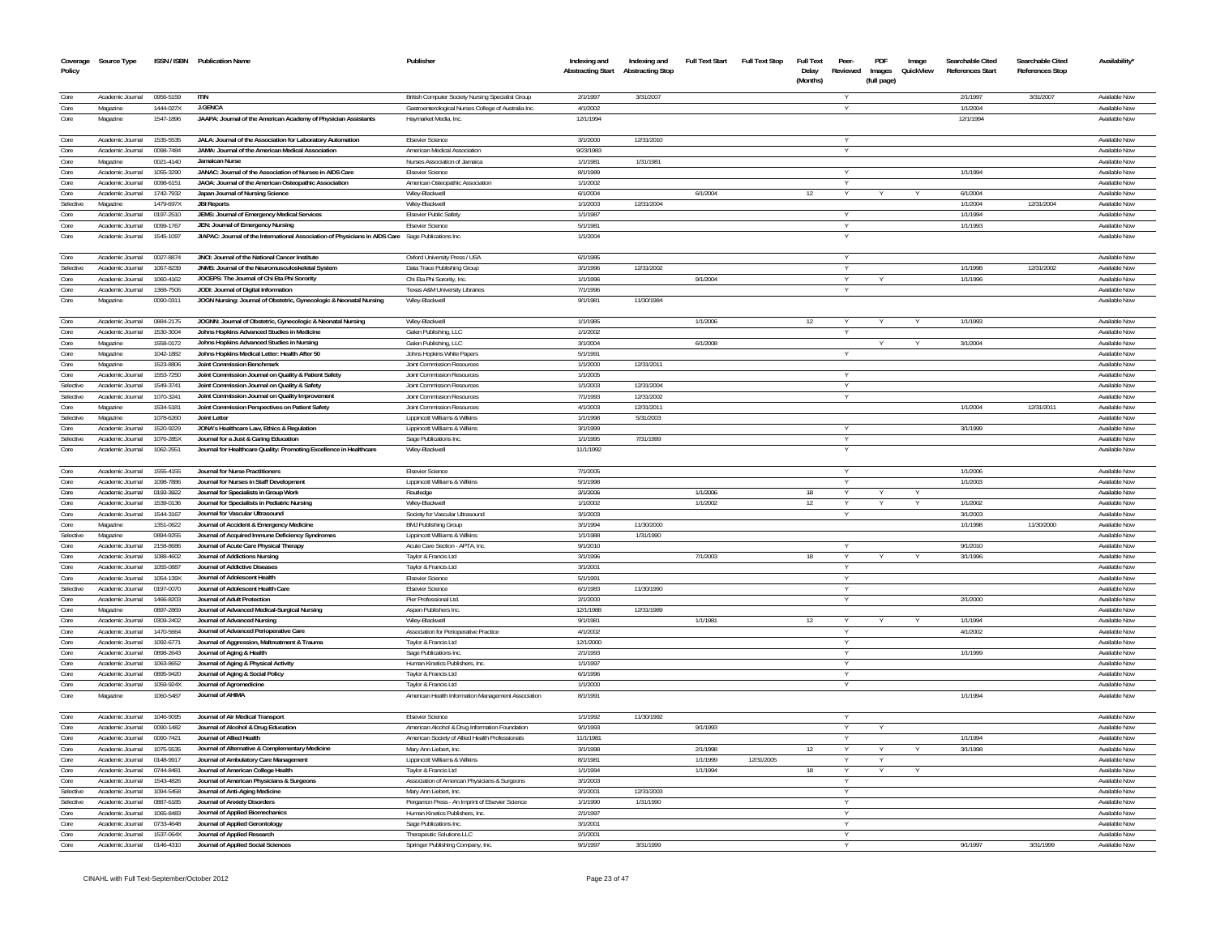| Coverage Policy | Source Type | ISSN / ISBN | Publication Name | Publisher | Indexing and Abstracting Start | Indexing and Abstracting Stop | Full Text Start | Full Text Stop | Full Text Delay (Months) | Peer-Reviewed | PDF Images (full page) | Image QuickView | Searchable Cited References Start | Searchable Cited References Stop | Availability* |
|---|---|---|---|---|---|---|---|---|---|---|---|---|---|---|---|
| Core | Academic Journal | 0956-5159 | ITIN | British Computer Society Nursing Specialist Group | 2/1/1997 | 3/31/2007 | | | | Y | | | 2/1/1997 | 3/31/2007 | Available Now |
| Core | Magazine | 1444-027X | J.GENCA | Gastroenterological Nurses College of Australia Inc. | 4/1/2002 | | | | | Y | | | 1/1/2004 | | Available Now |
| Core | Magazine | 1547-1896 | JAAPA: Journal of the American Academy of Physician Assistants | Haymarket Media, Inc. | 12/1/1994 | | | | | | | | 12/1/1994 | | Available Now |
| Core | Academic Journal | 1535-5535 | JALA: Journal of the Association for Laboratory Automation | Elsevier Science | 3/1/2000 | 12/31/2010 | | | | Y | | | | | Available Now |
| Core | Academic Journal | 0098-7484 | JAMA: Journal of the American Medical Association | American Medical Association | 9/23/1983 | | | | | Y | | | | | Available Now |
| Core | Magazine | 0021-4140 | Jamaican Nurse | Nurses Association of Jamaica | 1/1/1981 | 1/31/1981 | | | | | | | | | Available Now |
| Core | Academic Journal | 1055-3290 | JANAC: Journal of the Association of Nurses in AIDS Care | Elsevier Science | 8/1/1989 | | | | | Y | | | 1/1/1994 | | Available Now |
| Core | Academic Journal | 0098-6151 | JAOA: Journal of the American Osteopathic Association | American Osteopathic Association | 1/1/2002 | | | | | Y | | | | | Available Now |
| Core | Academic Journal | 1742-7932 | Japan Journal of Nursing Science | Wiley-Blackwell | 6/1/2004 | | 6/1/2004 | | 12 | Y | Y | Y | 6/1/2004 | | Available Now |
| Selective | Magazine | 1479-697X | JBI Reports | Wiley-Blackwell | 1/1/2003 | 12/31/2004 | | | | | | | 1/1/2004 | 12/31/2004 | Available Now |
| Core | Academic Journal | 0197-2510 | JEMS: Journal of Emergency Medical Services | Elsevier Public Safety | 1/1/1987 | | | | | Y | | | 1/1/1994 | | Available Now |
| Core | Academic Journal | 0099-1767 | JEN: Journal of Emergency Nursing | Elsevier Science | 5/1/1981 | | | | | Y | | | 1/1/1993 | | Available Now |
| Core | Academic Journal | 1545-1097 | JIAPAC: Journal of the International Association of Physicians in AIDS Care | Sage Publications Inc. | 1/1/2004 | | | | | Y | | | | | Available Now |
| Core | Academic Journal | 0027-8874 | JNCI: Journal of the National Cancer Institute | Oxford University Press / USA | 6/1/1985 | | | | | Y | | | | | Available Now |
| Selective | Academic Journal | 1067-8239 | JNMS: Journal of the Neuromusculoskeletal System | Data Trace Publishing Group | 3/1/1996 | 12/31/2002 | | | | Y | | | 1/1/1998 | 12/31/2002 | Available Now |
| Core | Academic Journal | 1060-4162 | JOCEPS: The Journal of Chi Eta Phi Sorority | Chi Eta Phi Sorority, Inc. | 1/1/1996 | | 9/1/2004 | | | Y | Y | | 1/1/1996 | | Available Now |
| Core | Academic Journal | 1368-7506 | JODI: Journal of Digital Information | Texas A&M University Libraries | 7/1/1996 | | | | | Y | | | | | Available Now |
| Core | Magazine | 0090-0311 | JOGN Nursing: Journal of Obstetric, Gynecologic & Neonatal Nursing | Wiley-Blackwell | 9/1/1981 | 11/30/1984 | | | | | | | | | Available Now |
| Core | Academic Journal | 0884-2175 | JOGNN: Journal of Obstetric, Gynecologic & Neonatal Nursing | Wiley-Blackwell | 1/1/1985 | | 1/1/2006 | | 12 | Y | Y | Y | 1/1/1993 | | Available Now |
| Core | Academic Journal | 1530-3004 | Johns Hopkins Advanced Studies in Medicine | Galen Publishing, LLC | 1/1/2002 | | | | | Y | | | | | Available Now |
| Core | Magazine | 1558-0172 | Johns Hopkins Advanced Studies in Nursing | Galen Publishing, LLC | 3/1/2004 | | 6/1/2008 | | | | Y | Y | 3/1/2004 | | Available Now |
| Core | Magazine | 1042-1882 | Johns Hopkins Medical Letter: Health After 50 | Johns Hopkins White Papers | 5/1/1991 | | | | | Y | | | | | Available Now |
| Core | Magazine | 1523-8806 | Joint Commission Benchmark | Joint Commission Resources | 1/1/2000 | 12/31/2011 | | | | | | | | | Available Now |
| Core | Academic Journal | 1553-7250 | Joint Commission Journal on Quality & Patient Safety | Joint Commission Resources | 1/1/2005 | | | | | Y | | | | | Available Now |
| Selective | Academic Journal | 1549-3741 | Joint Commission Journal on Quality & Safety | Joint Commission Resources | 1/1/2003 | 12/31/2004 | | | | Y | | | | | Available Now |
| Selective | Academic Journal | 1070-3241 | Joint Commission Journal on Quality Improvement | Joint Commission Resources | 7/1/1993 | 12/31/2002 | | | | Y | | | | | Available Now |
| Core | Magazine | 1534-5181 | Joint Commission Perspectives on Patient Safety | Joint Commission Resources | 4/1/2003 | 12/31/2011 | | | | | | | 1/1/2004 | 12/31/2011 | Available Now |
| Selective | Magazine | 1078-6260 | Joint Letter | Lippincott Williams & Wilkins | 1/1/1998 | 5/31/2003 | | | | | | | | | Available Now |
| Core | Academic Journal | 1520-9229 | JONA's Healthcare Law, Ethics & Regulation | Lippincott Williams & Wilkins | 3/1/1999 | | | | | Y | | | 3/1/1999 | | Available Now |
| Selective | Academic Journal | 1076-285X | Journal for a Just & Caring Education | Sage Publications Inc. | 1/1/1995 | 7/31/1999 | | | | Y | | | | | Available Now |
| Core | Academic Journal | 1062-2551 | Journal for Healthcare Quality: Promoting Excellence in Healthcare | Wiley-Blackwell | 11/1/1992 | | | | | Y | | | | | Available Now |
| Core | Academic Journal | 1555-4155 | Journal for Nurse Practitioners | Elsevier Science | 7/1/2005 | | | | | Y | | | 1/1/2006 | | Available Now |
| Core | Academic Journal | 1098-7886 | Journal for Nurses in Staff Development | Lippincott Williams & Wilkins | 5/1/1998 | | | | | Y | | | 1/1/2003 | | Available Now |
| Core | Academic Journal | 0193-3922 | Journal for Specialists in Group Work | Routledge | 3/1/2006 | | 1/1/2006 | | 18 | Y | Y | Y | | | Available Now |
| Core | Academic Journal | 1539-0136 | Journal for Specialists in Pediatric Nursing | Wiley-Blackwell | 1/1/2002 | | 1/1/2002 | | 12 | Y | Y | Y | 1/1/2002 | | Available Now |
| Core | Academic Journal | 1544-3167 | Journal for Vascular Ultrasound | Society for Vascular Ultrasound | 3/1/2003 | | | | | Y | | | 3/1/2003 | | Available Now |
| Core | Magazine | 1351-0622 | Journal of Accident & Emergency Medicine | BMJ Publishing Group | 3/1/1994 | 11/30/2000 | | | | | | | 1/1/1998 | 11/30/2000 | Available Now |
| Selective | Magazine | 0894-9255 | Journal of Acquired Immune Deficiency Syndromes | Lippincott Williams & Wilkins | 1/1/1988 | 1/31/1990 | | | | | | | | | Available Now |
| Core | Academic Journal | 2158-8686 | Journal of Acute Care Physical Therapy | Acute Care Section - APTA, Inc. | 9/1/2010 | | | | | Y | | | 9/1/2010 | | Available Now |
| Core | Academic Journal | 1088-4602 | Journal of Addictions Nursing | Taylor & Francis Ltd | 3/1/1996 | | 7/1/2003 | | 18 | Y | Y | Y | 3/1/1996 | | Available Now |
| Core | Academic Journal | 1055-0887 | Journal of Addictive Diseases | Taylor & Francis Ltd | 3/1/2001 | | | | | Y | | | | | Available Now |
| Core | Academic Journal | 1054-139X | Journal of Adolescent Health | Elsevier Science | 5/1/1991 | | | | | Y | | | | | Available Now |
| Selective | Academic Journal | 0197-0070 | Journal of Adolescent Health Care | Elsevier Science | 6/1/1983 | 11/30/1990 | | | | Y | | | | | Available Now |
| Core | Academic Journal | 1466-8203 | Journal of Adult Protection | Pier Professional Ltd. | 2/1/2000 | | | | | Y | | | 2/1/2000 | | Available Now |
| Core | Magazine | 0897-2869 | Journal of Advanced Medical-Surgical Nursing | Aspen Publishers Inc. | 12/1/1988 | 12/31/1989 | | | | | | | | | Available Now |
| Core | Academic Journal | 0309-2402 | Journal of Advanced Nursing | Wiley-Blackwell | 9/1/1981 | | 1/1/1981 | | 12 | Y | Y | Y | 1/1/1994 | | Available Now |
| Core | Academic Journal | 1470-5664 | Journal of Advanced Perioperative Care | Association for Perioperative Practice | 4/1/2002 | | | | | Y | | | 4/1/2002 | | Available Now |
| Core | Academic Journal | 1092-6771 | Journal of Aggression, Maltreatment & Trauma | Taylor & Francis Ltd | 12/1/2000 | | | | | Y | | | | | Available Now |
| Core | Academic Journal | 0898-2643 | Journal of Aging & Health | Sage Publications Inc. | 2/1/1993 | | | | | Y | | | 1/1/1999 | | Available Now |
| Core | Academic Journal | 1063-8652 | Journal of Aging & Physical Activity | Human Kinetics Publishers, Inc. | 1/1/1997 | | | | | Y | | | | | Available Now |
| Core | Academic Journal | 0895-9420 | Journal of Aging & Social Policy | Taylor & Francis Ltd | 6/1/1996 | | | | | Y | | | | | Available Now |
| Core | Academic Journal | 1059-924X | Journal of Agromedicine | Taylor & Francis Ltd | 1/1/2000 | | | | | Y | | | | | Available Now |
| Core | Magazine | 1060-5487 | Journal of AHIMA | American Health Information Management Association | 8/1/1991 | | | | | | | | 1/1/1994 | | Available Now |
| Core | Academic Journal | 1046-9095 | Journal of Air Medical Transport | Elsevier Science | 1/1/1992 | 11/30/1992 | | | | Y | | | | | Available Now |
| Core | Academic Journal | 0090-1482 | Journal of Alcohol & Drug Education | American Alcohol & Drug Information Foundation | 9/1/1993 | | 9/1/1993 | | | Y | Y | | | | Available Now |
| Core | Academic Journal | 0090-7421 | Journal of Allied Health | American Society of Allied Health Professionals | 11/1/1981 | | | | | Y | | | 1/1/1994 | | Available Now |
| Core | Academic Journal | 1075-5535 | Journal of Alternative & Complementary Medicine | Mary Ann Liebert, Inc. | 3/1/1998 | | 2/1/1998 | | 12 | Y | Y | Y | 3/1/1998 | | Available Now |
| Core | Academic Journal | 0148-9917 | Journal of Ambulatory Care Management | Lippincott Williams & Wilkins | 8/1/1981 | | 1/1/1999 | 12/31/2005 | | Y | Y | | | | Available Now |
| Core | Academic Journal | 0744-8481 | Journal of American College Health | Taylor & Francis Ltd | 1/1/1994 | | 1/1/1994 | | 18 | Y | Y | Y | | | Available Now |
| Core | Academic Journal | 1543-4826 | Journal of American Physicians & Surgeons | Association of American Physicians & Surgeons | 3/1/2003 | | | | | Y | | | | | Available Now |
| Selective | Academic Journal | 1094-5458 | Journal of Anti-Aging Medicine | Mary Ann Liebert, Inc. | 3/1/2001 | 12/31/2003 | | | | Y | | | | | Available Now |
| Selective | Academic Journal | 0887-6185 | Journal of Anxiety Disorders | Pergamon Press - An Imprint of Elsevier Science | 1/1/1990 | 1/31/1990 | | | | Y | | | | | Available Now |
| Core | Academic Journal | 1065-8483 | Journal of Applied Biomechanics | Human Kinetics Publishers, Inc. | 2/1/1997 | | | | | Y | | | | | Available Now |
| Core | Academic Journal | 0733-4648 | Journal of Applied Gerontology | Sage Publications Inc. | 3/1/2001 | | | | | Y | | | | | Available Now |
| Core | Academic Journal | 1537-064X | Journal of Applied Research | Therapeutic Solutions LLC | 2/1/2001 | | | | | Y | | | | | Available Now |
| Core | Academic Journal | 0146-4310 | Journal of Applied Social Sciences | Springer Publishing Company, Inc. | 9/1/1997 | 3/31/1999 | | | | Y | | | 9/1/1997 | 3/31/1999 | Available Now |

CINAHL with Full Text-September/October 2012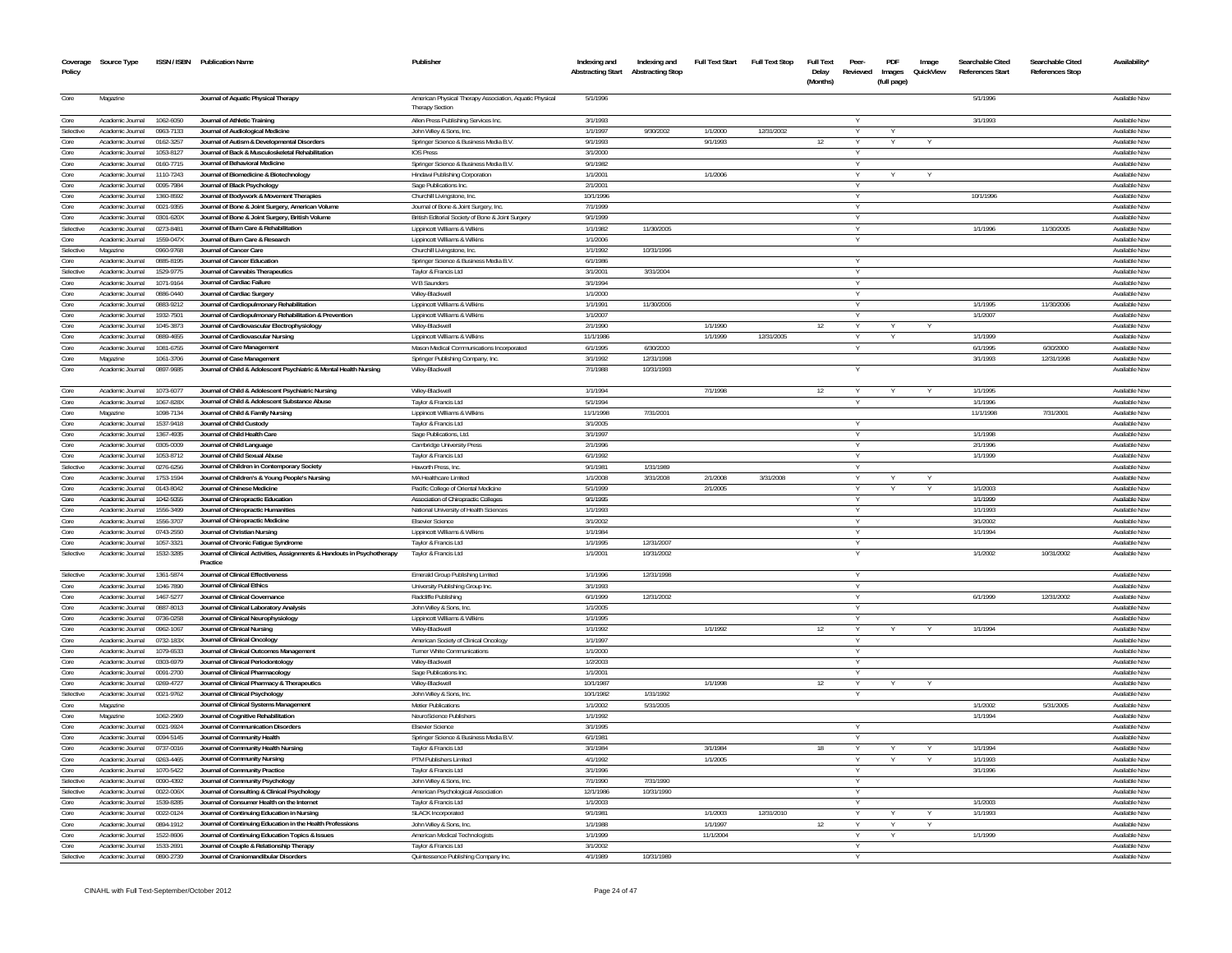| Coverage Policy | Source Type | ISSN / ISBN | Publication Name | Publisher | Indexing and Abstracting Start | Indexing and Abstracting Stop | Full Text Start | Full Text Stop | Full Text Delay (Months) | Peer-Reviewed | PDF Images (full page) | Image QuickView | Searchable Cited References Start | Searchable Cited References Stop | Availability* |
|---|---|---|---|---|---|---|---|---|---|---|---|---|---|---|---|
| Core | Magazine | | Journal of Aquatic Physical Therapy | American Physical Therapy Association, Aquatic Physical Therapy Section | 5/1/1996 | | | | | | | | 5/1/1996 | | Available Now |
| Core | Academic Journal | 1062-6050 | Journal of Athletic Training | Allen Press Publishing Services Inc. | 3/1/1993 | | | | | Y | | | 3/1/1993 | | Available Now |
| Selective | Academic Journal | 0963-7133 | Journal of Audiological Medicine | John Wiley & Sons, Inc. | 1/1/1997 | 9/30/2002 | 1/1/2000 | 12/31/2002 | | Y | Y | | | | Available Now |
| Core | Academic Journal | 0162-3257 | Journal of Autism & Developmental Disorders | Springer Science & Business Media B.V. | 9/1/1993 | | 9/1/1993 | | 12 | Y | Y | Y | | | Available Now |
| Core | Academic Journal | 1053-8127 | Journal of Back & Musculoskeletal Rehabilitation | IOS Press | 3/1/2000 | | | | | Y | | | | | Available Now |
| Core | Academic Journal | 0160-7715 | Journal of Behavioral Medicine | Springer Science & Business Media B.V. | 9/1/1982 | | | | | Y | | | | | Available Now |
| Core | Academic Journal | 1110-7243 | Journal of Biomedicine & Biotechnology | Hindawi Publishing Corporation | 1/1/2001 | | 1/1/2006 | | | Y | Y | Y | | | Available Now |
| Core | Academic Journal | 0095-7984 | Journal of Black Psychology | Sage Publications Inc. | 2/1/2001 | | | | | Y | | | | | Available Now |
| Core | Academic Journal | 1360-8592 | Journal of Bodywork & Movement Therapies | Churchill Livingstone, Inc. | 10/1/1996 | | | | | Y | | | 10/1/1996 | | Available Now |
| Core | Academic Journal | 0021-9355 | Journal of Bone & Joint Surgery, American Volume | Journal of Bone & Joint Surgery, Inc. | 7/1/1999 | | | | | Y | | | | | Available Now |
| Core | Academic Journal | 0301-620X | Journal of Bone & Joint Surgery, British Volume | British Editorial Society of Bone & Joint Surgery | 9/1/1999 | | | | | Y | | | | | Available Now |
| Selective | Academic Journal | 0273-8481 | Journal of Burn Care & Rehabilitation | Lippincott Williams & Wilkins | 1/1/1982 | 11/30/2005 | | | | Y | | | 1/1/1996 | 11/30/2005 | Available Now |
| Core | Academic Journal | 1559-047X | Journal of Burn Care & Research | Lippincott Williams & Wilkins | 1/1/2006 | | | | | Y | | | | | Available Now |
| Selective | Magazine | 0960-9768 | Journal of Cancer Care | Churchill Livingstone, Inc. | 1/1/1992 | 10/31/1996 | | | | | | | | | Available Now |
| Core | Academic Journal | 0885-8195 | Journal of Cancer Education | Springer Science & Business Media B.V. | 6/1/1986 | | | | | Y | | | | | Available Now |
| Selective | Academic Journal | 1529-9775 | Journal of Cannabis Therapeutics | Taylor & Francis Ltd | 3/1/2001 | 3/31/2004 | | | | Y | | | | | Available Now |
| Core | Academic Journal | 1071-9164 | Journal of Cardiac Failure | W B Saunders | 3/1/1994 | | | | | Y | | | | | Available Now |
| Core | Academic Journal | 0886-0440 | Journal of Cardiac Surgery | Wiley-Blackwell | 1/1/2000 | | | | | Y | | | | | Available Now |
| Core | Academic Journal | 0883-9212 | Journal of Cardiopulmonary Rehabilitation | Lippincott Williams & Wilkins | 1/1/1991 | 11/30/2006 | | | | Y | | | 1/1/1995 | 11/30/2006 | Available Now |
| Core | Academic Journal | 1932-7501 | Journal of Cardiopulmonary Rehabilitation & Prevention | Lippincott Williams & Wilkins | 1/1/2007 | | | | | Y | | | 1/1/2007 | | Available Now |
| Core | Academic Journal | 1045-3873 | Journal of Cardiovascular Electrophysiology | Wiley-Blackwell | 2/1/1990 | | 1/1/1990 | | 12 | Y | Y | Y | | | Available Now |
| Core | Academic Journal | 0889-4655 | Journal of Cardiovascular Nursing | Lippincott Williams & Wilkins | 11/1/1986 | | 1/1/1999 | 12/31/2005 | | Y | Y | | 1/1/1999 | | Available Now |
| Core | Academic Journal | 1081-6755 | Journal of Care Management | Mason Medical Communications Incorporated | 6/1/1995 | 6/30/2000 | | | | Y | | | 6/1/1995 | 6/30/2000 | Available Now |
| Core | Magazine | 1061-3706 | Journal of Case Management | Springer Publishing Company, Inc. | 3/1/1992 | 12/31/1998 | | | | | | | 3/1/1993 | 12/31/1998 | Available Now |
| Core | Academic Journal | 0897-9685 | Journal of Child & Adolescent Psychiatric & Mental Health Nursing | Wiley-Blackwell | 7/1/1988 | 10/31/1993 | | | | Y | | | | | Available Now |
| Core | Academic Journal | 1073-6077 | Journal of Child & Adolescent Psychiatric Nursing | Wiley-Blackwell | 1/1/1994 | | 7/1/1998 | | 12 | Y | Y | Y | 1/1/1995 | | Available Now |
| Core | Academic Journal | 1067-828X | Journal of Child & Adolescent Substance Abuse | Taylor & Francis Ltd | 5/1/1994 | | | | | Y | | | 1/1/1996 | | Available Now |
| Core | Magazine | 1098-7134 | Journal of Child & Family Nursing | Lippincott Williams & Wilkins | 11/1/1998 | 7/31/2001 | | | | | | | 11/1/1998 | 7/31/2001 | Available Now |
| Core | Academic Journal | 1537-9418 | Journal of Child Custody | Taylor & Francis Ltd | 3/1/2005 | | | | | Y | | | | | Available Now |
| Core | Academic Journal | 1367-4935 | Journal of Child Health Care | Sage Publications, Ltd. | 3/1/1997 | | | | | Y | | | 1/1/1998 | | Available Now |
| Core | Academic Journal | 0305-0009 | Journal of Child Language | Cambridge University Press | 2/1/1996 | | | | | Y | | | 2/1/1996 | | Available Now |
| Core | Academic Journal | 1053-8712 | Journal of Child Sexual Abuse | Taylor & Francis Ltd | 6/1/1992 | | | | | Y | | | 1/1/1999 | | Available Now |
| Selective | Academic Journal | 0276-6256 | Journal of Children in Contemporary Society | Haworth Press, Inc. | 9/1/1981 | 1/31/1989 | | | | Y | | | | | Available Now |
| Core | Academic Journal | 1753-1594 | Journal of Children's & Young People's Nursing | MA Healthcare Limited | 1/1/2008 | 3/31/2008 | 2/1/2008 | 3/31/2008 | | Y | Y | Y | | | Available Now |
| Core | Academic Journal | 0143-8042 | Journal of Chinese Medicine | Pacific College of Oriental Medicine | 5/1/1999 | | 2/1/2005 | | | Y | Y | Y | 1/1/2003 | | Available Now |
| Core | Academic Journal | 1042-5055 | Journal of Chiropractic Education | Association of Chiropractic Colleges | 9/1/1995 | | | | | Y | | | 1/1/1999 | | Available Now |
| Core | Academic Journal | 1556-3499 | Journal of Chiropractic Humanities | National University of Health Sciences | 1/1/1993 | | | | | Y | | | 1/1/1993 | | Available Now |
| Core | Academic Journal | 1556-3707 | Journal of Chiropractic Medicine | Elsevier Science | 3/1/2002 | | | | | Y | | | 3/1/2002 | | Available Now |
| Core | Academic Journal | 0743-2550 | Journal of Christian Nursing | Lippincott Williams & Wilkins | 1/1/1984 | | | | | Y | | | 1/1/1994 | | Available Now |
| Core | Academic Journal | 1057-3321 | Journal of Chronic Fatigue Syndrome | Taylor & Francis Ltd | 1/1/1995 | 12/31/2007 | | | | Y | | | | | Available Now |
| Selective | Academic Journal | 1532-3285 | Journal of Clinical Activities, Assignments & Handouts in Psychotherapy Practice | Taylor & Francis Ltd | 1/1/2001 | 10/31/2002 | | | | Y | | | 1/1/2002 | 10/31/2002 | Available Now |
| Selective | Academic Journal | 1361-5874 | Journal of Clinical Effectiveness | Emerald Group Publishing Limited | 1/1/1996 | 12/31/1998 | | | | Y | | | | | Available Now |
| Core | Academic Journal | 1046-7890 | Journal of Clinical Ethics | University Publishing Group Inc. | 3/1/1993 | | | | | Y | | | | | Available Now |
| Core | Academic Journal | 1467-5277 | Journal of Clinical Governance | Radcliffe Publishing | 6/1/1999 | 12/31/2002 | | | | Y | | | 6/1/1999 | 12/31/2002 | Available Now |
| Core | Academic Journal | 0887-8013 | Journal of Clinical Laboratory Analysis | John Wiley & Sons, Inc. | 1/1/2005 | | | | | Y | | | | | Available Now |
| Core | Academic Journal | 0736-0258 | Journal of Clinical Neurophysiology | Lippincott Williams & Wilkins | 1/1/1995 | | | | | Y | | | | | Available Now |
| Core | Academic Journal | 0962-1067 | Journal of Clinical Nursing | Wiley-Blackwell | 1/1/1992 | | 1/1/1992 | | 12 | Y | Y | Y | 1/1/1994 | | Available Now |
| Core | Academic Journal | 0732-183X | Journal of Clinical Oncology | American Society of Clinical Oncology | 1/1/1997 | | | | | Y | | | | | Available Now |
| Core | Academic Journal | 1079-6533 | Journal of Clinical Outcomes Management | Turner White Communications | 1/1/2000 | | | | | Y | | | | | Available Now |
| Core | Academic Journal | 0303-6979 | Journal of Clinical Periodontology | Wiley-Blackwell | 1/2/2003 | | | | | Y | | | | | Available Now |
| Core | Academic Journal | 0091-2700 | Journal of Clinical Pharmacology | Sage Publications Inc. | 1/1/2001 | | | | | Y | | | | | Available Now |
| Core | Academic Journal | 0269-4727 | Journal of Clinical Pharmacy & Therapeutics | Wiley-Blackwell | 10/1/1987 | | 1/1/1998 | | 12 | Y | Y | Y | | | Available Now |
| Selective | Academic Journal | 0021-9762 | Journal of Clinical Psychology | John Wiley & Sons, Inc. | 10/1/1982 | 1/31/1992 | | | | Y | | | | | Available Now |
| Core | Magazine | | Journal of Clinical Systems Management | Meier Publications | 1/1/2002 | 5/31/2005 | | | | | | | 1/1/2002 | 5/31/2005 | Available Now |
| Core | Magazine | 1062-2969 | Journal of Cognitive Rehabilitation | NeuroScience Publishers | 1/1/1992 | | | | | | | | 1/1/1994 | | Available Now |
| Core | Academic Journal | 0021-9924 | Journal of Communication Disorders | Elsevier Science | 3/1/1995 | | | | | Y | | | | | Available Now |
| Core | Academic Journal | 0094-5145 | Journal of Community Health | Springer Science & Business Media B.V. | 6/1/1981 | | | | | Y | | | | | Available Now |
| Core | Academic Journal | 0737-0016 | Journal of Community Health Nursing | Taylor & Francis Ltd | 3/1/1984 | | 3/1/1984 | | 18 | Y | Y | Y | 1/1/1994 | | Available Now |
| Core | Academic Journal | 0263-4465 | Journal of Community Nursing | PTM Publishers Limited | 4/1/1992 | | 1/1/2005 | | | Y | Y | Y | 1/1/1993 | | Available Now |
| Core | Academic Journal | 1070-5422 | Journal of Community Practice | Taylor & Francis Ltd | 3/1/1996 | | | | | Y | | | 3/1/1996 | | Available Now |
| Selective | Academic Journal | 0090-4392 | Journal of Community Psychology | John Wiley & Sons, Inc. | 7/1/1990 | 7/31/1990 | | | | Y | | | | | Available Now |
| Selective | Academic Journal | 0022-006X | Journal of Consulting & Clinical Psychology | American Psychological Association | 12/1/1986 | 10/31/1990 | | | | Y | | | | | Available Now |
| Core | Academic Journal | 1539-8285 | Journal of Consumer Health on the Internet | Taylor & Francis Ltd | 1/1/2003 | | | | | Y | | | 1/1/2003 | | Available Now |
| Core | Academic Journal | 0022-0124 | Journal of Continuing Education in Nursing | SLACK Incorporated | 9/1/1981 | | 1/1/2003 | 12/31/2010 | | Y | Y | Y | 1/1/1993 | | Available Now |
| Core | Academic Journal | 0894-1912 | Journal of Continuing Education in the Health Professions | John Wiley & Sons, Inc. | 1/1/1988 | | 1/1/1997 | | 12 | Y | Y | Y | | | Available Now |
| Core | Academic Journal | 1522-8606 | Journal of Continuing Education Topics & Issues | American Medical Technologists | 1/1/1999 | | 11/1/2004 | | | Y | Y | | 1/1/1999 | | Available Now |
| Core | Academic Journal | 1533-2691 | Journal of Couple & Relationship Therapy | Taylor & Francis Ltd | 3/1/2002 | | | | | Y | | | | | Available Now |
| Selective | Academic Journal | 0890-2739 | Journal of Craniomandibular Disorders | Quintessence Publishing Company Inc. | 4/1/1989 | 10/31/1989 | | | | Y | | | | | Available Now |

CINAHL with Full Text-September/October 2012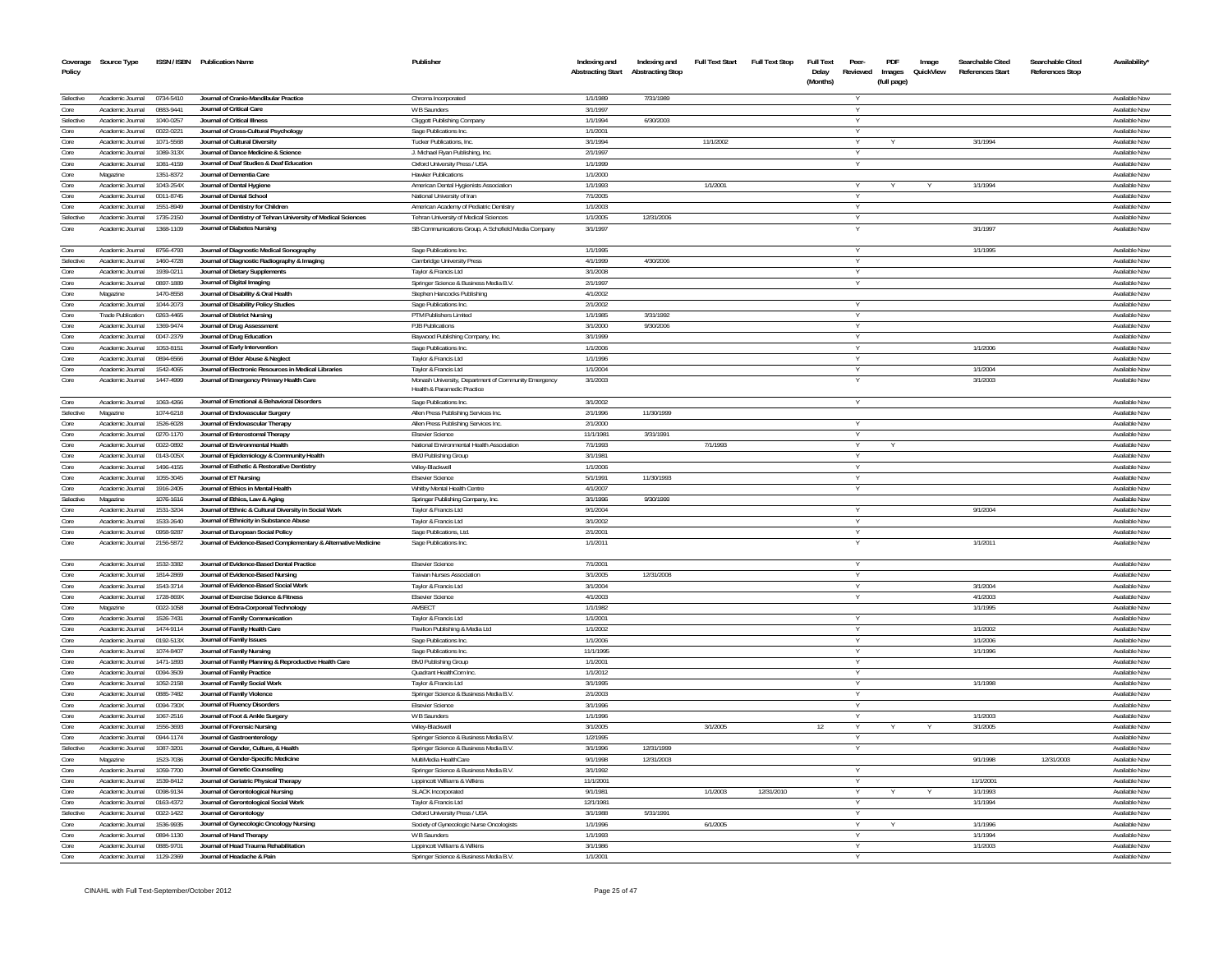| Coverage Policy | Source Type | ISSN / ISBN | Publication Name | Publisher | Indexing and Abstracting Start | Indexing and Abstracting Stop | Full Text Start | Full Text Stop | Full Text Delay (Months) | Peer-Reviewed | PDF Images (full page) | Image QuickView | Searchable Cited References Start | Searchable Cited References Stop | Availability* |
|---|---|---|---|---|---|---|---|---|---|---|---|---|---|---|---|
| Selective | Academic Journal | 0734-5410 | Journal of Cranio-Mandibular Practice | Chroma Incorporated | 1/1/1989 | 7/31/1989 | | | | Y | | | | | Available Now |
| Core | Academic Journal | 0883-9441 | Journal of Critical Care | W B Saunders | 3/1/1997 | | | | | Y | | | | | Available Now |
| Selective | Academic Journal | 1040-0257 | Journal of Critical Illness | Cliggott Publishing Company | 1/1/1994 | 6/30/2003 | | | | Y | | | | | Available Now |
| Core | Academic Journal | 0022-0221 | Journal of Cross-Cultural Psychology | Sage Publications Inc. | 1/1/2001 | | | | | Y | | | | | Available Now |
| Core | Academic Journal | 1071-5568 | Journal of Cultural Diversity | Tucker Publications, Inc. | 3/1/1994 | | 11/1/2002 | | | Y | Y | | 3/1/1994 | | Available Now |
| Core | Academic Journal | 1089-313X | Journal of Dance Medicine & Science | J. Michael Ryan Publishing, Inc. | 2/1/1997 | | | | | Y | | | | | Available Now |
| Core | Academic Journal | 1081-4159 | Journal of Deaf Studies & Deaf Education | Oxford University Press / USA | 1/1/1999 | | | | | Y | | | | | Available Now |
| Core | Magazine | 1351-8372 | Journal of Dementia Care | Hawker Publications | 1/1/2000 | | | | | | | | | | Available Now |
| Core | Academic Journal | 1043-254X | Journal of Dental Hygiene | American Dental Hygienists Association | 1/1/1993 | | 1/1/2001 | | | Y | Y | Y | 1/1/1994 | | Available Now |
| Core | Academic Journal | 0011-8745 | Journal of Dental School | National University of Iran | 7/1/2005 | | | | | Y | | | | | Available Now |
| Core | Academic Journal | 1551-8949 | Journal of Dentistry for Children | American Academy of Pediatric Dentistry | 1/1/2003 | | | | | Y | | | | | Available Now |
| Selective | Academic Journal | 1735-2150 | Journal of Dentistry of Tehran University of Medical Sciences | Tehran University of Medical Sciences | 1/1/2005 | 12/31/2006 | | | | Y | | | | | Available Now |
| Core | Academic Journal | 1368-1109 | Journal of Diabetes Nursing | SB Communications Group, A Schofield Media Company | 3/1/1997 | | | | | Y | | | 3/1/1997 | | Available Now |
| Core | Academic Journal | 8756-4793 | Journal of Diagnostic Medical Sonography | Sage Publications Inc. | 1/1/1995 | | | | | Y | | | 1/1/1995 | | Available Now |
| Selective | Academic Journal | 1460-4728 | Journal of Diagnostic Radiography & Imaging | Cambridge University Press | 4/1/1999 | 4/30/2006 | | | | Y | | | | | Available Now |
| Core | Academic Journal | 1939-0211 | Journal of Dietary Supplements | Taylor & Francis Ltd | 3/1/2008 | | | | | Y | | | | | Available Now |
| Core | Academic Journal | 0897-1889 | Journal of Digital Imaging | Springer Science & Business Media B.V. | 2/1/1997 | | | | | Y | | | | | Available Now |
| Core | Magazine | 1470-8558 | Journal of Disability & Oral Health | Stephen Hancocks Publishing | 4/1/2002 | | | | | | | | | | Available Now |
| Core | Academic Journal | 1044-2073 | Journal of Disability Policy Studies | Sage Publications Inc. | 2/1/2002 | | | | | Y | | | | | Available Now |
| Core | Trade Publication | 0263-4465 | Journal of District Nursing | PTM Publishers Limited | 1/1/1985 | 3/31/1992 | | | | Y | | | | | Available Now |
| Core | Academic Journal | 1369-9474 | Journal of Drug Assessment | PJB Publications | 3/1/2000 | 9/30/2006 | | | | Y | | | | | Available Now |
| Core | Academic Journal | 0047-2379 | Journal of Drug Education | Baywood Publishing Company, Inc. | 3/1/1999 | | | | | Y | | | | | Available Now |
| Core | Academic Journal | 1053-8151 | Journal of Early Intervention | Sage Publications Inc. | 1/1/2006 | | | | | Y | | | 1/1/2006 | | Available Now |
| Core | Academic Journal | 0894-6566 | Journal of Elder Abuse & Neglect | Taylor & Francis Ltd | 1/1/1996 | | | | | Y | | | | | Available Now |
| Core | Academic Journal | 1542-4065 | Journal of Electronic Resources in Medical Libraries | Taylor & Francis Ltd | 1/1/2004 | | | | | Y | | | 1/1/2004 | | Available Now |
| Core | Academic Journal | 1447-4999 | Journal of Emergency Primary Health Care | Monash University, Department of Community Emergency Health & Paramedic Practice | 3/1/2003 | | | | | Y | | | 3/1/2003 | | Available Now |
| Core | Academic Journal | 1063-4266 | Journal of Emotional & Behavioral Disorders | Sage Publications Inc. | 3/1/2002 | | | | | Y | | | | | Available Now |
| Selective | Magazine | 1074-6218 | Journal of Endovascular Surgery | Allen Press Publishing Services Inc. | 2/1/1996 | 11/30/1999 | | | | | | | | | Available Now |
| Core | Academic Journal | 1526-6028 | Journal of Endovascular Therapy | Allen Press Publishing Services Inc. | 2/1/2000 | | | | | Y | | | | | Available Now |
| Core | Academic Journal | 0270-1170 | Journal of Enterostomal Therapy | Elsevier Science | 11/1/1981 | 3/31/1991 | | | | Y | | | | | Available Now |
| Core | Academic Journal | 0022-0892 | Journal of Environmental Health | National Environmental Health Association | 7/1/1993 | | 7/1/1993 | | | Y | Y | | | | Available Now |
| Core | Academic Journal | 0143-005X | Journal of Epidemiology & Community Health | BMJ Publishing Group | 3/1/1981 | | | | | Y | | | | | Available Now |
| Core | Academic Journal | 1496-4155 | Journal of Esthetic & Restorative Dentistry | Wiley-Blackwell | 1/1/2006 | | | | | Y | | | | | Available Now |
| Core | Academic Journal | 1055-3045 | Journal of ET Nursing | Elsevier Science | 5/1/1991 | 11/30/1993 | | | | Y | | | | | Available Now |
| Core | Academic Journal | 1916-2405 | Journal of Ethics in Mental Health | Whitby Mental Health Centre | 4/1/2007 | | | | | Y | | | | | Available Now |
| Selective | Magazine | 1076-1616 | Journal of Ethics, Law & Aging | Springer Publishing Company, Inc. | 3/1/1996 | 9/30/1999 | | | | | | | | | Available Now |
| Core | Academic Journal | 1531-3204 | Journal of Ethnic & Cultural Diversity in Social Work | Taylor & Francis Ltd | 9/1/2004 | | | | | Y | | | 9/1/2004 | | Available Now |
| Core | Academic Journal | 1533-2640 | Journal of Ethnicity in Substance Abuse | Taylor & Francis Ltd | 3/1/2002 | | | | | Y | | | | | Available Now |
| Core | Academic Journal | 0958-9287 | Journal of European Social Policy | Sage Publications, Ltd. | 2/1/2001 | | | | | Y | | | | | Available Now |
| Core | Academic Journal | 2156-5872 | Journal of Evidence-Based Complementary & Alternative Medicine | Sage Publications Inc. | 1/1/2011 | | | | | Y | | | 1/1/2011 | | Available Now |
| Core | Academic Journal | 1532-3382 | Journal of Evidence-Based Dental Practice | Elsevier Science | 7/1/2001 | | | | | Y | | | | | Available Now |
| Core | Academic Journal | 1814-2869 | Journal of Evidence-Based Nursing | Taiwan Nurses Association | 3/1/2005 | 12/31/2008 | | | | Y | | | | | Available Now |
| Core | Academic Journal | 1543-3714 | Journal of Evidence-Based Social Work | Taylor & Francis Ltd | 3/1/2004 | | | | | Y | | | 3/1/2004 | | Available Now |
| Core | Academic Journal | 1728-869X | Journal of Exercise Science & Fitness | Elsevier Science | 4/1/2003 | | | | | Y | | | 4/1/2003 | | Available Now |
| Core | Magazine | 0022-1058 | Journal of Extra-Corporeal Technology | AMSECT | 1/1/1982 | | | | | | | | 1/1/1995 | | Available Now |
| Core | Academic Journal | 1526-7431 | Journal of Family Communication | Taylor & Francis Ltd | 1/1/2001 | | | | | Y | | | | | Available Now |
| Core | Academic Journal | 1474-9114 | Journal of Family Health Care | Pavilion Publishing & Media Ltd | 1/1/2002 | | | | | Y | | | 1/1/2002 | | Available Now |
| Core | Academic Journal | 0192-513X | Journal of Family Issues | Sage Publications Inc. | 1/1/2006 | | | | | Y | | | 1/1/2006 | | Available Now |
| Core | Academic Journal | 1074-8407 | Journal of Family Nursing | Sage Publications Inc. | 11/1/1995 | | | | | Y | | | 1/1/1996 | | Available Now |
| Core | Academic Journal | 1471-1893 | Journal of Family Planning & Reproductive Health Care | BMJ Publishing Group | 1/1/2001 | | | | | Y | | | | | Available Now |
| Core | Academic Journal | 0094-3509 | Journal of Family Practice | Quadrant HealthCom Inc. | 1/1/2012 | | | | | Y | | | | | Available Now |
| Core | Academic Journal | 1052-2158 | Journal of Family Social Work | Taylor & Francis Ltd | 3/1/1995 | | | | | Y | | | 1/1/1998 | | Available Now |
| Core | Academic Journal | 0885-7482 | Journal of Family Violence | Springer Science & Business Media B.V. | 2/1/2003 | | | | | Y | | | | | Available Now |
| Core | Academic Journal | 0094-730X | Journal of Fluency Disorders | Elsevier Science | 3/1/1996 | | | | | Y | | | | | Available Now |
| Core | Academic Journal | 1067-2516 | Journal of Foot & Ankle Surgery | W B Saunders | 1/1/1996 | | | | | Y | | | 1/1/2003 | | Available Now |
| Core | Academic Journal | 1556-3693 | Journal of Forensic Nursing | Wiley-Blackwell | 3/1/2005 | | 3/1/2005 | | 12 | Y | Y | Y | 3/1/2005 | | Available Now |
| Core | Academic Journal | 0944-1174 | Journal of Gastroenterology | Springer Science & Business Media B.V. | 1/2/1995 | | | | | Y | | | | | Available Now |
| Selective | Academic Journal | 1087-3201 | Journal of Gender, Culture, & Health | Springer Science & Business Media B.V. | 3/1/1996 | 12/31/1999 | | | | Y | | | | | Available Now |
| Core | Magazine | 1523-7036 | Journal of Gender-Specific Medicine | MultiMedia HealthCare | 9/1/1998 | 12/31/2003 | | | | | | | 9/1/1998 | 12/31/2003 | Available Now |
| Core | Academic Journal | 1059-7700 | Journal of Genetic Counseling | Springer Science & Business Media B.V. | 3/1/1992 | | | | | Y | | | | | Available Now |
| Core | Academic Journal | 1539-8412 | Journal of Geriatric Physical Therapy | Lippincott Williams & Wilkins | 11/1/2001 | | | | | Y | | | 11/1/2001 | | Available Now |
| Core | Academic Journal | 0098-9134 | Journal of Gerontological Nursing | SLACK Incorporated | 9/1/1981 | | 1/1/2003 | 12/31/2010 | | Y | Y | Y | 1/1/1993 | | Available Now |
| Core | Academic Journal | 0163-4372 | Journal of Gerontological Social Work | Taylor & Francis Ltd | 12/1/1981 | | | | | Y | | | 1/1/1994 | | Available Now |
| Selective | Academic Journal | 0022-1422 | Journal of Gerontology | Oxford University Press / USA | 3/1/1988 | 5/31/1991 | | | | Y | | | | | Available Now |
| Core | Academic Journal | 1536-9935 | Journal of Gynecologic Oncology Nursing | Society of Gynecologic Nurse Oncologists | 1/1/1996 | | 6/1/2005 | | | Y | Y | | 1/1/1996 | | Available Now |
| Core | Academic Journal | 0894-1130 | Journal of Hand Therapy | W B Saunders | 1/1/1993 | | | | | Y | | | 1/1/1994 | | Available Now |
| Core | Academic Journal | 0885-9701 | Journal of Head Trauma Rehabilitation | Lippincott Williams & Wilkins | 3/1/1986 | | | | | Y | | | 1/1/2003 | | Available Now |
| Core | Academic Journal | 1129-2369 | Journal of Headache & Pain | Springer Science & Business Media B.V. | 1/1/2001 | | | | | Y | | | | | Available Now |

CINAHL with Full Text-September/October 2012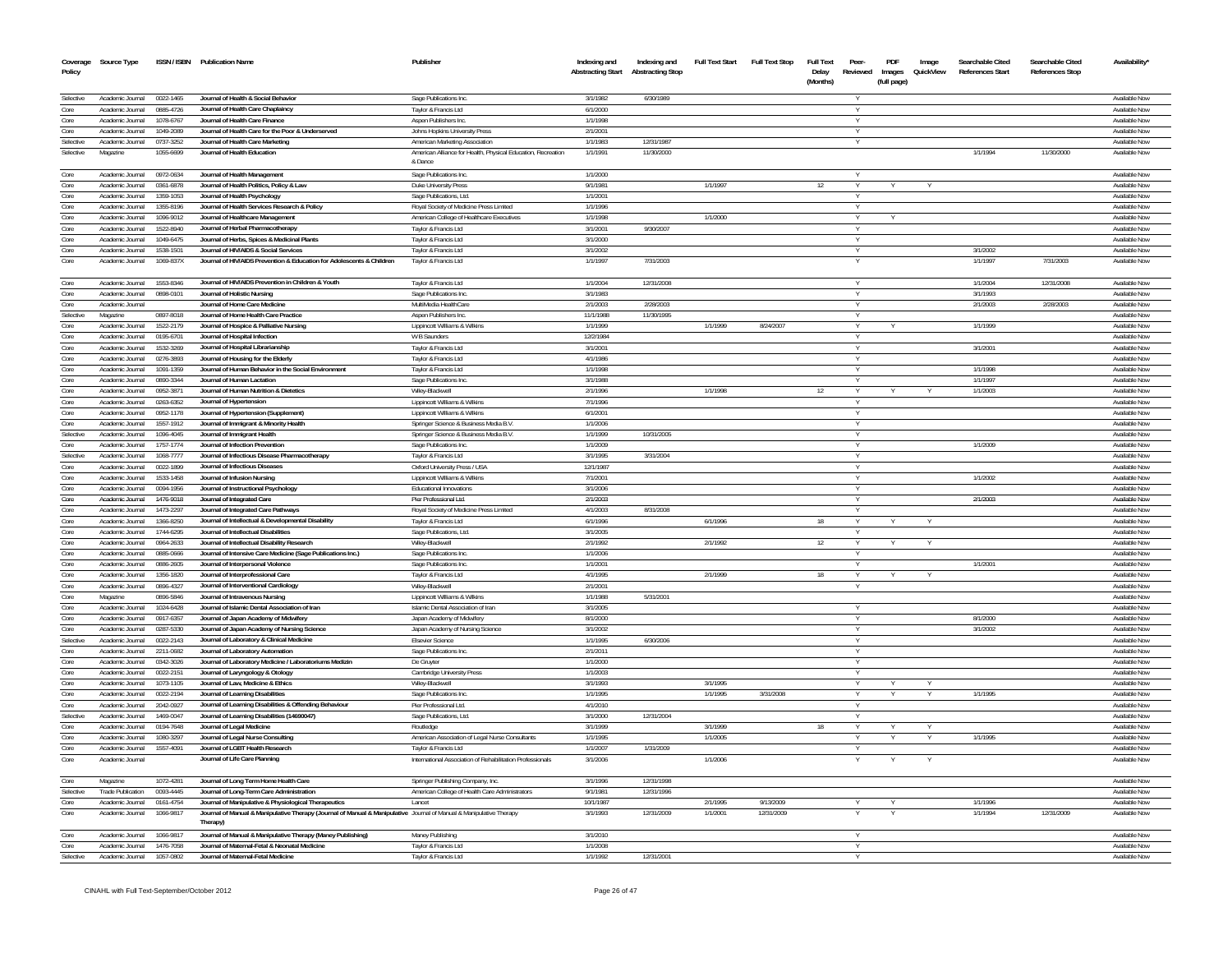| Coverage Policy | Source Type | ISSN / ISBN | Publication Name | Publisher | Indexing and Abstracting Start | Indexing and Abstracting Stop | Full Text Start | Full Text Stop | Full Text Delay (Months) | Peer-Reviewed | PDF Images (full page) | Image QuickView | Searchable Cited References Start | Searchable Cited References Stop | Availability* |
|---|---|---|---|---|---|---|---|---|---|---|---|---|---|---|---|
| Selective | Academic Journal | 0022-1465 | Journal of Health & Social Behavior | Sage Publications Inc. | 3/1/1982 | 6/30/1989 | | | | Y | | | | | Available Now |
| Core | Academic Journal | 0885-4726 | Journal of Health Care Chaplaincy | Taylor & Francis Ltd | 6/1/2000 | | | | | Y | | | | | Available Now |
| Core | Academic Journal | 1078-6767 | Journal of Health Care Finance | Aspen Publishers Inc. | 1/1/1998 | | | | | Y | | | | | Available Now |
| Core | Academic Journal | 1049-2089 | Journal of Health Care for the Poor & Underserved | Johns Hopkins University Press | 2/1/2001 | | | | | Y | | | | | Available Now |
| Selective | Academic Journal | 0737-3252 | Journal of Health Care Marketing | American Marketing Association | 1/1/1983 | 12/31/1987 | | | | Y | | | | | Available Now |
| Selective | Magazine | 1055-6699 | Journal of Health Education | American Alliance for Health, Physical Education, Recreation & Dance | 1/1/1991 | 11/30/2000 | | | | | | | 1/1/1994 | 11/30/2000 | Available Now |
| Core | Academic Journal | 0972-0634 | Journal of Health Management | Sage Publications Inc. | 1/1/2000 | | | | | Y | | | | | Available Now |
| Core | Academic Journal | 0361-6878 | Journal of Health Politics, Policy & Law | Duke University Press | 9/1/1981 | | 1/1/1997 | | 12 | Y | Y | Y | | | Available Now |
| Core | Academic Journal | 1359-1053 | Journal of Health Psychology | Sage Publications, Ltd. | 1/1/2001 | | | | | Y | | | | | Available Now |
| Core | Academic Journal | 1355-8196 | Journal of Health Services Research & Policy | Royal Society of Medicine Press Limited | 1/1/1996 | | | | | Y | | | | | Available Now |
| Core | Academic Journal | 1096-9012 | Journal of Healthcare Management | American College of Healthcare Executives | 1/1/1998 | | 1/1/2000 | | | Y | Y | | | | Available Now |
| Core | Academic Journal | 1522-8940 | Journal of Herbal Pharmacotherapy | Taylor & Francis Ltd | 3/1/2001 | 9/30/2007 | | | | Y | | | | | Available Now |
| Core | Academic Journal | 1049-6475 | Journal of Herbs, Spices & Medicinal Plants | Taylor & Francis Ltd | 3/1/2000 | | | | | Y | | | | | Available Now |
| Core | Academic Journal | 1538-1501 | Journal of HIV/AIDS & Social Services | Taylor & Francis Ltd | 3/1/2002 | | | | | Y | | | 3/1/2002 | | Available Now |
| Core | Academic Journal | 1069-837X | Journal of HIV/AIDS Prevention & Education for Adolescents & Children | Taylor & Francis Ltd | 1/1/1997 | 7/31/2003 | | | | Y | | | 1/1/1997 | 7/31/2003 | Available Now |
| Core | Academic Journal | 1553-8346 | Journal of HIV/AIDS Prevention in Children & Youth | Taylor & Francis Ltd | 1/1/2004 | 12/31/2008 | | | | Y | | | 1/1/2004 | 12/31/2008 | Available Now |
| Core | Academic Journal | 0898-0101 | Journal of Holistic Nursing | Sage Publications Inc. | 3/1/1983 | | | | | Y | | | 3/1/1993 | | Available Now |
| Core | Academic Journal | | Journal of Home Care Medicine | MultiMedia HealthCare | 2/1/2003 | 2/28/2003 | | | | Y | | | 2/1/2003 | 2/28/2003 | Available Now |
| Selective | Magazine | 0897-8018 | Journal of Home Health Care Practice | Aspen Publishers Inc. | 11/1/1988 | 11/30/1995 | | | | Y | | | | | Available Now |
| Core | Academic Journal | 1522-2179 | Journal of Hospice & Palliative Nursing | Lippincott Williams & Wilkins | 1/1/1999 | | 1/1/1999 | 8/24/2007 | | Y | Y | | 1/1/1999 | | Available Now |
| Core | Academic Journal | 0195-6701 | Journal of Hospital Infection | W B Saunders | 12/2/1984 | | | | | Y | | | | | Available Now |
| Core | Academic Journal | 1532-3269 | Journal of Hospital Librarianship | Taylor & Francis Ltd | 3/1/2001 | | | | | Y | | | 3/1/2001 | | Available Now |
| Core | Academic Journal | 0276-3893 | Journal of Housing for the Elderly | Taylor & Francis Ltd | 4/1/1986 | | | | | Y | | | | | Available Now |
| Core | Academic Journal | 1091-1359 | Journal of Human Behavior in the Social Environment | Taylor & Francis Ltd | 1/1/1998 | | | | | Y | | | 1/1/1998 | | Available Now |
| Core | Academic Journal | 0890-3344 | Journal of Human Lactation | Sage Publications Inc. | 3/1/1988 | | | | | Y | | | 1/1/1997 | | Available Now |
| Core | Academic Journal | 0952-3871 | Journal of Human Nutrition & Dietetics | Wiley-Blackwell | 2/1/1996 | | 1/1/1998 | | 12 | Y | Y | Y | 1/1/2003 | | Available Now |
| Core | Academic Journal | 0263-6352 | Journal of Hypertension | Lippincott Williams & Wilkins | 7/1/1996 | | | | | Y | | | | | Available Now |
| Core | Academic Journal | 0952-1178 | Journal of Hypertension (Supplement) | Lippincott Williams & Wilkins | 6/1/2001 | | | | | Y | | | | | Available Now |
| Core | Academic Journal | 1557-1912 | Journal of Immigrant & Minority Health | Springer Science & Business Media B.V. | 1/1/2006 | | | | | Y | | | | | Available Now |
| Selective | Academic Journal | 1096-4045 | Journal of Immigrant Health | Springer Science & Business Media B.V. | 1/1/1999 | 10/31/2005 | | | | Y | | | | | Available Now |
| Core | Academic Journal | 1757-1774 | Journal of Infection Prevention | Sage Publications Inc. | 1/1/2009 | | | | | Y | | | 1/1/2009 | | Available Now |
| Selective | Academic Journal | 1068-7777 | Journal of Infectious Disease Pharmacotherapy | Taylor & Francis Ltd | 3/1/1995 | 3/31/2004 | | | | Y | | | | | Available Now |
| Core | Academic Journal | 0022-1899 | Journal of Infectious Diseases | Oxford University Press / USA | 12/1/1987 | | | | | Y | | | | | Available Now |
| Core | Academic Journal | 1533-1458 | Journal of Infusion Nursing | Lippincott Williams & Wilkins | 7/1/2001 | | | | | Y | | | 1/1/2002 | | Available Now |
| Core | Academic Journal | 0094-1956 | Journal of Instructional Psychology | Educational Innovations | 3/1/2006 | | | | | Y | | | | | Available Now |
| Core | Academic Journal | 1476-9018 | Journal of Integrated Care | Pier Professional Ltd. | 2/1/2003 | | | | | Y | | | 2/1/2003 | | Available Now |
| Core | Academic Journal | 1473-2297 | Journal of Integrated Care Pathways | Royal Society of Medicine Press Limited | 4/1/2003 | 8/31/2008 | | | | Y | | | | | Available Now |
| Core | Academic Journal | 1366-8250 | Journal of Intellectual & Developmental Disability | Taylor & Francis Ltd | 6/1/1996 | | 6/1/1996 | | 18 | Y | Y | Y | | | Available Now |
| Core | Academic Journal | 1744-6295 | Journal of Intellectual Disabilities | Sage Publications, Ltd. | 3/1/2005 | | | | | Y | | | | | Available Now |
| Core | Academic Journal | 0964-2633 | Journal of Intellectual Disability Research | Wiley-Blackwell | 2/1/1992 | | 2/1/1992 | | 12 | Y | Y | Y | | | Available Now |
| Core | Academic Journal | 0885-0666 | Journal of Intensive Care Medicine (Sage Publications Inc.) | Sage Publications Inc. | 1/1/2006 | | | | | Y | | | | | Available Now |
| Core | Academic Journal | 0886-2605 | Journal of Interpersonal Violence | Sage Publications Inc. | 1/1/2001 | | | | | Y | | | 1/1/2001 | | Available Now |
| Core | Academic Journal | 1356-1820 | Journal of Interprofessional Care | Taylor & Francis Ltd | 4/1/1995 | | 2/1/1999 | | 18 | Y | Y | Y | | | Available Now |
| Core | Academic Journal | 0896-4327 | Journal of Interventional Cardiology | Wiley-Blackwell | 2/1/2001 | | | | | Y | | | | | Available Now |
| Core | Magazine | 0896-5846 | Journal of Intravenous Nursing | Lippincott Williams & Wilkins | 1/1/1988 | 5/31/2001 | | | | | | | | | Available Now |
| Core | Academic Journal | 1024-6428 | Journal of Islamic Dental Association of Iran | Islamic Dental Association of Iran | 3/1/2005 | | | | | Y | | | | | Available Now |
| Core | Academic Journal | 0917-6357 | Journal of Japan Academy of Midwifery | Japan Academy of Midwifery | 8/1/2000 | | | | | Y | | | 8/1/2000 | | Available Now |
| Core | Academic Journal | 0287-5330 | Journal of Japan Academy of Nursing Science | Japan Academy of Nursing Science | 3/1/2002 | | | | | Y | | | 3/1/2002 | | Available Now |
| Selective | Academic Journal | 0022-2143 | Journal of Laboratory & Clinical Medicine | Elsevier Science | 1/1/1995 | 6/30/2006 | | | | Y | | | | | Available Now |
| Core | Academic Journal | 2211-0682 | Journal of Laboratory Automation | Sage Publications Inc. | 2/1/2011 | | | | | Y | | | | | Available Now |
| Core | Academic Journal | 0342-3026 | Journal of Laboratory Medicine / Laboratoriums Medizin | De Gruyter | 1/1/2000 | | | | | Y | | | | | Available Now |
| Core | Academic Journal | 0022-2151 | Journal of Laryngology & Otology | Cambridge University Press | 1/1/2003 | | | | | Y | | | | | Available Now |
| Core | Academic Journal | 1073-1105 | Journal of Law, Medicine & Ethics | Wiley-Blackwell | 3/1/1993 | | 3/1/1995 | | | Y | Y | Y | | | Available Now |
| Core | Academic Journal | 0022-2194 | Journal of Learning Disabilities | Sage Publications Inc. | 1/1/1995 | | 1/1/1995 | 3/31/2008 | | Y | Y | Y | 1/1/1995 | | Available Now |
| Core | Academic Journal | 2042-0927 | Journal of Learning Disabilities & Offending Behaviour | Pier Professional Ltd. | 4/1/2010 | | | | | Y | | | | | Available Now |
| Selective | Academic Journal | 1469-0047 | Journal of Learning Disabilities (14690047) | Sage Publications, Ltd. | 3/1/2000 | 12/31/2004 | | | | Y | | | | | Available Now |
| Core | Academic Journal | 0194-7648 | Journal of Legal Medicine | Routledge | 3/1/1999 | | 3/1/1999 | | 18 | Y | Y | Y | | | Available Now |
| Core | Academic Journal | 1080-3297 | Journal of Legal Nurse Consulting | American Association of Legal Nurse Consultants | 1/1/1995 | | 1/1/2005 | | | Y | Y | Y | 1/1/1995 | | Available Now |
| Core | Academic Journal | 1557-4091 | Journal of LGBT Health Research | Taylor & Francis Ltd | 1/1/2007 | 1/31/2009 | | | | Y | | | | | Available Now |
| Core | Academic Journal | | Journal of Life Care Planning | International Association of Rehabilitation Professionals | 3/1/2006 | | 1/1/2006 | | | Y | Y | Y | | | Available Now |
| Core | Magazine | 1072-4281 | Journal of Long Term Home Health Care | Springer Publishing Company, Inc. | 3/1/1996 | 12/31/1998 | | | | | | | | | Available Now |
| Selective | Trade Publication | 0093-4445 | Journal of Long-Term Care Administration | American College of Health Care Administrators | 9/1/1981 | 12/31/1996 | | | | | | | | | Available Now |
| Core | Academic Journal | 0161-4754 | Journal of Manipulative & Physiological Therapeutics | Lancet | 10/1/1987 | | 2/1/1995 | 9/13/2009 | | Y | Y | | 1/1/1996 | | Available Now |
| Core | Academic Journal | 1066-9817 | Journal of Manual & Manipulative Therapy (Journal of Manual & Manipulative Therapy) | Journal of Manual & Manipulative Therapy | 3/1/1993 | 12/31/2009 | 1/1/2001 | 12/31/2009 | | Y | Y | | 1/1/1994 | 12/31/2009 | Available Now |
| Core | Academic Journal | 1066-9817 | Journal of Manual & Manipulative Therapy (Maney Publishing) | Maney Publishing | 3/1/2010 | | | | | Y | | | | | Available Now |
| Core | Academic Journal | 1476-7058 | Journal of Maternal-Fetal & Neonatal Medicine | Taylor & Francis Ltd | 1/1/2008 | | | | | Y | | | | | Available Now |
| Selective | Academic Journal | 1057-0802 | Journal of Maternal-Fetal Medicine | Taylor & Francis Ltd | 1/1/1992 | 12/31/2001 | | | | Y | | | | | Available Now |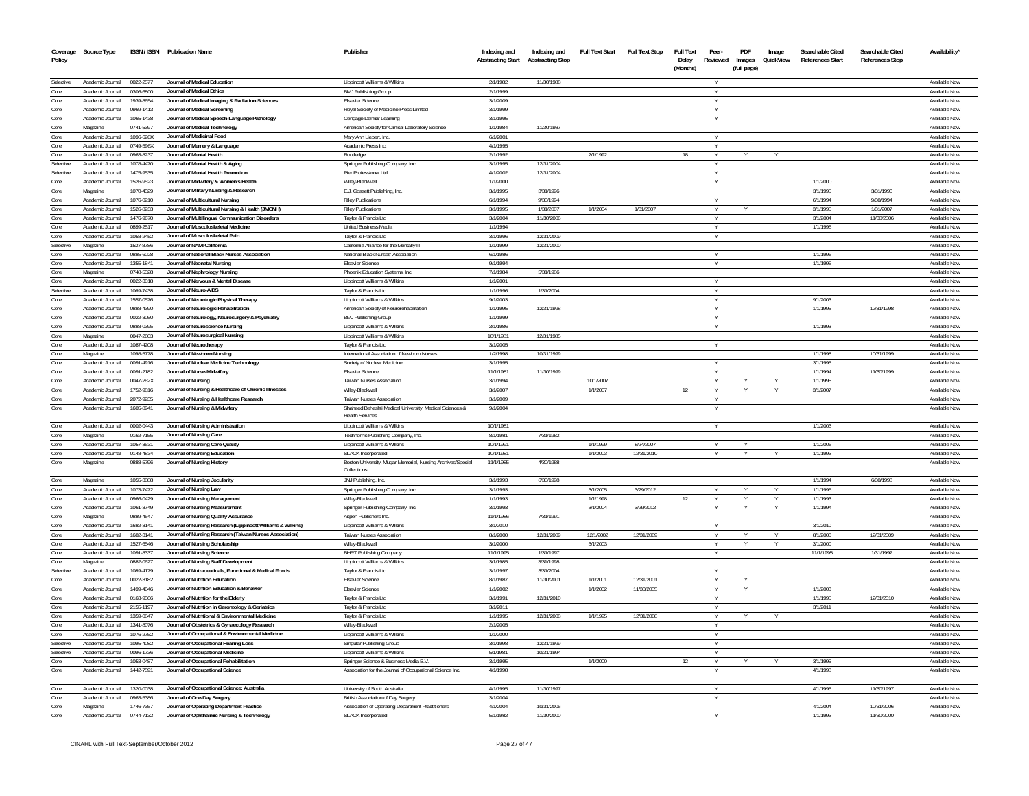| Coverage Policy | Source Type | ISSN / ISBN | Publication Name | Publisher | Indexing and Abstracting Start | Indexing and Abstracting Stop | Full Text Start | Full Text Stop | Full Text Delay (Months) | Peer-Reviewed | PDF Images (full page) | Image QuickView | Searchable Cited References Start | Searchable Cited References Stop | Availability* |
|---|---|---|---|---|---|---|---|---|---|---|---|---|---|---|---|
| Selective | Academic Journal | 0022-2577 | Journal of Medical Education | Lippincott Williams & Wilkins | 2/1/1982 | 11/30/1988 | | | | Y | | | | | Available Now |
| Core | Academic Journal | 0306-6800 | Journal of Medical Ethics | BMJ Publishing Group | 2/1/1999 | | | | | Y | | | | | Available Now |
| Core | Academic Journal | 1939-8654 | Journal of Medical Imaging & Radiation Sciences | Elsevier Science | 3/1/2009 | | | | | Y | | | | | Available Now |
| Core | Academic Journal | 0969-1413 | Journal of Medical Screening | Royal Society of Medicine Press Limited | 3/1/1999 | | | | | Y | | | | | Available Now |
| Core | Academic Journal | 1065-1438 | Journal of Medical Speech-Language Pathology | Cengage Delmar Learning | 3/1/1995 | | | | | Y | | | | | Available Now |
| Core | Magazine | 0741-5397 | Journal of Medical Technology | American Society for Clinical Laboratory Science | 1/1/1984 | 11/30/1987 | | | | | | | | | Available Now |
| Core | Academic Journal | 1096-620X | Journal of Medicinal Food | Mary Ann Liebert, Inc. | 6/1/2001 | | | | | Y | | | | | Available Now |
| Core | Academic Journal | 0749-596X | Journal of Memory & Language | Academic Press Inc. | 4/1/1995 | | | | | Y | | | | | Available Now |
| Core | Academic Journal | 0963-8237 | Journal of Mental Health | Routledge | 2/1/1992 | | 2/1/1992 | | 18 | Y | Y | Y | | | Available Now |
| Selective | Academic Journal | 1078-4470 | Journal of Mental Health & Aging | Springer Publishing Company, Inc. | 3/1/1995 | 12/31/2004 | | | | Y | | | | | Available Now |
| Selective | Academic Journal | 1475-9535 | Journal of Mental Health Promotion | Pier Professional Ltd. | 4/1/2002 | 12/31/2004 | | | | Y | | | | | Available Now |
| Core | Academic Journal | 1526-9523 | Journal of Midwifery & Women's Health | Wiley-Blackwell | 1/1/2000 | | | | | Y | | | 1/1/2000 | | Available Now |
| Core | Magazine | 1070-4329 | Journal of Military Nursing & Research | E.J. Gossett Publishing, Inc. | 3/1/1995 | 3/31/1996 | | | | | | | 3/1/1995 | 3/31/1996 | Available Now |
| Core | Academic Journal | 1076-0210 | Journal of Multicultural Nursing | Tilley Publications | 6/1/1994 | 9/30/1994 | | | | Y | | | 6/1/1994 | 9/30/1994 | Available Now |
| Core | Academic Journal | 1526-8233 | Journal of Multicultural Nursing & Health (JMCNH) | Tilley Publications | 3/1/1995 | 1/31/2007 | 1/1/2004 | 1/31/2007 | | Y | Y | | 3/1/1995 | 1/31/2007 | Available Now |
| Core | Academic Journal | 1476-9670 | Journal of Multilingual Communication Disorders | Taylor & Francis Ltd | 3/1/2004 | 11/30/2006 | | | | Y | | | 3/1/2004 | 11/30/2006 | Available Now |
| Core | Academic Journal | 0899-2517 | Journal of Musculoskeletal Medicine | United Business Media | 1/1/1994 | | | | | Y | | | 1/1/1995 | | Available Now |
| Core | Academic Journal | 1058-2452 | Journal of Musculoskeletal Pain | Taylor & Francis Ltd | 3/1/1996 | 12/31/2009 | | | | Y | | | | | Available Now |
| Selective | Magazine | 1527-8786 | Journal of NAMI California | California Alliance for the Mentally Ill | 1/1/1999 | 12/31/2000 | | | | | | | | | Available Now |
| Core | Academic Journal | 0885-6028 | Journal of National Black Nurses Association | National Black Nurses' Association | 6/1/1986 | | | | | Y | | | 1/1/1996 | | Available Now |
| Core | Academic Journal | 1355-1841 | Journal of Neonatal Nursing | Elsevier Science | 9/1/1994 | | | | | Y | | | 1/1/1995 | | Available Now |
| Core | Magazine | 0748-5328 | Journal of Nephrology Nursing | Phoenix Education Systems, Inc. | 7/1/1984 | 5/31/1986 | | | | | | | | | Available Now |
| Core | Academic Journal | 0022-3018 | Journal of Nervous & Mental Disease | Lippincott Williams & Wilkins | 1/1/2001 | | | | | Y | | | | | Available Now |
| Selective | Academic Journal | 1069-7438 | Journal of Neuro-AIDS | Taylor & Francis Ltd | 1/1/1996 | 1/31/2004 | | | | Y | | | | | Available Now |
| Core | Academic Journal | 1557-0576 | Journal of Neurologic Physical Therapy | Lippincott Williams & Wilkins | 9/1/2003 | | | | | Y | | | 9/1/2003 | | Available Now |
| Core | Academic Journal | 0888-4390 | Journal of Neurologic Rehabilitation | American Society of Neurorehabilitation | 1/1/1995 | 12/31/1998 | | | | Y | | | 1/1/1995 | 12/31/1998 | Available Now |
| Core | Academic Journal | 0022-3050 | Journal of Neurology, Neurosurgery & Psychiatry | BMJ Publishing Group | 1/1/1999 | | | | | Y | | | | | Available Now |
| Core | Academic Journal | 0888-0395 | Journal of Neuroscience Nursing | Lippincott Williams & Wilkins | 2/1/1986 | | | | | Y | | | 1/1/1993 | | Available Now |
| Core | Magazine | 0047-2603 | Journal of Neurosurgical Nursing | Lippincott Williams & Wilkins | 10/1/1981 | 12/31/1985 | | | | | | | | | Available Now |
| Core | Academic Journal | 1087-4208 | Journal of Neurotherapy | Taylor & Francis Ltd | 3/1/2005 | | | | | Y | | | | | Available Now |
| Core | Magazine | 1098-5778 | Journal of Newborn Nursing | International Association of Newborn Nurses | 1/2/1998 | 10/31/1999 | | | | | | | 1/1/1998 | 10/31/1999 | Available Now |
| Core | Academic Journal | 0091-4916 | Journal of Nuclear Medicine Technology | Society of Nuclear Medicine | 3/1/1995 | | | | | Y | | | 3/1/1995 | | Available Now |
| Core | Academic Journal | 0091-2182 | Journal of Nurse-Midwifery | Elsevier Science | 11/1/1981 | 11/30/1999 | | | | Y | | | 1/1/1994 | 11/30/1999 | Available Now |
| Core | Academic Journal | 0047-262X | Journal of Nursing | Taiwan Nurses Association | 3/1/1994 | | 10/1/2007 | | | Y | Y | Y | 1/1/1995 | | Available Now |
| Core | Academic Journal | 1752-9816 | Journal of Nursing & Healthcare of Chronic Illnesses | Wiley-Blackwell | 3/1/2007 | | 1/1/2007 | | 12 | Y | Y | Y | 3/1/2007 | | Available Now |
| Core | Academic Journal | 2072-9235 | Journal of Nursing & Healthcare Research | Taiwan Nurses Association | 3/1/2009 | | | | | Y | | | | | Available Now |
| Core | Academic Journal | 1605-8941 | Journal of Nursing & Midwifery | Shaheed Beheshti Medical University, Medical Sciences & Health Services | 9/1/2004 | | | | | Y | | | | | Available Now |
| Core | Academic Journal | 0002-0443 | Journal of Nursing Administration | Lippincott Williams & Wilkins | 10/1/1981 | | | | | Y | | | 1/1/2003 | | Available Now |
| Core | Magazine | 0162-7155 | Journal of Nursing Care | Technomic Publishing Company, Inc. | 8/1/1981 | 7/31/1982 | | | | | | | | | Available Now |
| Core | Academic Journal | 1057-3631 | Journal of Nursing Care Quality | Lippincott Williams & Wilkins | 10/1/1991 | | 1/1/1999 | 8/24/2007 | | Y | Y | | 1/1/2006 | | Available Now |
| Core | Academic Journal | 0148-4834 | Journal of Nursing Education | SLACK Incorporated | 10/1/1981 | | 1/1/2003 | 12/31/2010 | | Y | Y | Y | 1/1/1993 | | Available Now |
| Core | Magazine | 0888-5796 | Journal of Nursing History | Boston University, Mugar Memorial, Nursing Archives/Special Collections | 11/1/1985 | 4/30/1988 | | | | | | | | | Available Now |
| Core | Magazine | 1055-3088 | Journal of Nursing Jocularity | JNJ Publishing, Inc. | 3/1/1993 | 6/30/1998 | | | | | | | 1/1/1994 | 6/30/1998 | Available Now |
| Core | Academic Journal | 1073-7472 | Journal of Nursing Law | Springer Publishing Company, Inc. | 3/1/1993 | | 3/1/2005 | 3/29/2012 | | Y | Y | Y | 1/1/1995 | | Available Now |
| Core | Academic Journal | 0966-0429 | Journal of Nursing Management | Wiley-Blackwell | 1/1/1993 | | 1/1/1998 | | 12 | Y | Y | Y | 1/1/1993 | | Available Now |
| Core | Academic Journal | 1061-3749 | Journal of Nursing Measurement | Springer Publishing Company, Inc. | 3/1/1993 | | 3/1/2004 | 3/29/2012 | | Y | Y | Y | 1/1/1994 | | Available Now |
| Core | Magazine | 0889-4647 | Journal of Nursing Quality Assurance | Aspen Publishers Inc. | 11/1/1986 | 7/31/1991 | | | | | | | | | Available Now |
| Core | Academic Journal | 1682-3141 | Journal of Nursing Research (Lippincott Williams & Wilkins) | Lippincott Williams & Wilkins | 3/1/2010 | | | | | Y | | | 3/1/2010 | | Available Now |
| Core | Academic Journal | 1682-3141 | Journal of Nursing Research (Taiwan Nurses Association) | Taiwan Nurses Association | 8/1/2000 | 12/31/2009 | 12/1/2002 | 12/31/2009 | | Y | Y | Y | 8/1/2000 | 12/31/2009 | Available Now |
| Core | Academic Journal | 1527-6546 | Journal of Nursing Scholarship | Wiley-Blackwell | 3/1/2000 | | 3/1/2003 | | | Y | Y | Y | 3/1/2000 | | Available Now |
| Core | Academic Journal | 1091-8337 | Journal of Nursing Science | BHRT Publishing Company | 11/1/1995 | 1/31/1997 | | | | Y | | | 11/1/1995 | 1/31/1997 | Available Now |
| Core | Magazine | 0882-0627 | Journal of Nursing Staff Development | Lippincott Williams & Wilkins | 3/1/1985 | 3/31/1998 | | | | | | | | | Available Now |
| Selective | Academic Journal | 1089-4179 | Journal of Nutraceuticals, Functional & Medical Foods | Taylor & Francis Ltd | 3/1/1997 | 3/31/2004 | | | | Y | | | | | Available Now |
| Core | Academic Journal | 0022-3182 | Journal of Nutrition Education | Elsevier Science | 8/1/1987 | 11/30/2001 | 1/1/2001 | 12/31/2001 | | Y | Y | | | | Available Now |
| Core | Academic Journal | 1499-4046 | Journal of Nutrition Education & Behavior | Elsevier Science | 1/1/2002 | | 1/1/2002 | 11/30/2005 | | Y | Y | | 1/1/2003 | | Available Now |
| Core | Academic Journal | 0163-9366 | Journal of Nutrition for the Elderly | Taylor & Francis Ltd | 3/1/1991 | 12/31/2010 | | | | Y | | | 1/1/1995 | 12/31/2010 | Available Now |
| Core | Academic Journal | 2155-1197 | Journal of Nutrition in Gerontology & Geriatrics | Taylor & Francis Ltd | 3/1/2011 | | | | | Y | | | 3/1/2011 | | Available Now |
| Core | Academic Journal | 1359-0847 | Journal of Nutritional & Environmental Medicine | Taylor & Francis Ltd | 1/1/1995 | 12/31/2008 | 1/1/1995 | 12/31/2008 | | Y | Y | Y | | | Available Now |
| Core | Academic Journal | 1341-8076 | Journal of Obstetrics & Gynaecology Research | Wiley-Blackwell | 2/1/2005 | | | | | Y | | | | | Available Now |
| Core | Academic Journal | 1076-2752 | Journal of Occupational & Environmental Medicine | Lippincott Williams & Wilkins | 1/1/2000 | | | | | Y | | | | | Available Now |
| Selective | Academic Journal | 1095-4082 | Journal of Occupational Hearing Loss | Singular Publishing Group | 3/1/1998 | 12/31/1999 | | | | Y | | | | | Available Now |
| Selective | Academic Journal | 0096-1736 | Journal of Occupational Medicine | Lippincott Williams & Wilkins | 5/1/1981 | 10/31/1994 | | | | Y | | | | | Available Now |
| Core | Academic Journal | 1053-0487 | Journal of Occupational Rehabilitation | Springer Science & Business Media B.V. | 3/1/1995 | | 1/1/2000 | | 12 | Y | Y | Y | 3/1/1995 | | Available Now |
| Core | Academic Journal | 1442-7591 | Journal of Occupational Science | Association for the Journal of Occupational Science Inc. | 4/1/1998 | | | | | Y | | | 4/1/1998 | | Available Now |
| Core | Academic Journal | 1320-0038 | Journal of Occupational Science: Australia | University of South Australia | 4/1/1995 | 11/30/1997 | | | | Y | | | 4/1/1995 | 11/30/1997 | Available Now |
| Core | Academic Journal | 0963-5386 | Journal of One-Day Surgery | British Association of Day Surgery | 3/1/2004 | | | | | Y | | | | | Available Now |
| Core | Magazine | 1746-7357 | Journal of Operating Department Practice | Association of Operating Department Practitioners | 4/1/2004 | 10/31/2006 | | | | | | | 4/1/2004 | 10/31/2006 | Available Now |
| Core | Academic Journal | 0744-7132 | Journal of Ophthalmic Nursing & Technology | SLACK Incorporated | 5/1/1982 | 11/30/2000 | | | | Y | | | 1/1/1993 | 11/30/2000 | Available Now |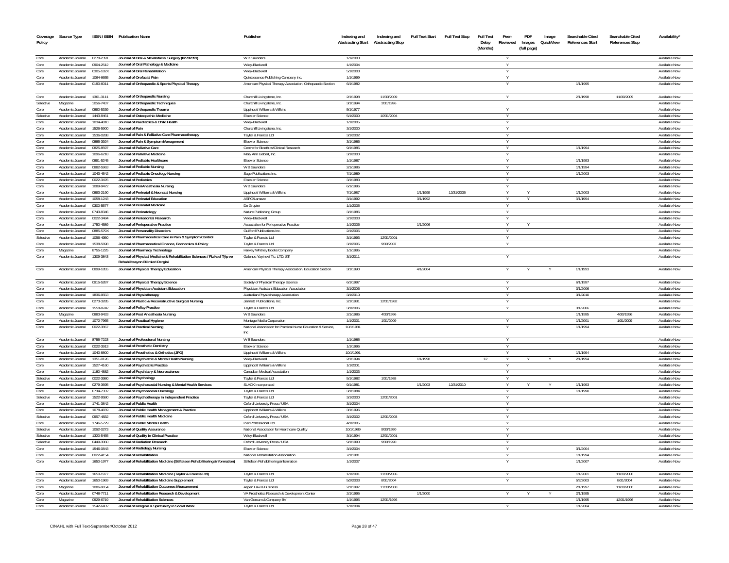| Coverage Policy | Source Type | ISSN / ISBN | Publication Name | Publisher | Indexing and Abstracting Start | Indexing and Abstracting Stop | Full Text Start | Full Text Stop | Full Text Delay (Months) | Peer-Reviewed | PDF Images (full page) | Image QuickView | Searchable Cited References Start | Searchable Cited References Stop | Availability* |
|---|---|---|---|---|---|---|---|---|---|---|---|---|---|---|---|
| Core | Academic Journal | 0278-2391 | Journal of Oral & Maxillofacial Surgery (02782391) | W B Saunders | 1/1/2000 | | | | | Y | | | | | Available Now |
| Core | Academic Journal | 0904-2512 | Journal of Oral Pathology & Medicine | Wiley-Blackwell | 1/1/2004 | | | | | Y | | | | | Available Now |
| Core | Academic Journal | 0305-182X | Journal of Oral Rehabilitation | Wiley-Blackwell | 5/1/2003 | | | | | Y | | | | | Available Now |
| Core | Academic Journal | 1064-6655 | Journal of Orofacial Pain | Quintessence Publishing Company Inc. | 1/1/1999 | | | | | Y | | | | | Available Now |
| Core | Academic Journal | 0190-6011 | Journal of Orthopaedic & Sports Physical Therapy | American Physical Therapy Association, Orthopaedic Section | 6/1/1982 | | | | | Y | | | 1/1/1995 | | Available Now |
| Core | Academic Journal | 1361-3111 | Journal of Orthopaedic Nursing | Churchill Livingstone, Inc. | 2/1/1998 | 11/30/2009 | | | | Y | | | 2/1/1998 | 11/30/2009 | Available Now |
| Selective | Magazine | 1056-7437 | Journal of Orthopaedic Techniques | Churchill Livingstone, Inc. | 3/1/1994 | 3/31/1996 | | | | | | | | | Available Now |
| Core | Academic Journal | 0890-5339 | Journal of Orthopaedic Trauma | Lippincott Williams & Wilkins | 5/1/1977 | | | | | Y | | | | | Available Now |
| Selective | Academic Journal | 1443-8461 | Journal of Osteopathic Medicine | Elsevier Science | 5/1/2000 | 10/31/2004 | | | | Y | | | | | Available Now |
| Core | Academic Journal | 1034-4810 | Journal of Paediatrics & Child Health | Wiley-Blackwell | 1/1/2005 | | | | | Y | | | | | Available Now |
| Core | Academic Journal | 1526-5900 | Journal of Pain | Churchill Livingstone, Inc. | 3/1/2000 | | | | | Y | | | | | Available Now |
| Core | Academic Journal | 1536-0288 | Journal of Pain & Palliative Care Pharmacotherapy | Taylor & Francis Ltd | 3/1/2002 | | | | | Y | | | | | Available Now |
| Core | Academic Journal | 0885-3924 | Journal of Pain & Symptom Management | Elsevier Science | 3/1/1986 | | | | | Y | | | | | Available Now |
| Core | Academic Journal | 0825-8597 | Journal of Palliative Care | Centre for Bioethics/Clinical Research | 9/1/1985 | | | | | Y | | | 1/1/1994 | | Available Now |
| Core | Academic Journal | 1096-6218 | Journal of Palliative Medicine | Mary Ann Liebert, Inc. | 3/1/2000 | | | | | Y | | | | | Available Now |
| Core | Academic Journal | 0891-5245 | Journal of Pediatric Healthcare | Elsevier Science | 1/1/1987 | | | | | Y | | | 1/1/1993 | | Available Now |
| Core | Academic Journal | 0882-5963 | Journal of Pediatric Nursing | W B Saunders | 2/1/1986 | | | | | Y | | | 1/1/1994 | | Available Now |
| Core | Academic Journal | 1043-4542 | Journal of Pediatric Oncology Nursing | Sage Publications Inc. | 7/1/1989 | | | | | Y | | | 1/1/2003 | | Available Now |
| Core | Academic Journal | 0022-3476 | Journal of Pediatrics | Elsevier Science | 3/1/1983 | | | | | Y | | | | | Available Now |
| Core | Academic Journal | 1089-9472 | Journal of PeriAnesthesia Nursing | W B Saunders | 6/1/1996 | | | | | Y | | | | | Available Now |
| Core | Academic Journal | 0893-2190 | Journal of Perinatal & Neonatal Nursing | Lippincott Williams & Wilkins | 7/1/1987 | | 1/1/1999 | 12/31/2005 | | Y | Y | | 1/1/2003 | | Available Now |
| Core | Academic Journal | 1058-1243 | Journal of Perinatal Education | ASPO/Lamaze | 3/1/1992 | | 3/1/1992 | | | Y | Y | | 3/1/1994 | | Available Now |
| Core | Academic Journal | 0300-5577 | Journal of Perinatal Medicine | De Gruyter | 1/1/2005 | | | | | Y | | | | | Available Now |
| Core | Academic Journal | 0743-8346 | Journal of Perinatology | Nature Publishing Group | 3/1/1986 | | | | | Y | | | | | Available Now |
| Core | Academic Journal | 0022-3484 | Journal of Periodontal Research | Wiley-Blackwell | 2/1/2003 | | | | | Y | | | | | Available Now |
| Core | Academic Journal | 1750-4589 | Journal of Perioperative Practice | Association for Perioperative Practice | 1/1/2006 | | 1/1/2006 | | | Y | Y | | | | Available Now |
| Core | Academic Journal | 0885-579X | Journal of Personality Disorders | Guilford Publications Inc. | 2/1/2005 | | | | | Y | | | | | Available Now |
| Selective | Academic Journal | 1056-4950 | Journal of Pharmaceutical Care in Pain & Symptom Control | Taylor & Francis Ltd | 3/1/1993 | 12/31/2001 | | | | Y | | | | | Available Now |
| Core | Academic Journal | 1538-5698 | Journal of Pharmaceutical Finance, Economics & Policy | Taylor & Francis Ltd | 3/1/2005 | 9/30/2007 | | | | Y | | | | | Available Now |
| Core | Magazine | 8755-1225 | Journal of Pharmacy Technology | Harvey Whitney Books Company | 1/1/1995 | | | | | | | | | | Available Now |
| Core | Academic Journal | 1309-3843 | Journal of Physical Medicine & Rehabilitation Sciences / Fiziksel Tıp ve Rehabilitasyon Bilimleri Dergisi | Galenos Yayinevi Tic. LTD. STI | 3/1/2011 | | | | | Y | | | | | Available Now |
| Core | Academic Journal | 0899-1855 | Journal of Physical Therapy Education | American Physical Therapy Association, Education Section | 3/1/1990 | | 4/1/2004 | | | Y | Y | Y | 1/1/1993 | | Available Now |
| Core | Academic Journal | 0915-5287 | Journal of Physical Therapy Science | Society of Physical Therapy Science | 6/1/1997 | | | | | Y | | | 6/1/1997 | | Available Now |
| Core | Academic Journal | | Journal of Physician Assistant Education | Physician Assistant Education Association | 3/1/2006 | | | | | Y | | | 3/1/2006 | | Available Now |
| Core | Academic Journal | 1836-9553 | Journal of Physiotherapy | Australian Physiotherapy Association | 3/1/2010 | | | | | Y | | | 3/1/2010 | | Available Now |
| Core | Academic Journal | 0273-3285 | Journal of Plastic & Reconstructive Surgical Nursing | Jannetti Publications, Inc. | 2/1/1981 | 12/31/1982 | | | | Y | | | | | Available Now |
| Core | Academic Journal | 1558-8742 | Journal of Policy Practice | Taylor & Francis Ltd | 3/1/2006 | | | | | Y | | | 3/1/2006 | | Available Now |
| Core | Magazine | 0883-9433 | Journal of Post Anesthesia Nursing | W B Saunders | 2/1/1986 | 4/30/1996 | | | | | | | 1/1/1995 | 4/30/1996 | Available Now |
| Core | Academic Journal | 1072-7965 | Journal of Practical Hygiene | Montage Media Corporation | 1/1/2001 | 1/31/2009 | | | | Y | | | 1/1/2001 | 1/31/2009 | Available Now |
| Core | Academic Journal | 0022-3867 | Journal of Practical Nursing | National Association for Practical Nurse Education & Service, Inc | 10/1/1981 | | | | | Y | | | 1/1/1994 | | Available Now |
| Core | Academic Journal | 8755-7223 | Journal of Professional Nursing | W B Saunders | 1/1/1985 | | | | | Y | | | | | Available Now |
| Core | Academic Journal | 0022-3913 | Journal of Prosthetic Dentistry | Elsevier Science | 1/1/1996 | | | | | Y | | | | | Available Now |
| Core | Academic Journal | 1040-8800 | Journal of Prosthetics & Orthotics (JPO) | Lippincott Williams & Wilkins | 10/1/1991 | | | | | Y | | | 1/1/1994 | | Available Now |
| Core | Academic Journal | 1351-0126 | Journal of Psychiatric & Mental Health Nursing | Wiley-Blackwell | 2/1/1994 | | 1/1/1998 | | 12 | Y | Y | Y | 2/1/1994 | | Available Now |
| Core | Academic Journal | 1527-4160 | Journal of Psychiatric Practice | Lippincott Williams & Wilkins | 1/1/2001 | | | | | Y | | | | | Available Now |
| Core | Academic Journal | 1180-4882 | Journal of Psychiatry & Neuroscience | Canadian Medical Association | 1/1/2003 | | | | | Y | | | | | Available Now |
| Selective | Academic Journal | 0022-3980 | Journal of Psychology | Taylor & Francis Ltd | 5/1/1982 | 1/31/1988 | | | | Y | | | | | Available Now |
| Core | Academic Journal | 0279-3695 | Journal of Psychosocial Nursing & Mental Health Services | SLACK Incorporated | 9/1/1981 | | 1/1/2003 | 12/31/2010 | | Y | Y | Y | 1/1/1993 | | Available Now |
| Core | Academic Journal | 0734-7332 | Journal of Psychosocial Oncology | Taylor & Francis Ltd | 3/1/1984 | | | | | Y | | | 1/1/1998 | | Available Now |
| Selective | Academic Journal | 1522-9580 | Journal of Psychotherapy in Independent Practice | Taylor & Francis Ltd | 3/1/2000 | 12/31/2001 | | | | Y | | | | | Available Now |
| Core | Academic Journal | 1741-3842 | Journal of Public Health | Oxford University Press / USA | 3/1/2004 | | | | | Y | | | | | Available Now |
| Core | Academic Journal | 1078-4659 | Journal of Public Health Management & Practice | Lippincott Williams & Wilkins | 3/1/1996 | | | | | Y | | | | | Available Now |
| Selective | Academic Journal | 0957-4832 | Journal of Public Health Medicine | Oxford University Press / USA | 3/1/2002 | 12/31/2003 | | | | Y | | | | | Available Now |
| Core | Academic Journal | 1746-5729 | Journal of Public Mental Health | Pier Professional Ltd. | 4/1/2005 | | | | | Y | | | | | Available Now |
| Selective | Academic Journal | 1062-0273 | Journal of Quality Assurance | National Association for Healthcare Quality | 10/1/1989 | 9/30/1990 | | | | Y | | | | | Available Now |
| Selective | Academic Journal | 1320-5455 | Journal of Quality in Clinical Practice | Wiley-Blackwell | 3/1/1994 | 12/31/2001 | | | | Y | | | | | Available Now |
| Selective | Academic Journal | 0449-3060 | Journal of Radiation Research | Oxford University Press / USA | 9/1/1990 | 9/30/1990 | | | | Y | | | | | Available Now |
| Core | Academic Journal | 1546-0843 | Journal of Radiology Nursing | Elsevier Science | 3/1/2004 | | | | | Y | | | 3/1/2004 | | Available Now |
| Core | Academic Journal | 0022-4154 | Journal of Rehabilitation | National Rehabilitation Association | 7/1/1981 | | | | | Y | | | 1/1/1994 | | Available Now |
| Core | Academic Journal | 1650-1977 | Journal of Rehabilitation Medicine (Stiftelsen Rehabiliteringsinformation) | Stiftelsen Rehabiliteringsinformation | 1/1/2007 | | | | | Y | | | 1/1/2007 | | Available Now |
| Core | Academic Journal | 1650-1977 | Journal of Rehabilitation Medicine (Taylor & Francis Ltd) | Taylor & Francis Ltd | 1/1/2001 | 11/30/2006 | | | | Y | | | 1/1/2001 | 11/30/2006 | Available Now |
| Core | Academic Journal | 1650-1969 | Journal of Rehabilitation Medicine Supplement | Taylor & Francis Ltd | 5/2/2003 | 8/31/2004 | | | | Y | | | 5/2/2003 | 8/31/2004 | Available Now |
| Core | Magazine | 1086-9654 | Journal of Rehabilitation Outcomes Measurement | Aspen Law & Business | 2/1/1997 | 11/30/2000 | | | | | | | 2/1/1997 | 11/30/2000 | Available Now |
| Core | Academic Journal | 0748-7711 | Journal of Rehabilitation Research & Development | VA Prosthetics Research & Development Center | 2/1/1995 | | 1/1/2000 | | | Y | Y | Y | 2/1/1995 | | Available Now |
| Core | Magazine | 0929-6719 | Journal of Rehabilitation Sciences | Van Gorcum & Company BV | 1/1/1995 | 12/31/1996 | | | | | | | 1/1/1995 | 12/31/1996 | Available Now |
| Core | Academic Journal | 1542-6432 | Journal of Religion & Spirituality in Social Work | Taylor & Francis Ltd | 1/1/2004 | | | | | Y | | | 1/1/2004 | | Available Now |

CINAHL with Full Text-September/October 2012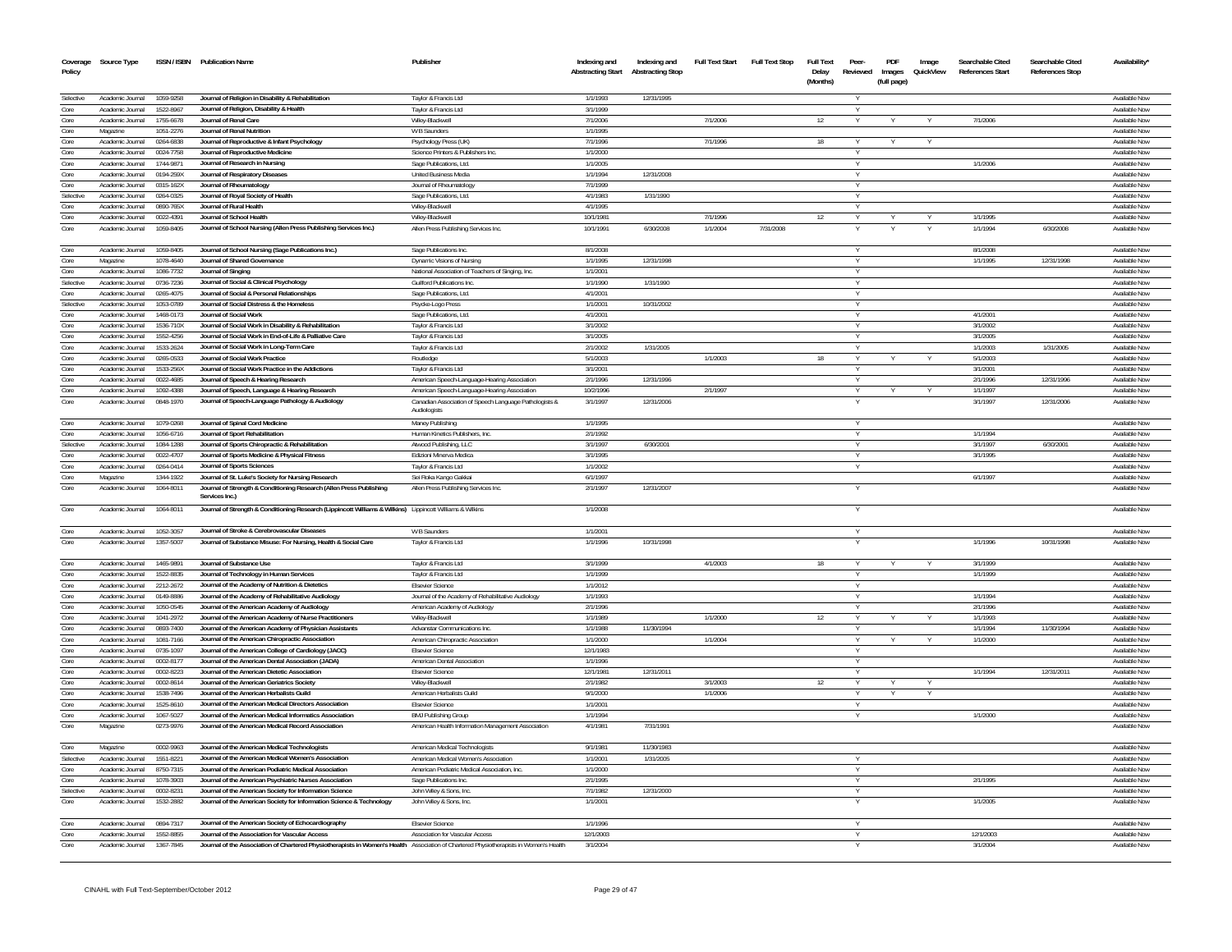| Coverage Policy | Source Type | ISSN / ISBN | Publication Name | Publisher | Indexing and Abstracting Start | Indexing and Abstracting Stop | Full Text Start | Full Text Stop | Full Text Delay (Months) | Peer-Reviewed | PDF Images (full page) | Image QuickView | Searchable Cited References Start | Searchable Cited References Stop | Availability* |
|---|---|---|---|---|---|---|---|---|---|---|---|---|---|---|---|
| Selective | Academic Journal | 1059-9258 | Journal of Religion in Disability & Rehabilitation | Taylor & Francis Ltd | 1/1/1993 | 12/31/1995 | | | | Y | | | | | Available Now |
| Core | Academic Journal | 1522-8967 | Journal of Religion, Disability & Health | Taylor & Francis Ltd | 3/1/1999 | | | | | Y | | | | | Available Now |
| Core | Academic Journal | 1755-6678 | Journal of Renal Care | Wiley-Blackwell | 7/1/2006 | | 7/1/2006 | | 12 | Y | Y | Y | 7/1/2006 | | Available Now |
| Core | Magazine | 1051-2276 | Journal of Renal Nutrition | W B Saunders | 1/1/1995 | | | | | | | | | | Available Now |
| Core | Academic Journal | 0264-6838 | Journal of Reproductive & Infant Psychology | Psychology Press (UK) | 7/1/1996 | | 7/1/1996 | | 18 | Y | Y | Y | | | Available Now |
| Core | Academic Journal | 0024-7758 | Journal of Reproductive Medicine | Science Printers & Publishers Inc. | 1/1/2000 | | | | | Y | | | | | Available Now |
| Core | Academic Journal | 1744-9871 | Journal of Research in Nursing | Sage Publications, Ltd. | 1/1/2005 | | | | | Y | | | 1/1/2006 | | Available Now |
| Core | Academic Journal | 0194-259X | Journal of Respiratory Diseases | United Business Media | 1/1/1994 | 12/31/2008 | | | | Y | | | | | Available Now |
| Core | Academic Journal | 0315-162X | Journal of Rheumatology | Journal of Rheumatology | 7/1/1999 | | | | | Y | | | | | Available Now |
| Selective | Academic Journal | 0264-0325 | Journal of Royal Society of Health | Sage Publications, Ltd. | 4/1/1983 | 1/31/1990 | | | | Y | | | | | Available Now |
| Core | Academic Journal | 0890-765X | Journal of Rural Health | Wiley-Blackwell | 4/1/1995 | | | | | Y | | | | | Available Now |
| Core | Academic Journal | 0022-4391 | Journal of School Health | Wiley-Blackwell | 10/1/1981 | | 7/1/1996 | | 12 | Y | Y | Y | 1/1/1995 | | Available Now |
| Core | Academic Journal | 1059-8405 | Journal of School Nursing (Allen Press Publishing Services Inc.) | Allen Press Publishing Services Inc. | 10/1/1991 | 6/30/2008 | 1/1/2004 | 7/31/2008 | | Y | Y | Y | 1/1/1994 | 6/30/2008 | Available Now |
| Core | Academic Journal | 1059-8405 | Journal of School Nursing (Sage Publications Inc.) | Sage Publications Inc. | 8/1/2008 | | | | | Y | | | 8/1/2008 | | Available Now |
| Core | Magazine | 1078-4640 | Journal of Shared Governance | Dynamic Visions of Nursing | 1/1/1995 | 12/31/1998 | | | | Y | | | 1/1/1995 | 12/31/1998 | Available Now |
| Core | Academic Journal | 1086-7732 | Journal of Singing | National Association of Teachers of Singing, Inc. | 1/1/2001 | | | | | Y | | | | | Available Now |
| Selective | Academic Journal | 0736-7236 | Journal of Social & Clinical Psychology | Guilford Publications Inc. | 1/1/1990 | 1/31/1990 | | | | Y | | | | | Available Now |
| Core | Academic Journal | 0265-4075 | Journal of Social & Personal Relationships | Sage Publications, Ltd. | 4/1/2001 | | | | | Y | | | | | Available Now |
| Selective | Academic Journal | 1053-0789 | Journal of Social Distress & the Homeless | Psyche-Logo Press | 1/1/2001 | 10/31/2002 | | | | Y | | | | | Available Now |
| Core | Academic Journal | 1468-0173 | Journal of Social Work | Sage Publications, Ltd. | 4/1/2001 | | | | | Y | | | 4/1/2001 | | Available Now |
| Core | Academic Journal | 1536-710X | Journal of Social Work in Disability & Rehabilitation | Taylor & Francis Ltd | 3/1/2002 | | | | | Y | | | 3/1/2002 | | Available Now |
| Core | Academic Journal | 1552-4256 | Journal of Social Work in End-of-Life & Palliative Care | Taylor & Francis Ltd | 3/1/2005 | | | | | Y | | | 3/1/2005 | | Available Now |
| Core | Academic Journal | 1533-2624 | Journal of Social Work in Long-Term Care | Taylor & Francis Ltd | 2/1/2002 | 1/31/2005 | | | | Y | | | 1/1/2003 | 1/31/2005 | Available Now |
| Core | Academic Journal | 0265-0533 | Journal of Social Work Practice | Routledge | 5/1/2003 | | 1/1/2003 | | 18 | Y | Y | Y | 5/1/2003 | | Available Now |
| Core | Academic Journal | 1533-256X | Journal of Social Work Practice in the Addictions | Taylor & Francis Ltd | 3/1/2001 | | | | | Y | | | 3/1/2001 | | Available Now |
| Core | Academic Journal | 0022-4685 | Journal of Speech & Hearing Research | American Speech-Language-Hearing Association | 2/1/1996 | 12/31/1996 | | | | Y | | | 2/1/1996 | 12/31/1996 | Available Now |
| Core | Academic Journal | 1092-4388 | Journal of Speech, Language & Hearing Research | American Speech-Language-Hearing Association | 10/2/1996 | | 2/1/1997 | | | Y | Y | Y | 1/1/1997 | | Available Now |
| Core | Academic Journal | 0848-1970 | Journal of Speech-Language Pathology & Audiology | Canadian Association of Speech Language Pathologists & Audiologists | 3/1/1997 | 12/31/2006 | | | | Y | | | 3/1/1997 | 12/31/2006 | Available Now |
| Core | Academic Journal | 1079-0268 | Journal of Spinal Cord Medicine | Maney Publishing | 1/1/1995 | | | | | Y | | | | | Available Now |
| Core | Academic Journal | 1056-6716 | Journal of Sport Rehabilitation | Human Kinetics Publishers, Inc. | 2/1/1992 | | | | | Y | | | 1/1/1994 | | Available Now |
| Selective | Academic Journal | 1084-1288 | Journal of Sports Chiropractic & Rehabilitation | Atwood Publishing, LLC | 3/1/1997 | 6/30/2001 | | | | Y | | | 3/1/1997 | 6/30/2001 | Available Now |
| Core | Academic Journal | 0022-4707 | Journal of Sports Medicine & Physical Fitness | Edizioni Minerva Medica | 3/1/1995 | | | | | Y | | | 3/1/1995 | | Available Now |
| Core | Academic Journal | 0264-0414 | Journal of Sports Sciences | Taylor & Francis Ltd | 1/1/2002 | | | | | Y | | | | | Available Now |
| Core | Magazine | 1344-1922 | Journal of St. Luke's Society for Nursing Research | Sei Roka Kango Gakkai | 6/1/1997 | | | | | | | | 6/1/1997 | | Available Now |
| Core | Academic Journal | 1064-8011 | Journal of Strength & Conditioning Research (Allen Press Publishing Services Inc.) | Allen Press Publishing Services Inc. | 2/1/1997 | 12/31/2007 | | | | Y | | | | | Available Now |
| Core | Academic Journal | 1064-8011 | Journal of Strength & Conditioning Research (Lippincott Williams & Wilkins) | Lippincott Williams & Wilkins | 1/1/2008 | | | | | Y | | | | | Available Now |
| Core | Academic Journal | 1052-3057 | Journal of Stroke & Cerebrovascular Diseases | W B Saunders | 1/1/2001 | | | | | Y | | | | | Available Now |
| Core | Academic Journal | 1357-5007 | Journal of Substance Misuse: For Nursing, Health & Social Care | Taylor & Francis Ltd | 1/1/1996 | 10/31/1998 | | | | Y | | | 1/1/1996 | 10/31/1998 | Available Now |
| Core | Academic Journal | 1465-9891 | Journal of Substance Use | Taylor & Francis Ltd | 3/1/1999 | | 4/1/2003 | | 18 | Y | Y | Y | 3/1/1999 | | Available Now |
| Core | Academic Journal | 1522-8835 | Journal of Technology in Human Services | Taylor & Francis Ltd | 1/1/1999 | | | | | Y | | | 1/1/1999 | | Available Now |
| Core | Academic Journal | 2212-2672 | Journal of the Academy of Nutrition & Dietetics | Elsevier Science | 1/1/2012 | | | | | Y | | | | | Available Now |
| Core | Academic Journal | 0149-8886 | Journal of the Academy of Rehabilitative Audiology | Journal of the Academy of Rehabilitative Audiology | 1/1/1993 | | | | | Y | | | 1/1/1994 | | Available Now |
| Core | Academic Journal | 1050-0545 | Journal of the American Academy of Audiology | American Academy of Audiology | 2/1/1996 | | | | | Y | | | 2/1/1996 | | Available Now |
| Core | Academic Journal | 1041-2972 | Journal of the American Academy of Nurse Practitioners | Wiley-Blackwell | 1/1/1989 | | 1/1/2000 | | 12 | Y | Y | Y | 1/1/1993 | | Available Now |
| Core | Academic Journal | 0893-7400 | Journal of the American Academy of Physician Assistants | Advanstar Communications Inc. | 1/1/1988 | 11/30/1994 | | | | Y | | | 1/1/1994 | 11/30/1994 | Available Now |
| Core | Academic Journal | 1081-7166 | Journal of the American Chiropractic Association | American Chiropractic Association | 1/1/2000 | | 1/1/2004 | | | Y | Y | Y | 1/1/2000 | | Available Now |
| Core | Academic Journal | 0735-1097 | Journal of the American College of Cardiology (JACC) | Elsevier Science | 12/1/1983 | | | | | Y | | | | | Available Now |
| Core | Academic Journal | 0002-8177 | Journal of the American Dental Association (JADA) | American Dental Association | 1/1/1996 | | | | | Y | | | | | Available Now |
| Core | Academic Journal | 0002-8223 | Journal of the American Dietetic Association | Elsevier Science | 12/1/1981 | 12/31/2011 | | | | Y | | | 1/1/1994 | 12/31/2011 | Available Now |
| Core | Academic Journal | 0002-8614 | Journal of the American Geriatrics Society | Wiley-Blackwell | 2/1/1982 | | 3/1/2003 | | 12 | Y | Y | Y | | | Available Now |
| Core | Academic Journal | 1538-7496 | Journal of the American Herbalists Guild | American Herbalists Guild | 9/1/2000 | | 1/1/2006 | | | Y | Y | Y | | | Available Now |
| Core | Academic Journal | 1525-8610 | Journal of the American Medical Directors Association | Elsevier Science | 1/1/2001 | | | | | Y | | | | | Available Now |
| Core | Academic Journal | 1067-5027 | Journal of the American Medical Informatics Association | BMJ Publishing Group | 1/1/1994 | | | | | Y | | | 1/1/2000 | | Available Now |
| Core | Magazine | 0273-9976 | Journal of the American Medical Record Association | American Health Information Management Association | 4/1/1981 | 7/31/1991 | | | | | | | | | Available Now |
| Core | Magazine | 0002-9963 | Journal of the American Medical Technologists | American Medical Technologists | 9/1/1981 | 11/30/1983 | | | | | | | | | Available Now |
| Selective | Academic Journal | 1551-8221 | Journal of the American Medical Women's Association | American Medical Women's Association | 1/1/2001 | 1/31/2005 | | | | Y | | | | | Available Now |
| Core | Academic Journal | 8750-7315 | Journal of the American Podiatric Medical Association | American Podiatric Medical Association, Inc. | 1/1/2000 | | | | | Y | | | | | Available Now |
| Core | Academic Journal | 1078-3903 | Journal of the American Psychiatric Nurses Association | Sage Publications Inc. | 2/1/1995 | | | | | Y | | | 2/1/1995 | | Available Now |
| Selective | Academic Journal | 0002-8231 | Journal of the American Society for Information Science | John Wiley & Sons, Inc. | 7/1/1982 | 12/31/2000 | | | | Y | | | | | Available Now |
| Core | Academic Journal | 1532-2882 | Journal of the American Society for Information Science & Technology | John Wiley & Sons, Inc. | 1/1/2001 | | | | | Y | | | 1/1/2005 | | Available Now |
| Core | Academic Journal | 0894-7317 | Journal of the American Society of Echocardiography | Elsevier Science | 1/1/1996 | | | | | Y | | | | | Available Now |
| Core | Academic Journal | 1552-8855 | Journal of the Association for Vascular Access | Association for Vascular Access | 12/1/2003 | | | | | Y | | | 12/1/2003 | | Available Now |
| Core | Academic Journal | 1367-7845 | Journal of the Association of Chartered Physiotherapists in Women's Health | Association of Chartered Physiotherapists in Women's Health | 3/1/2004 | | | | | Y | | | 3/1/2004 | | Available Now |

CINAHL with Full Text-September/October 2012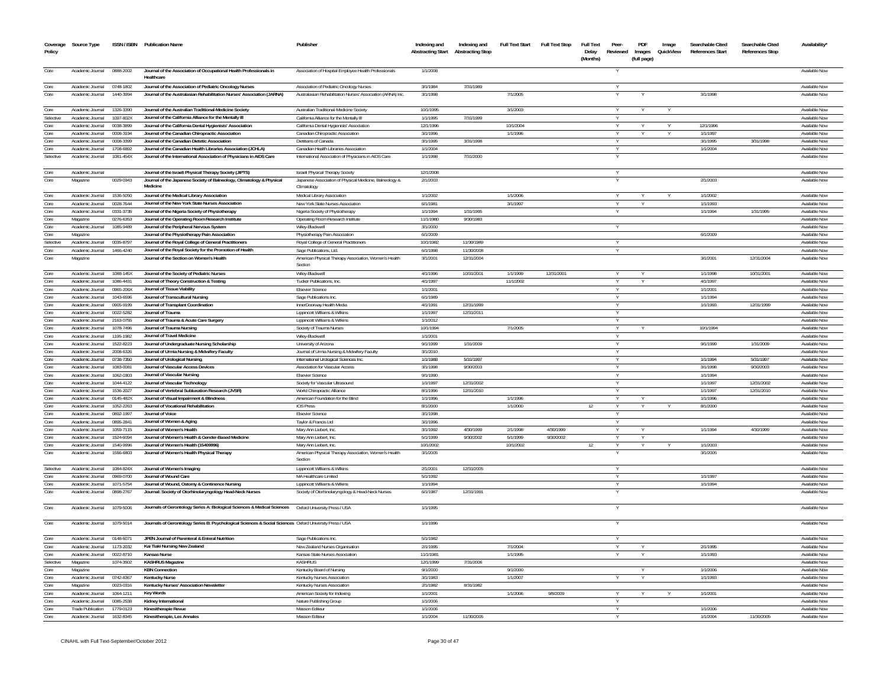| Coverage Policy | Source Type | ISSN / ISBN | Publication Name | Publisher | Indexing and Abstracting Start | Indexing and Abstracting Stop | Full Text Start | Full Text Stop | Full Text Delay (Months) | Peer-Reviewed | PDF Images (full page) | Image QuickView | Searchable Cited References Start | Searchable Cited References Stop | Availability* |
|---|---|---|---|---|---|---|---|---|---|---|---|---|---|---|---|
| Core | Academic Journal | 0888-2002 | Journal of the Association of Occupational Health Professionals in Healthcare | Association of Hospital Employee Health Professionals | 1/1/2008 | | | | | Y | | | | | Available Now |
| Core | Academic Journal | 0748-1802 | Journal of the Association of Pediatric Oncology Nurses | Association of Pediatric Oncology Nurses | 3/1/1984 | 7/31/1989 | | | | Y | | | | | Available Now |
| Core | Academic Journal | 1440-3994 | Journal of the Australasian Rehabilitation Nurses' Association (JARNA) | Australasian Rehabilitation Nurses' Association (ARNA) Inc. | 3/1/1998 | | 7/1/2005 | | | Y | Y | | 3/1/1998 | | Available Now |
| Core | Academic Journal | 1326-3390 | Journal of the Australian Traditional-Medicine Society | Australian Traditional-Medicine Society | 10/1/1995 | | 3/1/2003 | | | Y | Y | Y | | | Available Now |
| Selective | Academic Journal | 1097-802X | Journal of the California Alliance for the Mentally Ill | California Alliance for the Mentally Ill | 1/1/1995 | 7/31/1999 | | | | Y | | | | | Available Now |
| Core | Academic Journal | 0038-3899 | Journal of the California Dental Hygienists' Association | California Dental Hygienists' Association | 12/1/1996 | | 10/1/2004 | | | Y | Y | Y | 12/1/1996 | | Available Now |
| Core | Academic Journal | 0008-3194 | Journal of the Canadian Chiropractic Association | Canadian Chiropractic Association | 3/1/1996 | | 1/1/1996 | | | Y | Y | Y | 1/1/1997 | | Available Now |
| Core | Academic Journal | 0008-3399 | Journal of the Canadian Dietetic Association | Dietitians of Canada | 3/1/1995 | 3/31/1998 | | | | Y | | | 3/1/1995 | 3/31/1998 | Available Now |
| Core | Academic Journal | 1708-6892 | Journal of the Canadian Health Libraries Association (JCHLA) | Canadian Health Libraries Association | 1/1/2004 | | | | | Y | | | 1/1/2004 | | Available Now |
| Selective | Academic Journal | 1081-454X | Journal of the International Association of Physicians in AIDS Care | International Association of Physicians in AIDS Care | 1/1/1998 | 7/31/2000 | | | | Y | | | | | Available Now |
| Core | Academic Journal | | Journal of the Israeli Physical Therapy Society (JIPTS) | Israeli Physical Therapy Society | 12/1/2008 | | | | | Y | | | | | Available Now |
| Core | Magazine | 0029-0343 | Journal of the Japanese Society of Balneology, Climatology & Physical Medicine | Japanese Association of Physical Medicine, Balneology & Climatology | 2/1/2003 | | | | | Y | | | 2/1/2003 | | Available Now |
| Core | Academic Journal | 1536-5050 | Journal of the Medical Library Association | Medical Library Association | 1/1/2002 | | 1/1/2006 | | | Y | Y | Y | 1/1/2002 | | Available Now |
| Core | Academic Journal | 0028-7644 | Journal of the New York State Nurses Association | New York State Nurses Association | 6/1/1981 | | 3/1/1997 | | | Y | Y | | 1/1/1993 | | Available Now |
| Core | Academic Journal | 0331-3735 | Journal of the Nigeria Society of Physiotherapy | Nigeria Society of Physiotherapy | 1/1/1994 | 1/31/1995 | | | | Y | | | 1/1/1994 | 1/31/1995 | Available Now |
| Core | Magazine | 0276-6353 | Journal of the Operating Room Research Institute | Operating Room Research Institute | 11/1/1980 | 9/30/1983 | | | | | | | | | Available Now |
| Core | Academic Journal | 1085-9489 | Journal of the Peripheral Nervous System | Wiley-Blackwell | 3/1/2000 | | | | | Y | | | | | Available Now |
| Core | Magazine | | Journal of the Physiotherapy Pain Association | Physiotherapy Pain Association | 6/1/2009 | | | | | | | | 6/1/2009 | | Available Now |
| Selective | Academic Journal | 0035-8797 | Journal of the Royal College of General Practitioners | Royal College of General Practitioners | 10/1/1982 | 11/30/1989 | | | | Y | | | | | Available Now |
| Core | Academic Journal | 1466-4240 | Journal of the Royal Society for the Promotion of Health | Sage Publications, Ltd. | 6/1/1998 | 11/30/2008 | | | | Y | | | | | Available Now |
| Core | Magazine | | Journal of the Section on Women's Health | American Physical Therapy Association, Women's Health Section | 3/1/2001 | 12/31/2004 | | | | | | | 3/1/2001 | 12/31/2004 | Available Now |
| Core | Academic Journal | 1088-145X | Journal of the Society of Pediatric Nurses | Wiley-Blackwell | 4/1/1996 | 10/31/2001 | 1/1/1999 | 12/31/2001 | | Y | Y | | 1/1/1998 | 10/31/2001 | Available Now |
| Core | Academic Journal | 1086-4431 | Journal of Theory Construction & Testing | Tucker Publications, Inc. | 4/1/1997 | | 11/1/2002 | | | Y | Y | | 4/1/1997 | | Available Now |
| Core | Academic Journal | 0965-206X | Journal of Tissue Viability | Elsevier Science | 1/1/2001 | | | | | Y | | | 1/1/2001 | | Available Now |
| Core | Academic Journal | 1043-6596 | Journal of Transcultural Nursing | Sage Publications Inc. | 6/1/1989 | | | | | Y | | | 1/1/1994 | | Available Now |
| Core | Academic Journal | 0905-9199 | Journal of Transplant Coordination | InnerDoorway Health Media | 4/1/1991 | 12/31/1999 | | | | Y | | | 1/1/1993 | 12/31/1999 | Available Now |
| Core | Academic Journal | 0022-5282 | Journal of Trauma | Lippincott Williams & Wilkins | 1/1/1997 | 12/31/2011 | | | | Y | | | | | Available Now |
| Core | Academic Journal | 2163-0755 | Journal of Trauma & Acute Care Surgery | Lippincott Williams & Wilkins | 1/1/2012 | | | | | Y | | | | | Available Now |
| Core | Academic Journal | 1078-7496 | Journal of Trauma Nursing | Society of Trauma Nurses | 10/1/1994 | | 7/1/2005 | | | Y | Y | | 10/1/1994 | | Available Now |
| Core | Academic Journal | 1195-1982 | Journal of Travel Medicine | Wiley-Blackwell | 1/1/2001 | | | | | Y | | | | | Available Now |
| Core | Academic Journal | 1522-8223 | Journal of Undergraduate Nursing Scholarship | University of Arizona | 9/1/1999 | 1/31/2009 | | | | Y | | | 9/1/1999 | 1/31/2009 | Available Now |
| Core | Academic Journal | 2008-6326 | Journal of Urmia Nursing & Midwifery Faculty | Journal of Urmia Nursing & Midwifery Faculty | 3/1/2010 | | | | | Y | | | | | Available Now |
| Core | Academic Journal | 0738-7350 | Journal of Urological Nursing | International Urological Sciences Inc. | 1/1/1988 | 5/31/1997 | | | | Y | | | 1/1/1994 | 5/31/1997 | Available Now |
| Core | Academic Journal | 1083-0081 | Journal of Vascular Access Devices | Association for Vascular Access | 3/1/1998 | 9/30/2003 | | | | Y | | | 3/1/1998 | 9/30/2003 | Available Now |
| Core | Academic Journal | 1062-0303 | Journal of Vascular Nursing | Elsevier Science | 9/1/1990 | | | | | Y | | | 1/1/1994 | | Available Now |
| Core | Academic Journal | 1044-4122 | Journal of Vascular Technology | Society for Vascular Ultrasound | 1/1/1997 | 12/31/2002 | | | | Y | | | 1/1/1997 | 12/31/2002 | Available Now |
| Core | Academic Journal | 1536-2027 | Journal of Vertebral Subluxation Research (JVSR) | World Chiropractic Alliance | 8/1/1996 | 12/31/2010 | | | | Y | | | 1/1/1997 | 12/31/2010 | Available Now |
| Core | Academic Journal | 0145-482X | Journal of Visual Impairment & Blindness | American Foundation for the Blind | 1/1/1996 | | 1/1/1996 | | | Y | Y | | 1/1/1996 | | Available Now |
| Core | Academic Journal | 1052-2263 | Journal of Vocational Rehabilitation | IOS Press | 8/1/2000 | | 1/1/2000 | | 12 | Y | Y | Y | 8/1/2000 | | Available Now |
| Core | Academic Journal | 0892-1997 | Journal of Voice | Elsevier Science | 3/1/1998 | | | | | Y | | | | | Available Now |
| Core | Academic Journal | 0895-2841 | Journal of Women & Aging | Taylor & Francis Ltd | 3/1/1996 | | | | | Y | | | | | Available Now |
| Core | Academic Journal | 1059-7115 | Journal of Women's Health | Mary Ann Liebert, Inc. | 3/1/1992 | 4/30/1999 | 2/1/1998 | 4/30/1999 | | Y | Y | | 1/1/1994 | 4/30/1999 | Available Now |
| Core | Academic Journal | 1524-6094 | Journal of Women's Health & Gender-Based Medicine | Mary Ann Liebert, Inc. | 5/1/1999 | 9/30/2002 | 5/1/1999 | 9/30/2002 | | Y | Y | | | | Available Now |
| Core | Academic Journal | 1540-9996 | Journal of Women's Health (15409996) | Mary Ann Liebert, Inc. | 10/1/2002 | | 10/1/2002 | | 12 | Y | Y | Y | 1/1/2003 | | Available Now |
| Core | Academic Journal | 1556-6803 | Journal of Women's Health Physical Therapy | American Physical Therapy Association, Women's Health Section | 3/1/2005 | | | | | Y | | | 3/1/2005 | | Available Now |
| Selective | Academic Journal | 1084-824X | Journal of Women's Imaging | Lippincott Williams & Wilkins | 2/1/2001 | 12/31/2005 | | | | Y | | | | | Available Now |
| Core | Academic Journal | 0969-0700 | Journal of Wound Care | MA Healthcare Limited | 5/1/1992 | | | | | Y | | | 1/1/1997 | | Available Now |
| Core | Academic Journal | 1071-5754 | Journal of Wound, Ostomy & Continence Nursing | Lippincott Williams & Wilkins | 1/1/1994 | | | | | Y | | | 1/1/1994 | | Available Now |
| Core | Academic Journal | 0898-2767 | Journal: Society of Otorhinolaryngology Head-Neck Nurses | Society of Otorhinolaryngology & Head-Neck Nurses | 6/1/1987 | 12/31/1991 | | | | Y | | | | | Available Now |
| Core | Academic Journal | 1079-5006 | Journals of Gerontology Series A: Biological Sciences & Medical Sciences | Oxford University Press / USA | 1/1/1995 | | | | | Y | | | | | Available Now |
| Core | Academic Journal | 1079-5014 | Journals of Gerontology Series B: Psychological Sciences & Social Sciences | Oxford University Press / USA | 1/1/1996 | | | | | Y | | | | | Available Now |
| Core | Academic Journal | 0148-6071 | JPEN Journal of Parenteral & Enteral Nutrition | Sage Publications Inc. | 5/1/1982 | | | | | Y | | | | | Available Now |
| Core | Academic Journal | 1173-2032 | Kai Tiaki Nursing New Zealand | New Zealand Nurses Organisation | 2/1/1995 | | 7/1/2004 | | | Y | Y | | 2/1/1995 | | Available Now |
| Core | Academic Journal | 0022-8710 | Kansas Nurse | Kansas State Nurses Association | 11/1/1981 | | 1/1/1995 | | | Y | Y | | 1/1/1993 | | Available Now |
| Selective | Magazine | 1074-3502 | KASHRUS Magazine | KASHRUS | 12/1/1999 | 7/31/2006 | | | | | | | | | Available Now |
| Core | Magazine | | KBN Connection | Kentucky Board of Nursing | 9/1/2000 | | 9/1/2000 | | | | Y | | 1/1/2006 | | Available Now |
| Core | Academic Journal | 0742-8367 | Kentucky Nurse | Kentucky Nurses Association | 3/1/1983 | | 1/1/2007 | | | Y | Y | | 1/1/1993 | | Available Now |
| Core | Magazine | 0023-0316 | Kentucky Nurses' Association Newsletter | Kentucky Nurses Association | 2/1/1982 | 8/31/1982 | | | | | | | | | Available Now |
| Core | Academic Journal | 1064-1211 | Key Words | American Society for Indexing | 1/1/2001 | | 1/1/2006 | 9/8/2009 | | Y | Y | Y | 1/1/2001 | | Available Now |
| Core | Academic Journal | 0085-2538 | Kidney International | Nature Publishing Group | 1/1/2006 | | | | | Y | | | | | Available Now |
| Core | Trade Publication | 1779-0123 | Kinesitherapie Revue | Masson Editeur | 1/1/2006 | | | | | Y | | | 1/1/2006 | | Available Now |
| Core | Academic Journal | 1632-8345 | Kinesitherapie, Les Annales | Masson Editeur | 1/1/2004 | 11/30/2005 | | | | Y | | | 1/1/2004 | 11/30/2005 | Available Now |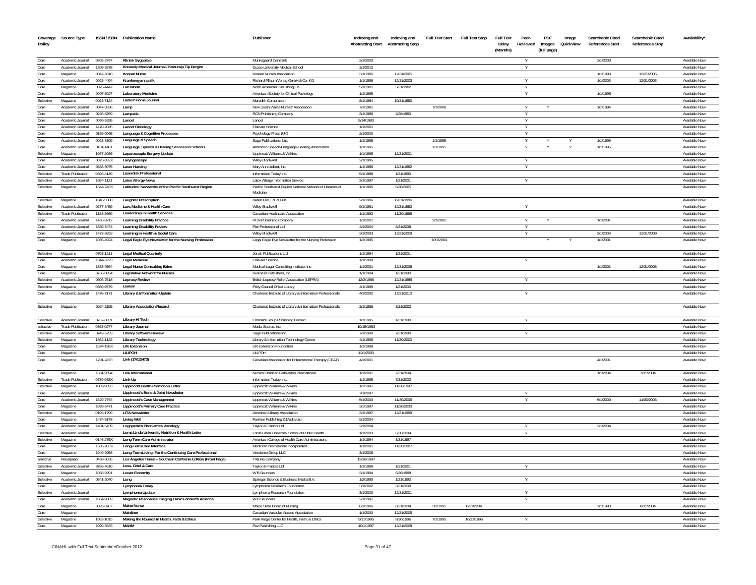| Coverage Policy | Source Type | ISSN / ISBN | Publication Name | Publisher | Indexing and Abstracting Start | Indexing and Abstracting Stop | Full Text Start | Full Text Stop | Full Text Delay (Months) | Peer-Reviewed | PDF Images (full page) | Image QuickView | Searchable Cited References Start | Searchable Cited References Stop | Availability* |
|---|---|---|---|---|---|---|---|---|---|---|---|---|---|---|---|
| Core | Academic Journal | 0902-2767 | Klinisk Sygepleje | Munksgaard Danmark | 2/1/2003 | | | | | Y | | | 2/1/2003 | | Available Now |
| Core | Academic Journal | 1309-3878 | Konuralp Medical Journal / Konuralp Tip Dergisi | Duzce University Medical School | 3/1/2012 | | | | | Y | | | | | Available Now |
| Core | Magazine | 0047-3618 | Korean Nurse | Korean Nurses Association | 3/1/1986 | 12/31/2005 | | | | | | | 1/1/1998 | 12/31/2005 | Available Now |
| Core | Academic Journal | 0023-4494 | Krankengymnastik | Richard Pflaum Verlag GmbH & Co. KG | 1/1/1996 | 12/31/2003 | | | | Y | | | 1/1/2003 | 12/31/2003 | Available Now |
| Core | Magazine | 0075-4447 | Lab World | North American Publishing Co. | 5/1/1981 | 5/31/1982 | | | | Y | | | | | Available Now |
| Core | Academic Journal | 0007-5027 | Laboratory Medicine | American Society for Clinical Pathology | 1/1/1995 | | | | | Y | | | 1/1/1995 | | Available Now |
| Selective | Magazine | 0023-7124 | Ladies' Home Journal | Meredith Corporation | 8/1/1984 | 10/31/1990 | | | | | | | | | Available Now |
| Core | Academic Journal | 0047-3936 | Lamp | New South Wales Nurses' Association | 7/1/1981 | | 7/1/2008 | | | Y | Y | | 1/1/1994 | | Available Now |
| Core | Academic Journal | 0266-8769 | Lampada | RCN Publishing Company | 3/1/1986 | 2/28/1990 | | | | Y | | | | | Available Now |
| Core | Academic Journal | 0099-5355 | Lancet | Lancet | 5/14/1983 | | | | | Y | | | | | Available Now |
| Core | Academic Journal | 1470-2045 | Lancet Oncology | Elsevier Science | 1/1/2001 | | | | | Y | | | | | Available Now |
| Core | Academic Journal | 0169-0965 | Language & Cognitive Processes | Psychology Press (UK) | 2/1/2000 | | | | | Y | | | | | Available Now |
| Core | Academic Journal | 0023-8309 | Language & Speech | Sage Publications, Ltd. | 1/1/1995 | | 1/1/1995 | | | Y | Y | Y | 1/1/1995 | | Available Now |
| Core | Academic Journal | 0161-1461 | Language, Speech & Hearing Services in Schools | American Speech-Language-Hearing Association | 1/1/1995 | | 1/1/1995 | | | Y | Y | Y | 1/1/1995 | | Available Now |
| Selective | Magazine | 1067-2036 | Laparoscopic Surgery Update | Lippincott Williams & Wilkins | 1/1/1995 | 12/31/2001 | | | | | | | | | Available Now |
| Core | Academic Journal | 0023-852X | Laryngoscope | Wiley-Blackwell | 2/1/1995 | | | | | Y | | | | | Available Now |
| Core | Academic Journal | 0888-6075 | Laser Nursing | Mary Ann Liebert, Inc. | 1/1/1986 | 12/31/1992 | | | | Y | | | | | Available Now |
| Selective | Trade Publication | 0896-4149 | Laserdisk Professional | Information Today Inc. | 5/1/1988 | 1/31/1990 | | | | | | | | | Available Now |
| Selective | Academic Journal | 1084-1121 | Latex Allergy News | Latex Allergy Information Service | 2/1/1997 | 1/31/2001 | | | | Y | | | | | Available Now |
| Selective | Magazine | 1544-743X | Latitudes: Newsletter of the Pacific Southwest Region | Pacific Southwest Region National Network of Libraries of Medicine | 1/1/1996 | 6/30/2005 | | | | | | | | | Available Now |
| Selective | Magazine | 1046-5588 | Laughter Prescription | Karen Lee, Ed. & Pub. | 2/1/1996 | 12/31/1996 | | | | | | | | | Available Now |
| Selective | Academic Journal | 0277-8459 | Law, Medicine & Health Care | Wiley-Blackwell | 9/1/1981 | 12/31/1992 | | | | Y | | | | | Available Now |
| Selective | Trade Publication | 1188-3669 | Leadership in Health Services | Canadian Healthcare Association | 1/1/1992 | 11/30/1996 | | | | | | | | | Available Now |
| Core | Academic Journal | 1465-8712 | Learning Disability Practice | RCN Publishing Company | 1/1/2001 | | 2/1/2002 | | | Y | Y | | 1/1/2001 | | Available Now |
| Core | Academic Journal | 1359-5474 | Learning Disability Review | Pier Professional Ltd. | 4/1/2004 | 8/31/2008 | | | | Y | | | | | Available Now |
| Core | Academic Journal | 1473-6853 | Learning in Health & Social Care | Wiley-Blackwell | 3/1/2003 | 12/31/2009 | | | | Y | | | 3/1/2003 | 12/31/2009 | Available Now |
| Core | Magazine | 1085-4924 | Legal Eagle Eye Newsletter for the Nursing Profession | Legal Eagle Eye Newsletter for the Nursing Profession | 1/1/1995 | | 10/1/2004 | | | | Y | Y | 1/1/2001 | | Available Now |
| Selective | Magazine | 0703-1211 | Legal Medical Quarterly | Jonah Publications Ltd | 1/1/1994 | 1/31/2001 | | | | | | | | | Available Now |
| Core | Academic Journal | 1344-6223 | Legal Medicine | Elsevier Science | 1/1/1998 | | | | | Y | | | | | Available Now |
| Core | Magazine | 1533-9564 | Legal Nurse Consulting Ezine | Medical-Legal Consulting Institute, Inc | 1/1/2001 | 12/31/2008 | | | | | | | 1/1/2001 | 12/31/2008 | Available Now |
| Core | Magazine | 8756-0054 | Legislative Network for Nurses | Business Publishers, Inc. | 1/1/1984 | 1/31/1990 | | | | | | | | | Available Now |
| Selective | Academic Journal | 0305-7518 | Leprosy Review | British Leprosy Relief Association (LEPRA) | 12/2/1986 | 12/31/1986 | | | | Y | | | | | Available Now |
| Selective | Magazine | 0380-9579 | Liaison | Privy Council Office Library | 4/1/1995 | 1/31/2000 | | | | | | | | | Available Now |
| Core | Academic Journal | 1476-7171 | Library & Information Update | Chartered Institute of Library & Information Professionals | 4/1/2002 | 12/31/2010 | | | | Y | | | | | Available Now |
| Selective | Magazine | 0024-2195 | Library Association Record | Chartered Institute of Library & Information Professionals | 3/1/1996 | 3/31/2002 | | | | | | | | | Available Now |
| Selective | Academic Journal | 0737-8831 | Library Hi Tech | Emerald Group Publishing Limited | 1/1/1985 | 1/31/1990 | | | | Y | | | | | Available Now |
| selective | Trade Publication | 0363-0277 | Library Journal | Media Source, Inc. | 10/15/1983 | | | | | | | | | | Available Now |
| Selective | Academic Journal | 0742-5759 | Library Software Review | Sage Publications Inc. | 7/1/1990 | 7/31/1990 | | | | Y | | | | | Available Now |
| Selective | Magazine | 1362-1122 | Library Technology | Library & Information Technology Centre | 4/1/1996 | 11/30/2000 | | | | | | | | | Available Now |
| Core | Magazine | 1524-198X | Life Extension | Life Extension Foundation | 1/1/1998 | | | | | | | | | | Available Now |
| Core | Magazine | | LILIPOH | LILIPOH | 12/1/2003 | | | | | | | | | | Available Now |
| Core | Magazine | 1701-2473 | Link (17012473) | Canadian Association for Enterostomal Therapy (CEAT) | 4/1/2001 | | | | | | | | 4/1/2001 | | Available Now |
| Core | Magazine | 1681-9594 | Link International | Nurses Christian Fellowship International | 1/1/2001 | 7/31/2004 | | | | | | | 1/1/2004 | 7/31/2004 | Available Now |
| Selective | Trade Publication | 0739-988X | Link-Up | Information Today Inc. | 1/1/1995 | 7/31/2002 | | | | | | | | | Available Now |
| Selective | Magazine | 1089-9693 | Lippincott Health Promotion Letter | Lippincott Williams & Wilkins | 1/1/1997 | 11/30/1997 | | | | | | | | | Available Now |
| Core | Academic Journal | | Lippincott's Bone & Joint Newsletter | Lippincott Williams & Wilkins | 7/1/2007 | | | | | Y | | | | | Available Now |
| Core | Academic Journal | 1529-7764 | Lippincott's Case Management | Lippincott Williams & Wilkins | 5/1/2000 | 11/30/2006 | | | | Y | | | 5/1/2000 | 11/30/2006 | Available Now |
| Core | Magazine | 1088-5471 | Lippincott's Primary Care Practice | Lippincott Williams & Wilkins | 3/1/1997 | 11/30/2000 | | | | | | | | | Available Now |
| Selective | Magazine | 0196-1799 | LITA Newsletter | American Library Association | 3/1/1997 | 12/31/1999 | | | | | | | | | Available Now |
| Core | Magazine | 1474-5178 | Living Well | Pavilion Publishing & Media Ltd | 9/1/2004 | | | | | | | | | | Available Now |
| Core | Academic Journal | 1401-5439 | Logopedics Phoniatrics Vocology | Taylor & Francis Ltd | 2/1/2004 | | | | | Y | | | 2/1/2004 | | Available Now |
| Selective | Academic Journal | | Loma Linda University Nutrition & Health Letter | Loma Linda University School of Public Health | 1/1/2003 | 6/30/2004 | | | | Y | | | | | Available Now |
| Selective | Magazine | 0146-275X | Long Term Care Administrator | American College of Health Care Administrators | 1/1/1994 | 3/31/1997 | | | | | | | | | Available Now |
| Core | Magazine | 1535-203X | Long-Term Care Interface | Medicom International Incorporated | 1/1/2001 | 11/30/2007 | | | | | | | | | Available Now |
| Core | Magazine | 1940-9958 | Long-Term Living: For the Continuing Care Professional | Vendome Group LLC | 3/1/2008 | | | | | | | | | | Available Now |
| selective | Newspaper | 0458-3035 | Los Angeles Times -- Southern California Edition (Front Page) | Tribune Company | 12/16/1997 | | | | | | | | | | Available Now |
| Selective | Academic Journal | 8756-4610 | Loss, Grief & Care | Taylor & Francis Ltd | 1/1/1988 | 1/31/2001 | | | | Y | | | | | Available Now |
| Core | Magazine | 1068-6991 | Lower Extremity | W B Saunders | 3/1/1994 | 6/30/1998 | | | | | | | | | Available Now |
| Selective | Academic Journal | 0341-2040 | Lung | Springer Science & Business Media B.V. | 1/2/1990 | 1/31/1990 | | | | Y | | | | | Available Now |
| Core | Magazine | | Lymphoma Today | Lymphoma Research Foundation | 3/1/2002 | 3/31/2009 | | | | | | | | | Available Now |
| Selective | Academic Journal | | Lymphoma Update | Lymphoma Research Foundation | 3/1/2000 | 12/31/2001 | | | | Y | | | | | Available Now |
| Core | Academic Journal | 1064-9689 | Magnetic Resonance Imaging Clinics of North America | W B Saunders | 2/1/1997 | | | | | Y | | | | | Available Now |
| Core | Magazine | 0025-0767 | Maine Nurse | Maine State Board of Nursing | 6/1/1986 | 8/31/2004 | 3/1/1995 | 8/31/2004 | | | | | 1/1/1993 | 8/31/2004 | Available Now |
| Core | Magazine | | Mainliner | Canadian Vascular Access Association | 1/1/2000 | 12/31/2005 | | | | | | | | | Available Now |
| Selective | Magazine | 1082-1015 | Making the Rounds in Health, Faith & Ethics | Park Ridge Center for Health, Faith, & Ethics | 9/11/1995 | 9/30/1996 | 7/1/1995 | 10/31/1996 | | Y | | | | | Available Now |
| Core | Magazine | 1099-5633 | MAMM | Poz Publishing LLC | 10/1/1997 | 12/31/2008 | | | | | | | | | Available Now |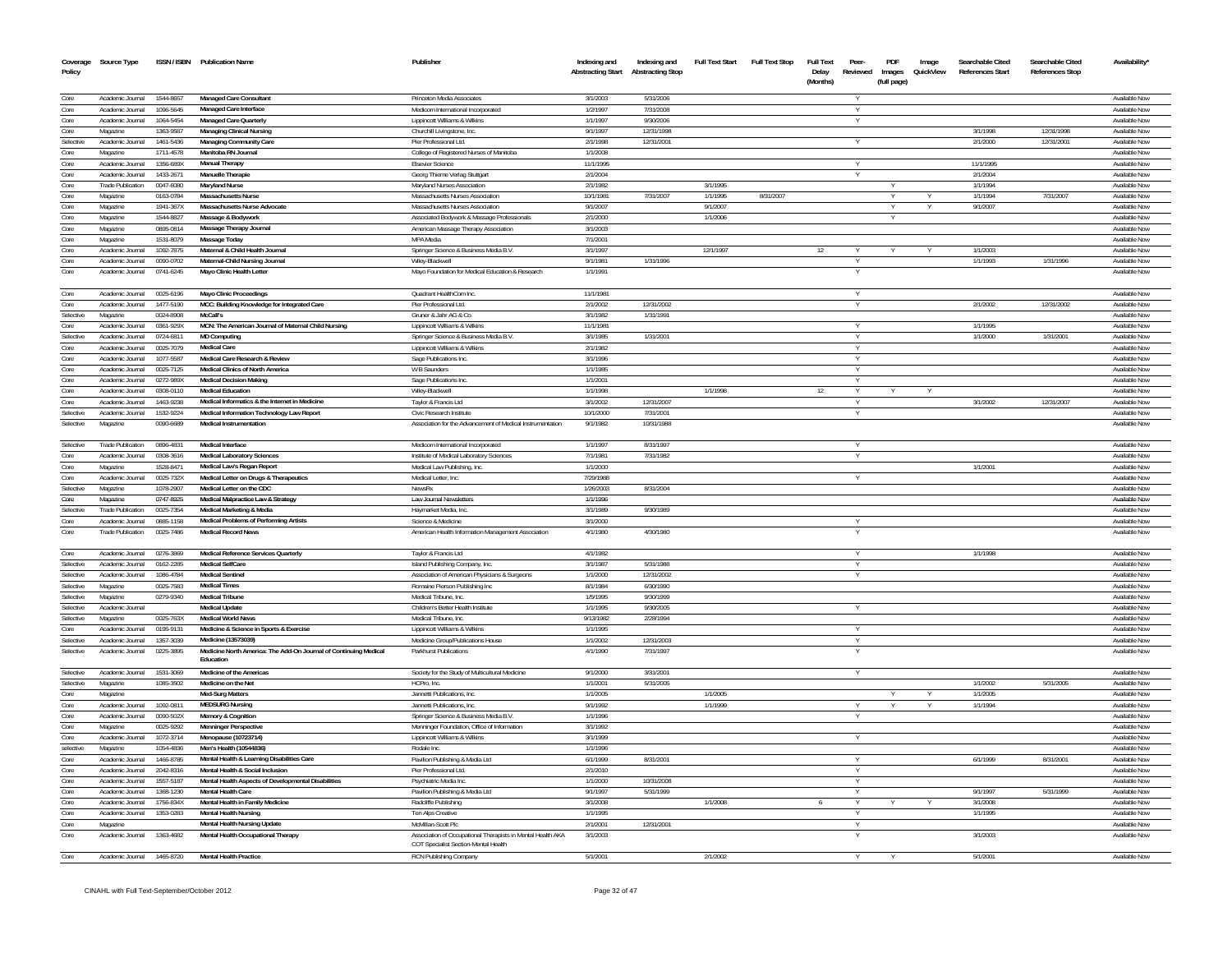| Coverage Policy | Source Type | ISSN / ISBN | Publication Name | Publisher | Indexing and Abstracting Start | Indexing and Abstracting Stop | Full Text Start | Full Text Stop | Full Text Delay (Months) | Peer-Reviewed | PDF Images (full page) | Image QuickView | Searchable Cited References Start | Searchable Cited References Stop | Availability* |
|---|---|---|---|---|---|---|---|---|---|---|---|---|---|---|---|
| Core | Academic Journal | 1544-8657 | Managed Care Consultant | Princeton Media Associates | 3/1/2003 | 5/31/2006 | | | | Y | | | | | Available Now |
| Core | Academic Journal | 1096-5645 | Managed Care Interface | Medicom International Incorporated | 1/2/1997 | 7/31/2008 | | | | Y | | | | | Available Now |
| Core | Academic Journal | 1064-5454 | Managed Care Quarterly | Lippincott Williams & Wilkins | 1/1/1997 | 9/30/2006 | | | | Y | | | | | Available Now |
| Core | Magazine | 1363-9587 | Managing Clinical Nursing | Churchill Livingstone, Inc. | 9/1/1997 | 12/31/1998 | | | | | | | 3/1/1998 | 12/31/1998 | Available Now |
| Selective | Academic Journal | 1461-5436 | Managing Community Care | Pier Professional Ltd. | 2/1/1998 | 12/31/2001 | | | | Y | | | 2/1/2000 | 12/31/2001 | Available Now |
| Core | Magazine | 1711-4578 | Manitoba RN Journal | College of Registered Nurses of Manitoba | 1/1/2008 | | | | | | | | | | Available Now |
| Core | Academic Journal | 1356-689X | Manual Therapy | Elsevier Science | 11/1/1995 | | | | | Y | | | 11/1/1995 | | Available Now |
| Core | Academic Journal | 1433-2671 | Manuelle Therapie | Georg Thieme Verlag Stuttgart | 2/1/2004 | | | | | Y | | | 2/1/2004 | | Available Now |
| Core | Trade Publication | 0047-6080 | Maryland Nurse | Maryland Nurses Association | 2/1/1982 | | 3/1/1995 | | | | Y | | 1/1/1994 | | Available Now |
| Core | Magazine | 0163-0784 | Massachusetts Nurse | Massachusetts Nurses Association | 10/1/1981 | 7/31/2007 | 1/1/1995 | 8/31/2007 | | | Y | Y | 1/1/1994 | 7/31/2007 | Available Now |
| Core | Magazine | 1941-367X | Massachusetts Nurse Advocate | Massachusetts Nurses Association | 9/1/2007 | | 9/1/2007 | | | | Y | Y | 9/1/2007 | | Available Now |
| Core | Magazine | 1544-8827 | Massage & Bodywork | Associated Bodywork & Massage Professionals | 2/1/2000 | | 1/1/2006 | | | | Y | | | | Available Now |
| Core | Magazine | 0895-0814 | Massage Therapy Journal | American Massage Therapy Association | 3/1/2003 | | | | | | | | | | Available Now |
| Core | Magazine | 1531-8079 | Massage Today | MPA Media | 7/1/2001 | | | | | | | | | | Available Now |
| Core | Academic Journal | 1092-7875 | Maternal & Child Health Journal | Springer Science & Business Media B.V. | 3/1/1997 | | 12/1/1997 | | 12 | Y | Y | Y | 1/1/2003 | | Available Now |
| Core | Academic Journal | 0090-0702 | Maternal-Child Nursing Journal | Wiley-Blackwell | 9/1/1981 | 1/31/1996 | | | | Y | | | 1/1/1993 | 1/31/1996 | Available Now |
| Core | Academic Journal | 0741-6245 | Mayo Clinic Health Letter | Mayo Foundation for Medical Education & Research | 1/1/1991 | | | | | Y | | | | | Available Now |
| Core | Academic Journal | 0025-6196 | Mayo Clinic Proceedings | Quadrant HealthCom Inc. | 11/1/1981 | | | | | Y | | | | | Available Now |
| Core | Academic Journal | 1477-5190 | MCC: Building Knowledge for Integrated Care | Pier Professional Ltd. | 2/1/2002 | 12/31/2002 | | | | Y | | | 2/1/2002 | 12/31/2002 | Available Now |
| Selective | Magazine | 0024-8908 | McCall's | Gruner & Jahr AG & Co. | 3/1/1982 | 1/31/1991 | | | | | | | | | Available Now |
| Core | Academic Journal | 0361-929X | MCN: The American Journal of Maternal Child Nursing | Lippincott Williams & Wilkins | 11/1/1981 | | | | | Y | | | 1/1/1995 | | Available Now |
| Selective | Academic Journal | 0724-6811 | MD Computing | Springer Science & Business Media B.V. | 3/1/1985 | 1/31/2001 | | | | Y | | | 1/1/2000 | 1/31/2001 | Available Now |
| Core | Academic Journal | 0025-7079 | Medical Care | Lippincott Williams & Wilkins | 2/1/1982 | | | | | Y | | | | | Available Now |
| Core | Academic Journal | 1077-5587 | Medical Care Research & Review | Sage Publications Inc. | 3/1/1996 | | | | | Y | | | | | Available Now |
| Core | Academic Journal | 0025-7125 | Medical Clinics of North America | W B Saunders | 1/1/1985 | | | | | Y | | | | | Available Now |
| Core | Academic Journal | 0272-989X | Medical Decision Making | Sage Publications Inc. | 1/1/2001 | | | | | Y | | | | | Available Now |
| Core | Academic Journal | 0308-0110 | Medical Education | Wiley-Blackwell | 1/1/1998 | | 1/1/1998 | | 12 | Y | Y | Y | | | Available Now |
| Core | Academic Journal | 1463-9238 | Medical Informatics & the Internet in Medicine | Taylor & Francis Ltd | 3/1/2002 | 12/31/2007 | | | | Y | | | 3/1/2002 | 12/31/2007 | Available Now |
| Selective | Academic Journal | 1532-9224 | Medical Information Technology Law Report | Civic Research Institute | 10/1/2000 | 7/31/2001 | | | | Y | | | | | Available Now |
| Selective | Magazine | 0090-6689 | Medical Instrumentation | Association for the Advancement of Medical Instrumentation | 9/1/1982 | 10/31/1988 | | | | | | | | | Available Now |
| Selective | Trade Publication | 0896-4831 | Medical Interface | Medicom International Incorporated | 1/1/1997 | 8/31/1997 | | | | Y | | | | | Available Now |
| Core | Academic Journal | 0308-3616 | Medical Laboratory Sciences | Institute of Medical Laboratory Sciences | 7/1/1981 | 7/31/1982 | | | | Y | | | | | Available Now |
| Core | Magazine | 1528-8471 | Medical Law's Regan Report | Medical Law Publishing, Inc. | 1/1/2000 | | | | | | | | 1/1/2001 | | Available Now |
| Core | Academic Journal | 0025-732X | Medical Letter on Drugs & Therapeutics | Medical Letter, Inc. | 7/29/1988 | | | | | Y | | | | | Available Now |
| Selective | Magazine | 1078-2907 | Medical Letter on the CDC | NewsRx | 1/26/2003 | 8/31/2004 | | | | | | | | | Available Now |
| Core | Magazine | 0747-8925 | Medical Malpractice Law & Strategy | Law Journal Newsletters | 1/1/1996 | | | | | | | | | | Available Now |
| Selective | Trade Publication | 0025-7354 | Medical Marketing & Media | Haymarket Media, Inc. | 3/1/1989 | 9/30/1989 | | | | | | | | | Available Now |
| Core | Academic Journal | 0885-1158 | Medical Problems of Performing Artists | Science & Medicine | 3/1/2000 | | | | | Y | | | | | Available Now |
| Core | Trade Publication | 0025-7486 | Medical Record News | American Health Information Management Association | 4/1/1980 | 4/30/1980 | | | | Y | | | | | Available Now |
| Core | Academic Journal | 0276-3869 | Medical Reference Services Quarterly | Taylor & Francis Ltd | 4/1/1982 | | | | | Y | | | 1/1/1998 | | Available Now |
| Selective | Academic Journal | 0162-2285 | Medical SelfCare | Island Publishing Company, Inc. | 3/1/1987 | 5/31/1988 | | | | Y | | | | | Available Now |
| Selective | Academic Journal | 1086-4784 | Medical Sentinel | Association of American Physicians & Surgeons | 1/1/2000 | 12/31/2002 | | | | Y | | | | | Available Now |
| Selective | Magazine | 0025-7583 | Medical Times | Romaine Pierson Publishing Inc | 8/1/1984 | 6/30/1990 | | | | | | | | | Available Now |
| Selective | Magazine | 0279-9340 | Medical Tribune | Medical Tribune, Inc. | 1/5/1995 | 9/30/1999 | | | | | | | | | Available Now |
| Selective | Academic Journal | | Medical Update | Children's Better Health Institute | 1/1/1995 | 9/30/2005 | | | | Y | | | | | Available Now |
| Selective | Magazine | 0025-763X | Medical World News | Medical Tribune, Inc. | 9/13/1982 | 2/28/1994 | | | | | | | | | Available Now |
| Core | Academic Journal | 0195-9131 | Medicine & Science in Sports & Exercise | Lippincott Williams & Wilkins | 1/1/1995 | | | | | Y | | | | | Available Now |
| Selective | Academic Journal | 1357-3039 | Medicine (13573039) | Medicine Group/Publications House | 1/1/2002 | 12/31/2003 | | | | Y | | | | | Available Now |
| Selective | Academic Journal | 0225-3895 | Medicine North America: The Add-On Journal of Continuing Medical Education | Parkhurst Publications | 4/1/1990 | 7/31/1997 | | | | Y | | | | | Available Now |
| Selective | Academic Journal | 1531-3069 | Medicine of the Americas | Society for the Study of Multicultural Medicine | 9/1/2000 | 3/31/2001 | | | | Y | | | | | Available Now |
| Selective | Magazine | 1085-3502 | Medicine on the Net | HCPro, Inc. | 1/1/2001 | 5/31/2005 | | | | | | | 1/1/2002 | 5/31/2005 | Available Now |
| Core | Magazine | | Med-Surg Matters | Jannetti Publications, Inc. | 1/1/2005 | | 1/1/2005 | | | | Y | Y | 1/1/2005 | | Available Now |
| Core | Academic Journal | 1092-0811 | MEDSURG Nursing | Jannetti Publications, Inc. | 9/1/1992 | | 1/1/1999 | | | Y | Y | Y | 1/1/1994 | | Available Now |
| Core | Academic Journal | 0090-502X | Memory & Cognition | Springer Science & Business Media B.V. | 1/1/1996 | | | | | Y | | | | | Available Now |
| Core | Magazine | 0025-9292 | Menninger Perspective | Menninger Foundation, Office of Information | 3/1/1992 | | | | | | | | | | Available Now |
| Core | Academic Journal | 1072-3714 | Menopause (10723714) | Lippincott Williams & Wilkins | 3/1/1999 | | | | | Y | | | | | Available Now |
| selective | Magazine | 1054-4836 | Men's Health (10544836) | Rodale Inc. | 1/1/1996 | | | | | | | | | | Available Now |
| Core | Academic Journal | 1466-8785 | Mental Health & Learning Disabilities Care | Pavilion Publishing & Media Ltd | 6/1/1999 | 8/31/2001 | | | | Y | | | 6/1/1999 | 8/31/2001 | Available Now |
| Core | Academic Journal | 2042-8316 | Mental Health & Social Inclusion | Pier Professional Ltd. | 2/1/2010 | | | | | Y | | | | | Available Now |
| Core | Academic Journal | 1557-5187 | Mental Health Aspects of Developmental Disabilities | Psychiatric Media Inc. | 1/1/2000 | 10/31/2008 | | | | Y | | | | | Available Now |
| Core | Academic Journal | 1368-1230 | Mental Health Care | Pavilion Publishing & Media Ltd | 9/1/1997 | 5/31/1999 | | | | Y | | | 9/1/1997 | 5/31/1999 | Available Now |
| Core | Academic Journal | 1756-834X | Mental Health in Family Medicine | Radcliffe Publishing | 3/1/2008 | | 1/1/2008 | | 6 | Y | Y | Y | 3/1/2008 | | Available Now |
| Core | Academic Journal | 1353-0283 | Mental Health Nursing | Ten Alps Creative | 1/1/1995 | | | | | Y | | | 1/1/1995 | | Available Now |
| Core | Magazine | | Mental Health Nursing Update | McMillan-Scott Plc | 2/1/2001 | 12/31/2001 | | | | Y | | | | | Available Now |
| Core | Academic Journal | 1363-4682 | Mental Health Occupational Therapy | Association of Occupational Therapists in Mental Health AKA COT Specialist Section-Mental Health | 3/1/2003 | | | | | Y | | | 3/1/2003 | | Available Now |
| Core | Academic Journal | 1465-8720 | Mental Health Practice | RCN Publishing Company | 5/1/2001 | | 2/1/2002 | | | Y | Y | | 5/1/2001 | | Available Now |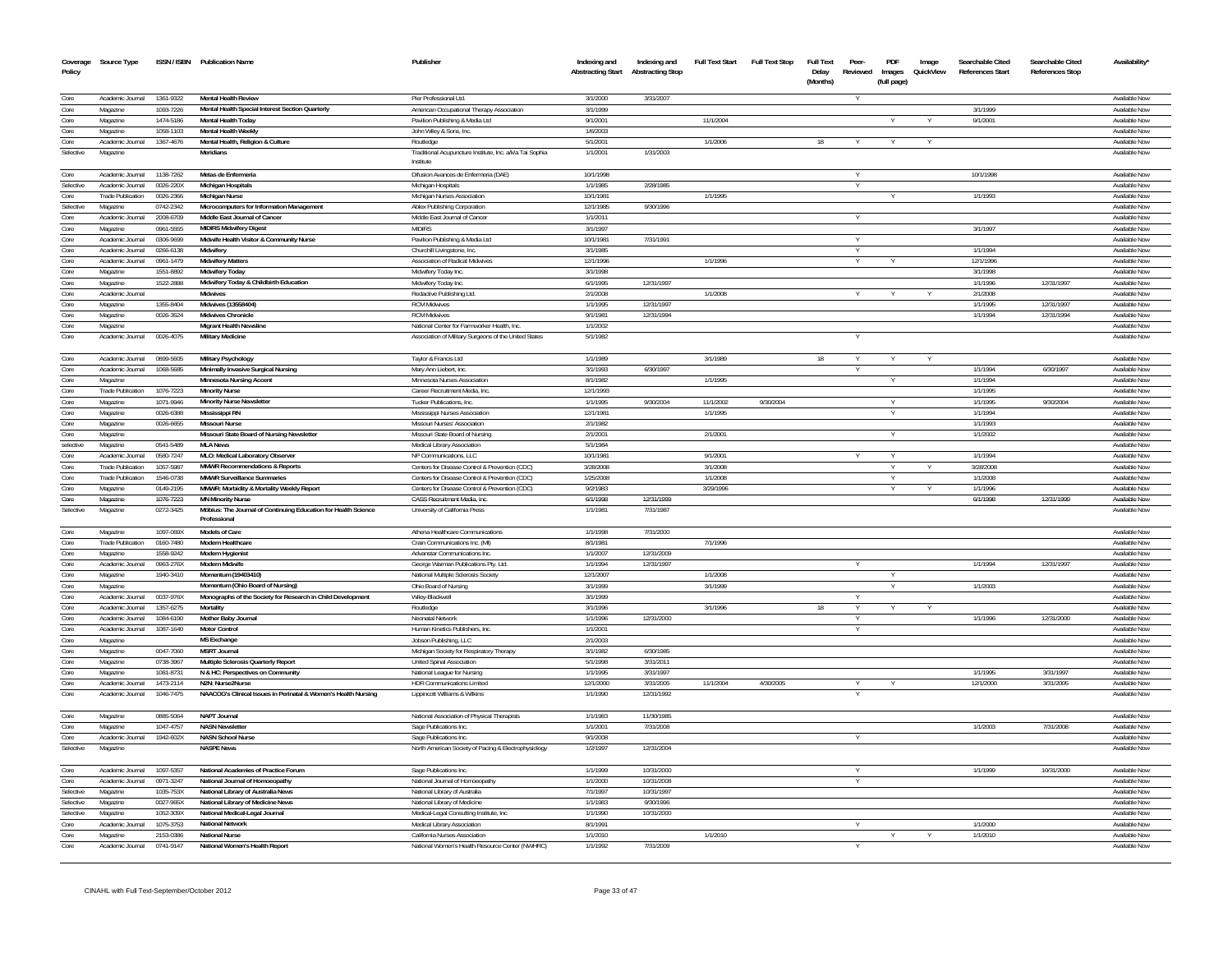| Coverage Policy | Source Type | ISSN / ISBN | Publication Name | Publisher | Indexing and Abstracting Start | Indexing and Abstracting Stop | Full Text Start | Full Text Stop | Full Text Delay (Months) | Peer-Reviewed | PDF Images (full page) | Image QuickView | Searchable Cited References Start | Searchable Cited References Stop | Availability* |
|---|---|---|---|---|---|---|---|---|---|---|---|---|---|---|---|
| Core | Academic Journal | 1361-9322 | Mental Health Review | Pier Professional Ltd. | 3/1/2000 | 3/31/2007 | | | | Y | | | | | Available Now |
| Core | Magazine | 1093-7226 | Mental Health Special Interest Section Quarterly | American Occupational Therapy Association | 3/1/1999 | | | | | | | | 3/1/1999 | | Available Now |
| Core | Magazine | 1474-5186 | Mental Health Today | Pavilion Publishing & Media Ltd | 9/1/2001 | | 11/1/2004 | | | | Y | Y | 9/1/2001 | | Available Now |
| Core | Magazine | 1058-1103 | Mental Health Weekly | John Wiley & Sons, Inc. | 1/6/2003 | | | | | | | | | | Available Now |
| Core | Academic Journal | 1367-4676 | Mental Health, Religion & Culture | Routledge | 5/1/2001 | | 1/1/2006 | | 18 | Y | Y | Y | | | Available Now |
| Selective | Magazine | | Meridians | Traditional Acupuncture Institute, Inc. a/k/a Tai Sophia Institute | 1/1/2001 | 1/31/2003 | | | | | | | | | Available Now |
| Core | Academic Journal | 1138-7262 | Metas de Enfermeria | Difusion Avances de Enfermeria (DAE) | 10/1/1998 | | | | | Y | | | 10/1/1998 | | Available Now |
| Selective | Academic Journal | 0026-220X | Michigan Hospitals | Michigan Hospitals | 1/1/1985 | 2/28/1985 | | | | Y | | | | | Available Now |
| Core | Trade Publication | 0026-2366 | Michigan Nurse | Michigan Nurses Association | 10/1/1981 | | 1/1/1995 | | | | Y | | 1/1/1993 | | Available Now |
| Selective | Magazine | 0742-2342 | Microcomputers for Information Management | Ablex Publishing Corporation | 12/1/1985 | 9/30/1996 | | | | | | | | | Available Now |
| Core | Academic Journal | 2008-6709 | Middle East Journal of Cancer | Middle East Journal of Cancer | 1/1/2011 | | | | | Y | | | | | Available Now |
| Core | Magazine | 0961-5555 | MIDIRS Midwifery Digest | MIDIRS | 3/1/1997 | | | | | | | | 3/1/1997 | | Available Now |
| Core | Academic Journal | 0306-9699 | Midwife Health Visitor & Community Nurse | Pavilion Publishing & Media Ltd | 10/1/1981 | 7/31/1991 | | | | Y | | | | | Available Now |
| Core | Academic Journal | 0266-6138 | Midwifery | Churchill Livingstone, Inc. | 3/1/1985 | | | | | Y | | | 1/1/1994 | | Available Now |
| Core | Academic Journal | 0961-1479 | Midwifery Matters | Association of Radical Midwives | 12/1/1996 | | 1/1/1996 | | | Y | Y | | 12/1/1996 | | Available Now |
| Core | Magazine | 1551-8892 | Midwifery Today | Midwifery Today Inc. | 3/1/1998 | | | | | | | | 3/1/1998 | | Available Now |
| Core | Magazine | 1522-2888 | Midwifery Today & Childbirth Education | Midwifery Today Inc. | 6/1/1995 | 12/31/1997 | | | | | | | 1/1/1996 | 12/31/1997 | Available Now |
| Core | Academic Journal | | Midwives | Redactive Publishing Ltd. | 2/1/2008 | | 1/1/2008 | | | Y | Y | Y | 2/1/2008 | | Available Now |
| Core | Magazine | 1355-8404 | Midwives (13558404) | RCM Midwives | 1/1/1995 | 12/31/1997 | | | | | | | 1/1/1995 | 12/31/1997 | Available Now |
| Core | Magazine | 0026-3524 | Midwives Chronicle | RCM Midwives | 9/1/1981 | 12/31/1994 | | | | | | | 1/1/1994 | 12/31/1994 | Available Now |
| Core | Magazine | | Migrant Health Newsline | National Center for Farmworker Health, Inc. | 1/1/2002 | | | | | | | | | | Available Now |
| Core | Academic Journal | 0026-4075 | Military Medicine | Association of Military Surgeons of the United States | 5/1/1982 | | | | | Y | | | | | Available Now |
| Core | Academic Journal | 0899-5605 | Military Psychology | Taylor & Francis Ltd | 1/1/1989 | | 3/1/1989 | | 18 | Y | Y | Y | | | Available Now |
| Core | Academic Journal | 1068-5685 | Minimally Invasive Surgical Nursing | Mary Ann Liebert, Inc. | 3/1/1993 | 6/30/1997 | | | | Y | | | 1/1/1994 | 6/30/1997 | Available Now |
| Core | Magazine | | Minnesota Nursing Accent | Minnesota Nurses Association | 8/1/1982 | | 1/1/1995 | | | | Y | | 1/1/1994 | | Available Now |
| Core | Trade Publication | 1076-7223 | Minority Nurse | Career Recruitment Media, Inc. | 12/1/1993 | | | | | | | | 1/1/1995 | | Available Now |
| Core | Magazine | 1071-9946 | Minority Nurse Newsletter | Tucker Publications, Inc. | 1/1/1995 | 9/30/2004 | 11/1/2002 | 9/30/2004 | | | Y | | 1/1/1995 | 9/30/2004 | Available Now |
| Core | Magazine | 0026-6388 | Mississippi RN | Mississippi Nurses Association | 12/1/1981 | | 1/1/1995 | | | | Y | | 1/1/1994 | | Available Now |
| Core | Magazine | 0026-6655 | Missouri Nurse | Missouri Nurses' Association | 2/1/1982 | | | | | | | | 1/1/1993 | | Available Now |
| Core | Magazine | | Missouri State Board of Nursing Newsletter | Missouri State Board of Nursing | 2/1/2001 | | 2/1/2001 | | | | Y | | 1/1/2002 | | Available Now |
| selective | Magazine | 0541-5489 | MLA News | Medical Library Association | 5/1/1984 | | | | | | | | | | Available Now |
| Core | Academic Journal | 0580-7247 | MLO: Medical Laboratory Observer | NP Communications, LLC | 10/1/1981 | | 9/1/2001 | | | Y | Y | | 1/1/1994 | | Available Now |
| Core | Trade Publication | 1057-5987 | MMWR Recommendations & Reports | Centers for Disease Control & Prevention (CDC) | 3/28/2008 | | 3/1/2008 | | | | Y | Y | 3/28/2008 | | Available Now |
| Core | Trade Publication | 1546-0738 | MMWR Surveillance Summaries | Centers for Disease Control & Prevention (CDC) | 1/25/2008 | | 1/1/2008 | | | | Y | | 1/1/2008 | | Available Now |
| Core | Magazine | 0149-2195 | MMWR: Morbidity & Mortality Weekly Report | Centers for Disease Control & Prevention (CDC) | 9/2/1983 | | 3/29/1996 | | | | Y | Y | 1/1/1996 | | Available Now |
| Core | Magazine | 1076-7223 | MN Minority Nurse | CASS Recruitment Media, Inc. | 6/1/1998 | 12/31/1999 | | | | | | | 6/1/1998 | 12/31/1999 | Available Now |
| Selective | Magazine | 0272-3425 | Möbius: The Journal of Continuing Education for Health Science Professional | University of California Press | 1/1/1981 | 7/31/1987 | | | | | | | | | Available Now |
| Core | Magazine | 1097-069X | Models of Care | Athena Healthcare Communications | 1/1/1998 | 7/31/2000 | | | | | | | | | Available Now |
| Core | Trade Publication | 0160-7480 | Modern Healthcare | Crain Communications Inc. (MI) | 8/1/1981 | | 7/1/1996 | | | | | | | | Available Now |
| Core | Magazine | 1558-9242 | Modern Hygienist | Advanstar Communications Inc. | 1/1/2007 | 12/31/2009 | | | | | | | | | Available Now |
| Core | Academic Journal | 0963-276X | Modern Midwife | George Warman Publications Pty. Ltd. | 1/1/1994 | 12/31/1997 | | | | Y | | | 1/1/1994 | 12/31/1997 | Available Now |
| Core | Magazine | 1940-3410 | Momentum (19403410) | National Multiple Sclerosis Society | 12/1/2007 | | 1/1/2008 | | | | Y | | | | Available Now |
| Core | Magazine | | Momentum (Ohio Board of Nursing) | Ohio Board of Nursing | 3/1/1999 | | 3/1/1999 | | | | Y | | 1/1/2003 | | Available Now |
| Core | Academic Journal | 0037-976X | Monographs of the Society for Research in Child Development | Wiley-Blackwell | 3/1/1999 | | | | | Y | | | | | Available Now |
| Core | Academic Journal | 1357-6275 | Mortality | Routledge | 3/1/1996 | | 3/1/1996 | | 18 | Y | Y | Y | | | Available Now |
| Core | Academic Journal | 1084-6190 | Mother Baby Journal | Neonatal Network | 1/1/1996 | 12/31/2000 | | | | Y | | | 1/1/1996 | 12/31/2000 | Available Now |
| Core | Academic Journal | 1087-1640 | Motor Control | Human Kinetics Publishers, Inc. | 1/1/2001 | | | | | Y | | | | | Available Now |
| Core | Magazine | | MS Exchange | Jobson Publishing, LLC | 2/1/2003 | | | | | | | | | | Available Now |
| Core | Magazine | 0047-7060 | MSRT Journal | Michigan Society for Respiratory Therapy | 3/1/1982 | 6/30/1985 | | | | | | | | | Available Now |
| Core | Magazine | 0738-3967 | Multiple Sclerosis Quarterly Report | United Spinal Association | 5/1/1998 | 3/31/2011 | | | | | | | | | Available Now |
| Core | Magazine | 1081-8731 | N & HC: Perspectives on Community | National League for Nursing | 1/1/1995 | 3/31/1997 | | | | | | | 1/1/1995 | 3/31/1997 | Available Now |
| Core | Academic Journal | 1473-2114 | N2N: Nurse2Nurse | HDR Communications Limited | 12/1/2000 | 3/31/2005 | 11/1/2004 | 4/30/2005 | | Y | Y | | 12/1/2000 | 3/31/2005 | Available Now |
| Core | Academic Journal | 1046-7475 | NAACOG's Clinical Issues in Perinatal & Women's Health Nursing | Lippincott Williams & Wilkins | 1/1/1990 | 12/31/1992 | | | | Y | | | | | Available Now |
| Core | Magazine | 0885-5064 | NAPT Journal | National Association of Physical Therapists | 1/1/1983 | 11/30/1985 | | | | | | | | | Available Now |
| Core | Magazine | 1047-4757 | NASN Newsletter | Sage Publications Inc. | 1/1/2001 | 7/31/2008 | | | | | | | 1/1/2003 | 7/31/2008 | Available Now |
| Core | Academic Journal | 1942-602X | NASN School Nurse | Sage Publications Inc. | 9/1/2008 | | | | | Y | | | | | Available Now |
| Selective | Magazine | | NASPE News | North American Society of Pacing & Electrophysiology | 1/2/1997 | 12/31/2004 | | | | | | | | | Available Now |
| Core | Academic Journal | 1097-5357 | National Academies of Practice Forum | Sage Publications Inc. | 1/1/1999 | 10/31/2000 | | | | Y | | | 1/1/1999 | 10/31/2000 | Available Now |
| Core | Academic Journal | 0971-3247 | National Journal of Homoeopathy | National Journal of Homoeopathy | 1/1/2000 | 10/31/2008 | | | | Y | | | | | Available Now |
| Selective | Magazine | 1035-753X | National Library of Australia News | National Library of Australia | 7/1/1997 | 10/31/1997 | | | | | | | | | Available Now |
| Selective | Magazine | 0027-965X | National Library of Medicine News | National Library of Medicine | 1/1/1983 | 9/30/1996 | | | | | | | | | Available Now |
| Selective | Magazine | 1052-309X | National Medical-Legal Journal | Medical-Legal Consulting Institute, Inc | 1/1/1990 | 10/31/2000 | | | | | | | | | Available Now |
| Core | Academic Journal | 1075-3753 | National Network | Medical Library Association | 8/1/1991 | | | | | Y | | | 1/1/2000 | | Available Now |
| Core | Magazine | 2153-0386 | National Nurse | California Nurses Association | 1/1/2010 | | 1/1/2010 | | | | Y | Y | 1/1/2010 | | Available Now |
| Core | Academic Journal | 0741-9147 | National Women's Health Report | National Women's Health Resource Center (NWHRC) | 1/1/1992 | 7/31/2009 | | | | Y | | | | | Available Now |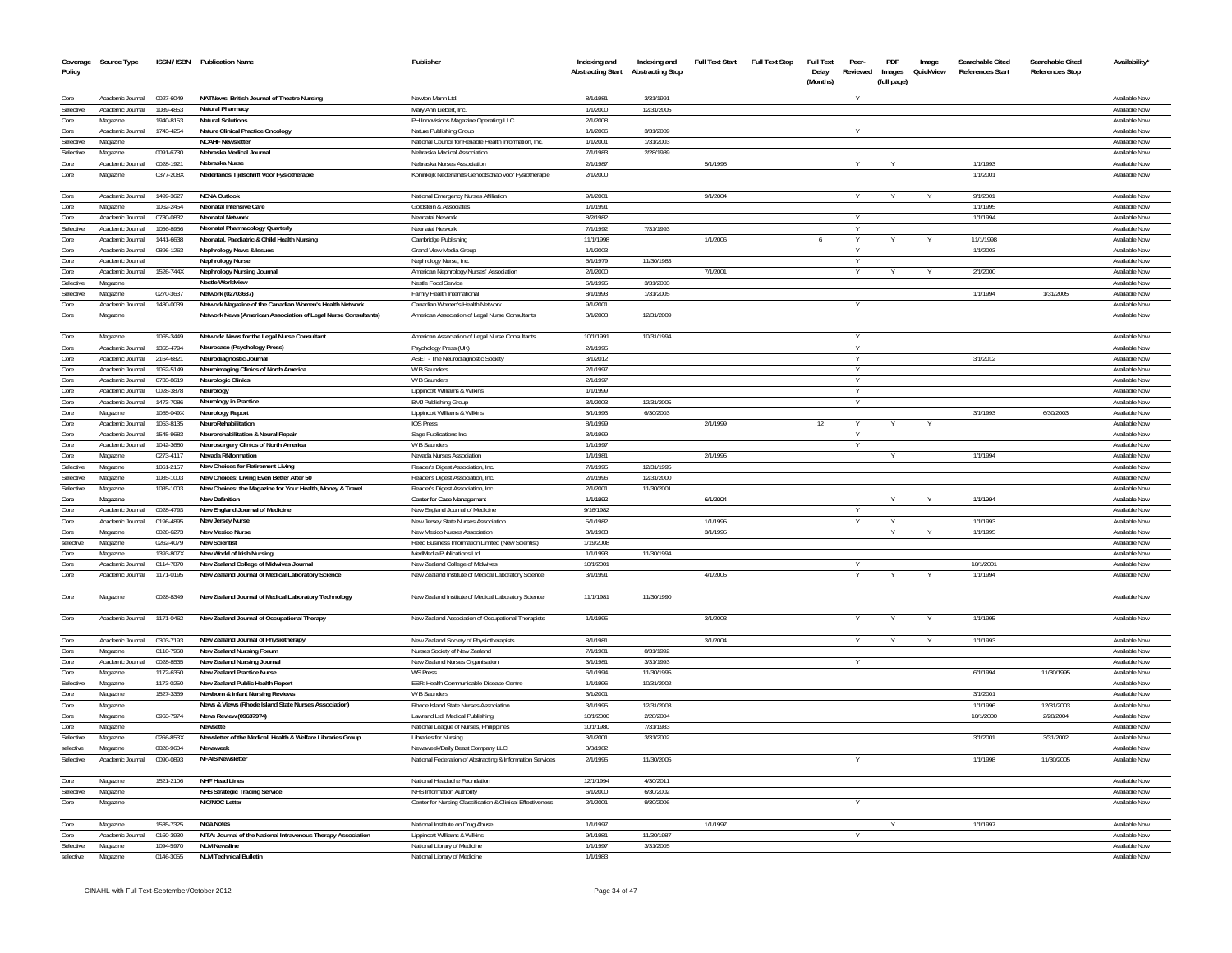| Coverage Policy | Source Type | ISSN / ISBN | Publication Name | Publisher | Indexing and Abstracting Start | Indexing and Abstracting Stop | Full Text Start | Full Text Stop | Full Text Delay (Months) | Peer-Reviewed | PDF Images (full page) | Image QuickView | Searchable Cited References Start | Searchable Cited References Stop | Availability* |
|---|---|---|---|---|---|---|---|---|---|---|---|---|---|---|---|
| Core | Academic Journal | 0027-6049 | NATNews: British Journal of Theatre Nursing | Newton Mann Ltd. | 8/1/1981 | 3/31/1991 | | | | Y | | | | | Available Now |
| Selective | Academic Journal | 1089-4853 | Natural Pharmacy | Mary Ann Liebert, Inc. | 1/1/2000 | 12/31/2005 | | | | | | | | | Available Now |
| Core | Magazine | 1940-8153 | Natural Solutions | PH Innovisions Magazine Operating LLC | 2/1/2008 | | | | | | | | | | Available Now |
| Core | Academic Journal | 1743-4254 | Nature Clinical Practice Oncology | Nature Publishing Group | 1/1/2006 | 3/31/2009 | | | | Y | | | | | Available Now |
| Selective | Magazine | | NCAHF Newsletter | National Council for Reliable Health Information, Inc. | 1/1/2001 | 1/31/2003 | | | | | | | | | Available Now |
| Selective | Magazine | 0091-6730 | Nebraska Medical Journal | Nebraska Medical Association | 7/1/1983 | 2/28/1989 | | | | | | | | | Available Now |
| Core | Academic Journal | 0028-1921 | Nebraska Nurse | Nebraska Nurses Association | 2/1/1987 | | 5/1/1995 | | | Y | Y | | 1/1/1993 | | Available Now |
| Core | Magazine | 0377-208X | Nederlands Tijdschrift Voor Fysiotherapie | Koninklijk Nederlands Genootschap voor Fysiotherapie | 2/1/2000 | | | | | | | | 1/1/2001 | | Available Now |
| Core | Academic Journal | 1489-3627 | NENA Outlook | National Emergency Nurses Affiliation | 9/1/2001 | | 9/1/2004 | | | Y | Y | Y | 9/1/2001 | | Available Now |
| Core | Magazine | 1062-2454 | Neonatal Intensive Care | Goldstein & Associates | 1/1/1991 | | | | | | | | 1/1/1995 | | Available Now |
| Core | Academic Journal | 0730-0832 | Neonatal Network | Neonatal Network | 8/2/1982 | | | | | Y | | | 1/1/1994 | | Available Now |
| Selective | Academic Journal | 1056-8956 | Neonatal Pharmacology Quarterly | Neonatal Network | 7/1/1992 | 7/31/1993 | | | | Y | | | | | Available Now |
| Core | Academic Journal | 1441-6638 | Neonatal, Paediatric & Child Health Nursing | Cambridge Publishing | 11/1/1998 | | 1/1/2006 | | 6 | Y | Y | Y | 11/1/1998 | | Available Now |
| Core | Academic Journal | 0896-1263 | Nephrology News & Issues | Grand View Media Group | 1/1/2003 | | | | | Y | | | 1/1/2003 | | Available Now |
| Core | Academic Journal | | Nephrology Nurse | Nephrology Nurse, Inc. | 5/1/1979 | 11/30/1983 | | | | Y | | | | | Available Now |
| Core | Academic Journal | 1526-744X | Nephrology Nursing Journal | American Nephrology Nurses' Association | 2/1/2000 | | 7/1/2001 | | | Y | Y | Y | 2/1/2000 | | Available Now |
| Selective | Magazine | | Nestle Worldview | Nestle Food Service | 6/1/1995 | 3/31/2003 | | | | | | | | | Available Now |
| Selective | Magazine | 0270-3637 | Network (02703637) | Family Health International | 8/1/1993 | 1/31/2005 | | | | | | | 1/1/1994 | 1/31/2005 | Available Now |
| Core | Academic Journal | 1480-0039 | Network Magazine of the Canadian Women's Health Network | Canadian Women's Health Network | 9/1/2001 | | | | | Y | | | | | Available Now |
| Core | Magazine | | Network News (American Association of Legal Nurse Consultants) | American Association of Legal Nurse Consultants | 3/1/2003 | 12/31/2009 | | | | | | | | | Available Now |
| Core | Magazine | 1065-3449 | Network: News for the Legal Nurse Consultant | American Association of Legal Nurse Consultants | 10/1/1991 | 10/31/1994 | | | | Y | | | | | Available Now |
| Core | Academic Journal | 1355-4794 | Neurocase (Psychology Press) | Psychology Press (UK) | 2/1/1995 | | | | | Y | | | | | Available Now |
| Core | Academic Journal | 2164-6821 | Neurodiagnostic Journal | ASET - The Neurodiagnostic Society | 3/1/2012 | | | | | Y | | | 3/1/2012 | | Available Now |
| Core | Academic Journal | 1052-5149 | Neuroimaging Clinics of North America | W B Saunders | 2/1/1997 | | | | | Y | | | | | Available Now |
| Core | Academic Journal | 0733-8619 | Neurologic Clinics | W B Saunders | 2/1/1997 | | | | | Y | | | | | Available Now |
| Core | Academic Journal | 0028-3878 | Neurology | Lippincott Williams & Wilkins | 1/1/1999 | | | | | Y | | | | | Available Now |
| Core | Academic Journal | 1473-7086 | Neurology in Practice | BMJ Publishing Group | 3/1/2003 | 12/31/2005 | | | | Y | | | | | Available Now |
| Core | Magazine | 1085-040X | Neurology Report | Lippincott Williams & Wilkins | 3/1/1993 | 6/30/2003 | | | | | | | 3/1/1993 | 6/30/2003 | Available Now |
| Core | Academic Journal | 1053-8135 | NeuroRehabilitation | IOS Press | 8/1/1999 | | 2/1/1999 | | 12 | Y | Y | Y | | | Available Now |
| Core | Academic Journal | 1545-9683 | Neurorehabilitation & Neural Repair | Sage Publications Inc. | 3/1/1999 | | | | | Y | | | | | Available Now |
| Core | Academic Journal | 1042-3680 | Neurosurgery Clinics of North America | W B Saunders | 1/1/1997 | | | | | Y | | | | | Available Now |
| Core | Magazine | 0273-4117 | Nevada RNformation | Nevada Nurses Association | 1/1/1981 | | 2/1/1995 | | | | Y | | 1/1/1994 | | Available Now |
| Selective | Magazine | 1061-2157 | New Choices for Retirement Living | Reader's Digest Association, Inc. | 7/1/1995 | 12/31/1995 | | | | | | | | | Available Now |
| Selective | Magazine | 1085-1003 | New Choices: Living Even Better After 50 | Reader's Digest Association, Inc. | 2/1/1996 | 12/31/2000 | | | | | | | | | Available Now |
| Selective | Magazine | 1085-1003 | New Choices: the Magazine for Your Health, Money & Travel | Reader's Digest Association, Inc. | 2/1/2001 | 11/30/2001 | | | | | | | | | Available Now |
| Core | Magazine | | New Definition | Center for Case Management | 1/1/1992 | | 6/1/2004 | | | | Y | Y | 1/1/1994 | | Available Now |
| Core | Academic Journal | 0028-4793 | New England Journal of Medicine | New England Journal of Medicine | 9/16/1982 | | | | | Y | | | | | Available Now |
| Core | Academic Journal | 0196-4895 | New Jersey Nurse | New Jersey State Nurses Association | 5/1/1982 | | 1/1/1995 | | | Y | Y | | 1/1/1993 | | Available Now |
| Core | Magazine | 0028-6273 | New Mexico Nurse | New Mexico Nurses Association | 3/1/1983 | | 3/1/1995 | | | | Y | Y | 1/1/1995 | | Available Now |
| selective | Magazine | 0262-4079 | New Scientist | Reed Business Information Limited (New Scientist) | 1/19/2008 | | | | | | | | | | Available Now |
| Core | Magazine | 1393-807X | New World of Irish Nursing | MedMedia Publications Ltd | 1/1/1993 | 11/30/1994 | | | | | | | | | Available Now |
| Core | Academic Journal | 0114-7870 | New Zealand College of Midwives Journal | New Zealand College of Midwives | 10/1/2001 | | | | | Y | | | 10/1/2001 | | Available Now |
| Core | Academic Journal | 1171-0195 | New Zealand Journal of Medical Laboratory Science | New Zealand Institute of Medical Laboratory Science | 3/1/1991 | | 4/1/2005 | | | Y | Y | Y | 1/1/1994 | | Available Now |
| Core | Magazine | 0028-8349 | New Zealand Journal of Medical Laboratory Technology | New Zealand Institute of Medical Laboratory Science | 11/1/1981 | 11/30/1990 | | | | | | | | | Available Now |
| Core | Academic Journal | 1171-0462 | New Zealand Journal of Occupational Therapy | New Zealand Association of Occupational Therapists | 1/1/1995 | | 3/1/2003 | | | Y | Y | Y | 1/1/1995 | | Available Now |
| Core | Academic Journal | 0303-7193 | New Zealand Journal of Physiotherapy | New Zealand Society of Physiotherapists | 8/1/1981 | | 3/1/2004 | | | Y | Y | Y | 1/1/1993 | | Available Now |
| Core | Magazine | 0110-7968 | New Zealand Nursing Forum | Nurses Society of New Zealand | 7/1/1981 | 8/31/1992 | | | | | | | | | Available Now |
| Core | Academic Journal | 0028-8535 | New Zealand Nursing Journal | New Zealand Nurses Organisation | 3/1/1981 | 3/31/1993 | | | | Y | | | | | Available Now |
| Core | Magazine | 1172-6350 | New Zealand Practice Nurse | WS Press | 6/1/1994 | 11/30/1995 | | | | | | | 6/1/1994 | 11/30/1995 | Available Now |
| Selective | Magazine | 1173-0250 | New Zealand Public Health Report | ESR: Health Communicable Disease Centre | 1/1/1996 | 10/31/2002 | | | | | | | | | Available Now |
| Core | Magazine | 1527-3369 | Newborn & Infant Nursing Reviews | W B Saunders | 3/1/2001 | | | | | | | | 3/1/2001 | | Available Now |
| Core | Magazine | | News & Views (Rhode Island State Nurses Association) | Rhode Island State Nurses Association | 3/1/1995 | 12/31/2003 | | | | | | | 1/1/1996 | 12/31/2003 | Available Now |
| Core | Magazine | 0963-7974 | News Review (09637974) | Lavrand Ltd. Medical Publishing | 10/1/2000 | 2/28/2004 | | | | | | | 10/1/2000 | 2/28/2004 | Available Now |
| Core | Magazine | | Newsette | National League of Nurses, Philippines | 10/1/1980 | 7/31/1983 | | | | | | | | | Available Now |
| Selective | Magazine | 0266-853X | Newsletter of the Medical, Health & Welfare Libraries Group | Libraries for Nursing | 3/1/2001 | 3/31/2002 | | | | | | | 3/1/2001 | 3/31/2002 | Available Now |
| selective | Magazine | 0028-9604 | Newsweek | Newsweek/Daily Beast Company LLC | 3/8/1982 | | | | | | | | | | Available Now |
| Selective | Academic Journal | 0090-0893 | NFAIS Newsletter | National Federation of Abstracting & Information Services | 2/1/1995 | 11/30/2005 | | | | Y | | | 1/1/1998 | 11/30/2005 | Available Now |
| Core | Magazine | 1521-2106 | NHF Head Lines | National Headache Foundation | 12/1/1994 | 4/30/2011 | | | | | | | | | Available Now |
| Selective | Magazine | | NHS Strategic Tracing Service | NHS Information Authority | 6/1/2000 | 6/30/2002 | | | | | | | | | Available Now |
| Core | Magazine | | NIC/NOC Letter | Center for Nursing Classification & Clinical Effectiveness | 2/1/2001 | 9/30/2006 | | | | Y | | | | | Available Now |
| Core | Magazine | 1535-7325 | Nida Notes | National Institute on Drug Abuse | 1/1/1997 | | 1/1/1997 | | | | Y | | 1/1/1997 | | Available Now |
| Core | Academic Journal | 0160-3930 | NITA: Journal of the National Intravenous Therapy Association | Lippincott Williams & Wilkins | 9/1/1981 | 11/30/1987 | | | | Y | | | | | Available Now |
| Selective | Magazine | 1094-5970 | NLM Newsline | National Library of Medicine | 1/1/1997 | 3/31/2005 | | | | | | | | | Available Now |
| selective | Magazine | 0146-3055 | NLM Technical Bulletin | National Library of Medicine | 1/1/1983 | | | | | | | | | | Available Now |

CINAHL with Full Text-September/October 2012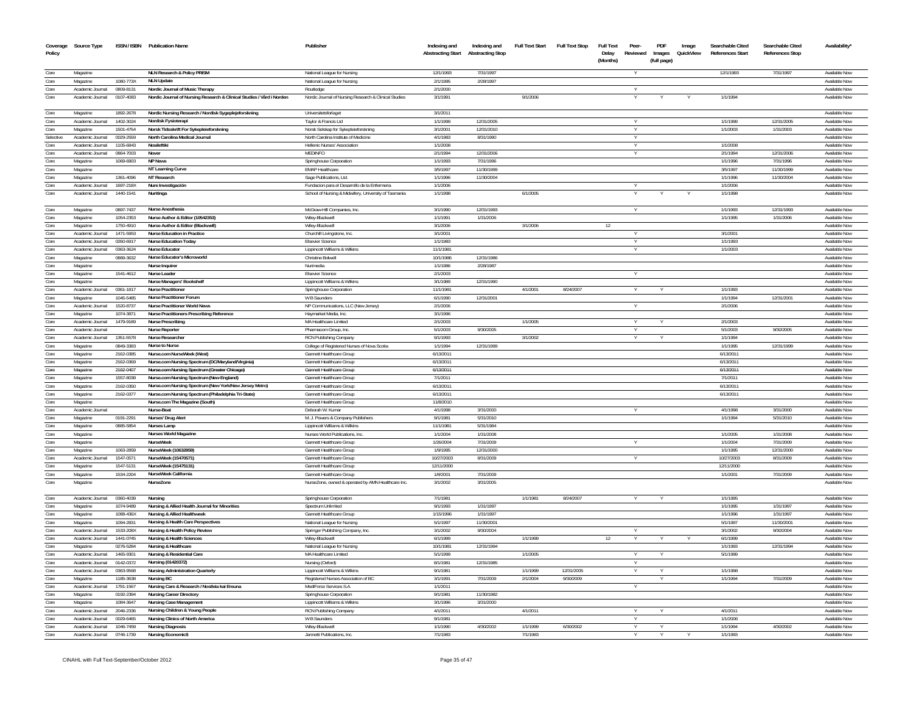| Coverage Policy | Source Type | ISSN / ISBN | Publication Name | Publisher | Indexing and Abstracting Start | Indexing and Abstracting Stop | Full Text Start | Full Text Stop | Full Text Delay (Months) | Peer-Reviewed | PDF Images (full page) | Image QuickView | Searchable Cited References Start | Searchable Cited References Stop | Availability* |
|---|---|---|---|---|---|---|---|---|---|---|---|---|---|---|---|
| Core | Magazine | | NLN Research & Policy PRISM | National League for Nursing | 12/1/1993 | 7/31/1997 | | | | Y | | | 12/1/1993 | 7/31/1997 | Available Now |
| Core | Magazine | 1080-773X | NLN Update | National League for Nursing | 2/1/1995 | 2/28/1997 | | | | | | | | | Available Now |
| Core | Academic Journal | 0809-8131 | Nordic Journal of Music Therapy | Routledge | 2/1/2000 | | | | | Y | | | | | Available Now |
| Core | Academic Journal | 0107-4083 | Nordic Journal of Nursing Research & Clinical Studies / Vård i Norden | Nordic Journal of Nursing Research & Clinical Studies | 3/1/1991 | | 9/1/2006 | | | Y | Y | Y | 1/1/1994 | | Available Now |
| Core | Magazine | 1892-2678 | Nordic Nursing Research / Nordisk Sygeplejeforskning | Universitetsforlaget | 3/1/2011 | | | | | | | | | | Available Now |
| Core | Academic Journal | 1402-3024 | Nordisk Fysioterapi | Taylor & Francis Ltd | 1/1/1999 | 12/31/2005 | | | | Y | | | 1/1/1999 | 12/31/2005 | Available Now |
| Core | Magazine | 1501-4754 | Norsk Tidsskrift For Sykepleieforskning | Norsk Selskap for Sykepleieforskning | 3/1/2001 | 12/31/2010 | | | | Y | | | 1/1/2003 | 1/31/2003 | Available Now |
| Selective | Academic Journal | 0029-2559 | North Carolina Medical Journal | North Carolina Institute of Medicine | 4/1/1983 | 8/31/1990 | | | | Y | | | | | Available Now |
| Core | Academic Journal | 1105-6843 | Nosileftiki | Hellenic Nurses' Association | 1/1/2008 | | | | | Y | | | 1/1/2008 | | Available Now |
| Core | Academic Journal | 0864-7003 | Nower | MEDINFO | 2/1/1994 | 12/31/2006 | | | | Y | | | 2/1/1994 | 12/31/2006 | Available Now |
| Core | Magazine | 1069-6903 | NP News | Springhouse Corporation | 1/1/1993 | 7/31/1996 | | | | | | | 1/1/1996 | 7/31/1996 | Available Now |
| Core | Magazine | | NT Learning Curve | EMAP Healthcare | 3/5/1997 | 11/30/1999 | | | | | | | 3/5/1997 | 11/30/1999 | Available Now |
| Core | Magazine | 1361-4096 | NT Research | Sage Publications, Ltd. | 1/1/1996 | 11/30/2004 | | | | | | | 1/1/1996 | 11/30/2004 | Available Now |
| Core | Academic Journal | 1697-218X | Nure Investigación | Fundacion para el Desarrollo de la Enfermeria | 1/1/2006 | | | | | Y | | | 1/1/2006 | | Available Now |
| Core | Academic Journal | 1440-1541 | Nuritinga | School of Nursing & Midwifery, University of Tasmania | 1/1/1998 | | 6/1/2005 | | | Y | Y | Y | 1/1/1998 | | Available Now |
| Core | Magazine | 0897-7437 | Nurse Anesthesia | McGraw-Hill Companies, Inc. | 3/1/1990 | 12/31/1993 | | | | Y | | | 1/1/1993 | 12/31/1993 | Available Now |
| Core | Magazine | 1054-2353 | Nurse Author & Editor (10542353) | Wiley-Blackwell | 1/1/1991 | 1/31/2006 | | | | | | | 1/1/1995 | 1/31/2006 | Available Now |
| Core | Magazine | 1750-4910 | Nurse Author & Editor (Blackwell) | Wiley-Blackwell | 3/1/2006 | | 3/1/2006 | | 12 | | | | | | Available Now |
| Core | Academic Journal | 1471-5953 | Nurse Education in Practice | Churchill Livingstone, Inc. | 3/1/2001 | | | | | Y | | | 3/1/2001 | | Available Now |
| Core | Academic Journal | 0260-6917 | Nurse Education Today | Elsevier Science | 1/1/1983 | | | | | Y | | | 1/1/1993 | | Available Now |
| Core | Academic Journal | 0363-3624 | Nurse Educator | Lippincott Williams & Wilkins | 11/1/1981 | | | | | Y | | | 1/1/2003 | | Available Now |
| Core | Magazine | 0889-3632 | Nurse Educator's Microworld | Christine Bolwell | 10/1/1986 | 12/31/1986 | | | | | | | | | Available Now |
| Core | Magazine | | Nurse Inquirer | Nurimedia | 1/1/1986 | 2/28/1987 | | | | | | | | | Available Now |
| Core | Magazine | 1541-4612 | Nurse Leader | Elsevier Science | 2/1/2003 | | | | | Y | | | | | Available Now |
| Core | Magazine | | Nurse Managers' Bookshelf | Lippincott Williams & Wilkins | 3/1/1989 | 12/31/1990 | | | | | | | | | Available Now |
| Core | Academic Journal | 0361-1817 | Nurse Practitioner | Springhouse Corporation | 11/1/1981 | | 4/1/2001 | 8/24/2007 | | Y | Y | | 1/1/1993 | | Available Now |
| Core | Magazine | 1045-5485 | Nurse Practitioner Forum | W B Saunders | 6/1/1990 | 12/31/2001 | | | | | | | 1/1/1994 | 12/31/2001 | Available Now |
| Core | Academic Journal | 1520-8737 | Nurse Practitioner World News | NP Communications, LLC (New Jersey) | 2/1/2006 | | | | | Y | | | 2/1/2006 | | Available Now |
| Core | Magazine | 1074-3871 | Nurse Practitioners Prescribing Reference | Haymarket Media, Inc. | 3/1/1996 | | | | | | | | | | Available Now |
| Core | Academic Journal | 1479-9189 | Nurse Prescribing | MA Healthcare Limited | 2/1/2003 | | 1/1/2005 | | | Y | Y | | 2/1/2003 | | Available Now |
| Core | Academic Journal | | Nurse Reporter | Pharmacom Group, Inc. | 5/1/2003 | 9/30/2005 | | | | Y | | | 5/1/2003 | 9/30/2005 | Available Now |
| Core | Academic Journal | 1351-5578 | Nurse Researcher | RCN Publishing Company | 9/1/1993 | | 3/1/2002 | | | Y | Y | | 1/1/1994 | | Available Now |
| Core | Magazine | 0849-3383 | Nurse to Nurse | College of Registered Nurses of Nova Scotia | 1/1/1994 | 12/31/1999 | | | | | | | 1/1/1995 | 12/31/1999 | Available Now |
| Core | Magazine | 2162-0385 | Nurse.com NurseWeek (West) | Gannett Healthcare Group | 6/13/2011 | | | | | | | | 6/13/2011 | | Available Now |
| Core | Magazine | 2162-0369 | Nurse.com Nursing Spectrum (DC/Maryland/Virginia) | Gannett Healthcare Group | 6/13/2011 | | | | | | | | 6/13/2011 | | Available Now |
| Core | Magazine | 2162-0407 | Nurse.com Nursing Spectrum (Greater Chicago) | Gannett Healthcare Group | 6/13/2011 | | | | | | | | 6/13/2011 | | Available Now |
| Core | Magazine | 1557-8038 | Nurse.com Nursing Spectrum (New England) | Gannett Healthcare Group | 7/1/2011 | | | | | | | | 7/1/2011 | | Available Now |
| Core | Magazine | 2162-0350 | Nurse.com Nursing Spectrum (New York/New Jersey Metro) | Gannett Healthcare Group | 6/13/2011 | | | | | | | | 6/13/2011 | | Available Now |
| Core | Magazine | 2162-0377 | Nurse.com Nursing Spectrum (Philadelphia Tri-State) | Gannett Healthcare Group | 6/13/2011 | | | | | | | | 6/13/2011 | | Available Now |
| Core | Magazine | | Nurse.com The Magazine (South) | Gannett Healthcare Group | 11/8/2010 | | | | | | | | | | Available Now |
| Core | Academic Journal | | Nurse-Beat | Deborah W. Kumar | 4/1/1998 | 3/31/2000 | | | | Y | | | 4/1/1998 | 3/31/2000 | Available Now |
| Core | Magazine | 0191-2291 | Nurses' Drug Alert | M. J. Powers & Company Publishers | 9/1/1981 | 5/31/2010 | | | | | | | 1/1/1994 | 5/31/2010 | Available Now |
| Core | Magazine | 0885-5854 | Nurses Lamp | Lippincott Williams & Wilkins | 11/1/1981 | 5/31/1984 | | | | | | | | | Available Now |
| Core | Magazine | | Nurses World Magazine | Nurses World Publications, Inc. | 1/1/2004 | 1/31/2008 | | | | | | | 1/1/2005 | 1/31/2008 | Available Now |
| Core | Magazine | | NurseWeek | Gannett Healthcare Group | 1/26/2004 | 7/31/2009 | | | | Y | | | 1/1/2004 | 7/31/2009 | Available Now |
| Core | Magazine | 1063-2859 | NurseWeek (10632859) | Gannett Healthcare Group | 1/9/1995 | 12/31/2000 | | | | | | | 1/1/1995 | 12/31/2000 | Available Now |
| Core | Academic Journal | 1547-0571 | NurseWeek (15470571) | Gannett Healthcare Group | 10/27/2003 | 8/31/2009 | | | | Y | | | 10/27/2003 | 8/31/2009 | Available Now |
| Core | Magazine | 1547-5131 | NurseWeek (15475131) | Gannett Healthcare Group | 12/11/2000 | | | | | | | | 12/11/2000 | | Available Now |
| Core | Magazine | 1534-2204 | NurseWeek California | Gannett Healthcare Group | 1/8/2001 | 7/31/2009 | | | | | | | 1/1/2001 | 7/31/2009 | Available Now |
| Core | Magazine | | NurseZone | NurseZone, owned & operated by AMN Healthcare Inc. | 3/1/2002 | 3/31/2005 | | | | | | | | | Available Now |
| Core | Academic Journal | 0360-4039 | Nursing | Springhouse Corporation | 7/1/1981 | | 1/1/1981 | 8/24/2007 | | Y | Y | | 1/1/1995 | | Available Now |
| Core | Magazine | 1074-9489 | Nursing & Allied Health Journal for Minorities | Spectrum Unlimited | 9/1/1993 | 1/31/1997 | | | | | | | 1/1/1995 | 1/31/1997 | Available Now |
| Core | Magazine | 1088-436X | Nursing & Allied Healthweek | Gannett Healthcare Group | 1/15/1996 | 1/31/1997 | | | | | | | 1/1/1996 | 1/31/1997 | Available Now |
| Core | Magazine | 1094-2831 | Nursing & Health Care Perspectives | National League for Nursing | 5/1/1997 | 11/30/2001 | | | | | | | 5/1/1997 | 11/30/2001 | Available Now |
| Core | Academic Journal | 1533-208X | Nursing & Health Policy Review | Springer Publishing Company, Inc. | 3/1/2002 | 9/30/2004 | | | | Y | | | 3/1/2002 | 9/30/2004 | Available Now |
| Core | Academic Journal | 1441-0745 | Nursing & Health Sciences | Wiley-Blackwell | 6/1/1999 | | 1/1/1999 | | 12 | Y | Y | Y | 6/1/1999 | | Available Now |
| Core | Magazine | 0276-5284 | Nursing & Healthcare | National League for Nursing | 10/1/1981 | 12/31/1994 | | | | | | | 1/1/1993 | 12/31/1994 | Available Now |
| Core | Academic Journal | 1465-9301 | Nursing & Residential Care | MA Healthcare Limited | 5/1/1999 | | 1/1/2005 | | | Y | Y | | 5/1/1999 | | Available Now |
| Core | Academic Journal | 0142-0372 | Nursing (01420372) | Nursing (Oxford) | 8/1/1981 | 12/31/1985 | | | | Y | | | | | Available Now |
| Core | Academic Journal | 0363-9568 | Nursing Administration Quarterly | Lippincott Williams & Wilkins | 9/1/1981 | | 1/1/1999 | 12/31/2005 | | Y | Y | | 1/1/1998 | | Available Now |
| Core | Magazine | 1185-3638 | Nursing BC | Registered Nurses Association of BC | 3/1/1991 | 7/31/2009 | 2/1/2004 | 9/30/2009 | | | Y | | 1/1/1994 | 7/31/2009 | Available Now |
| Core | Academic Journal | 1791-1567 | Nursing Care & Research / Nosileia kai Ereuna | MediForce Services S.A | 1/1/2011 | | | | | Y | | | | | Available Now |
| Core | Magazine | 0192-2394 | Nursing Career Directory | Springhouse Corporation | 9/1/1981 | 11/30/1982 | | | | | | | | | Available Now |
| Core | Magazine | 1084-3647 | Nursing Case Management | Lippincott Williams & Wilkins | 3/1/1996 | 3/31/2000 | | | | | | | | | Available Now |
| Core | Academic Journal | 2046-2336 | Nursing Children & Young People | RCN Publishing Company | 4/1/2011 | | 4/1/2011 | | | Y | Y | | 4/1/2011 | | Available Now |
| Core | Academic Journal | 0029-6465 | Nursing Clinics of North America | W B Saunders | 9/1/1981 | | | | | Y | | | 1/1/2006 | | Available Now |
| Core | Academic Journal | 1046-7459 | Nursing Diagnosis | Wiley-Blackwell | 1/1/1990 | 4/30/2002 | 1/1/1999 | 6/30/2002 | | Y | Y | | 1/1/1994 | 4/30/2002 | Available Now |
| Core | Academic Journal | 0746-1739 | Nursing Economic$ | Jannetti Publications, Inc. | 7/1/1983 | | 7/1/1983 | | | Y | Y | Y | 1/1/1993 | | Available Now |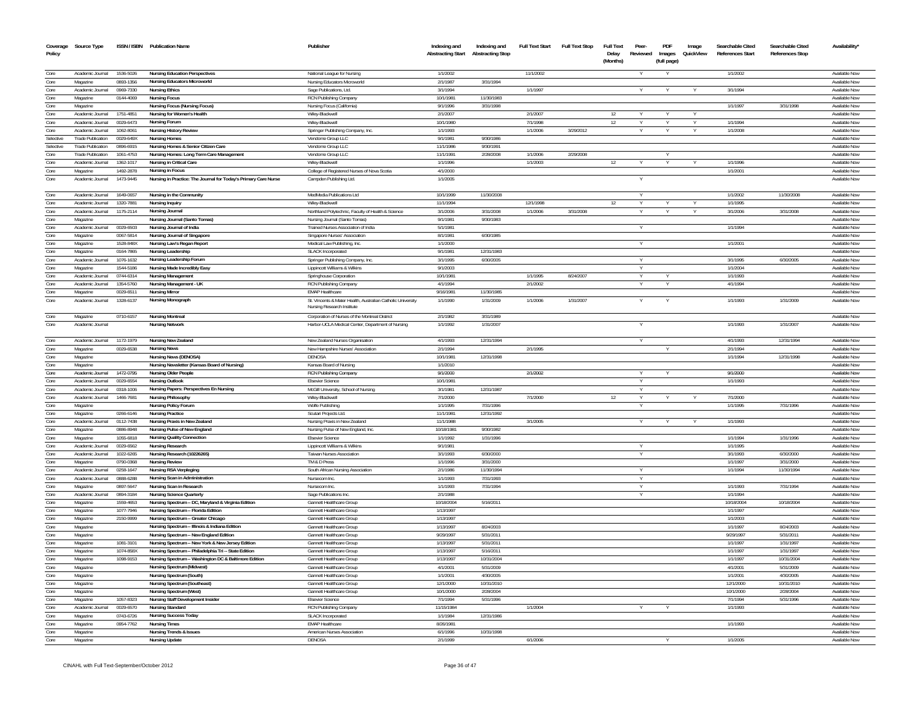| Coverage Policy | Source Type | ISSN / ISBN | Publication Name | Publisher | Indexing and Abstracting Start | Indexing and Abstracting Stop | Full Text Start | Full Text Stop | Full Text Delay (Months) | Peer-Reviewed | PDF Images (full page) | Image QuickView | Searchable Cited References Start | Searchable Cited References Stop | Availability* |
|---|---|---|---|---|---|---|---|---|---|---|---|---|---|---|---|
| Core | Academic Journal | 1536-5026 | Nursing Education Perspectives | National League for Nursing | 1/1/2002 | | 11/1/2002 | | | Y | Y | | 1/1/2002 | | Available Now |
| Core | Magazine | 0893-1356 | Nursing Educators Microworld | Nursing Educators Microworld | 2/1/1987 | 3/31/1994 | | | | | | | | | Available Now |
| Core | Academic Journal | 0969-7330 | Nursing Ethics | Sage Publications, Ltd. | 3/1/1994 | | 1/1/1997 | | | Y | Y | Y | 3/1/1994 | | Available Now |
| Core | Magazine | 0144-4069 | Nursing Focus | RCN Publishing Company | 10/1/1981 | 11/30/1983 | | | | | | | | | Available Now |
| Core | Magazine | | Nursing Focus (Nursing Focus) | Nursing Focus (California) | 9/1/1996 | 3/31/1998 | | | | | | | 1/1/1997 | 3/31/1998 | Available Now |
| Core | Academic Journal | 1751-4851 | Nursing for Women's Health | Wiley-Blackwell | 2/1/2007 | | 2/1/2007 | | 12 | Y | Y | Y | | | Available Now |
| Core | Academic Journal | 0029-6473 | Nursing Forum | Wiley-Blackwell | 10/1/1980 | | 7/1/1998 | | 12 | Y | Y | Y | 1/1/1994 | | Available Now |
| Core | Academic Journal | 1062-8061 | Nursing History Review | Springer Publishing Company, Inc. | 1/1/1993 | | 1/1/2006 | 3/29/2012 | | Y | Y | Y | 1/1/2008 | | Available Now |
| Selective | Trade Publication | 0029-649X | Nursing Homes | Vendome Group LLC | 9/1/1981 | 9/30/1986 | | | | | | | | | Available Now |
| Selective | Trade Publication | 0886-6915 | Nursing Homes & Senior Citizen Care | Vendome Group LLC | 11/1/1986 | 9/30/1991 | | | | | | | | | Available Now |
| Core | Trade Publication | 1061-4753 | Nursing Homes: Long Term Care Management | Vendome Group LLC | 11/1/1991 | 2/28/2008 | 1/1/2006 | 2/29/2008 | | | Y | | | | Available Now |
| Core | Academic Journal | 1362-1017 | Nursing in Critical Care | Wiley-Blackwell | 1/1/1996 | | 1/1/2003 | | 12 | Y | Y | Y | 1/1/1996 | | Available Now |
| Core | Magazine | 1492-2878 | Nursing in Focus | College of Registered Nurses of Nova Scotia | 4/1/2000 | | | | | | | | 1/1/2001 | | Available Now |
| Core | Academic Journal | 1473-9445 | Nursing in Practice: The Journal for Today's Primary Care Nurse | Campden Publishing Ltd. | 1/1/2005 | | | | | Y | | | | | Available Now |
| Core | Academic Journal | 1649-0657 | Nursing in the Community | MedMedia Publications Ltd | 10/1/1999 | 11/30/2008 | | | | Y | | | 1/1/2002 | 11/30/2008 | Available Now |
| Core | Academic Journal | 1320-7881 | Nursing Inquiry | Wiley-Blackwell | 11/1/1994 | | 12/1/1998 | | 12 | Y | Y | Y | 1/1/1995 | | Available Now |
| Core | Academic Journal | 1175-2114 | Nursing Journal | Northland Polytechnic, Faculty of Health & Science | 3/1/2006 | 3/31/2008 | 1/1/2006 | 3/31/2008 | | Y | Y | Y | 3/1/2006 | 3/31/2008 | Available Now |
| Core | Magazine | | Nursing Journal (Santo Tomas) | Nursing Journal (Santo Tomas) | 9/1/1981 | 9/30/1983 | | | | | | | | | Available Now |
| Core | Academic Journal | 0029-6503 | Nursing Journal of India | Trained Nurses Association of India | 5/1/1981 | | | | | Y | | | 1/1/1994 | | Available Now |
| Core | Magazine | 0067-5814 | Nursing Journal of Singapore | Singapore Nurses' Association | 8/1/1981 | 6/30/1985 | | | | | | | | | Available Now |
| Core | Magazine | 1528-848X | Nursing Law's Regan Report | Medical Law Publishing, Inc. | 1/1/2000 | | | | | Y | | | 1/1/2001 | | Available Now |
| Core | Magazine | 0164-7865 | Nursing Leadership | SLACK Incorporated | 9/1/1981 | 12/31/1983 | | | | | | | | | Available Now |
| Core | Academic Journal | 1076-1632 | Nursing Leadership Forum | Springer Publishing Company, Inc. | 3/1/1995 | 6/30/2005 | | | | Y | | | 3/1/1995 | 6/30/2005 | Available Now |
| Core | Magazine | 1544-5186 | Nursing Made Incredibly Easy | Lippincott Williams & Wilkins | 9/1/2003 | | | | | Y | | | 1/1/2004 | | Available Now |
| Core | Academic Journal | 0744-6314 | Nursing Management | Springhouse Corporation | 10/1/1981 | | 1/1/1995 | 8/24/2007 | | Y | Y | | 1/1/1993 | | Available Now |
| Core | Academic Journal | 1354-5760 | Nursing Management - UK | RCN Publishing Company | 4/1/1994 | | 2/1/2002 | | | Y | Y | | 4/1/1994 | | Available Now |
| Core | Magazine | 0029-6511 | Nursing Mirror | EMAP Healthcare | 9/16/1981 | 11/30/1985 | | | | | | | | | Available Now |
| Core | Academic Journal | 1328-6137 | Nursing Monograph | St. Vincents & Mater Health, Australian Catholic University Nursing Research Institute | 1/1/1990 | 1/31/2009 | 1/1/2006 | 1/31/2007 | | Y | Y | | 1/1/1993 | 1/31/2009 | Available Now |
| Core | Magazine | 0710-6157 | Nursing Montreal | Corporation of Nurses of the Montreal District | 2/1/1982 | 3/31/1989 | | | | | | | | | Available Now |
| Core | Academic Journal | | Nursing Network | Harbor-UCLA Medical Center, Department of Nursing | 1/1/1992 | 1/31/2007 | | | | Y | | | 1/1/1993 | 1/31/2007 | Available Now |
| Core | Academic Journal | 1172-1979 | Nursing New Zealand | New Zealand Nurses Organisation | 4/1/1993 | 12/31/1994 | | | | Y | | | 4/1/1993 | 12/31/1994 | Available Now |
| Core | Magazine | 0029-6538 | Nursing News | New Hampshire Nurses' Association | 2/1/1994 | | 2/1/1995 | | | | Y | | 2/1/1994 | | Available Now |
| Core | Magazine | | Nursing News (DENOSA) | DENOSA | 10/1/1981 | 12/31/1998 | | | | | | | 1/1/1994 | 12/31/1998 | Available Now |
| Core | Magazine | | Nursing Newsletter (Kansas Board of Nursing) | Kansas Board of Nursing | 1/1/2010 | | | | | | | | | | Available Now |
| Core | Academic Journal | 1472-0795 | Nursing Older People | RCN Publishing Company | 9/1/2000 | | 2/1/2002 | | | Y | Y | | 9/1/2000 | | Available Now |
| Core | Academic Journal | 0029-6554 | Nursing Outlook | Elsevier Science | 10/1/1981 | | | | | Y | | | 1/1/1993 | | Available Now |
| Core | Academic Journal | 0318-1006 | Nursing Papers: Perspectives En Nursing | McGill University, School of Nursing | 3/1/1981 | 12/31/1987 | | | | Y | | | | | Available Now |
| Core | Academic Journal | 1466-7681 | Nursing Philosophy | Wiley-Blackwell | 7/1/2000 | | 7/1/2000 | | 12 | Y | Y | Y | 7/1/2000 | | Available Now |
| Core | Magazine | | Nursing Policy Forum | Wolfe Publishing | 1/1/1995 | 7/31/1996 | | | | Y | | | 1/1/1995 | 7/31/1996 | Available Now |
| Core | Magazine | 0266-6146 | Nursing Practice | Scutari Projects Ltd. | 11/1/1981 | 12/31/1992 | | | | | | | | | Available Now |
| Core | Academic Journal | 0112-7438 | Nursing Praxis in New Zealand | Nursing Praxis in New Zealand | 11/1/1988 | | 3/1/2005 | | | Y | Y | Y | 1/1/1993 | | Available Now |
| Core | Magazine | 0886-8948 | Nursing Pulse of New England | Nursing Pulse of New England, Inc. | 10/18/1981 | 9/30/1982 | | | | | | | | | Available Now |
| Core | Magazine | 1055-6818 | Nursing Quality Connection | Elsevier Science | 1/1/1992 | 1/31/1996 | | | | | | | 1/1/1994 | 1/31/1996 | Available Now |
| Core | Academic Journal | 0029-6562 | Nursing Research | Lippincott Williams & Wilkins | 9/1/1981 | | | | | Y | | | 1/1/1995 | | Available Now |
| Core | Academic Journal | 1022-6265 | Nursing Research (10226265) | Taiwan Nurses Association | 3/1/1993 | 6/30/2000 | | | | Y | | | 3/1/1993 | 6/30/2000 | Available Now |
| Core | Magazine | 0790-0368 | Nursing Review | TM & D Press | 1/1/1996 | 3/31/2000 | | | | | | | 1/1/1997 | 3/31/2000 | Available Now |
| Core | Academic Journal | 0258-1647 | Nursing RSA Verpleging | South African Nursing Association | 2/1/1986 | 11/30/1994 | | | | Y | | | 1/1/1994 | 11/30/1994 | Available Now |
| Core | Academic Journal | 0888-6288 | Nursing Scan in Administration | Nursecom Inc. | 1/1/1993 | 7/31/1993 | | | | Y | | | | | Available Now |
| Core | Magazine | 0897-5647 | Nursing Scan in Research | Nursecom Inc. | 1/1/1993 | 7/31/1994 | | | | Y | | | 1/1/1993 | 7/31/1994 | Available Now |
| Core | Academic Journal | 0894-3184 | Nursing Science Quarterly | Sage Publications Inc. | 2/1/1988 | | | | | Y | | | 1/1/1994 | | Available Now |
| Core | Magazine | 1559-4653 | Nursing Spectrum -- DC, Maryland & Virginia Edition | Gannett Healthcare Group | 10/18/2004 | 5/16/2011 | | | | | | | 10/18/2004 | 10/18/2004 | Available Now |
| Core | Magazine | 1077-7946 | Nursing Spectrum -- Florida Edition | Gannett Healthcare Group | 1/13/1997 | | | | | | | | 1/1/1997 | | Available Now |
| Core | Magazine | 2150-9999 | Nursing Spectrum -- Greater Chicago | Gannett Healthcare Group | 1/13/1997 | | | | | | | | 1/1/2003 | | Available Now |
| Core | Magazine | | Nursing Spectrum -- Illinois & Indiana Edition | Gannett Healthcare Group | 1/13/1997 | 8/24/2003 | | | | | | | 1/1/1997 | 8/24/2003 | Available Now |
| Core | Magazine | | Nursing Spectrum -- New England Edition | Gannett Healthcare Group | 9/29/1997 | 5/31/2011 | | | | | | | 9/29/1997 | 5/31/2011 | Available Now |
| Core | Magazine | 1081-3101 | Nursing Spectrum -- New York & New Jersey Edition | Gannett Healthcare Group | 1/13/1997 | 5/31/2011 | | | | | | | 1/1/1997 | 1/31/1997 | Available Now |
| Core | Magazine | 1074-858X | Nursing Spectrum -- Philadelphia Tri -- State Edition | Gannett Healthcare Group | 1/13/1997 | 5/16/2011 | | | | | | | 1/1/1997 | 1/31/1997 | Available Now |
| Core | Magazine | 1098-9153 | Nursing Spectrum -- Washington DC & Baltimore Edition | Gannett Healthcare Group | 1/13/1997 | 10/31/2004 | | | | | | | 1/1/1997 | 10/31/2004 | Available Now |
| Core | Magazine | | Nursing Spectrum (Midwest) | Gannett Healthcare Group | 4/1/2001 | 5/31/2009 | | | | | | | 4/1/2001 | 5/31/2009 | Available Now |
| Core | Magazine | | Nursing Spectrum (South) | Gannett Healthcare Group | 1/1/2001 | 4/30/2005 | | | | | | | 1/1/2001 | 4/30/2005 | Available Now |
| Core | Magazine | | Nursing Spectrum (Southeast) | Gannett Healthcare Group | 12/1/2000 | 10/31/2010 | | | | | | | 12/1/2000 | 10/31/2010 | Available Now |
| Core | Magazine | | Nursing Spectrum (West) | Gannett Healthcare Group | 10/1/2000 | 2/28/2004 | | | | | | | 10/1/2000 | 2/28/2004 | Available Now |
| Core | Magazine | 1057-8323 | Nursing Staff Development Insider | Elsevier Science | 7/1/1994 | 5/31/1996 | | | | | | | 7/1/1994 | 5/31/1996 | Available Now |
| Core | Academic Journal | 0029-6570 | Nursing Standard | RCN Publishing Company | 11/15/1984 | | 1/1/2004 | | | Y | Y | | 1/1/1993 | | Available Now |
| Core | Magazine | 0743-6726 | Nursing Success Today | SLACK Incorporated | 1/1/1984 | 12/31/1986 | | | | | | | | | Available Now |
| Core | Magazine | 0954-7762 | Nursing Times | EMAP Healthcare | 8/26/1981 | | | | | | | | 1/1/1993 | | Available Now |
| Core | Magazine | | Nursing Trends & Issues | American Nurses Association | 6/1/1996 | 10/31/1998 | | | | | | | | | Available Now |
| Core | Magazine | | Nursing Update | DENOSA | 2/1/1999 | | 6/1/2006 | | | | Y | | 1/1/2005 | | Available Now |

CINAHL with Full Text-September/October 2012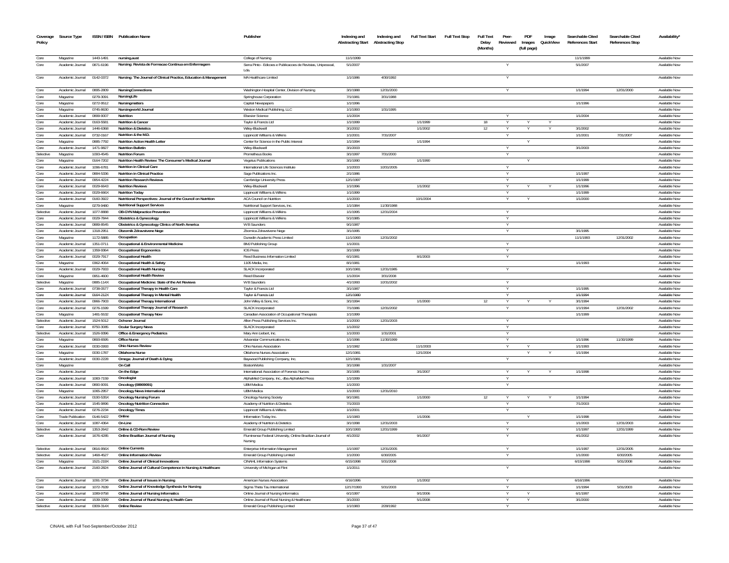| Coverage Policy | Source Type | ISSN / ISBN | Publication Name | Publisher | Indexing and Abstracting Start | Indexing and Abstracting Stop | Full Text Start | Full Text Stop | Full Text Delay (Months) | Peer-Reviewed | PDF Images (full page) | Image QuickView | Searchable Cited References Start | Searchable Cited References Stop | Availability* |
|---|---|---|---|---|---|---|---|---|---|---|---|---|---|---|---|
| Core | Magazine | 1443-1491 | nursing.aust | College of Nursing | 11/1/1999 | | | | | | | | 11/1/1999 | | Available Now |
| Core | Academic Journal | 0871-6196 | Nursing: Revista de Formacao Continua em Enfermagem | Serra Pinto - Edicoes e Publicacoes de Revistas, Unipessoal, Lda. | 5/1/2007 | | | | | Y | | | 5/1/2007 | | Available Now |
| Core | Academic Journal | 0142-0372 | Nursing: The Journal of Clinical Practice, Education & Management | MA Healthcare Limited | 1/1/1986 | 4/30/1992 | | | | Y | | | | | Available Now |
| Core | Academic Journal | 0895-2809 | NursingConnections | Washington Hospital Center, Division of Nursing | 3/1/1988 | 12/31/2000 | | | | Y | | | 1/1/1994 | 12/31/2000 | Available Now |
| Core | Magazine | 0279-3091 | NursingLife | Springhouse Corporation | 7/1/1981 | 3/31/1988 | | | | | | | | | Available Now |
| Core | Magazine | 0272-9512 | Nursingmatters | Capital Newspapers | 1/1/1996 | | | | | | | | 1/1/1996 | | Available Now |
| Core | Magazine | 0745-8630 | Nursingworld Journal | Weston Medical Publishing, LLC | 1/1/1993 | 1/31/1995 | | | | | | | | | Available Now |
| Core | Academic Journal | 0899-9007 | Nutrition | Elsevier Science | 1/1/2004 | | | | | Y | | | 1/1/2004 | | Available Now |
| Core | Academic Journal | 0163-5581 | Nutrition & Cancer | Taylor & Francis Ltd | 1/1/1999 | | 1/1/1999 | | 18 | Y | Y | Y | | | Available Now |
| Core | Academic Journal | 1446-6368 | Nutrition & Dietetics | Wiley-Blackwell | 3/1/2002 | | 1/1/2002 | | 12 | Y | Y | Y | 3/1/2002 | | Available Now |
| Core | Academic Journal | 0732-0167 | Nutrition & the M.D. | Lippincott Williams & Wilkins | 1/1/2001 | 7/31/2007 | | | | Y | | | 1/1/2001 | 7/31/2007 | Available Now |
| Core | Magazine | 0885-7792 | Nutrition Action Health Letter | Center for Science in the Public Interest | 1/1/1994 | | 1/1/1994 | | | | Y | | | | Available Now |
| Core | Academic Journal | 1471-9827 | Nutrition Bulletin | Wiley-Blackwell | 3/1/2003 | | | | | Y | | | 3/1/2003 | | Available Now |
| Selective | Magazine | 1093-4545 | Nutrition Forum | Prometheus Books | 3/1/1997 | 7/31/2000 | | | | Y | | | | | Available Now |
| Core | Magazine | 0164-7202 | Nutrition Health Review: The Consumer's Medical Journal | Vegetus Publications | 3/1/1990 | | 1/1/1990 | | | | Y | | | | Available Now |
| Core | Academic Journal | 1096-6781 | Nutrition in Clinical Care | International Life Sciences Institute | 1/1/2003 | 10/31/2005 | | | | Y | | | | | Available Now |
| Core | Academic Journal | 0884-5336 | Nutrition in Clinical Practice | Sage Publications Inc. | 2/1/1986 | | | | | Y | | | 1/1/1997 | | Available Now |
| Core | Academic Journal | 0954-4224 | Nutrition Research Reviews | Cambridge University Press | 12/1/1997 | | | | | Y | | | 1/1/1999 | | Available Now |
| Core | Academic Journal | 0029-6643 | Nutrition Reviews | Wiley-Blackwell | 1/1/1996 | | 1/1/2002 | | | Y | Y | Y | 1/1/1996 | | Available Now |
| Core | Academic Journal | 0029-666X | Nutrition Today | Lippincott Williams & Wilkins | 1/1/1999 | | | | | Y | | | 1/1/1999 | | Available Now |
| Core | Academic Journal | 0160-3922 | Nutritional Perspectives: Journal of the Council on Nutrition | ACA Council on Nutrition | 1/1/2000 | | 10/1/2004 | | | Y | Y | | 1/1/2000 | | Available Now |
| Core | Magazine | 0279-9480 | Nutritional Support Services | Nutritional Support Services, Inc. | 1/1/1984 | 11/30/1988 | | | | | | | | | Available Now |
| Selective | Academic Journal | 1077-8888 | OB-GYN Malpractice Prevention | Lippincott Williams & Wilkins | 1/1/1995 | 12/31/2004 | | | | Y | | | | | Available Now |
| Core | Academic Journal | 0029-7844 | Obstetrics & Gynecology | Lippincott Williams & Wilkins | 5/1/1985 | | | | | Y | | | | | Available Now |
| Core | Academic Journal | 0889-8545 | Obstetrics & Gynecology Clinics of North America | W B Saunders | 9/1/1987 | | | | | Y | | | | | Available Now |
| Core | Academic Journal | 1318-2951 | Obzornik Zdravstvene Nege | Zbornica Zdravstvene Nege | 3/1/1995 | | | | | Y | | | 3/1/1995 | | Available Now |
| Core | Magazine | 1172-5885 | Occupation | Dunedin Academic Press Limited | 11/1/1993 | 12/31/2002 | | | | | | | 11/1/1993 | 12/31/2002 | Available Now |
| Core | Academic Journal | 1351-0711 | Occupational & Environmental Medicine | BMJ Publishing Group | 1/1/2001 | | | | | Y | | | | | Available Now |
| Core | Academic Journal | 1359-9364 | Occupational Ergonomics | IOS Press | 3/1/1999 | | | | | Y | | | | | Available Now |
| Core | Academic Journal | 0029-7917 | Occupational Health | Reed Business Information Limited | 6/1/1981 | | 8/1/2003 | | | Y | | | | | Available Now |
| Core | Magazine | 0362-4064 | Occupational Health & Safety | 1105 Media, Inc. | 8/1/1981 | | | | | | | | 1/1/1993 | | Available Now |
| Core | Academic Journal | 0029-7933 | Occupational Health Nursing | SLACK Incorporated | 10/1/1981 | 12/31/1985 | | | | Y | | | | | Available Now |
| Core | Magazine | 0951-4600 | Occupational Health Review | Reed Elsevier | 1/1/2004 | 3/31/2008 | | | | | | | | | Available Now |
| Selective | Magazine | 0885-114X | Occupational Medicine: State of the Art Reviews | W B Saunders | 4/1/1993 | 10/31/2002 | | | | Y | | | | | Available Now |
| Core | Academic Journal | 0738-0577 | Occupational Therapy in Health Care | Taylor & Francis Ltd | 3/1/1987 | | | | | Y | | | 1/1/1995 | | Available Now |
| Core | Academic Journal | 0164-212X | Occupational Therapy in Mental Health | Taylor & Francis Ltd | 12/1/1980 | | | | | Y | | | 1/1/1994 | | Available Now |
| Core | Academic Journal | 0966-7903 | Occupational Therapy International | John Wiley & Sons, Inc. | 3/1/1994 | | 1/1/2000 | | 12 | Y | Y | Y | 3/1/1994 | | Available Now |
| Core | Academic Journal | 0276-1599 | Occupational Therapy Journal of Research | SLACK Incorporated | 7/1/1986 | 12/31/2002 | | | | Y | | | 1/1/1994 | 12/31/2002 | Available Now |
| Core | Magazine | 1481-5532 | Occupational Therapy Now | Canadian Association of Occupational Therapists | 1/1/1999 | | | | | | | | 1/1/1999 | | Available Now |
| Selective | Academic Journal | 1524-5012 | Ochsner Journal | Allen Press Publishing Services Inc. | 1/1/2000 | 12/31/2003 | | | | Y | | | | | Available Now |
| Core | Academic Journal | 8750-3085 | Ocular Surgery News | SLACK Incorporated | 1/1/2002 | | | | | Y | | | | | Available Now |
| Selective | Academic Journal | 1526-9396 | Office & Emergency Pediatrics | Mary Ann Liebert, Inc. | 1/1/2000 | 1/31/2001 | | | | Y | | | | | Available Now |
| Core | Magazine | 0893-6595 | Office Nurse | Advanstar Communications Inc. | 1/1/1996 | 11/30/1999 | | | | Y | | | 1/1/1996 | 11/30/1999 | Available Now |
| Core | Academic Journal | 0030-0993 | Ohio Nurses Review | Ohio Nurses Association | 1/1/1982 | | 11/1/2003 | | | Y | Y | | 1/1/1993 | | Available Now |
| Core | Magazine | 0030-1787 | Oklahoma Nurse | Oklahoma Nurses Association | 12/1/1981 | | 12/1/2004 | | | | Y | Y | 1/1/1994 | | Available Now |
| Core | Academic Journal | 0030-2228 | Omega: Journal of Death & Dying | Baywood Publishing Company, Inc. | 12/1/1981 | | | | | Y | | | | | Available Now |
| Core | Magazine | | On Call | BostonWorks | 3/1/1998 | 1/31/2007 | | | | | | | | | Available Now |
| Core | Academic Journal | | On the Edge | International Association of Forensic Nurses | 3/1/1995 | | 3/1/2007 | | | Y | Y | Y | 1/1/1998 | | Available Now |
| Core | Academic Journal | 1083-7159 | Oncologist | AlphaMed Company, Inc., dba AlphaMed Press | 1/1/1999 | | | | | Y | | | | | Available Now |
| Core | Academic Journal | 0890-9091 | Oncology (08909091) | UBM Medica | 1/1/2000 | | | | | Y | | | | | Available Now |
| Core | Magazine | 1065-2957 | Oncology News International | UBM Medica | 1/1/2000 | 12/31/2010 | | | | | | | | | Available Now |
| Core | Academic Journal | 0190-535X | Oncology Nursing Forum | Oncology Nursing Society | 9/1/1981 | | 1/1/2000 | | 12 | Y | Y | Y | 1/1/1994 | | Available Now |
| Core | Academic Journal | 1545-9896 | Oncology Nutrition Connection | Academy of Nutrition & Dietetics | 7/1/2003 | | | | | Y | | | 7/1/2003 | | Available Now |
| Core | Academic Journal | 0276-2234 | Oncology Times | Lippincott Williams & Wilkins | 1/1/2001 | | | | | Y | | | | | Available Now |
| Core | Trade Publication | 0146-5422 | Online | Information Today Inc. | 1/1/1983 | | 1/1/2006 | | | | Y | | 1/1/1998 | | Available Now |
| Core | Academic Journal | 1087-4364 | On-Line | Academy of Nutrition & Dietetics | 3/1/1998 | 12/31/2003 | | | | Y | | | 1/1/2003 | 12/31/2003 | Available Now |
| Selective | Academic Journal | 1353-2642 | Online & CD-Rom Review | Emerald Group Publishing Limited | 10/1/1993 | 12/31/1999 | | | | Y | | | 1/1/1997 | 12/31/1999 | Available Now |
| Core | Academic Journal | 1676-4285 | Online Brazilian Journal of Nursing | Fluminense Federal University, Online Brazilian Journal of Nursing | 4/1/2002 | | 9/1/2007 | | | Y | | | 4/1/2002 | | Available Now |
| Selective | Academic Journal | 0816-956X | Online Currents | Enterprise Information Management | 1/1/1997 | 12/31/2005 | | | | Y | | | 1/1/1997 | 12/31/2005 | Available Now |
| Selective | Academic Journal | 1468-4527 | Online Information Review | Emerald Group Publishing Limited | 1/1/2000 | 6/30/2005 | | | | Y | | | 1/1/2000 | 6/30/2005 | Available Now |
| Core | Magazine | 1521-219X | Online Journal of Clinical Innovations | CINAHL Information Systems | 6/15/1998 | 5/31/2008 | | | | | | | 6/15/1998 | 5/31/2008 | Available Now |
| Core | Academic Journal | 2160-2824 | Online Journal of Cultural Competence in Nursing & Healthcare | University of Michigan at Flint | 1/1/2011 | | | | | Y | | | | | Available Now |
| Core | Academic Journal | 1091-3734 | Online Journal of Issues in Nursing | American Nurses Association | 6/16/1996 | | 1/1/2002 | | | Y | | | 6/16/1996 | | Available Now |
| Core | Academic Journal | 1072-7639 | Online Journal of Knowledge Synthesis for Nursing | Sigma Theta Tau International | 12/17/1993 | 5/31/2003 | | | | Y | | | 1/1/1994 | 5/31/2003 | Available Now |
| Core | Academic Journal | 1089-9758 | Online Journal of Nursing Informatics | Online Journal of Nursing Informatics | 6/1/1997 | | 9/1/2006 | | | Y | Y | | 6/1/1997 | | Available Now |
| Core | Academic Journal | 1539-3399 | Online Journal of Rural Nursing & Health Care | Online Journal of Rural Nursing & Healthcare | 3/1/2000 | | 5/1/2008 | | | Y | Y | | 3/1/2000 | | Available Now |
| Selective | Academic Journal | 0309-314X | Online Review | Emerald Group Publishing Limited | 1/1/1983 | 2/28/1992 | | | | Y | | | | | Available Now |

CINAHL with Full Text-September/October 2012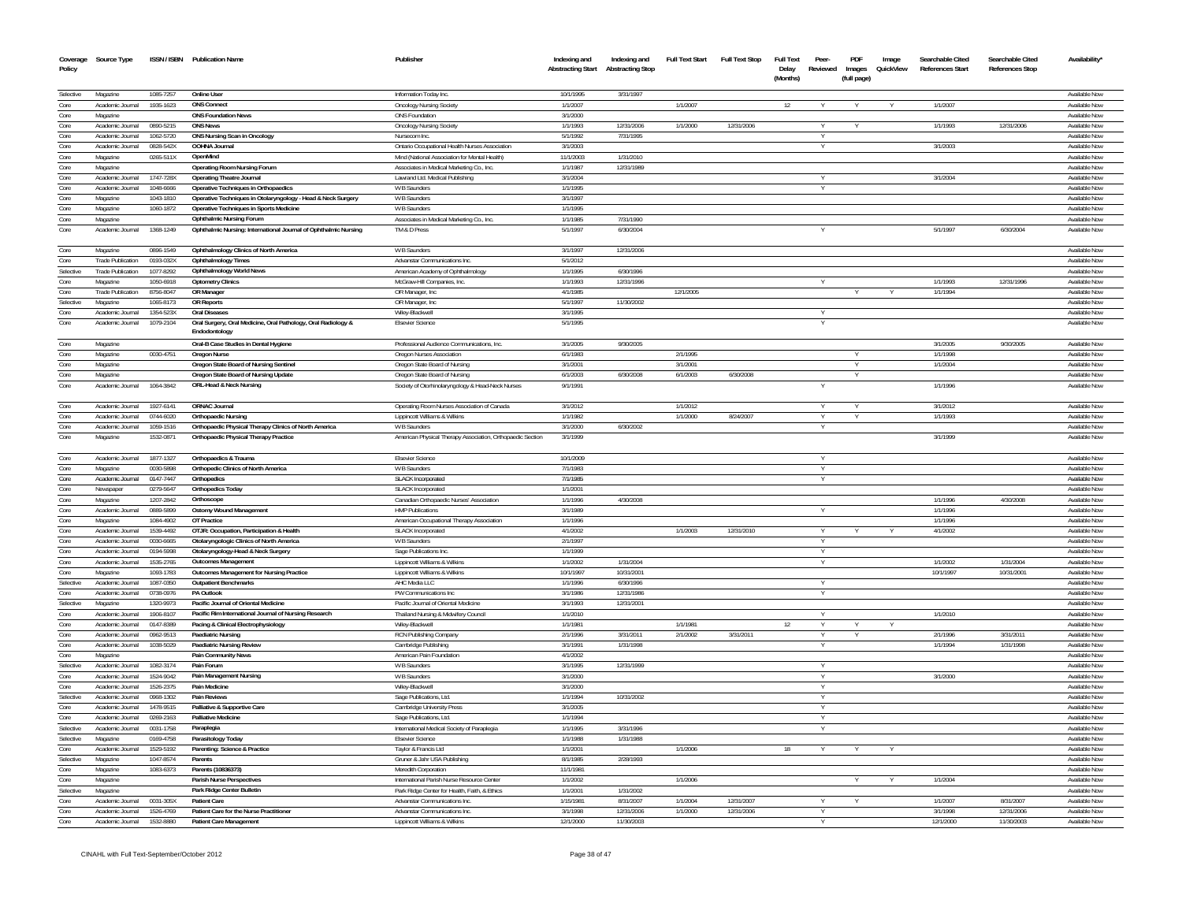| Coverage Policy | Source Type | ISSN / ISBN | Publication Name | Publisher | Indexing and Abstracting Start | Indexing and Abstracting Stop | Full Text Start | Full Text Stop | Full Text Delay (Months) | Peer-Reviewed | PDF Images (full page) | Image QuickView | Searchable Cited References Start | Searchable Cited References Stop | Availability* |
|---|---|---|---|---|---|---|---|---|---|---|---|---|---|---|---|
| Selective | Magazine | 1085-7257 | Online User | Information Today Inc. | 10/1/1995 | 3/31/1997 | | | | | | | | | Available Now |
| Core | Academic Journal | 1935-1623 | ONS Connect | Oncology Nursing Society | 1/1/2007 | | 1/1/2007 | | 12 | Y | Y | Y | 1/1/2007 | | Available Now |
| Core | Magazine | | ONS Foundation News | ONS Foundation | 3/1/2000 | | | | | | | | | | Available Now |
| Core | Academic Journal | 0890-5215 | ONS News | Oncology Nursing Society | 1/1/1993 | 12/31/2006 | 1/1/2000 | 12/31/2006 | | Y | Y | | 1/1/1993 | 12/31/2006 | Available Now |
| Core | Academic Journal | 1062-5720 | ONS Nursing Scan in Oncology | Nursecom Inc. | 5/1/1992 | 7/31/1995 | | | | Y | | | | | Available Now |
| Core | Academic Journal | 0828-542X | OOHNA Journal | Ontario Occupational Health Nurses Association | 3/1/2003 | | | | | Y | | | 3/1/2003 | | Available Now |
| Core | Magazine | 0265-511X | OpenMind | Mind (National Association for Mental Health) | 11/1/2003 | 1/31/2010 | | | | | | | | | Available Now |
| Core | Magazine | | Operating Room Nursing Forum | Associates in Medical Marketing Co., Inc. | 1/1/1987 | 12/31/1989 | | | | | | | | | Available Now |
| Core | Academic Journal | 1747-728X | Operating Theatre Journal | Lawrand Ltd. Medical Publishing | 3/1/2004 | | | | | Y | | | 3/1/2004 | | Available Now |
| Core | Academic Journal | 1048-6666 | Operative Techniques in Orthopaedics | W B Saunders | 1/1/1995 | | | | | Y | | | | | Available Now |
| Core | Magazine | 1043-1810 | Operative Techniques in Otolaryngology - Head & Neck Surgery | W B Saunders | 3/1/1997 | | | | | | | | | | Available Now |
| Core | Magazine | 1060-1872 | Operative Techniques in Sports Medicine | W B Saunders | 1/1/1995 | | | | | | | | | | Available Now |
| Core | Magazine | | Ophthalmic Nursing Forum | Associates in Medical Marketing Co., Inc. | 1/1/1985 | 7/31/1990 | | | | | | | | | Available Now |
| Core | Academic Journal | 1368-1249 | Ophthalmic Nursing: International Journal of Ophthalmic Nursing | TM & D Press | 5/1/1997 | 6/30/2004 | | | | Y | | | 5/1/1997 | 6/30/2004 | Available Now |
| Core | Magazine | 0896-1549 | Ophthalmology Clinics of North America | W B Saunders | 3/1/1997 | 12/31/2006 | | | | | | | | | Available Now |
| Core | Trade Publication | 0193-032X | Ophthalmology Times | Advanstar Communications Inc. | 5/1/2012 | | | | | | | | | | Available Now |
| Selective | Trade Publication | 1077-8292 | Ophthalmology World News | American Academy of Ophthalmology | 1/1/1995 | 6/30/1996 | | | | | | | | | Available Now |
| Core | Magazine | 1050-6918 | Optometry Clinics | McGraw-Hill Companies, Inc. | 1/1/1993 | 12/31/1996 | | | | Y | | | 1/1/1993 | 12/31/1996 | Available Now |
| Core | Trade Publication | 8756-8047 | OR Manager | OR Manager, Inc | 4/1/1985 | | 12/1/2005 | | | | Y | Y | 1/1/1994 | | Available Now |
| Selective | Magazine | 1065-8173 | OR Reports | OR Manager, Inc | 5/1/1997 | 11/30/2002 | | | | | | | | | Available Now |
| Core | Academic Journal | 1354-523X | Oral Diseases | Wiley-Blackwell | 3/1/1995 | | | | | Y | | | | | Available Now |
| Core | Academic Journal | 1079-2104 | Oral Surgery, Oral Medicine, Oral Pathology, Oral Radiology & Endodontology | Elsevier Science | 5/1/1995 | | | | | Y | | | | | Available Now |
| Core | Magazine | | Oral-B Case Studies in Dental Hygiene | Professional Audience Communications, Inc. | 3/1/2005 | 9/30/2005 | | | | | | | 3/1/2005 | 9/30/2005 | Available Now |
| Core | Magazine | 0030-4751 | Oregon Nurse | Oregon Nurses Association | 6/1/1983 | | 2/1/1995 | | | | Y | | 1/1/1998 | | Available Now |
| Core | Magazine | | Oregon State Board of Nursing Sentinel | Oregon State Board of Nursing | 3/1/2001 | | 3/1/2001 | | | | Y | | 1/1/2004 | | Available Now |
| Core | Magazine | | Oregon State Board of Nursing Update | Oregon State Board of Nursing | 6/1/2003 | 6/30/2008 | 6/1/2003 | 6/30/2008 | | | Y | | | | Available Now |
| Core | Academic Journal | 1064-3842 | ORL-Head & Neck Nursing | Society of Otorhinolaryngology & Head-Neck Nurses | 9/1/1991 | | | | | Y | | | 1/1/1996 | | Available Now |
| Core | Academic Journal | 1927-6141 | ORNAC Journal | Operating Room Nurses Association of Canada | 3/1/2012 | | 1/1/2012 | | | Y | Y | | 3/1/2012 | | Available Now |
| Core | Academic Journal | 0744-6020 | Orthopaedic Nursing | Lippincott Williams & Wilkins | 1/1/1982 | | 1/1/2000 | 8/24/2007 | | Y | Y | | 1/1/1993 | | Available Now |
| Core | Academic Journal | 1059-1516 | Orthopaedic Physical Therapy Clinics of North America | W B Saunders | 3/1/2000 | 6/30/2002 | | | | Y | | | | | Available Now |
| Core | Magazine | 1532-0871 | Orthopaedic Physical Therapy Practice | American Physical Therapy Association, Orthopaedic Section | 3/1/1999 | | | | | | | | 3/1/1999 | | Available Now |
| Core | Academic Journal | 1877-1327 | Orthopaedics & Trauma | Elsevier Science | 10/1/2009 | | | | | Y | | | | | Available Now |
| Core | Magazine | 0030-5898 | Orthopedic Clinics of North America | W B Saunders | 7/1/1983 | | | | | Y | | | | | Available Now |
| Core | Academic Journal | 0147-7447 | Orthopedics | SLACK Incorporated | 7/1/1985 | | | | | Y | | | | | Available Now |
| Core | Newspaper | 0279-5647 | Orthopedics Today | SLACK Incorporated | 1/1/2001 | | | | | | | | | | Available Now |
| Core | Magazine | 1207-2842 | Orthoscope | Canadian Orthopaedic Nurses' Association | 1/1/1996 | 4/30/2008 | | | | | | | 1/1/1996 | 4/30/2008 | Available Now |
| Core | Academic Journal | 0889-5899 | Ostomy Wound Management | HMP Publications | 3/1/1989 | | | | | Y | | | 1/1/1996 | | Available Now |
| Core | Magazine | 1084-4902 | OT Practice | American Occupational Therapy Association | 1/1/1996 | | | | | | | | 1/1/1996 | | Available Now |
| Core | Academic Journal | 1539-4492 | OTJR: Occupation, Participation & Health | SLACK Incorporated | 4/1/2002 | | 1/1/2003 | 12/31/2010 | | Y | Y | Y | 4/1/2002 | | Available Now |
| Core | Academic Journal | 0030-6665 | Otolaryngologic Clinics of North America | W B Saunders | 2/1/1997 | | | | | Y | | | | | Available Now |
| Core | Academic Journal | 0194-5998 | Otolaryngology-Head & Neck Surgery | Sage Publications Inc. | 1/1/1999 | | | | | Y | | | | | Available Now |
| Core | Academic Journal | 1535-2765 | Outcomes Management | Lippincott Williams & Wilkins | 1/1/2002 | 1/31/2004 | | | | Y | | | 1/1/2002 | 1/31/2004 | Available Now |
| Core | Magazine | 1093-1783 | Outcomes Management for Nursing Practice | Lippincott Williams & Wilkins | 10/1/1997 | 10/31/2001 | | | | | | | 10/1/1997 | 10/31/2001 | Available Now |
| Selective | Academic Journal | 1087-0350 | Outpatient Benchmarks | AHC Media LLC | 1/1/1996 | 6/30/1996 | | | | Y | | | | | Available Now |
| Core | Academic Journal | 0738-0976 | PA Outlook | PW Communications Inc | 3/1/1986 | 12/31/1986 | | | | Y | | | | | Available Now |
| Selective | Magazine | 1320-9973 | Pacific Journal of Oriental Medicine | Pacific Journal of Oriental Medicine | 3/1/1993 | 12/31/2001 | | | | | | | | | Available Now |
| Core | Academic Journal | 1906-8107 | Pacific Rim International Journal of Nursing Research | Thailand Nursing & Midwifery Council | 1/1/2010 | | | | | Y | | | 1/1/2010 | | Available Now |
| Core | Academic Journal | 0147-8389 | Pacing & Clinical Electrophysiology | Wiley-Blackwell | 1/1/1981 | | 1/1/1981 | | 12 | Y | Y | Y | | | Available Now |
| Core | Academic Journal | 0962-9513 | Paediatric Nursing | RCN Publishing Company | 2/1/1996 | 3/31/2011 | 2/1/2002 | 3/31/2011 | | Y | Y | | 2/1/1996 | 3/31/2011 | Available Now |
| Core | Academic Journal | 1038-5029 | Paediatric Nursing Review | Cambridge Publishing | 3/1/1991 | 1/31/1998 | | | | Y | | | 1/1/1994 | 1/31/1998 | Available Now |
| Core | Magazine | | Pain Community News | American Pain Foundation | 4/1/2002 | | | | | | | | | | Available Now |
| Selective | Academic Journal | 1082-3174 | Pain Forum | W B Saunders | 3/1/1995 | 12/31/1999 | | | | Y | | | | | Available Now |
| Core | Academic Journal | 1524-9042 | Pain Management Nursing | W B Saunders | 3/1/2000 | | | | | Y | | | 3/1/2000 | | Available Now |
| Core | Academic Journal | 1526-2375 | Pain Medicine | Wiley-Blackwell | 3/1/2000 | | | | | Y | | | | | Available Now |
| Selective | Academic Journal | 0968-1302 | Pain Reviews | Sage Publications, Ltd. | 1/1/1994 | 10/31/2002 | | | | Y | | | | | Available Now |
| Core | Academic Journal | 1478-9515 | Palliative & Supportive Care | Cambridge University Press | 3/1/2005 | | | | | Y | | | | | Available Now |
| Core | Academic Journal | 0269-2163 | Palliative Medicine | Sage Publications, Ltd. | 1/1/1994 | | | | | Y | | | | | Available Now |
| Selective | Academic Journal | 0031-1758 | Paraplegia | International Medical Society of Paraplegia | 1/1/1995 | 3/31/1996 | | | | Y | | | | | Available Now |
| Selective | Magazine | 0169-4758 | Parasitology Today | Elsevier Science | 1/1/1988 | 1/31/1988 | | | | | | | | | Available Now |
| Core | Academic Journal | 1529-5192 | Parenting: Science & Practice | Taylor & Francis Ltd | 1/1/2001 | | 1/1/2006 | | 18 | Y | Y | Y | | | Available Now |
| Selective | Magazine | 1047-8574 | Parents | Gruner & Jahr USA Publishing | 8/1/1985 | 2/28/1993 | | | | | | | | | Available Now |
| Core | Magazine | 1083-6373 | Parents (10836373) | Meredith Corporation | 11/1/1981 | | | | | | | | | | Available Now |
| Core | Magazine | | Parish Nurse Perspectives | International Parish Nurse Resource Center | 1/1/2002 | | 1/1/2006 | | | | Y | Y | 1/1/2004 | | Available Now |
| Selective | Magazine | | Park Ridge Center Bulletin | Park Ridge Center for Health, Faith, & Ethics | 1/1/2001 | 1/31/2002 | | | | | | | | | Available Now |
| Core | Academic Journal | 0031-305X | Patient Care | Advanstar Communications Inc. | 1/15/1981 | 8/31/2007 | 1/1/2004 | 12/31/2007 | | Y | Y | | 1/1/2007 | 8/31/2007 | Available Now |
| Core | Academic Journal | 1526-4769 | Patient Care for the Nurse Practitioner | Advanstar Communications Inc. | 3/1/1998 | 12/31/2006 | 1/1/2000 | 12/31/2006 | | Y | | | 3/1/1998 | 12/31/2006 | Available Now |
| Core | Academic Journal | 1532-8880 | Patient Care Management | Lippincott Williams & Wilkins | 12/1/2000 | 11/30/2003 | | | | Y | | | 12/1/2000 | 11/30/2003 | Available Now |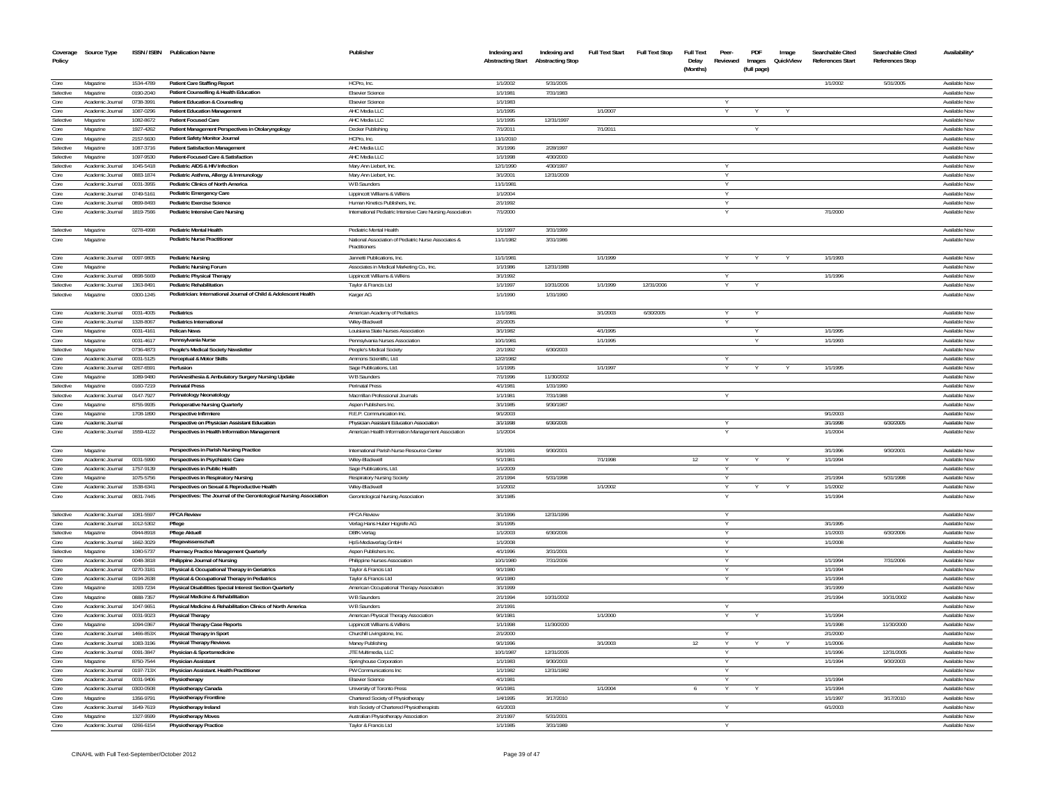| Coverage Policy | Source Type | ISSN / ISBN | Publication Name | Publisher | Indexing and Abstracting Start | Indexing and Abstracting Stop | Full Text Start | Full Text Stop | Full Text Delay (Months) | Peer-Reviewed | PDF Images (full page) | Image QuickView | Searchable Cited References Start | Searchable Cited References Stop | Availability* |
|---|---|---|---|---|---|---|---|---|---|---|---|---|---|---|---|
| Core | Magazine | 1534-4789 | Patient Care Staffing Report | HCPro, Inc. | 1/1/2002 | 5/31/2005 | | | | | | | 1/1/2002 | 5/31/2005 | Available Now |
| Selective | Magazine | 0190-2040 | Patient Counselling & Health Education | Elsevier Science | 1/1/1981 | 7/31/1983 | | | | | | | | | Available Now |
| Core | Academic Journal | 0738-3991 | Patient Education & Counseling | Elsevier Science | 1/1/1983 | | | | | Y | | | | | Available Now |
| Core | Academic Journal | 1087-0296 | Patient Education Management | AHC Media LLC | 1/1/1995 | | 1/1/2007 | | | Y | Y | Y | | | Available Now |
| Selective | Magazine | 1082-8672 | Patient Focused Care | AHC Media LLC | 1/1/1995 | 12/31/1997 | | | | | | | | | Available Now |
| Core | Magazine | 1927-4262 | Patient Management Perspectives in Otolaryngology | Decker Publishing | 7/1/2011 | | 7/1/2011 | | | | Y | | | | Available Now |
| Core | Magazine | 2157-5630 | Patient Safety Monitor Journal | HCPro, Inc. | 11/1/2010 | | | | | | | | | | Available Now |
| Selective | Magazine | 1087-3716 | Patient Satisfaction Management | AHC Media LLC | 3/1/1996 | 2/28/1997 | | | | | | | | | Available Now |
| Selective | Magazine | 1097-9530 | Patient-Focused Care & Satisfaction | AHC Media LLC | 1/1/1998 | 4/30/2000 | | | | | | | | | Available Now |
| Selective | Academic Journal | 1045-5418 | Pediatric AIDS & HIV Infection | Mary Ann Liebert, Inc. | 12/1/1990 | 4/30/1997 | | | | Y | | | | | Available Now |
| Core | Academic Journal | 0883-1874 | Pediatric Asthma, Allergy & Immunology | Mary Ann Liebert, Inc. | 3/1/2001 | 12/31/2009 | | | | Y | | | | | Available Now |
| Core | Academic Journal | 0031-3955 | Pediatric Clinics of North America | W B Saunders | 11/1/1981 | | | | | Y | | | | | Available Now |
| Core | Academic Journal | 0749-5161 | Pediatric Emergency Care | Lippincott Williams & Wilkins | 1/1/2004 | | | | | Y | | | | | Available Now |
| Core | Academic Journal | 0899-8493 | Pediatric Exercise Science | Human Kinetics Publishers, Inc. | 2/1/1992 | | | | | Y | | | | | Available Now |
| Core | Academic Journal | 1819-7566 | Pediatric Intensive Care Nursing | International Pediatric Intensive Care Nursing Association | 7/1/2000 | | | | | Y | | | 7/1/2000 | | Available Now |
| Selective | Magazine | 0278-4998 | Pediatric Mental Health | Pediatric Mental Health | 1/1/1997 | 3/31/1999 | | | | | | | | | Available Now |
| Core | Magazine | | Pediatric Nurse Practitioner | National Association of Pediatric Nurse Associates & Practitioners | 11/1/1982 | 3/31/1986 | | | | | | | | | Available Now |
| Core | Academic Journal | 0097-9805 | Pediatric Nursing | Jannetti Publications, Inc. | 11/1/1981 | | 1/1/1999 | | | Y | Y | Y | 1/1/1993 | | Available Now |
| Core | Magazine | | Pediatric Nursing Forum | Associates in Medical Marketing Co., Inc. | 1/1/1986 | 12/31/1988 | | | | | | | | | Available Now |
| Core | Academic Journal | 0898-5669 | Pediatric Physical Therapy | Lippincott Williams & Wilkins | 3/1/1992 | | | | | Y | | | 1/1/1996 | | Available Now |
| Selective | Academic Journal | 1363-8491 | Pediatric Rehabilitation | Taylor & Francis Ltd | 1/1/1997 | 10/31/2006 | 1/1/1999 | 12/31/2006 | | Y | Y | | | | Available Now |
| Selective | Magazine | 0300-1245 | Pediatrician: International Journal of Child & Adolescent Health | Karger AG | 1/1/1990 | 1/31/1990 | | | | | | | | | Available Now |
| Core | Academic Journal | 0031-4005 | Pediatrics | American Academy of Pediatrics | 11/1/1981 | | 3/1/2003 | 6/30/2005 | | Y | Y | | | | Available Now |
| Core | Academic Journal | 1328-8067 | Pediatrics International | Wiley-Blackwell | 2/1/2005 | | | | | Y | | | | | Available Now |
| Core | Magazine | 0031-4161 | Pelican News | Louisiana State Nurses Association | 3/1/1982 | | 4/1/1995 | | | | Y | | 1/1/1995 | | Available Now |
| Core | Magazine | 0031-4617 | Pennsylvania Nurse | Pennsylvania Nurses Association | 10/1/1981 | | 1/1/1995 | | | | Y | | 1/1/1993 | | Available Now |
| Selective | Magazine | 0736-4873 | People's Medical Society Newsletter | People's Medical Society | 2/1/1992 | 6/30/2003 | | | | | | | | | Available Now |
| Core | Academic Journal | 0031-5125 | Perceptual & Motor Skills | Ammons Scientific, Ltd. | 12/2/1982 | | | | | Y | | | | | Available Now |
| Core | Academic Journal | 0267-6591 | Perfusion | Sage Publications, Ltd. | 1/1/1995 | | 1/1/1997 | | | Y | Y | Y | 1/1/1995 | | Available Now |
| Core | Magazine | 1089-9480 | PeriAnesthesia & Ambulatory Surgery Nursing Update | W B Saunders | 7/1/1996 | 11/30/2002 | | | | | | | | | Available Now |
| Selective | Magazine | 0160-7219 | Perinatal Press | Perinatal Press | 4/1/1981 | 1/31/1990 | | | | | | | | | Available Now |
| Selective | Academic Journal | 0147-7927 | Perinatology Neonatology | Macmillan Professional Journals | 1/1/1981 | 7/31/1988 | | | | Y | | | | | Available Now |
| Core | Magazine | 8755-9935 | Perioperative Nursing Quarterly | Aspen Publishers Inc. | 3/1/1985 | 9/30/1987 | | | | | | | | | Available Now |
| Core | Magazine | 1708-1890 | Perspective Infirmiere | R.E.P. Communication Inc. | 9/1/2003 | | | | | | | | 9/1/2003 | | Available Now |
| Core | Academic Journal | | Perspective on Physician Assistant Education | Physician Assistant Education Association | 3/1/1998 | 6/30/2005 | | | | Y | | | 3/1/1998 | 6/30/2005 | Available Now |
| Core | Academic Journal | 1559-4122 | Perspectives in Health Information Management | American Health Information Management Association | 1/1/2004 | | | | | Y | | | 1/1/2004 | | Available Now |
| Core | Magazine | | Perspectives in Parish Nursing Practice | International Parish Nurse Resource Center | 3/1/1991 | 9/30/2001 | | | | | | | 3/1/1996 | 9/30/2001 | Available Now |
| Core | Academic Journal | 0031-5990 | Perspectives in Psychiatric Care | Wiley-Blackwell | 5/1/1981 | | 7/1/1998 | | 12 | Y | Y | Y | 1/1/1994 | | Available Now |
| Core | Academic Journal | 1757-9139 | Perspectives in Public Health | Sage Publications, Ltd. | 1/1/2009 | | | | | Y | | | | | Available Now |
| Core | Magazine | 1075-5756 | Perspectives in Respiratory Nursing | Respiratory Nursing Society | 2/1/1994 | 5/31/1998 | | | | Y | | | 2/1/1994 | 5/31/1998 | Available Now |
| Core | Academic Journal | 1538-6341 | Perspectives on Sexual & Reproductive Health | Wiley-Blackwell | 1/1/2002 | | 1/1/2002 | | | Y | Y | Y | 1/1/2002 | | Available Now |
| Core | Academic Journal | 0831-7445 | Perspectives: The Journal of the Gerontological Nursing Association | Gerontological Nursing Association | 3/1/1985 | | | | | Y | | | 1/1/1994 | | Available Now |
| Selective | Academic Journal | 1081-5597 | PFCA Review | PFCA Review | 3/1/1996 | 12/31/1996 | | | | Y | | | | | Available Now |
| Core | Academic Journal | 1012-5302 | Pflege | Verlag Hans Huber Hogrefe AG | 3/1/1995 | | | | | Y | | | 3/1/1995 | | Available Now |
| Selective | Magazine | 0944-8918 | Pflege Aktuell | DBfK-Verlag | 1/1/2003 | 6/30/2006 | | | | Y | | | 1/1/2003 | 6/30/2006 | Available Now |
| Core | Academic Journal | 1662-3029 | Pflegewissenschaft | HpS-Mediaverlag GmbH | 1/1/2008 | | | | | Y | | | 1/1/2008 | | Available Now |
| Selective | Magazine | 1080-5737 | Pharmacy Practice Management Quarterly | Aspen Publishers Inc. | 4/1/1996 | 3/31/2001 | | | | Y | | | | | Available Now |
| Core | Academic Journal | 0048-3818 | Philippine Journal of Nursing | Philippine Nurses Association | 10/1/1980 | 7/31/2006 | | | | Y | | | 1/1/1994 | 7/31/2006 | Available Now |
| Core | Academic Journal | 0270-3181 | Physical & Occupational Therapy in Geriatrics | Taylor & Francis Ltd | 9/1/1980 | | | | | Y | | | 1/1/1994 | | Available Now |
| Core | Academic Journal | 0194-2638 | Physical & Occupational Therapy in Pediatrics | Taylor & Francis Ltd | 9/1/1980 | | | | | Y | | | 1/1/1994 | | Available Now |
| Core | Magazine | 1093-7234 | Physical Disabilities Special Interest Section Quarterly | American Occupational Therapy Association | 3/1/1999 | | | | | | | | 3/1/1999 | | Available Now |
| Core | Magazine | 0888-7357 | Physical Medicine & Rehabilitation | W B Saunders | 2/1/1994 | 10/31/2002 | | | | | | | 2/1/1994 | 10/31/2002 | Available Now |
| Core | Academic Journal | 1047-9651 | Physical Medicine & Rehabilitation Clinics of North America | W B Saunders | 2/1/1991 | | | | | Y | | | | | Available Now |
| Core | Academic Journal | 0031-9023 | Physical Therapy | American Physical Therapy Association | 9/1/1981 | | 1/1/2000 | | | Y | Y | | 1/1/1994 | | Available Now |
| Core | Magazine | 1094-0367 | Physical Therapy Case Reports | Lippincott Williams & Wilkins | 1/1/1998 | 11/30/2000 | | | | | | | 1/1/1998 | 11/30/2000 | Available Now |
| Core | Academic Journal | 1466-853X | Physical Therapy in Sport | Churchill Livingstone, Inc. | 2/1/2000 | | | | | Y | | | 2/1/2000 | | Available Now |
| Core | Academic Journal | 1083-3196 | Physical Therapy Reviews | Maney Publishing | 9/1/1996 | | 3/1/2003 | | 12 | Y | Y | Y | 1/1/2006 | | Available Now |
| Core | Academic Journal | 0091-3847 | Physician & Sportsmedicine | JTE Multimedia, LLC | 10/1/1987 | 12/31/2005 | | | | Y | | | 1/1/1996 | 12/31/2005 | Available Now |
| Core | Magazine | 8750-7544 | Physician Assistant | Springhouse Corporation | 1/1/1983 | 9/30/2003 | | | | Y | | | 1/1/1994 | 9/30/2003 | Available Now |
| Core | Academic Journal | 0197-713X | Physician Assistant. Health Practitioner | PW Communications Inc | 1/1/1982 | 12/31/1982 | | | | Y | | | | | Available Now |
| Core | Academic Journal | 0031-9406 | Physiotherapy | Elsevier Science | 4/1/1981 | | | | | Y | | | 1/1/1994 | | Available Now |
| Core | Academic Journal | 0300-0508 | Physiotherapy Canada | University of Toronto Press | 9/1/1981 | | 1/1/2004 | | 6 | Y | Y | | 1/1/1994 | | Available Now |
| Core | Magazine | 1356-9791 | Physiotherapy Frontline | Chartered Society of Physiotherapy | 1/4/1995 | 3/17/2010 | | | | | | | 1/1/1997 | 3/17/2010 | Available Now |
| Core | Academic Journal | 1649-7619 | Physiotherapy Ireland | Irish Society of Chartered Physiotherapists | 6/1/2003 | | | | | Y | | | 6/1/2003 | | Available Now |
| Core | Magazine | 1327-9599 | Physiotherapy Moves | Australian Physiotherapy Association | 2/1/1997 | 5/31/2001 | | | | | | | | | Available Now |
| Core | Academic Journal | 0266-6154 | Physiotherapy Practice | Taylor & Francis Ltd | 1/1/1985 | 3/31/1989 | | | | Y | | | | | Available Now |

CINAHL with Full Text-September/October 2012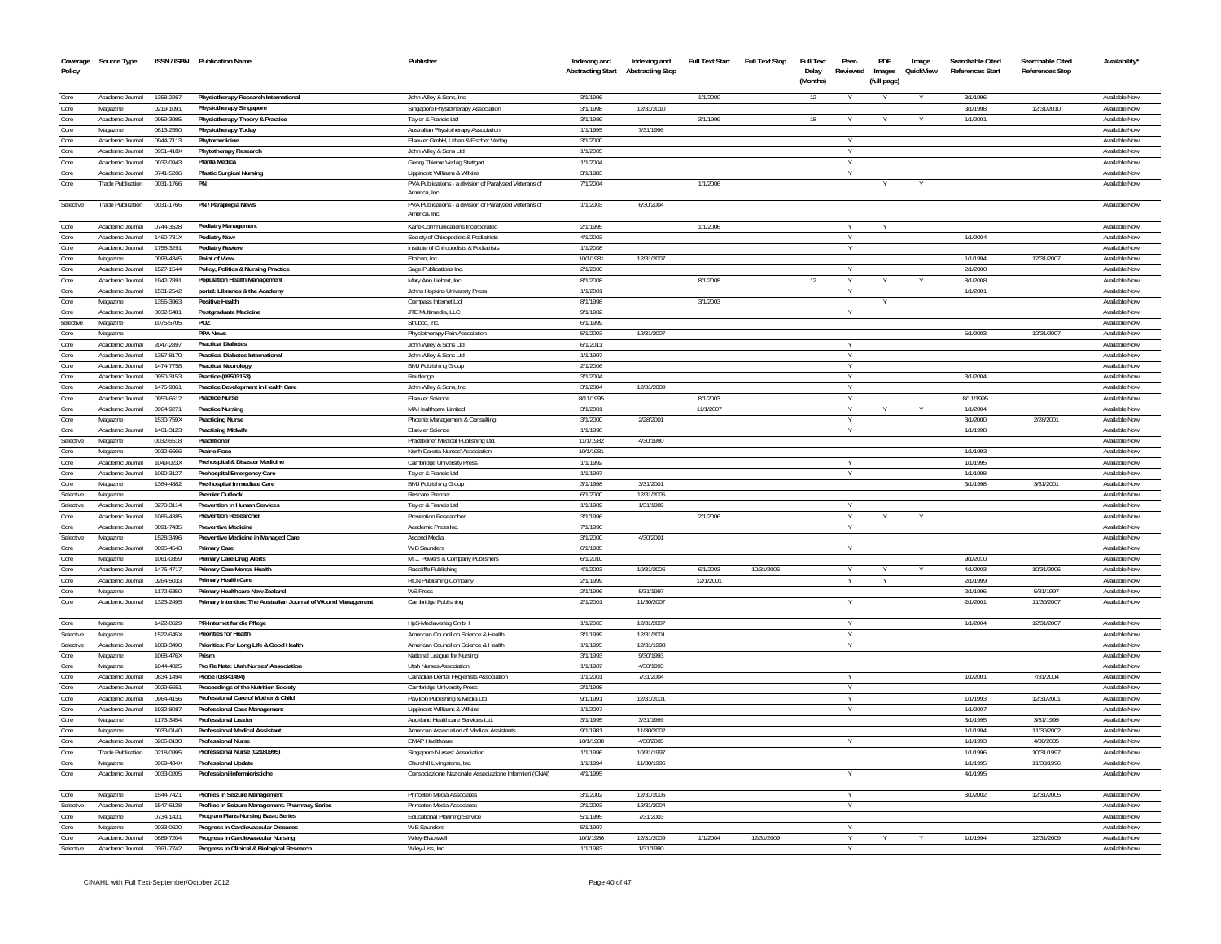| Coverage Policy | Source Type | ISSN / ISBN | Publication Name | Publisher | Indexing and Abstracting Start | Indexing and Abstracting Stop | Full Text Start | Full Text Stop | Full Text Delay (Months) | Peer-Reviewed | PDF Images (full page) | Image QuickView | Searchable Cited References Start | Searchable Cited References Stop | Availability* |
|---|---|---|---|---|---|---|---|---|---|---|---|---|---|---|---|
| Core | Academic Journal | 1358-2267 | Physiotherapy Research International | John Wiley & Sons, Inc. | 3/1/1996 | | 1/1/2000 | | 12 | Y | Y | Y | 3/1/1996 | | Available Now |
| Core | Magazine | 0219-1091 | Physiotherapy Singapore | Singapore Physiotherapy Association | 3/1/1998 | 12/31/2010 | | | | | | | 3/1/1998 | 12/31/2010 | Available Now |
| Core | Academic Journal | 0959-3985 | Physiotherapy Theory & Practice | Taylor & Francis Ltd | 3/1/1989 | | 3/1/1999 | | 18 | Y | Y | Y | 1/1/2001 | | Available Now |
| Core | Magazine | 0813-2550 | Physiotherapy Today | Australian Physiotherapy Association | 1/1/1995 | 7/31/1996 | | | | | | | | | Available Now |
| Core | Academic Journal | 0944-7113 | Phytomedicine | Elsevier GmbH, Urban & Fischer Verlag | 3/1/2000 | | | | | Y | | | | | Available Now |
| Core | Academic Journal | 0951-418X | Phytotherapy Research | John Wiley & Sons Ltd | 1/1/2005 | | | | | Y | | | | | Available Now |
| Core | Academic Journal | 0032-0943 | Planta Medica | Georg Thieme Verlag Stuttgart | 1/1/2004 | | | | | Y | | | | | Available Now |
| Core | Academic Journal | 0741-5206 | Plastic Surgical Nursing | Lippincott Williams & Wilkins | 3/1/1983 | | | | | Y | | | | | Available Now |
| Core | Trade Publication | 0031-1766 | PN | PVA Publications - a division of Paralyzed Veterans of America, Inc. | 7/1/2004 | | 1/1/2006 | | | | Y | Y | | | Available Now |
| Selective | Trade Publication | 0031-1766 | PN / Paraplegia News | PVA Publications - a division of Paralyzed Veterans of America, Inc. | 1/1/2003 | 6/30/2004 | | | | | | | | | Available Now |
| Core | Academic Journal | 0744-3528 | Podiatry Management | Kane Communications Incorporated | 2/1/1995 | | 1/1/2006 | | | Y | Y | | | | Available Now |
| Core | Academic Journal | 1460-731X | Podiatry Now | Society of Chiropodists & Podiatrists | 4/1/2003 | | | | | Y | | | 1/1/2004 | | Available Now |
| Core | Academic Journal | 1756-3291 | Podiatry Review | Institute of Chiropodists & Podiatrists | 1/1/2008 | | | | | Y | | | | | Available Now |
| Core | Magazine | 0098-4345 | Point of View | Ethicon, Inc. | 10/1/1981 | 12/31/2007 | | | | | | | 1/1/1994 | 12/31/2007 | Available Now |
| Core | Academic Journal | 1527-1544 | Policy, Politics & Nursing Practice | Sage Publications Inc. | 2/1/2000 | | | | | Y | | | 2/1/2000 | | Available Now |
| Core | Academic Journal | 1942-7891 | Population Health Management | Mary Ann Liebert, Inc. | 8/1/2008 | | 8/1/2008 | | 12 | Y | Y | Y | 8/1/2008 | | Available Now |
| Core | Academic Journal | 1531-2542 | portal: Libraries & the Academy | Johns Hopkins University Press | 1/1/2001 | | | | | Y | | | 1/1/2001 | | Available Now |
| Core | Magazine | 1356-3963 | Positive Health | Compass Internet Ltd | 8/1/1998 | | 3/1/2003 | | | | Y | | | | Available Now |
| Core | Academic Journal | 0032-5481 | Postgraduate Medicine | JTE Multimedia, LLC | 9/1/1982 | | | | | Y | | | | | Available Now |
| selective | Magazine | 1075-5705 | POZ | Strubco, Inc. | 6/1/1999 | | | | | | | | | | Available Now |
| Core | Magazine | | PPA News | Physiotherapy Pain Association | 5/1/2003 | 12/31/2007 | | | | | | | 5/1/2003 | 12/31/2007 | Available Now |
| Core | Academic Journal | 2047-2897 | Practical Diabetes | John Wiley & Sons Ltd | 6/1/2011 | | | | | Y | | | | | Available Now |
| Core | Academic Journal | 1357-8170 | Practical Diabetes International | John Wiley & Sons Ltd | 1/1/1997 | | | | | Y | | | | | Available Now |
| Core | Academic Journal | 1474-7758 | Practical Neurology | BMJ Publishing Group | 2/1/2006 | | | | | Y | | | | | Available Now |
| Core | Academic Journal | 0950-3153 | Practice (09503153) | Routledge | 3/1/2004 | | | | | Y | | | 3/1/2004 | | Available Now |
| Core | Academic Journal | 1475-9861 | Practice Development in Health Care | John Wiley & Sons, Inc. | 3/1/2004 | 12/31/2009 | | | | Y | | | | | Available Now |
| Core | Academic Journal | 0953-6612 | Practice Nurse | Elsevier Science | 8/11/1995 | | 8/1/2003 | | | Y | | | 8/11/1995 | | Available Now |
| Core | Academic Journal | 0964-9271 | Practice Nursing | MA Healthcare Limited | 3/1/2001 | | 11/1/2007 | | | Y | Y | Y | 1/1/2004 | | Available Now |
| Core | Magazine | 1530-759X | Practicing Nurse | Phoenix Management & Consulting | 3/1/2000 | 2/28/2001 | | | | Y | | | 3/1/2000 | 2/28/2001 | Available Now |
| Core | Academic Journal | 1461-3123 | Practising Midwife | Elsevier Science | 1/1/1998 | | | | | Y | | | 1/1/1998 | | Available Now |
| Selective | Magazine | 0032-6518 | Practitioner | Practitioner Medical Publishing Ltd. | 11/1/1982 | 4/30/1990 | | | | | | | | | Available Now |
| Core | Magazine | 0032-6666 | Prairie Rose | North Dakota Nurses' Association | 10/1/1981 | | | | | | | | 1/1/1993 | | Available Now |
| Core | Academic Journal | 1049-023X | Prehospital & Disaster Medicine | Cambridge University Press | 1/1/1992 | | | | | Y | | | 1/1/1995 | | Available Now |
| Core | Academic Journal | 1090-3127 | Prehospital Emergency Care | Taylor & Francis Ltd | 1/1/1997 | | | | | Y | | | 1/1/1998 | | Available Now |
| Core | Magazine | 1364-4882 | Pre-hospital Immediate Care | BMJ Publishing Group | 3/1/1998 | 3/31/2001 | | | | | | | 3/1/1998 | 3/31/2001 | Available Now |
| Selective | Magazine | | Premier Outlook | Rescare Premier | 6/1/2000 | 12/31/2005 | | | | | | | | | Available Now |
| Selective | Academic Journal | 0270-3114 | Prevention in Human Services | Taylor & Francis Ltd | 1/1/1989 | 1/31/1989 | | | | Y | | | | | Available Now |
| Core | Academic Journal | 1086-4385 | Prevention Researcher | Prevention Researcher | 3/1/1996 | | 2/1/2006 | | | Y | Y | Y | | | Available Now |
| Core | Academic Journal | 0091-7435 | Preventive Medicine | Academic Press Inc. | 7/1/1990 | | | | | Y | | | | | Available Now |
| Selective | Magazine | 1528-3496 | Preventive Medicine in Managed Care | Ascend Media | 3/1/2000 | 4/30/2001 | | | | | | | | | Available Now |
| Core | Academic Journal | 0095-4543 | Primary Care | W B Saunders | 6/1/1985 | | | | | Y | | | | | Available Now |
| Core | Magazine | 1061-0359 | Primary Care Drug Alerts | M. J. Powers & Company Publishers | 6/1/2010 | | | | | | | | 9/1/2010 | | Available Now |
| Core | Academic Journal | 1476-4717 | Primary Care Mental Health | Radcliffe Publishing | 4/1/2003 | 10/31/2006 | 6/1/2003 | 10/31/2006 | | Y | Y | Y | 4/1/2003 | 10/31/2006 | Available Now |
| Core | Academic Journal | 0264-5033 | Primary Health Care | RCN Publishing Company | 2/1/1999 | | 12/1/2001 | | | Y | Y | | 2/1/1999 | | Available Now |
| Core | Magazine | 1172-6350 | Primary Healthcare New Zealand | WS Press | 2/1/1996 | 5/31/1997 | | | | | | | 2/1/1996 | 5/31/1997 | Available Now |
| Core | Academic Journal | 1323-2495 | Primary Intention: The Australian Journal of Wound Management | Cambridge Publishing | 2/1/2001 | 11/30/2007 | | | | Y | | | 2/1/2001 | 11/30/2007 | Available Now |
| Core | Magazine | 1422-8629 | PR-Internet fur die Pflege | HpS-Mediaverlag GmbH | 1/1/2003 | 12/31/2007 | | | | Y | | | 1/1/2004 | 12/31/2007 | Available Now |
| Selective | Magazine | 1522-645X | Priorities for Health | American Council on Science & Health | 3/1/1999 | 12/31/2001 | | | | Y | | | | | Available Now |
| Selective | Academic Journal | 1089-3490 | Priorities: For Long Life & Good Health | American Council on Science & Health | 1/1/1995 | 12/31/1998 | | | | Y | | | | | Available Now |
| Core | Magazine | 1068-476X | Prism | National League for Nursing | 3/1/1993 | 9/30/1993 | | | | | | | | | Available Now |
| Core | Magazine | 1044-4025 | Pro Re Nata: Utah Nurses' Association | Utah Nurses Association | 1/1/1987 | 4/30/1993 | | | | | | | | | Available Now |
| Core | Academic Journal | 0834-1494 | Probe (08341494) | Canadian Dental Hygienists Association | 1/1/2001 | 7/31/2004 | | | | Y | | | 1/1/2001 | 7/31/2004 | Available Now |
| Core | Academic Journal | 0029-6651 | Proceedings of the Nutrition Society | Cambridge University Press | 2/1/1998 | | | | | Y | | | | | Available Now |
| Core | Academic Journal | 0964-4156 | Professional Care of Mother & Child | Pavilion Publishing & Media Ltd | 9/1/1991 | 12/31/2001 | | | | Y | | | 1/1/1993 | 12/31/2001 | Available Now |
| Core | Academic Journal | 1932-8087 | Professional Case Management | Lippincott Williams & Wilkins | 1/1/2007 | | | | | Y | | | 1/1/2007 | | Available Now |
| Core | Magazine | 1173-3454 | Professional Leader | Auckland Healthcare Services Ltd. | 3/1/1995 | 3/31/1999 | | | | | | | 3/1/1995 | 3/31/1999 | Available Now |
| Core | Magazine | 0033-0140 | Professional Medical Assistant | American Association of Medical Assistants | 9/1/1981 | 11/30/2002 | | | | | | | 1/1/1994 | 11/30/2002 | Available Now |
| Core | Academic Journal | 0266-8130 | Professional Nurse | EMAP Healthcare | 10/1/1988 | 4/30/2005 | | | | Y | | | 1/1/1993 | 4/30/2005 | Available Now |
| Core | Trade Publication | 0218-0995 | Professional Nurse (02180995) | Singapore Nurses' Association | 1/1/1996 | 10/31/1997 | | | | | | | 1/1/1996 | 10/31/1997 | Available Now |
| Core | Magazine | 0969-434X | Professional Update | Churchill Livingstone, Inc. | 1/1/1994 | 11/30/1996 | | | | | | | 1/1/1995 | 11/30/1996 | Available Now |
| Core | Academic Journal | 0033-0205 | Professioni Infermieristiche | Consociazione Nazionale Associazione Infermieri (CNAI) | 4/1/1995 | | | | | Y | | | 4/1/1995 | | Available Now |
| Core | Magazine | 1544-7421 | Profiles in Seizure Management | Princeton Media Associates | 3/1/2002 | 12/31/2005 | | | | Y | | | 3/1/2002 | 12/31/2005 | Available Now |
| Selective | Academic Journal | 1547-6138 | Profiles in Seizure Management: Pharmacy Series | Princeton Media Associates | 2/1/2003 | 12/31/2004 | | | | Y | | | | | Available Now |
| Core | Magazine | 0734-1431 | Program Plans Nursing Basic Series | Educational Planning Service | 5/1/1995 | 7/31/2003 | | | | | | | | | Available Now |
| Core | Magazine | 0033-0620 | Progress in Cardiovascular Diseases | W B Saunders | 5/1/1997 | | | | | Y | | | | | Available Now |
| Core | Academic Journal | 0889-7204 | Progress in Cardiovascular Nursing | Wiley-Blackwell | 10/1/1986 | 12/31/2009 | 1/1/2004 | 12/31/2009 | | Y | Y | Y | 1/1/1994 | 12/31/2009 | Available Now |
| Selective | Academic Journal | 0361-7742 | Progress in Clinical & Biological Research | Wiley-Liss, Inc. | 1/1/1983 | 1/31/1990 | | | | Y | | | | | Available Now |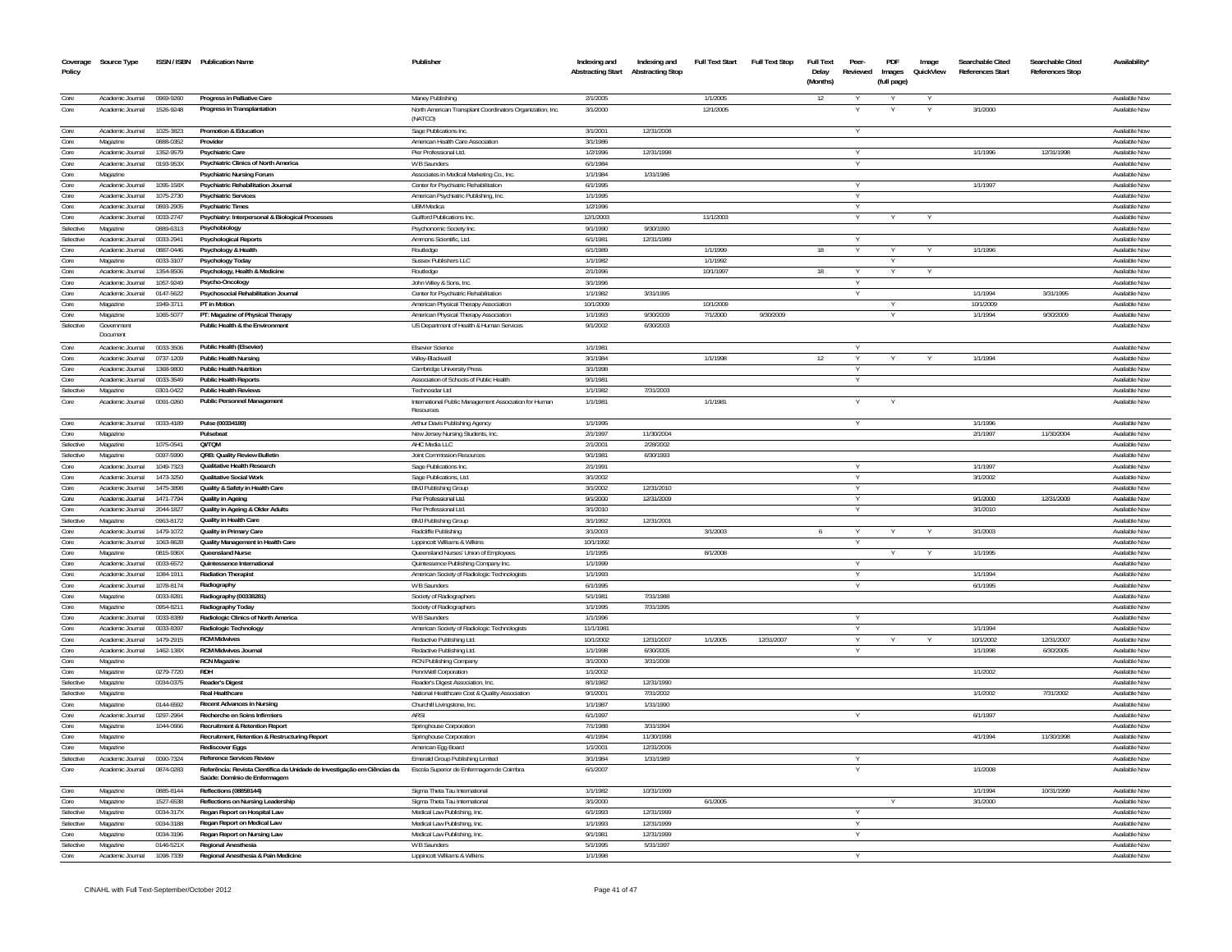| Coverage Policy | Source Type | ISSN / ISBN | Publication Name | Publisher | Indexing and Abstracting Start | Indexing and Abstracting Stop | Full Text Start | Full Text Stop | Full Text Delay (Months) | Peer-Reviewed | PDF Images (full page) | Image QuickView | Searchable Cited References Start | Searchable Cited References Stop | Availability* |
|---|---|---|---|---|---|---|---|---|---|---|---|---|---|---|---|
| Core | Academic Journal | 0969-9260 | Progress in Palliative Care | Maney Publishing | 2/1/2005 | | 1/1/2005 | | 12 | Y | Y | Y | | | Available Now |
| Core | Academic Journal | 1526-9248 | Progress in Transplantation | North American Transplant Coordinators Organization, Inc. (NATCO) | 3/1/2000 | | 12/1/2005 | | | Y | Y | Y | 3/1/2000 | | Available Now |
| Core | Academic Journal | 1025-3823 | Promotion & Education | Sage Publications Inc. | 3/1/2001 | 12/31/2008 | | | | Y | | | | | Available Now |
| Core | Magazine | 0888-0352 | Provider | American Health Care Association | 3/1/1986 | | | | | | | | | | Available Now |
| Core | Academic Journal | 1352-9579 | Psychiatric Care | Pier Professional Ltd. | 1/2/1996 | 12/31/1998 | | | | Y | | | 1/1/1996 | 12/31/1998 | Available Now |
| Core | Academic Journal | 0193-953X | Psychiatric Clinics of North America | W B Saunders | 6/1/1984 | | | | | Y | | | | | Available Now |
| Core | Magazine | | Psychiatric Nursing Forum | Associates in Medical Marketing Co., Inc. | 1/1/1984 | 1/31/1986 | | | | | | | | | Available Now |
| Core | Academic Journal | 1095-158X | Psychiatric Rehabilitation Journal | Center for Psychiatric Rehabilitation | 6/1/1995 | | | | | Y | | | 1/1/1997 | | Available Now |
| Core | Academic Journal | 1075-2730 | Psychiatric Services | American Psychiatric Publishing, Inc. | 1/1/1995 | | | | | Y | | | | | Available Now |
| Core | Academic Journal | 0893-2905 | Psychiatric Times | UBM Medica | 1/2/1996 | | | | | Y | | | | | Available Now |
| Core | Academic Journal | 0033-2747 | Psychiatry: Interpersonal & Biological Processes | Guilford Publications Inc. | 12/1/2003 | | 11/1/2003 | | | Y | Y | Y | | | Available Now |
| Selective | Magazine | 0889-6313 | Psychobiology | Psychonomic Society Inc. | 9/1/1990 | 9/30/1990 | | | | | | | | | Available Now |
| Selective | Academic Journal | 0033-2941 | Psychological Reports | Ammons Scientific, Ltd. | 6/1/1981 | 12/31/1989 | | | | Y | | | | | Available Now |
| Core | Academic Journal | 0887-0446 | Psychology & Health | Routledge | 6/1/1989 | | 1/1/1999 | | 18 | Y | Y | Y | 1/1/1996 | | Available Now |
| Core | Magazine | 0033-3107 | Psychology Today | Sussex Publishers LLC | 1/1/1982 | | 1/1/1992 | | | | Y | | | | Available Now |
| Core | Academic Journal | 1354-8506 | Psychology, Health & Medicine | Routledge | 2/1/1996 | | 10/1/1997 | | 18 | Y | Y | Y | | | Available Now |
| Core | Academic Journal | 1057-9249 | Psycho-Oncology | John Wiley & Sons, Inc. | 3/1/1996 | | | | | Y | | | | | Available Now |
| Core | Academic Journal | 0147-5622 | Psychosocial Rehabilitation Journal | Center for Psychiatric Rehabilitation | 1/1/1982 | 3/31/1995 | | | | Y | | | 1/1/1994 | 3/31/1995 | Available Now |
| Core | Magazine | 1949-3711 | PT in Motion | American Physical Therapy Association | 10/1/2009 | | 10/1/2009 | | | | Y | | 10/1/2009 | | Available Now |
| Core | Magazine | 1065-5077 | PT: Magazine of Physical Therapy | American Physical Therapy Association | 1/1/1993 | 9/30/2009 | 7/1/2000 | 9/30/2009 | | | Y | | 1/1/1994 | 9/30/2009 | Available Now |
| Selective | Government Document | | Public Health & the Environment | US Department of Health & Human Services | 9/1/2002 | 6/30/2003 | | | | | | | | | Available Now |
| Core | Academic Journal | 0033-3506 | Public Health (Elsevier) | Elsevier Science | 1/1/1981 | | | | | Y | | | | | Available Now |
| Core | Academic Journal | 0737-1209 | Public Health Nursing | Wiley-Blackwell | 3/1/1984 | | 1/1/1998 | | 12 | Y | Y | Y | 1/1/1994 | | Available Now |
| Core | Academic Journal | 1368-9800 | Public Health Nutrition | Cambridge University Press | 3/1/1998 | | | | | Y | | | | | Available Now |
| Core | Academic Journal | 0033-3549 | Public Health Reports | Association of Schools of Public Health | 9/1/1981 | | | | | Y | | | | | Available Now |
| Selective | Magazine | 0301-0422 | Public Health Reviews | Technosdar Ltd | 1/1/1982 | 7/31/2003 | | | | | | | | | Available Now |
| Core | Academic Journal | 0091-0260 | Public Personnel Management | International Public Management Association for Human Resources | 1/1/1981 | | 1/1/1981 | | | Y | Y | | | | Available Now |
| Core | Academic Journal | 0033-4189 | Pulse (00334189) | Arthur Davis Publishing Agency | 1/1/1995 | | | | | Y | | | 1/1/1996 | | Available Now |
| Core | Magazine | | Pulsebeat | New Jersey Nursing Students, Inc. | 2/1/1997 | 11/30/2004 | | | | | | | 2/1/1997 | 11/30/2004 | Available Now |
| Selective | Magazine | 1075-0541 | QI/TQM | AHC Media LLC | 2/1/2001 | 2/28/2002 | | | | | | | | | Available Now |
| Selective | Magazine | 0097-5990 | QRB: Quality Review Bulletin | Joint Commission Resources | 9/1/1981 | 6/30/1993 | | | | | | | | | Available Now |
| Core | Academic Journal | 1049-7323 | Qualitative Health Research | Sage Publications Inc. | 2/1/1991 | | | | | Y | | | 1/1/1997 | | Available Now |
| Core | Academic Journal | 1473-3250 | Qualitative Social Work | Sage Publications, Ltd. | 3/1/2002 | | | | | Y | | | 3/1/2002 | | Available Now |
| Core | Academic Journal | 1475-3898 | Quality & Safety in Health Care | BMJ Publishing Group | 3/1/2002 | 12/31/2010 | | | | Y | | | | | Available Now |
| Core | Academic Journal | 1471-7794 | Quality in Ageing | Pier Professional Ltd. | 9/1/2000 | 12/31/2009 | | | | Y | | | 9/1/2000 | 12/31/2009 | Available Now |
| Core | Academic Journal | 2044-1827 | Quality in Ageing & Older Adults | Pier Professional Ltd. | 3/1/2010 | | | | | Y | | | 3/1/2010 | | Available Now |
| Selective | Magazine | 0963-8172 | Quality in Health Care | BMJ Publishing Group | 3/1/1992 | 12/31/2001 | | | | | | | | | Available Now |
| Core | Academic Journal | 1479-1072 | Quality in Primary Care | Radcliffe Publishing | 3/1/2003 | | 3/1/2003 | | 6 | Y | Y | Y | 3/1/2003 | | Available Now |
| Core | Academic Journal | 1063-8628 | Quality Management in Health Care | Lippincott Williams & Wilkins | 10/1/1992 | | | | | Y | | | | | Available Now |
| Core | Magazine | 0815-936X | Queensland Nurse | Queensland Nurses' Union of Employees | 1/1/1995 | | 8/1/2008 | | | | Y | Y | 1/1/1995 | | Available Now |
| Core | Academic Journal | 0033-6572 | Quintessence International | Quintessence Publishing Company Inc. | 1/1/1999 | | | | | Y | | | | | Available Now |
| Core | Academic Journal | 1084-1911 | Radiation Therapist | American Society of Radiologic Technologists | 1/1/1993 | | | | | Y | | | 1/1/1994 | | Available Now |
| Core | Academic Journal | 1078-8174 | Radiography | W B Saunders | 6/1/1995 | | | | | Y | | | 6/1/1995 | | Available Now |
| Core | Magazine | 0033-8281 | Radiography (00338281) | Society of Radiographers | 5/1/1981 | 7/31/1988 | | | | | | | | | Available Now |
| Core | Magazine | 0954-8211 | Radiography Today | Society of Radiographers | 1/1/1995 | 7/31/1995 | | | | | | | | | Available Now |
| Core | Academic Journal | 0033-8389 | Radiologic Clinics of North America | W B Saunders | 1/1/1996 | | | | | Y | | | | | Available Now |
| Core | Academic Journal | 0033-8397 | Radiologic Technology | American Society of Radiologic Technologists | 11/1/1981 | | | | | Y | | | 1/1/1994 | | Available Now |
| Core | Academic Journal | 1479-2915 | RCM Midwives | Redactive Publishing Ltd. | 10/1/2002 | 12/31/2007 | 1/1/2005 | 12/31/2007 | | Y | Y | Y | 10/1/2002 | 12/31/2007 | Available Now |
| Core | Academic Journal | 1462-138X | RCM Midwives Journal | Redactive Publishing Ltd. | 1/1/1998 | 6/30/2005 | | | | Y | | | 1/1/1998 | 6/30/2005 | Available Now |
| Core | Magazine | | RCN Magazine | RCN Publishing Company | 3/1/2000 | 3/31/2008 | | | | | | | | | Available Now |
| Core | Magazine | 0279-7720 | RDH | PennWell Corporation | 1/1/2002 | | | | | | | | 1/1/2002 | | Available Now |
| Selective | Magazine | 0034-0375 | Reader's Digest | Reader's Digest Association, Inc. | 8/1/1982 | 12/31/1990 | | | | | | | | | Available Now |
| Selective | Magazine | | Real Healthcare | National Healthcare Cost & Quality Association | 9/1/2001 | 7/31/2002 | | | | | | | 1/1/2002 | 7/31/2002 | Available Now |
| Core | Magazine | 0144-6592 | Recent Advances in Nursing | Churchill Livingstone, Inc. | 1/1/1987 | 1/31/1990 | | | | | | | | | Available Now |
| Core | Academic Journal | 0297-2964 | Recherche en Soins Infirmiers | ARSI | 6/1/1997 | | | | | Y | | | 6/1/1997 | | Available Now |
| Core | Magazine | 1044-0666 | Recruitment & Retention Report | Springhouse Corporation | 7/1/1988 | 3/31/1994 | | | | | | | | | Available Now |
| Core | Magazine | | Recruitment, Retention & Restructuring Report | Springhouse Corporation | 4/1/1994 | 11/30/1998 | | | | | | | 4/1/1994 | 11/30/1998 | Available Now |
| Core | Magazine | | Rediscover Eggs | American Egg Board | 1/1/2001 | 12/31/2006 | | | | | | | | | Available Now |
| Selective | Academic Journal | 0090-7324 | Reference Services Review | Emerald Group Publishing Limited | 3/1/1984 | 1/31/1989 | | | | Y | | | | | Available Now |
| Core | Academic Journal | 0874-0283 | Referência: Revista Científica da Unidade de Investigação em Ciências da Saúde: Domínio de Enfermagem | Escola Superior de Enfermagem de Coimbra | 6/1/2007 | | | | | Y | | | 1/1/2008 | | Available Now |
| Core | Magazine | 0885-8144 | Reflections (08858144) | Sigma Theta Tau International | 1/1/1982 | 10/31/1999 | | | | | | | 1/1/1994 | 10/31/1999 | Available Now |
| Core | Magazine | 1527-6538 | Reflections on Nursing Leadership | Sigma Theta Tau International | 3/1/2000 | | 6/1/2005 | | | | Y | | 3/1/2000 | | Available Now |
| Selective | Magazine | 0034-317X | Regan Report on Hospital Law | Medical Law Publishing, Inc. | 6/1/1993 | 12/31/1999 | | | | Y | | | | | Available Now |
| Selective | Magazine | 0034-3188 | Regan Report on Medical Law | Medical Law Publishing, Inc. | 1/1/1993 | 12/31/1999 | | | | Y | | | | | Available Now |
| Core | Magazine | 0034-3196 | Regan Report on Nursing Law | Medical Law Publishing, Inc. | 9/1/1981 | 12/31/1999 | | | | Y | | | | | Available Now |
| Selective | Magazine | 0146-521X | Regional Anesthesia | W B Saunders | 5/1/1995 | 5/31/1997 | | | | | | | | | Available Now |
| Core | Academic Journal | 1098-7339 | Regional Anesthesia & Pain Medicine | Lippincott Williams & Wilkins | 1/1/1998 | | | | | Y | | | | | Available Now |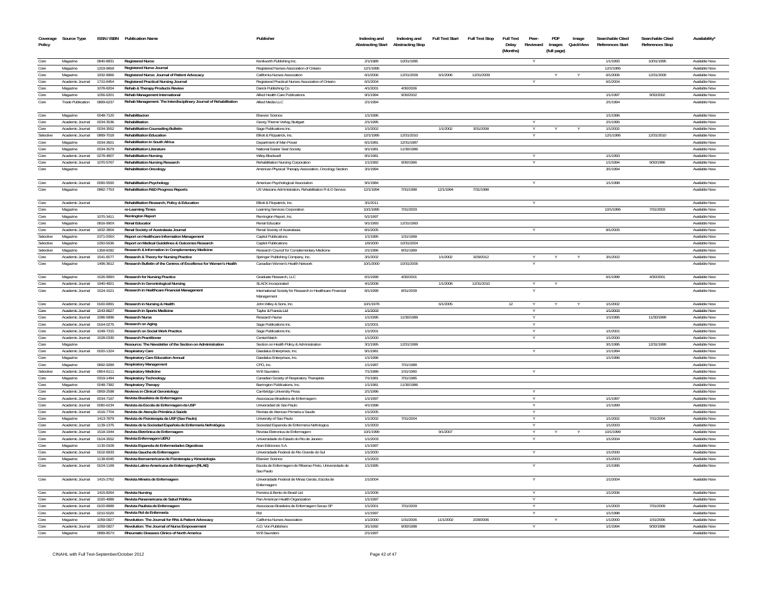| Coverage Policy | Source Type | ISSN / ISBN | Publication Name | Publisher | Indexing and Abstracting Start | Indexing and Abstracting Stop | Full Text Start | Full Text Stop | Full Text Delay (Months) | Peer-Reviewed | PDF Images (full page) | Image QuickView | Searchable Cited References Start | Searchable Cited References Stop | Availability* |
|---|---|---|---|---|---|---|---|---|---|---|---|---|---|---|---|
| Core | Magazine | 0840-8831 | **Registered Nurse** | Kenilworth Publishing Inc. | 2/1/1989 | 10/31/1995 | | | | Y | | | 1/1/1993 | 10/31/1995 | Available Now |
| Core | Magazine | 1203-9659 | **Registered Nurse Journal** | Registered Nurses Association of Ontario | 12/1/1995 | | | | | | | | 12/1/1995 | | Available Now |
| Core | Magazine | 1932-8966 | **Registered Nurse: Journal of Patient Advocacy** | California Nurses Association | 6/1/2006 | 12/31/2009 | 6/1/2006 | 12/31/2009 | | | Y | Y | 6/1/2006 | 12/31/2009 | Available Now |
| Core | Academic Journal | 1710-8454 | **Registered Practical Nursing Journal** | Registered Practical Nurses Association of Ontario | 6/1/2004 | | | | | Y | | | 6/1/2004 | | Available Now |
| Core | Magazine | 1078-8204 | **Rehab & Therapy Products Review** | Darick Publishing Co. | 4/1/2001 | 4/30/2006 | | | | | | | | | Available Now |
| Core | Magazine | 1056-6201 | **Rehab Management International** | Allied Health Care Publications | 9/1/1994 | 9/30/2002 | | | | | | | 1/1/1997 | 9/30/2002 | Available Now |
| Core | Trade Publication | 0899-6237 | **Rehab Management: The Interdisciplinary Journal of Rehabilitation** | Allied Media LLC | 2/1/1994 | | | | | | | | 2/1/1994 | | Available Now |
| Core | Magazine | 0048-7120 | **Rehabilitacion** | Elsevier Science | 1/1/1996 | | | | | | | | 1/1/1996 | | Available Now |
| Core | Academic Journal | 0034-3536 | **Rehabilitation** | Georg Thieme Verlag Stuttgart | 2/1/1995 | | | | | Y | | | 2/1/1995 | | Available Now |
| Core | Academic Journal | 0034-3552 | **Rehabilitation Counseling Bulletin** | Sage Publications Inc. | 1/1/2002 | | 1/1/2002 | 3/31/2008 | | Y | Y | Y | 1/1/2002 | | Available Now |
| Selective | Academic Journal | 0889-7018 | **Rehabilitation Education** | Elliott & Fitzpatrick, Inc. | 12/1/1995 | 12/31/2010 | | | | Y | | | 12/1/1995 | 12/31/2010 | Available Now |
| Core | Magazine | 0034-3501 | **Rehabilitation in South Africa** | Department of Man Power | 6/1/1981 | 12/31/1987 | | | | | | | | | Available Now |
| Core | Magazine | 0034-3579 | **Rehabilitation Literature** | National Easter Seal Society | 9/1/1981 | 11/30/1986 | | | | | | | | | Available Now |
| Core | Academic Journal | 0278-4807 | **Rehabilitation Nursing** | Wiley-Blackwell | 9/1/1981 | | | | | Y | | | 1/1/1993 | | Available Now |
| Core | Academic Journal | 1070-5767 | **Rehabilitation Nursing Research** | Rehabilitation Nursing Corporation | 1/1/1992 | 9/30/1996 | | | | Y | | | 1/1/1994 | 9/30/1996 | Available Now |
| Core | Magazine | | **Rehabilitation Oncology** | American Physical Therapy Association, Oncology Section | 3/1/1994 | | | | | | | | 3/1/1994 | | Available Now |
| Core | Academic Journal | 0090-5550 | **Rehabilitation Psychology** | American Psychological Association | 9/1/1984 | | | | | Y | | | 1/1/1998 | | Available Now |
| Core | Magazine | 0882-7753 | **Rehabilitation R&D Progress Reports** | US Veterans Administration, Rehabilitation R & D Service | 12/1/1994 | 7/31/1998 | 12/1/1994 | 7/31/1998 | | | | | | | Available Now |
| Core | Academic Journal | | **Rehabilitation Research, Policy & Education** | Elliott & Fitzpatrick, Inc. | 3/1/2011 | | | | | Y | | | | | Available Now |
| Core | Magazine | | **re-Learning Times** | Learning Services Corporation | 10/1/1995 | 7/31/2003 | | | | | | | 10/1/1995 | 7/31/2003 | Available Now |
| Core | Magazine | 1070-3411 | **Remington Report** | Remington Report, Inc. | 5/1/1997 | | | | | | | | | | Available Now |
| Core | Magazine | 0816-990X | **Renal Educator** | Renal Educator | 9/1/1993 | 12/31/1993 | | | | | | | | | Available Now |
| Core | Academic Journal | 1832-3804 | **Renal Society of Australasia Journal** | Renal Society of Australasia | 8/1/2005 | | | | | Y | | | 8/1/2005 | | Available Now |
| Selective | Magazine | 1071-006X | **Report on Healthcare Information Management** | Capitol Publications | 1/1/1995 | 1/31/1999 | | | | | | | | | Available Now |
| Selective | Magazine | 1050-5636 | **Report on Medical Guidelines & Outcomes Research** | Capitol Publications | 1/6/2000 | 10/31/2004 | | | | | | | | | Available Now |
| Selective | Magazine | 1358-6092 | **Research & Information in Complementary Medicine** | Research Council for Complementary Medicine | 2/1/1996 | 8/31/1999 | | | | | | | | | Available Now |
| Core | Academic Journal | 1541-6577 | **Research & Theory for Nursing Practice** | Springer Publishing Company, Inc. | 3/1/2002 | | 1/1/2002 | 3/29/2012 | | Y | Y | Y | 3/1/2002 | | Available Now |
| Core | Magazine | 1496-3612 | **Research Bulletin of the Centres of Excellence for Women's Health** | Canadian Women's Health Network | 10/1/2000 | 10/31/2006 | | | | Y | | | | | Available Now |
| Core | Magazine | 1526-999X | **Research for Nursing Practice** | Graduate Research, LLC | 6/1/1999 | 4/30/2001 | | | | | | | 6/1/1999 | 4/30/2001 | Available Now |
| Core | Academic Journal | 1940-4921 | **Research in Gerontological Nursing** | SLACK Incorporated | 4/1/2008 | | 1/1/2008 | 12/31/2010 | | Y | Y | | | | Available Now |
| Core | Academic Journal | 1524-1521 | **Research in Healthcare Financial Management** | International Society for Research in Healthcare Financial Management | 8/1/1999 | 8/31/2009 | | | | Y | | | | | Available Now |
| Core | Academic Journal | 0160-6891 | **Research in Nursing & Health** | John Wiley & Sons, Inc. | 10/1/1978 | | 6/1/2005 | | 12 | Y | Y | Y | 1/1/2002 | | Available Now |
| Core | Academic Journal | 1543-8627 | **Research in Sports Medicine** | Taylor & Francis Ltd | 1/1/2003 | | | | | Y | | | 1/1/2003 | | Available Now |
| Core | Academic Journal | 1086-5896 | **Research Nurse** | Research Nurse | 1/1/1995 | 11/30/1999 | | | | Y | | | 1/1/1995 | 11/30/1999 | Available Now |
| Core | Academic Journal | 0164-0275 | **Research on Aging** | Sage Publications Inc. | 1/1/2001 | | | | | Y | | | | | Available Now |
| Core | Academic Journal | 1049-7315 | **Research on Social Work Practice** | Sage Publications Inc. | 1/1/2001 | | | | | Y | | | 1/1/2001 | | Available Now |
| Core | Academic Journal | 1528-0330 | **Research Practitioner** | CenterWatch | 1/1/2000 | | | | | Y | | | 1/1/2000 | | Available Now |
| Core | Magazine | | **Resource: The Newsletter of the Section on Administration** | Section on Health Policy & Administration | 3/1/1995 | 12/31/1999 | | | | | | | 3/1/1995 | 12/31/1999 | Available Now |
| Core | Academic Journal | 0020-1324 | **Respiratory Care** | Daedalus Enterprises, Inc. | 9/1/1981 | | | | | Y | | | 1/1/1994 | | Available Now |
| Core | Magazine | | **Respiratory Care Education Annual** | Daedalus Enterprises, Inc. | 1/1/1996 | | | | | | | | 1/1/1996 | | Available Now |
| Core | Magazine | 0892-9289 | **Respiratory Management** | CPG, Inc. | 1/1/1987 | 7/31/1988 | | | | | | | | | Available Now |
| Selective | Academic Journal | 0954-6111 | **Respiratory Medicine** | W B Saunders | 7/1/1989 | 1/31/1990 | | | | Y | | | | | Available Now |
| Core | Magazine | 0319-1494 | **Respiratory Technology** | Canadian Society of Respiratory Therapists | 7/1/1981 | 7/31/1985 | | | | | | | | | Available Now |
| Core | Magazine | 0048-7392 | **Respiratory Therapy** | Barrington Publications, Inc. | 1/1/1981 | 11/30/1986 | | | | | | | | | Available Now |
| Core | Academic Journal | 0959-2598 | **Reviews in Clinical Gerontology** | Cambridge University Press | 2/1/1996 | | | | | Y | | | | | Available Now |
| Core | Academic Journal | 0034-7167 | **Revista Brasileira de Enfermagem** | Associacao Brasileira de Enfermagem | 1/1/1997 | | | | | Y | | | 1/1/1997 | | Available Now |
| Core | Academic Journal | 0080-6234 | **Revista da Escola de Enfermagem da USP** | Universidad de Sao Paulo | 4/1/1998 | | | | | Y | | | 1/1/1999 | | Available Now |
| Core | Academic Journal | 1516-7704 | **Revista de Atenção Primária à Saúde** | Revista de Atencao Primaria a Saude | 1/1/2005 | | | | | Y | | | | | Available Now |
| Core | Magazine | 1413-7879 | **Revista de Fisioterapia da USP (Sao Paulo)** | University of Sao Paulo | 1/1/2002 | 7/31/2004 | | | | Y | | | 1/1/2002 | 7/31/2004 | Available Now |
| Core | Academic Journal | 1139-1375 | **Revista de la Sociedad Española de Enfermería Nefrológica** | Sociedad Espanola de Enfermeria Nefrologica | 1/1/2003 | | | | | Y | | | 1/1/2003 | | Available Now |
| Core | Academic Journal | 1518-1944 | **Revista Eletrônica de Enfermagem** | Revista Eletronica de Enfermagem | 10/1/1999 | | 9/1/2007 | | | Y | Y | Y | 10/1/1999 | | Available Now |
| Core | Academic Journal | 0104-3552 | **Revista Enfermagem UERJ** | Universidade do Estado do Rio de Janeiro | 1/1/2003 | | | | | Y | | | 1/1/2004 | | Available Now |
| Core | Magazine | 1130-0108 | **Revista Espanola de Enfermedades Digestivas** | Aran Ediciones S.A. | 1/1/1997 | | | | | | | | | | Available Now |
| Core | Academic Journal | 0102-6933 | **Revista Gaucha de Enfermagem** | Universidade Federal do Rio Grande do Sul | 1/1/2000 | | | | | Y | | | 1/1/2000 | | Available Now |
| Core | Magazine | 1138-6045 | **Revista Iberoamericana de Fisioterapia y Kinesiologia** | Elsevier Science | 1/1/2003 | | | | | | | | 1/1/2003 | | Available Now |
| Core | Academic Journal | 0104-1169 | **Revista Latino-Americana de Enfermagem (RLAE)** | Escola de Enfermagem de Ribeirao Preto, Universidade de Sao Paulo | 1/1/1995 | | | | | Y | | | 1/1/1995 | | Available Now |
| Core | Academic Journal | 1415-2762 | **Revista Mineira de Enfermagem** | Universidade Federal de Minas Gerais, Escola de Enfermagem | 1/1/2004 | | | | | Y | | | 1/1/2004 | | Available Now |
| Core | Academic Journal | 1415-8264 | **Revista Nursing** | Ferreira & Bento do Brasil Ltd. | 1/1/2006 | | | | | Y | | | 1/1/2006 | | Available Now |
| Core | Academic Journal | 1020-4989 | **Revista Panamericana de Salud Pública** | Pan American Health Organization | 1/1/1997 | | | | | Y | | | | | Available Now |
| Core | Academic Journal | 0100-8889 | **Revista Paulista de Enfermagem** | Associacao Brasileira de Enfermagem Secao SP | 1/1/2001 | 7/31/2009 | | | | Y | | | 1/1/2003 | 7/31/2009 | Available Now |
| Core | Academic Journal | 0210-5020 | **Revista Rol de Enfermería** | Rol | 1/1/1997 | | | | | Y | | | 1/1/1998 | | Available Now |
| Core | Magazine | 1059-0927 | **Revolution: The Journal for RNs & Patient Advocacy** | California Nurses Association | 1/1/2000 | 1/31/2006 | 11/1/2002 | 2/28/2006 | | | Y | | 1/1/2000 | 1/31/2006 | Available Now |
| Core | Academic Journal | 1059-0927 | **Revolution: The Journal of Nurse Empowerment** | A.D. Von Publishers | 3/1/1992 | 9/30/1998 | | | | Y | | | 1/1/1994 | 9/30/1998 | Available Now |
| Core | Magazine | 0889-857X | **Rheumatic Diseases Clinics of North America** | W B Saunders | 2/1/1997 | | | | | | | | | | Available Now |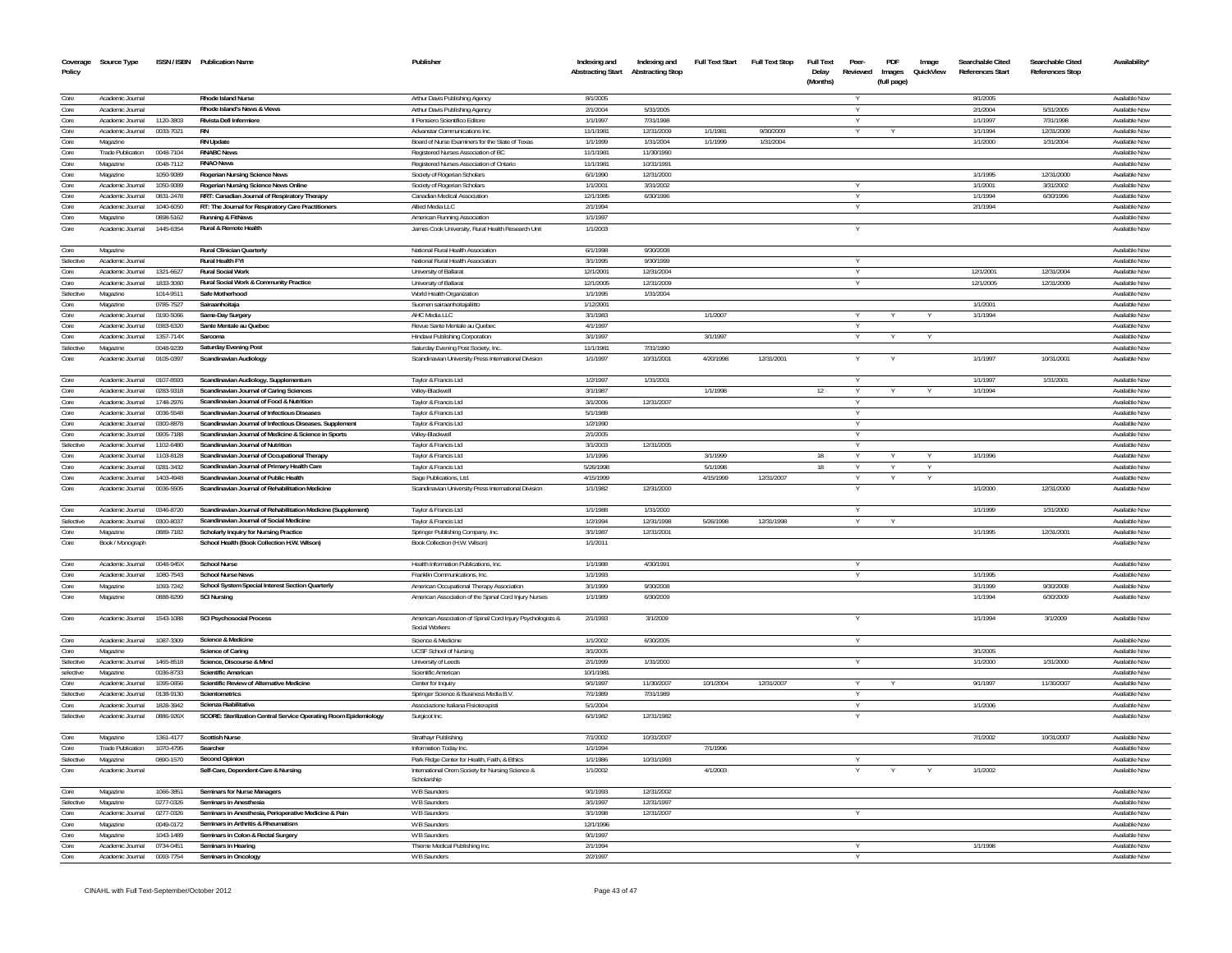| Coverage Policy | Source Type | ISSN / ISBN | Publication Name | Publisher | Indexing and Abstracting Start | Indexing and Abstracting Stop | Full Text Start | Full Text Stop | Full Text Delay (Months) | Peer-Reviewed | PDF Images (full page) | Image QuickView | Searchable Cited References Start | Searchable Cited References Stop | Availability* |
|---|---|---|---|---|---|---|---|---|---|---|---|---|---|---|---|
| Core | Academic Journal | | Rhode Island Nurse | Arthur Davis Publishing Agency | 8/1/2005 | | | | | Y | | | 8/1/2005 | | Available Now |
| Core | Academic Journal | | Rhode Island's News & Views | Arthur Davis Publishing Agency | 2/1/2004 | 5/31/2005 | | | | Y | | | 2/1/2004 | 5/31/2005 | Available Now |
| Core | Academic Journal | 1120-3803 | Rivista Dell Infermiere | Il Pensiero Scientifico Editore | 1/1/1997 | 7/31/1998 | | | | Y | | | 1/1/1997 | 7/31/1998 | Available Now |
| Core | Academic Journal | 0033-7021 | RN | Advanstar Communications Inc. | 11/1/1981 | 12/31/2009 | 1/1/1981 | 9/30/2009 | | Y | Y | | 1/1/1994 | 12/31/2009 | Available Now |
| Core | Magazine | | RN Update | Board of Nurse Examiners for the State of Texas | 1/1/1999 | 1/31/2004 | 1/1/1999 | 1/31/2004 | | | | | 1/1/2000 | 1/31/2004 | Available Now |
| Core | Trade Publication | 0048-7104 | RNABC News | Registered Nurses Association of BC | 11/1/1981 | 11/30/1990 | | | | | | | | | Available Now |
| Core | Magazine | 0048-7112 | RNAO News | Registered Nurses Association of Ontario | 11/1/1981 | 10/31/1991 | | | | | | | | | Available Now |
| Core | Magazine | 1050-9089 | Rogerian Nursing Science News | Society of Rogerian Scholars | 6/1/1990 | 12/31/2000 | | | | | | | 1/1/1995 | 12/31/2000 | Available Now |
| Core | Academic Journal | 1050-9089 | Rogerian Nursing Science News Online | Society of Rogerian Scholars | 1/1/2001 | 3/31/2002 | | | | Y | | | 1/1/2001 | 3/31/2002 | Available Now |
| Core | Academic Journal | 0831-2478 | RRT: Canadian Journal of Respiratory Therapy | Canadian Medical Association | 12/1/1985 | 6/30/1996 | | | | Y | | | 1/1/1994 | 6/30/1996 | Available Now |
| Core | Academic Journal | 1040-6050 | RT: The Journal for Respiratory Care Practitioners | Allied Media LLC | 2/1/1994 | | | | | Y | | | 2/1/1994 | | Available Now |
| Core | Magazine | 0898-5162 | Running & FitNews | American Running Association | 1/1/1997 | | | | | | | | | | Available Now |
| Core | Academic Journal | 1445-6354 | Rural & Remote Health | James Cook University, Rural Health Research Unit | 1/1/2003 | | | | | Y | | | | | Available Now |
| Core | Magazine | | Rural Clinician Quarterly | National Rural Health Association | 6/1/1998 | 9/30/2008 | | | | | | | | | Available Now |
| Selective | Academic Journal | | Rural Health FYI | National Rural Health Association | 3/1/1995 | 9/30/1999 | | | | Y | | | | | Available Now |
| Core | Academic Journal | 1321-6627 | Rural Social Work | University of Ballarat | 12/1/2001 | 12/31/2004 | | | | Y | | | 12/1/2001 | 12/31/2004 | Available Now |
| Core | Academic Journal | 1833-3060 | Rural Social Work & Community Practice | University of Ballarat | 12/1/2005 | 12/31/2009 | | | | Y | | | 12/1/2005 | 12/31/2009 | Available Now |
| Selective | Magazine | 1014-9511 | Safe Motherhood | World Health Organization | 1/1/1995 | 1/31/2004 | | | | | | | | | Available Now |
| Core | Magazine | 0785-7527 | Sairaanhoitaja | Suomen sairaanhoitajaliitto | 1/12/2001 | | | | | | | | 1/1/2001 | | Available Now |
| Core | Academic Journal | 0190-5066 | Same-Day Surgery | AHC Media LLC | 3/1/1983 | | 1/1/2007 | | | Y | Y | Y | 1/1/1994 | | Available Now |
| Core | Academic Journal | 0383-6320 | Sante Mentale au Quebec | Revue Sante Mentale au Quebec | 4/1/1997 | | | | | Y | | | | | Available Now |
| Core | Academic Journal | 1357-714X | Sarcoma | Hindawi Publishing Corporation | 3/1/1997 | | 3/1/1997 | | | Y | Y | Y | | | Available Now |
| Selective | Magazine | 0048-9239 | Saturday Evening Post | Saturday Evening Post Society, Inc. | 11/1/1981 | 7/31/1990 | | | | | | | | | Available Now |
| Core | Academic Journal | 0105-0397 | Scandinavian Audiology | Scandinavian University Press International Division | 1/1/1997 | 10/31/2001 | 4/20/1998 | 12/31/2001 | | Y | Y | | 1/1/1997 | 10/31/2001 | Available Now |
| Core | Academic Journal | 0107-8593 | Scandinavian Audiology. Supplementum | Taylor & Francis Ltd | 1/2/1997 | 1/31/2001 | | | | Y | | | 1/1/1997 | 1/31/2001 | Available Now |
| Core | Academic Journal | 0283-9318 | Scandinavian Journal of Caring Sciences | Wiley-Blackwell | 3/1/1987 | | 1/1/1998 | | 12 | Y | Y | Y | 1/1/1994 | | Available Now |
| Core | Academic Journal | 1748-2976 | Scandinavian Journal of Food & Nutrition | Taylor & Francis Ltd | 3/1/2006 | 12/31/2007 | | | | Y | | | | | Available Now |
| Core | Academic Journal | 0036-5548 | Scandinavian Journal of Infectious Diseases | Taylor & Francis Ltd | 5/1/1988 | | | | | Y | | | | | Available Now |
| Core | Academic Journal | 0300-8878 | Scandinavian Journal of Infectious Diseases. Supplement | Taylor & Francis Ltd | 1/2/1990 | | | | | Y | | | | | Available Now |
| Core | Academic Journal | 0905-7188 | Scandinavian Journal of Medicine & Science in Sports | Wiley-Blackwell | 2/1/2005 | | | | | Y | | | | | Available Now |
| Selective | Academic Journal | 1102-6480 | Scandinavian Journal of Nutrition | Taylor & Francis Ltd | 3/1/2003 | 12/31/2005 | | | | Y | | | | | Available Now |
| Core | Academic Journal | 1103-8128 | Scandinavian Journal of Occupational Therapy | Taylor & Francis Ltd | 1/1/1996 | | 3/1/1999 | | 18 | Y | Y | Y | 1/1/1996 | | Available Now |
| Core | Academic Journal | 0281-3432 | Scandinavian Journal of Primary Health Care | Taylor & Francis Ltd | 5/26/1998 | | 5/1/1998 | | 18 | Y | Y | Y | | | Available Now |
| Core | Academic Journal | 1403-4948 | Scandinavian Journal of Public Health | Sage Publications, Ltd. | 4/15/1999 | | 4/15/1999 | 12/31/2007 | | Y | Y | Y | | | Available Now |
| Core | Academic Journal | 0036-5505 | Scandinavian Journal of Rehabilitation Medicine | Scandinavian University Press International Division | 1/1/1982 | 12/31/2000 | | | | Y | | | 1/1/2000 | 12/31/2000 | Available Now |
| Core | Academic Journal | 0346-8720 | Scandinavian Journal of Rehabilitation Medicine (Supplement) | Taylor & Francis Ltd | 1/1/1988 | 1/31/2000 | | | | Y | | | 1/1/1999 | 1/31/2000 | Available Now |
| Selective | Academic Journal | 0300-8037 | Scandinavian Journal of Social Medicine | Taylor & Francis Ltd | 1/2/1994 | 12/31/1998 | 5/26/1998 | 12/31/1998 | | Y | Y | | | | Available Now |
| Core | Magazine | 0889-7182 | Scholarly Inquiry for Nursing Practice | Springer Publishing Company, Inc. | 3/1/1987 | 12/31/2001 | | | | | | | 1/1/1995 | 12/31/2001 | Available Now |
| Core | Book / Monograph | | School Health (Book Collection H.W. Wilson) | Book Collection (H.W. Wilson) | 1/1/2011 | | | | | | | | | | Available Now |
| Core | Academic Journal | 0048-945X | School Nurse | Health Information Publications, Inc. | 1/1/1988 | 4/30/1991 | | | | Y | | | | | Available Now |
| Core | Academic Journal | 1080-7543 | School Nurse News | Franklin Communications, Inc. | 1/1/1993 | | | | | Y | | | 1/1/1995 | | Available Now |
| Core | Magazine | 1093-7242 | School System Special Interest Section Quarterly | American Occupational Therapy Association | 3/1/1999 | 9/30/2008 | | | | | | | 3/1/1999 | 9/30/2008 | Available Now |
| Core | Magazine | 0888-8299 | SCI Nursing | American Association of the Spinal Cord Injury Nurses | 1/1/1989 | 6/30/2009 | | | | | | | 1/1/1994 | 6/30/2009 | Available Now |
| Core | Academic Journal | 1543-1088 | SCI Psychosocial Process | American Association of Spinal Cord Injury Psychologists & Social Workers | 2/1/1993 | 3/1/2009 | | | | Y | | | 1/1/1994 | 3/1/2009 | Available Now |
| Core | Academic Journal | 1087-3309 | Science & Medicine | Science & Medicine | 1/1/2002 | 6/30/2005 | | | | Y | | | | | Available Now |
| Core | Magazine | | Science of Caring | UCSF School of Nursing | 3/1/2005 | | | | | | | | 3/1/2005 | | Available Now |
| Selective | Academic Journal | 1465-8518 | Science, Discourse & Mind | University of Leeds | 2/1/1999 | 1/31/2000 | | | | Y | | | 1/1/2000 | 1/31/2000 | Available Now |
| selective | Magazine | 0036-8733 | Scientific American | Scientific American | 10/1/1981 | | | | | | | | | | Available Now |
| Core | Academic Journal | 1095-0656 | Scientific Review of Alternative Medicine | Center for Inquiry | 9/1/1997 | 11/30/2007 | 10/1/2004 | 12/31/2007 | | Y | Y | | 9/1/1997 | 11/30/2007 | Available Now |
| Selective | Academic Journal | 0138-9130 | Scientometrics | Springer Science & Business Media B.V. | 7/1/1989 | 7/31/1989 | | | | Y | | | | | Available Now |
| Core | Academic Journal | 1828-3942 | Scienza Riabilitativa | Associazione Italiana Fisioterapisti | 5/1/2004 | | | | | Y | | | 1/1/2006 | | Available Now |
| Selective | Academic Journal | 0886-926X | SCORE: Sterilization Central Service Operating Room Epidemiology | Surgicot Inc. | 6/1/1982 | 12/31/1982 | | | | Y | | | | | Available Now |
| Core | Magazine | 1361-4177 | Scottish Nurse | Strathayr Publishing | 7/1/2002 | 10/31/2007 | | | | | | | 7/1/2002 | 10/31/2007 | Available Now |
| Core | Trade Publication | 1070-4795 | Searcher | Information Today Inc. | 1/1/1994 | | 7/1/1996 | | | | | | | | Available Now |
| Selective | Magazine | 0890-1570 | Second Opinion | Park Ridge Center for Health, Faith, & Ethics | 1/1/1986 | 10/31/1993 | | | | Y | | | | | Available Now |
| Core | Academic Journal | | Self-Care, Dependent-Care & Nursing | International Orem Society for Nursing Science & Scholarship | 1/1/2002 | | 4/1/2003 | | | Y | Y | Y | 1/1/2002 | | Available Now |
| Core | Magazine | 1066-3851 | Seminars for Nurse Managers | W B Saunders | 9/1/1993 | 12/31/2002 | | | | | | | | | Available Now |
| Selective | Magazine | 0277-0326 | Seminars in Anesthesia | W B Saunders | 3/1/1997 | 12/31/1997 | | | | | | | | | Available Now |
| Core | Academic Journal | 0277-0326 | Seminars in Anesthesia, Perioperative Medicine & Pain | W B Saunders | 3/1/1998 | 12/31/2007 | | | | Y | | | | | Available Now |
| Core | Magazine | 0049-0172 | Seminars in Arthritis & Rheumatism | W B Saunders | 12/1/1996 | | | | | | | | | | Available Now |
| Core | Magazine | 1043-1489 | Seminars in Colon & Rectal Surgery | W B Saunders | 9/1/1997 | | | | | | | | | | Available Now |
| Core | Academic Journal | 0734-0451 | Seminars in Hearing | Thieme Medical Publishing Inc. | 2/1/1994 | | | | | Y | | | 1/1/1998 | | Available Now |
| Core | Academic Journal | 0093-7754 | Seminars in Oncology | W B Saunders | 2/2/1997 | | | | | Y | | | | | Available Now |

CINAHL with Full Text-September/October 2012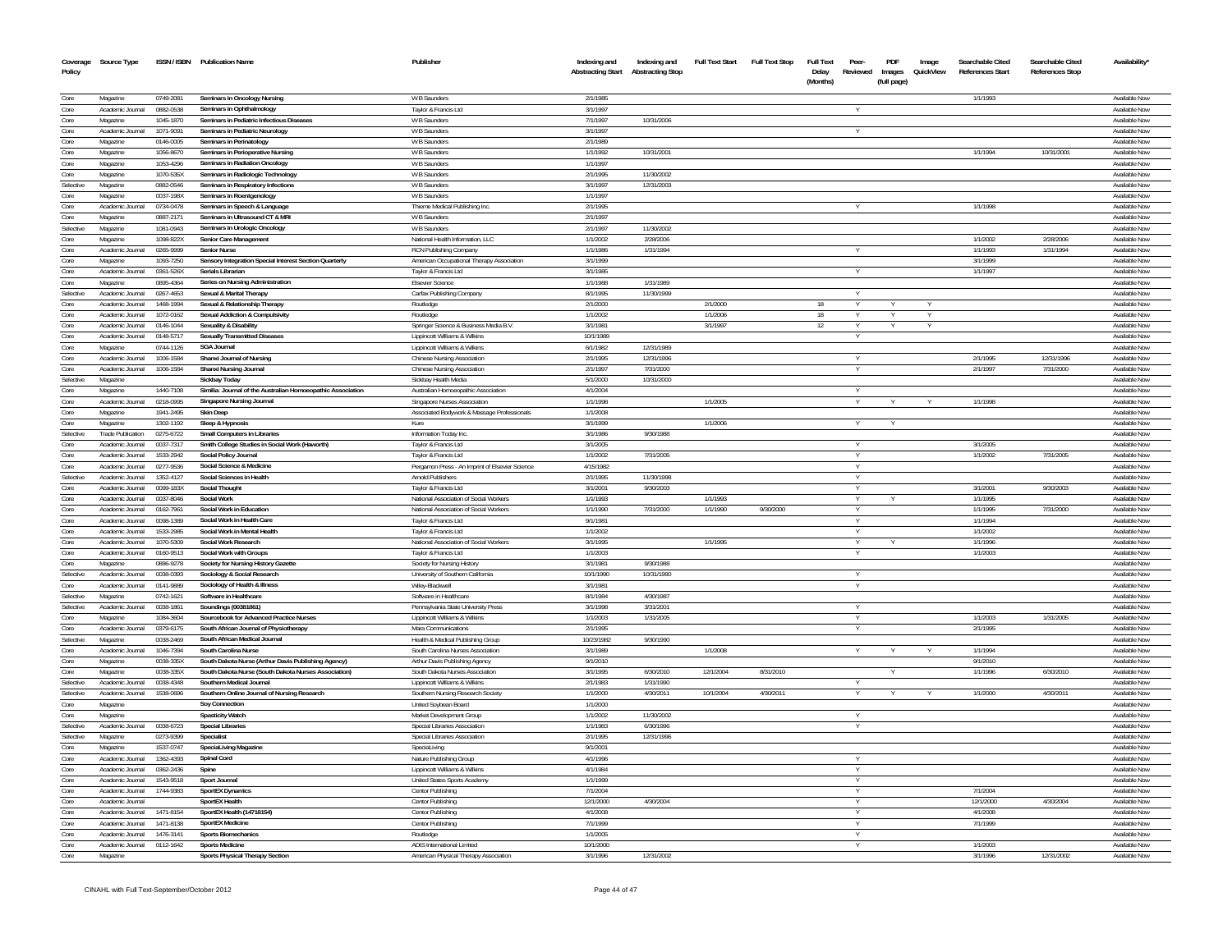| Coverage Policy | Source Type | ISSN / ISBN | Publication Name | Publisher | Indexing and Abstracting Start | Indexing and Abstracting Stop | Full Text Start | Full Text Stop | Full Text Delay (Months) | Peer-Reviewed | PDF Images (full page) | Image QuickView | Searchable Cited References Start | Searchable Cited References Stop | Availability* |
|---|---|---|---|---|---|---|---|---|---|---|---|---|---|---|---|
| Core | Magazine | 0749-2081 | Seminars in Oncology Nursing | WB Saunders | 2/1/1985 | | | | | | | | 1/1/1993 | | Available Now |
| Core | Academic Journal | 0882-0538 | Seminars in Ophthalmology | Taylor & Francis Ltd | 3/1/1997 | | | | | Y | | | | | Available Now |
| Core | Magazine | 1045-1870 | Seminars in Pediatric Infectious Diseases | WB Saunders | 7/1/1997 | 10/31/2006 | | | | | | | | | Available Now |
| Core | Academic Journal | 1071-9091 | Seminars in Pediatric Neurology | WB Saunders | 3/1/1997 | | | | | Y | | | | | Available Now |
| Core | Magazine | 0146-0005 | Seminars in Perinatology | WB Saunders | 2/1/1989 | | | | | | | | | | Available Now |
| Core | Magazine | 1056-8670 | Seminars in Perioperative Nursing | WB Saunders | 1/1/1992 | 10/31/2001 | | | | | | | 1/1/1994 | 10/31/2001 | Available Now |
| Core | Magazine | 1053-4296 | Seminars in Radiation Oncology | WB Saunders | 1/1/1997 | | | | | | | | | | Available Now |
| Core | Magazine | 1070-535X | Seminars in Radiologic Technology | WB Saunders | 2/1/1995 | 11/30/2002 | | | | | | | | | Available Now |
| Selective | Magazine | 0882-0546 | Seminars in Respiratory Infections | WB Saunders | 3/1/1997 | 12/31/2003 | | | | | | | | | Available Now |
| Core | Magazine | 0037-198X | Seminars in Roentgenology | WB Saunders | 1/1/1997 | | | | | | | | | | Available Now |
| Core | Academic Journal | 0734-0478 | Seminars in Speech & Language | Thieme Medical Publishing Inc. | 2/1/1995 | | | | | Y | | | 1/1/1998 | | Available Now |
| Core | Magazine | 0887-2171 | Seminars in Ultrasound CT & MRI | WB Saunders | 2/1/1997 | | | | | | | | | | Available Now |
| Selective | Magazine | 1081-0943 | Seminars in Urologic Oncology | WB Saunders | 2/1/1997 | 11/30/2002 | | | | | | | | | Available Now |
| Core | Magazine | 1098-822X | Senior Care Management | National Health Information, LLC | 1/1/2002 | 2/28/2006 | | | | | | | 1/1/2002 | 2/28/2006 | Available Now |
| Core | Academic Journal | 0265-9999 | Senior Nurse | RCN Publishing Company | 1/1/1986 | 1/31/1994 | | | | Y | | | 1/1/1993 | 1/31/1994 | Available Now |
| Core | Magazine | 1093-7250 | Sensory Integration Special Interest Section Quarterly | American Occupational Therapy Association | 3/1/1999 | | | | | | | | 3/1/1999 | | Available Now |
| Core | Academic Journal | 0361-526X | Serials Librarian | Taylor & Francis Ltd | 3/1/1985 | | | | | Y | | | 1/1/1997 | | Available Now |
| Core | Magazine | 0895-4364 | Series on Nursing Administration | Elsevier Science | 1/1/1988 | 1/31/1989 | | | | | | | | | Available Now |
| Selective | Academic Journal | 0267-4653 | Sexual & Marital Therapy | Carfax Publishing Company | 8/1/1995 | 11/30/1999 | | | | Y | | | | | Available Now |
| Core | Academic Journal | 1468-1994 | Sexual & Relationship Therapy | Routledge | 2/1/2000 | | 2/1/2000 | | 18 | Y | Y | Y | | | Available Now |
| Core | Academic Journal | 1072-0162 | Sexual Addiction & Compulsivity | Routledge | 1/1/2002 | | 1/1/2006 | | 18 | Y | Y | Y | | | Available Now |
| Core | Academic Journal | 0146-1044 | Sexuality & Disability | Springer Science & Business Media B.V. | 3/1/1981 | | 3/1/1997 | | 12 | Y | Y | Y | | | Available Now |
| Core | Academic Journal | 0148-5717 | Sexually Transmitted Diseases | Lippincott Williams & Wilkins | 10/1/1989 | | | | | Y | | | | | Available Now |
| Core | Magazine | 0744-1126 | SGA Journal | Lippincott Williams & Wilkins | 6/1/1982 | 12/31/1989 | | | | | | | | | Available Now |
| Core | Academic Journal | 1006-1584 | Sharei Journal of Nursing | Chinese Nursing Association | 2/1/1995 | 12/31/1996 | | | | Y | | | 2/1/1995 | 12/31/1996 | Available Now |
| Core | Academic Journal | 1006-1584 | Sharei Nursing Journal | Chinese Nursing Association | 2/1/1997 | 7/31/2000 | | | | Y | | | 2/1/1997 | 7/31/2000 | Available Now |
| Selective | Magazine | | Sickbay Today | Sickbay Health Media | 5/1/2000 | 10/31/2000 | | | | | | | | | Available Now |
| Core | Magazine | 1440-7108 | Similia: Journal of the Australian Homoeopathic Association | Australian Homoeopathic Association | 4/1/2004 | | | | | Y | | | | | Available Now |
| Core | Academic Journal | 0218-0995 | Singapore Nursing Journal | Singapore Nurses Association | 1/1/1998 | | 1/1/2005 | | | Y | Y | Y | 1/1/1998 | | Available Now |
| Core | Magazine | 1941-2495 | Skin Deep | Associated Bodywork & Massage Professionals | 1/1/2008 | | | | | | | | | | Available Now |
| Core | Magazine | 1302-1192 | Sleep & Hypnosis | Kure | 3/1/1999 | | 1/1/2006 | | | Y | Y | | | | Available Now |
| Selective | Trade Publication | 0275-6722 | Small Computers in Libraries | Information Today Inc. | 3/1/1986 | 9/30/1988 | | | | | | | | | Available Now |
| Core | Academic Journal | 0037-7317 | Smith College Studies in Social Work (Haworth) | Taylor & Francis Ltd | 3/1/2005 | | | | | Y | | | 3/1/2005 | | Available Now |
| Core | Academic Journal | 1533-2942 | Social Policy Journal | Taylor & Francis Ltd | 1/1/2002 | 7/31/2005 | | | | Y | | | 1/1/2002 | 7/31/2005 | Available Now |
| Core | Academic Journal | 0277-9536 | Social Science & Medicine | Pergamon Press - An Imprint of Elsevier Science | 4/15/1982 | | | | | Y | | | | | Available Now |
| Selective | Academic Journal | 1352-4127 | Social Sciences in Health | Arnold Publishers | 2/1/1995 | 11/30/1998 | | | | Y | | | | | Available Now |
| Core | Academic Journal | 0099-183X | Social Thought | Taylor & Francis Ltd | 3/1/2001 | 9/30/2003 | | | | Y | | | 3/1/2001 | 9/30/2003 | Available Now |
| Core | Academic Journal | 0037-8046 | Social Work | National Association of Social Workers | 1/1/1993 | | 1/1/1993 | | | Y | Y | | 1/1/1995 | | Available Now |
| Core | Academic Journal | 0162-7961 | Social Work in Education | National Association of Social Workers | 1/1/1990 | 7/31/2000 | 1/1/1990 | 9/30/2000 | | Y | | | 1/1/1995 | 7/31/2000 | Available Now |
| Core | Academic Journal | 0098-1389 | Social Work in Health Care | Taylor & Francis Ltd | 9/1/1981 | | | | | Y | | | 1/1/1994 | | Available Now |
| Core | Academic Journal | 1533-2985 | Social Work in Mental Health | Taylor & Francis Ltd | 1/1/2002 | | | | | Y | | | 1/1/2002 | | Available Now |
| Core | Academic Journal | 1070-5309 | Social Work Research | National Association of Social Workers | 3/1/1995 | | 1/1/1995 | | | Y | Y | | 1/1/1996 | | Available Now |
| Core | Academic Journal | 0160-9513 | Social Work with Groups | Taylor & Francis Ltd | 1/1/2003 | | | | | Y | | | 1/1/2003 | | Available Now |
| Core | Magazine | 0886-9278 | Society for Nursing History Gazette | Society for Nursing History | 3/1/1981 | 9/30/1988 | | | | | | | | | Available Now |
| Selective | Academic Journal | 0038-0393 | Sociology & Social Research | University of Southern California | 10/1/1990 | 10/31/1990 | | | | Y | | | | | Available Now |
| Core | Academic Journal | 0141-9889 | Sociology of Health & Illness | Wiley-Blackwell | 3/1/1981 | | | | | Y | | | | | Available Now |
| Selective | Magazine | 0742-1621 | Software in Healthcare | Software in Healthcare | 8/1/1984 | 4/30/1987 | | | | | | | | | Available Now |
| Selective | Academic Journal | 0038-1861 | Soundings (00381861) | Pennsylvania State University Press | 3/1/1998 | 3/31/2001 | | | | Y | | | | | Available Now |
| Core | Magazine | 1084-3604 | Sourcebook for Advanced Practice Nurses | Lippincott Williams & Wilkins | 1/1/2003 | 1/31/2005 | | | | Y | | | 1/1/2003 | 1/31/2005 | Available Now |
| Core | Academic Journal | 0379-6175 | South African Journal of Physiotherapy | Mara Communications | 2/1/1995 | | | | | Y | | | 2/1/1995 | | Available Now |
| Selective | Magazine | 0038-2469 | South African Medical Journal | Health & Medical Publishing Group | 10/23/1982 | 9/30/1990 | | | | | | | | | Available Now |
| Core | Academic Journal | 1046-7394 | South Carolina Nurse | South Carolina Nurses Association | 3/1/1989 | | 1/1/2008 | | | Y | Y | Y | 1/1/1994 | | Available Now |
| Core | Magazine | 0038-335X | South Dakota Nurse (Arthur Davis Publishing Agency) | Arthur Davis Publishing Agency | 9/1/2010 | | | | | | | | 9/1/2010 | | Available Now |
| Core | Magazine | 0038-335X | South Dakota Nurse (South Dakota Nurses Association) | South Dakota Nurses Association | 3/1/1995 | 6/30/2010 | 12/1/2004 | 8/31/2010 | | | Y | | 1/1/1996 | 6/30/2010 | Available Now |
| Selective | Academic Journal | 0038-4348 | Southern Medical Journal | Lippincott Williams & Wilkins | 2/1/1983 | 1/31/1990 | | | | Y | | | | | Available Now |
| Selective | Academic Journal | 1538-0696 | Southern Online Journal of Nursing Research | Southern Nursing Research Society | 1/1/2000 | 4/30/2011 | 10/1/2004 | 4/30/2011 | | Y | Y | Y | 1/1/2000 | 4/30/2011 | Available Now |
| Core | Magazine | | Soy Connection | United Soybean Board | 1/1/2000 | | | | | | | | | | Available Now |
| Core | Magazine | | Spasticity Watch | Market Development Group | 1/1/2002 | 11/30/2002 | | | | Y | | | | | Available Now |
| Selective | Academic Journal | 0038-6723 | Special Libraries | Special Libraries Association | 1/1/1983 | 6/30/1996 | | | | Y | | | | | Available Now |
| Selective | Magazine | 0273-9399 | Specialist | Special Libraries Association | 2/1/1995 | 12/31/1996 | | | | | | | | | Available Now |
| Core | Magazine | 1537-0747 | SpecialLiving Magazine | SpecialLiving | 9/1/2001 | | | | | | | | | | Available Now |
| Core | Academic Journal | 1362-4393 | Spinal Cord | Nature Publishing Group | 4/1/1996 | | | | | Y | | | | | Available Now |
| Core | Academic Journal | 0362-2436 | Spine | Lippincott Williams & Wilkins | 4/1/1984 | | | | | Y | | | | | Available Now |
| Core | Academic Journal | 1543-9518 | Sport Journal | United States Sports Academy | 1/1/1999 | | | | | Y | | | | | Available Now |
| Core | Academic Journal | 1744-9383 | SportEX Dynamics | Centor Publishing | 7/1/2004 | | | | | Y | | | 7/1/2004 | | Available Now |
| Core | Academic Journal | | SportEX Health | Centor Publishing | 12/1/2000 | 4/30/2004 | | | | Y | | | 12/1/2000 | 4/30/2004 | Available Now |
| Core | Academic Journal | 1471-8154 | SportEX Health (14718154) | Centor Publishing | 4/1/2008 | | | | | Y | | | 4/1/2008 | | Available Now |
| Core | Academic Journal | 1471-8138 | SportEX Medicine | Centor Publishing | 7/1/1999 | | | | | Y | | | 7/1/1999 | | Available Now |
| Core | Academic Journal | 1476-3141 | Sports Biomechanics | Routledge | 1/1/2005 | | | | | Y | | | | | Available Now |
| Core | Academic Journal | 0112-1642 | Sports Medicine | ADIS International Limited | 10/1/2000 | | | | | Y | | | 1/1/2003 | | Available Now |
| Core | Magazine | | Sports Physical Therapy Section | American Physical Therapy Association | 3/1/1996 | 12/31/2002 | | | | | | | 3/1/1996 | 12/31/2002 | Available Now |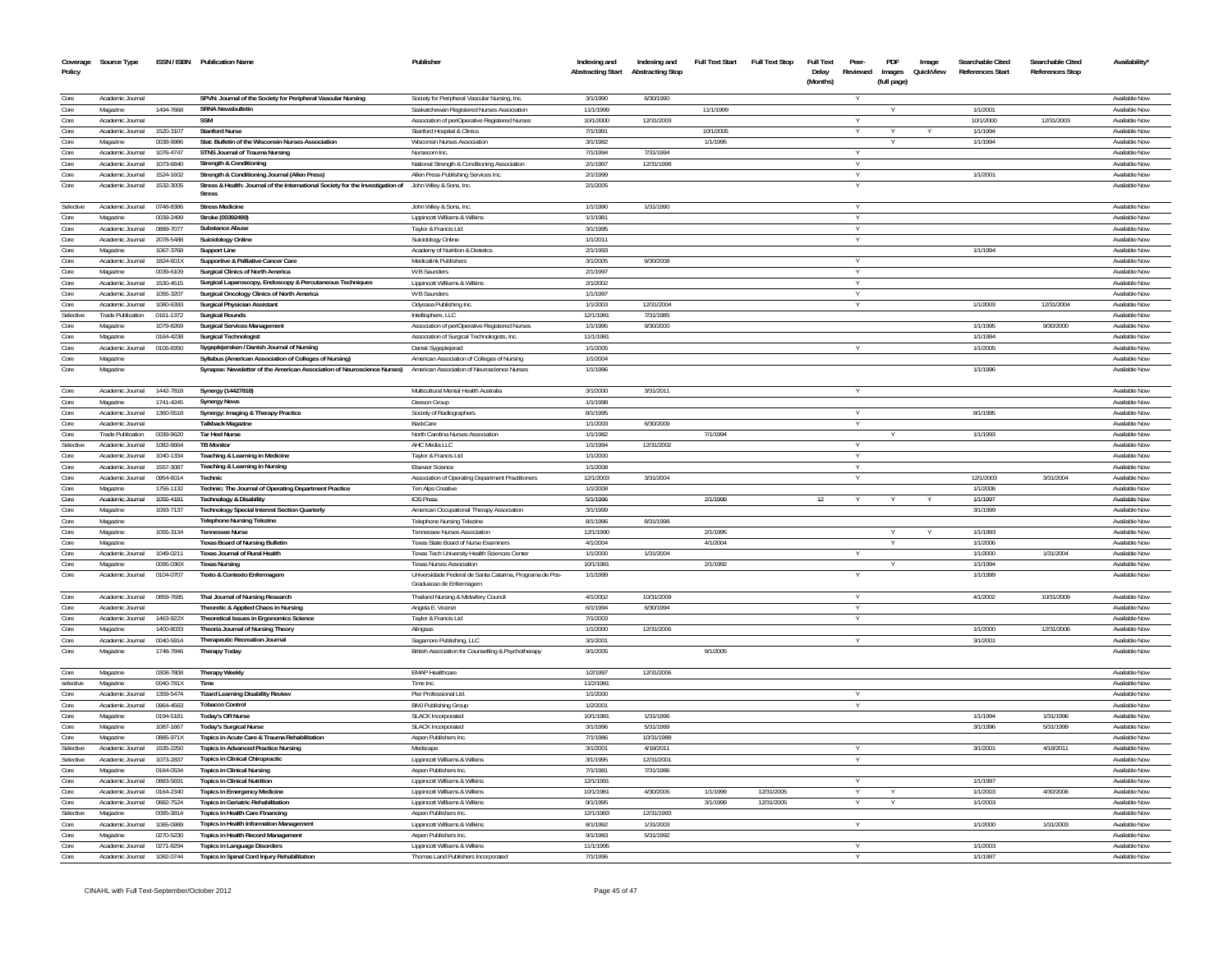| Coverage Policy | Source Type | ISSN / ISBN | Publication Name | Publisher | Indexing and Abstracting Start | Indexing and Abstracting Stop | Full Text Start | Full Text Stop | Full Text Delay (Months) | Peer-Reviewed | PDF Images (full page) | Image QuickView | Searchable Cited References Start | Searchable Cited References Stop | Availability* |
|---|---|---|---|---|---|---|---|---|---|---|---|---|---|---|---|
| Core | Academic Journal | | SPVN: Journal of the Society for Peripheral Vascular Nursing | Society for Peripheral Vascular Nursing, Inc. | 3/1/1990 | 6/30/1990 | | | | Y | | | | | Available Now |
| Core | Magazine | 1494-7668 | SRNA Newsbulletin | Saskatchewan Registered Nurses Association | 11/1/1999 | | 11/1/1999 | | | | Y | | 1/1/2001 | | Available Now |
| Core | Academic Journal | | SSM | Association of periOperative Registered Nurses | 10/1/2000 | 12/31/2003 | | | | Y | | | 10/1/2000 | 12/31/2003 | Available Now |
| Core | Academic Journal | 1520-3107 | Stanford Nurse | Stanford Hospital & Clinics | 7/1/1991 | | 10/1/2005 | | | Y | Y | Y | 1/1/1994 | | Available Now |
| Core | Magazine | 0038-9986 | Stat: Bulletin of the Wisconsin Nurses Association | Wisconsin Nurses Association | 3/1/1982 | | 1/1/1995 | | | | Y | | 1/1/1994 | | Available Now |
| Core | Academic Journal | 1076-4747 | STNS Journal of Trauma Nursing | Nursecom Inc. | 7/1/1994 | 7/31/1994 | | | | Y | | | | | Available Now |
| Core | Academic Journal | 1073-6840 | Strength & Conditioning | National Strength & Conditioning Association | 2/1/1997 | 12/31/1998 | | | | Y | | | | | Available Now |
| Core | Academic Journal | 1524-1602 | Strength & Conditioning Journal (Allen Press) | Allen Press Publishing Services Inc. | 2/1/1999 | | | | | Y | | | 1/1/2001 | | Available Now |
| Core | Academic Journal | 1532-3005 | Stress & Health: Journal of the International Society for the Investigation of Stress | John Wiley & Sons, Inc. | 2/1/2005 | | | | | Y | | | | | Available Now |
| Selective | Academic Journal | 0748-8386 | Stress Medicine | John Wiley & Sons, Inc. | 1/1/1990 | 1/31/1990 | | | | Y | | | | | Available Now |
| Core | Magazine | 0039-2499 | Stroke (00392499) | Lippincott Williams & Wilkins | 1/1/1981 | | | | | Y | | | | | Available Now |
| Core | Academic Journal | 0889-7077 | Substance Abuse | Taylor & Francis Ltd | 3/1/1995 | | | | | Y | | | | | Available Now |
| Core | Academic Journal | 2078-5488 | Suicidology Online | Suicidology Online | 1/1/2011 | | | | | Y | | | | | Available Now |
| Core | Magazine | 1067-3768 | Support Line | Academy of Nutrition & Dietetics | 2/1/1993 | | | | | | | | 1/1/1994 | | Available Now |
| Core | Academic Journal | 1824-601X | Supportive & Palliative Cancer Care | Medicalink Publishers | 3/1/2005 | 9/30/2008 | | | | Y | | | | | Available Now |
| Core | Magazine | 0039-6109 | Surgical Clinics of North America | W B Saunders | 2/1/1997 | | | | | Y | | | | | Available Now |
| Core | Academic Journal | 1530-4515 | Surgical Laparoscopy, Endoscopy & Percutaneous Techniques | Lippincott Williams & Wilkins | 2/1/2002 | | | | | Y | | | | | Available Now |
| Core | Academic Journal | 1055-3207 | Surgical Oncology Clinics of North America | W B Saunders | 1/1/1997 | | | | | Y | | | | | Available Now |
| Core | Academic Journal | 1080-6393 | Surgical Physician Assistant | Odyssea Publishing Inc. | 1/1/2003 | 12/31/2004 | | | | Y | | | 1/1/2003 | 12/31/2004 | Available Now |
| Selective | Trade Publication | 0161-1372 | Surgical Rounds | Intellisphere, LLC | 12/1/1981 | 7/31/1985 | | | | | | | | | Available Now |
| Core | Magazine | 1079-8269 | Surgical Services Management | Association of periOperative Registered Nurses | 1/1/1995 | 9/30/2000 | | | | | | | 1/1/1995 | 9/30/2000 | Available Now |
| Core | Magazine | 0164-4238 | Surgical Technologist | Association of Surgical Technologists, Inc. | 11/1/1981 | | | | | | | | 1/1/1994 | | Available Now |
| Core | Academic Journal | 0106-8350 | Sygeplejersken / Danish Journal of Nursing | Dansk Sygeplejerad | 1/1/2005 | | | | | Y | | | 1/1/2005 | | Available Now |
| Core | Magazine | | Syllabus (American Association of Colleges of Nursing) | American Association of Colleges of Nursing | 1/1/2004 | | | | | | | | | | Available Now |
| Core | Magazine | | Synapse: Newsletter of the American Association of Neuroscience Nurses) | American Association of Neuroscience Nurses | 1/1/1996 | | | | | | | | 1/1/1996 | | Available Now |
| Core | Academic Journal | 1442-7818 | Synergy (14427818) | Multicultural Mental Health Australia | 3/1/2000 | 3/31/2011 | | | | Y | | | | | Available Now |
| Core | Magazine | 1741-4245 | Synergy News | Deeson Group | 1/1/1998 | | | | | | | | | | Available Now |
| Core | Academic Journal | 1360-5518 | Synergy: Imaging & Therapy Practice | Society of Radiographers | 8/1/1995 | | | | | Y | | | 8/1/1995 | | Available Now |
| Core | Academic Journal | | Talkback Magazine | BackCare | 1/1/2003 | 6/30/2009 | | | | Y | | | | | Available Now |
| Core | Trade Publication | 0039-9620 | Tar Heel Nurse | North Carolina Nurses Association | 1/1/1982 | | 7/1/1994 | | | | Y | | 1/1/1993 | | Available Now |
| Selective | Academic Journal | 1082-8664 | TB Monitor | AHC Media LLC | 1/1/1994 | 12/31/2002 | | | | Y | | | | | Available Now |
| Core | Academic Journal | 1040-1334 | Teaching & Learning in Medicine | Taylor & Francis Ltd | 1/1/2000 | | | | | Y | | | | | Available Now |
| Core | Academic Journal | 1557-3087 | Teaching & Learning in Nursing | Elsevier Science | 1/1/2008 | | | | | Y | | | | | Available Now |
| Core | Academic Journal | 0954-6014 | Technic | Association of Operating Department Practitioners | 12/1/2003 | 3/31/2004 | | | | Y | | | 12/1/2003 | 3/31/2004 | Available Now |
| Core | Magazine | 1756-1132 | Technic: The Journal of Operating Department Practice | Ten Alps Creative | 1/1/2008 | | | | | | | | 1/1/2008 | | Available Now |
| Core | Academic Journal | 1055-4181 | Technology & Disability | IOS Press | 5/1/1996 | | 2/1/1999 | | 12 | Y | Y | Y | 1/1/1997 | | Available Now |
| Core | Magazine | 1093-7137 | Technology Special Interest Section Quarterly | American Occupational Therapy Association | 3/1/1999 | | | | | | | | 3/1/1999 | | Available Now |
| Core | Magazine | | Telephone Nursing Telezine | Telephone Nursing Telezine | 8/1/1996 | 8/31/1998 | | | | | | | | | Available Now |
| Core | Magazine | 1055-3134 | Tennessee Nurse | Tennessee Nurses Association | 12/1/1990 | | 2/1/1995 | | | | Y | Y | 1/1/1993 | | Available Now |
| Core | Magazine | | Texas Board of Nursing Bulletin | Texas State Board of Nurse Examiners | 4/1/2004 | | 4/1/2004 | | | | Y | | 1/1/2006 | | Available Now |
| Core | Academic Journal | 1049-0211 | Texas Journal of Rural Health | Texas Tech University Health Sciences Center | 1/1/2000 | 1/31/2004 | | | | Y | | | 1/1/2000 | 1/31/2004 | Available Now |
| Core | Magazine | 0095-036X | Texas Nursing | Texas Nurses Association | 10/1/1981 | | 2/1/1992 | | | | Y | | 1/1/1994 | | Available Now |
| Core | Academic Journal | 0104-0707 | Texto & Contexto Enfermagem | Universidade Federal de Santa Catarina, Programa de Pos-Graduacao de Enfermagem | 1/1/1999 | | | | | Y | | | 1/1/1999 | | Available Now |
| Core | Academic Journal | 0859-7685 | Thai Journal of Nursing Research | Thailand Nursing & Midwifery Council | 4/1/2002 | 10/31/2009 | | | | Y | | | 4/1/2002 | 10/31/2009 | Available Now |
| Core | Academic Journal | | Theoretic & Applied Chaos in Nursing | Angela E. Vicenzi | 6/1/1994 | 6/30/1994 | | | | Y | | | | | Available Now |
| Core | Academic Journal | 1463-922X | Theoretical Issues in Ergonomics Science | Taylor & Francis Ltd | 7/1/2003 | | | | | Y | | | | | Available Now |
| Core | Magazine | 1400-8033 | Theoria Journal of Nursing Theory | Alingsas | 1/1/2000 | 12/31/2006 | | | | | | | 1/1/2000 | 12/31/2006 | Available Now |
| Core | Academic Journal | 0040-5914 | Therapeutic Recreation Journal | Sagamore Publishing, LLC | 3/1/2001 | | | | | Y | | | 3/1/2001 | | Available Now |
| Core | Magazine | 1748-7846 | Therapy Today | British Association for Counselling & Psychotherapy | 9/1/2005 | | 9/1/2005 | | | | | | | | Available Now |
| Core | Magazine | 0308-7808 | Therapy Weekly | EMAP Healthcare | 1/2/1997 | 12/31/2006 | | | | | | | | | Available Now |
| selective | Magazine | 0040-781X | Time | Time Inc. | 11/2/1981 | | | | | | | | | | Available Now |
| Core | Academic Journal | 1359-5474 | Tizard Learning Disability Review | Pier Professional Ltd. | 1/1/2000 | | | | | Y | | | | | Available Now |
| Core | Academic Journal | 0964-4563 | Tobacco Control | BMJ Publishing Group | 1/2/2001 | | | | | Y | | | | | Available Now |
| Core | Magazine | 0194-5181 | Today's OR Nurse | SLACK Incorporated | 10/1/1981 | 1/31/1996 | | | | | | | 1/1/1994 | 1/31/1996 | Available Now |
| Core | Magazine | 1087-1667 | Today's Surgical Nurse | SLACK Incorporated | 3/1/1996 | 5/31/1999 | | | | | | | 3/1/1996 | 5/31/1999 | Available Now |
| Core | Magazine | 0885-971X | Topics in Acute Care & Trauma Rehabilitation | Aspen Publishers Inc. | 7/1/1986 | 10/31/1988 | | | | | | | | | Available Now |
| Selective | Academic Journal | 1535-2250 | Topics in Advanced Practice Nursing | Medscape | 3/1/2001 | 4/18/2011 | | | | Y | | | 3/1/2001 | 4/18/2011 | Available Now |
| Selective | Academic Journal | 1073-2837 | Topics in Clinical Chiropractic | Lippincott Williams & Wilkins | 3/1/1995 | 12/31/2001 | | | | Y | | | | | Available Now |
| Core | Magazine | 0164-0534 | Topics in Clinical Nursing | Aspen Publishers Inc. | 7/1/1981 | 7/31/1986 | | | | | | | | | Available Now |
| Core | Academic Journal | 0883-5691 | Topics in Clinical Nutrition | Lippincott Williams & Wilkins | 12/1/1991 | | | | | Y | | | 1/1/1997 | | Available Now |
| Core | Academic Journal | 0164-2340 | Topics in Emergency Medicine | Lippincott Williams & Wilkins | 10/1/1981 | 4/30/2006 | 1/1/1999 | 12/31/2005 | | Y | Y | | 1/1/2003 | 4/30/2006 | Available Now |
| Core | Academic Journal | 0882-7524 | Topics in Geriatric Rehabilitation | Lippincott Williams & Wilkins | 9/1/1995 | | 3/1/1999 | 12/31/2005 | | Y | Y | | 1/1/2003 | | Available Now |
| Selective | Magazine | 0095-3814 | Topics in Health Care Financing | Aspen Publishers Inc. | 12/1/1983 | 12/31/1993 | | | | | | | | | Available Now |
| Core | Academic Journal | 1065-0989 | Topics in Health Information Management | Lippincott Williams & Wilkins | 8/1/1992 | 1/31/2003 | | | | Y | | | 1/1/2000 | 1/31/2003 | Available Now |
| Core | Magazine | 0270-5230 | Topics in Health Record Management | Aspen Publishers Inc. | 9/1/1983 | 5/31/1992 | | | | | | | | | Available Now |
| Core | Academic Journal | 0271-8294 | Topics in Language Disorders | Lippincott Williams & Wilkins | 11/1/1995 | | | | | Y | | | 1/1/2003 | | Available Now |
| Core | Academic Journal | 1082-0744 | Topics in Spinal Cord Injury Rehabilitation | Thomas Land Publishers Incorporated | 7/1/1996 | | | | | Y | | | 1/1/1997 | | Available Now |

CINAHL with Full Text-September/October 2012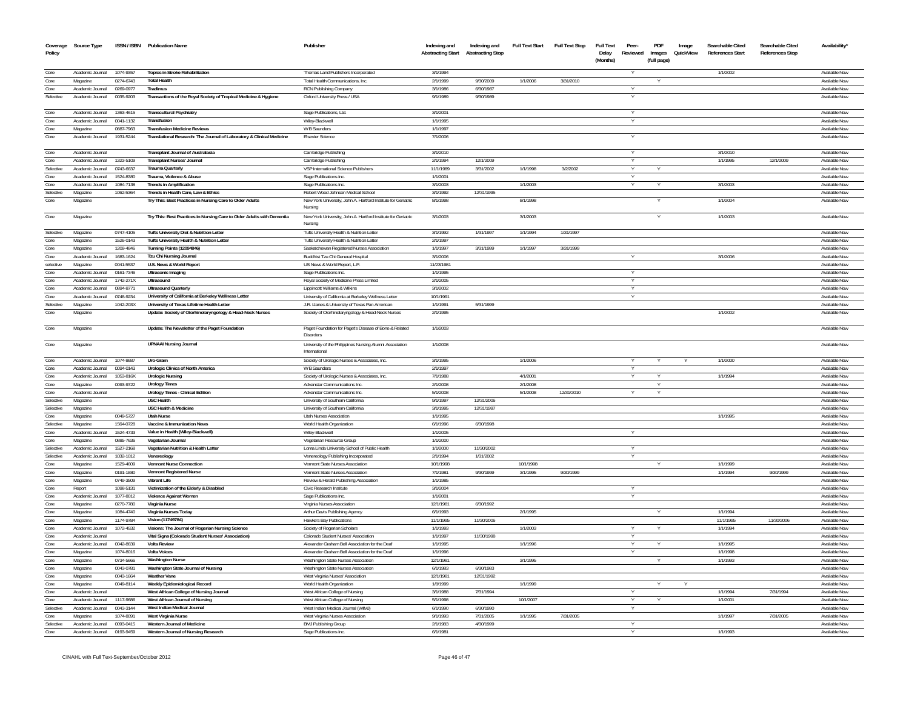| Coverage Policy | Source Type | ISSN / ISBN | Publication Name | Publisher | Indexing and Abstracting Start | Indexing and Abstracting Stop | Full Text Start | Full Text Stop | Full Text Delay (Months) | Peer-Reviewed | PDF Images (full page) | Image QuickView | Searchable Cited References Start | Searchable Cited References Stop | Availability* |
|---|---|---|---|---|---|---|---|---|---|---|---|---|---|---|---|
| Core | Academic Journal | 1074-9357 | Topics in Stroke Rehabilitation | Thomas Land Publishers Incorporated | 3/1/1994 | | | | | Y | | | 1/1/2002 | | Available Now |
| Core | Magazine | 0274-6743 | Total Health | Total Health Communications, Inc. | 2/1/1999 | 9/30/2009 | 1/1/2006 | 3/31/2010 | | | Y | | | | Available Now |
| Core | Academic Journal | 0269-0977 | Tradimus | RCN Publishing Company | 3/1/1986 | 6/30/1987 | | | | Y | | | | | Available Now |
| Selective | Academic Journal | 0035-9203 | Transactions of the Royal Society of Tropical Medicine & Hygiene | Oxford University Press / USA | 9/1/1989 | 9/30/1989 | | | | Y | | | | | Available Now |
| Core | Academic Journal | 1363-4615 | Transcultural Psychiatry | Sage Publications, Ltd. | 3/1/2001 | | | | | Y | | | | | Available Now |
| Core | Academic Journal | 0041-1132 | Transfusion | Wiley-Blackwell | 1/1/1995 | | | | | Y | | | | | Available Now |
| Core | Magazine | 0887-7963 | Transfusion Medicine Reviews | WB Saunders | 1/1/1997 | | | | | | | | | | Available Now |
| Core | Academic Journal | 1931-5244 | Translational Research: The Journal of Laboratory & Clinical Medicine | Elsevier Science | 7/1/2006 | | | | | Y | | | | | Available Now |
| Core | Academic Journal | | Transplant Journal of Australasia | Cambridge Publishing | 3/1/2010 | | | | | Y | | | 3/1/2010 | | Available Now |
| Core | Academic Journal | 1323-5109 | Transplant Nurses' Journal | Cambridge Publishing | 2/1/1994 | 12/1/2009 | | | | Y | | | 1/1/1995 | 12/1/2009 | Available Now |
| Selective | Academic Journal | 0743-6637 | Trauma Quarterly | VSP International Science Publishers | 11/1/1989 | 3/31/2002 | 1/1/1998 | 3/2/2002 | | Y | Y | | | | Available Now |
| Core | Academic Journal | 1524-8380 | Trauma, Violence & Abuse | Sage Publications Inc. | 1/1/2001 | | | | | Y | | | | | Available Now |
| Core | Academic Journal | 1084-7138 | Trends in Amplification | Sage Publications Inc. | 3/1/2003 | | 1/1/2003 | | | Y | Y | | 3/1/2003 | | Available Now |
| Selective | Magazine | 1062-5364 | Trends in Health Care, Law & Ethics | Robert Wood Johnson Medical School | 3/1/1992 | 12/31/1995 | | | | | | | | | Available Now |
| Core | Magazine | | Try This: Best Practices in Nursing Care to Older Adults | New York University, John A. Hartford Institute for Geriatric Nursing | 8/1/1998 | | 8/1/1998 | | | | Y | | 1/1/2004 | | Available Now |
| Core | Magazine | | Try This: Best Practices in Nursing Care to Older Adults with Dementia | New York University, John A. Hartford Institute for Geriatric Nursing | 3/1/2003 | | 3/1/2003 | | | | Y | | 1/1/2003 | | Available Now |
| Selective | Magazine | 0747-4105 | Tufts University Diet & Nutrition Letter | Tufts University Health & Nutrition Letter | 3/1/1992 | 1/31/1997 | 1/1/1994 | 1/31/1997 | | | | | | | Available Now |
| Core | Magazine | 1526-0143 | Tufts University Health & Nutrition Letter | Tufts University Health & Nutrition Letter | 2/1/1997 | | | | | | | | | | Available Now |
| Core | Magazine | 1209-4846 | Turning Points (12094846) | Saskatchewan Registered Nurses Association | 1/1/1997 | 3/31/1999 | 1/1/1997 | 3/31/1999 | | | | | | | Available Now |
| Core | Academic Journal | 1683-1624 | Tzu Chi Nursing Journal | Buddhist Tzu Chi General Hospital | 3/1/2006 | | | | | Y | | | 3/1/2006 | | Available Now |
| selective | Magazine | 0041-5537 | U.S. News & World Report | US News & World Report, L.P. | 11/23/1981 | | | | | | | | | | Available Now |
| Core | Academic Journal | 0161-7346 | Ultrasonic Imaging | Sage Publications Inc. | 1/1/1995 | | | | | Y | | | | | Available Now |
| Core | Academic Journal | 1742-271X | Ultrasound | Royal Society of Medicine Press Limited | 2/1/2005 | | | | | Y | | | | | Available Now |
| Core | Academic Journal | 0894-8771 | Ultrasound Quarterly | Lippincott Williams & Wilkins | 3/1/2002 | | | | | Y | | | | | Available Now |
| Core | Academic Journal | 0748-9234 | University of California at Berkeley Wellness Letter | University of California at Berkeley Wellness Letter | 10/1/1991 | | | | | Y | | | | | Available Now |
| Selective | Magazine | 1042-203X | University of Texas Lifetime Health Letter | J.R. Llanes & University of Texas Pan American | 1/1/1991 | 5/31/1999 | | | | | | | | | Available Now |
| Core | Magazine | | Update: Society of Otorhinolaryngology & Head-Neck Nurses | Society of Otorhinolaryngology & Head-Neck Nurses | 2/1/1995 | | | | | | | | 1/1/2002 | | Available Now |
| Core | Magazine | | Update: The Newsletter of the Paget Foundation | Paget Foundation for Paget's Disease of Bone & Related Disorders | 1/1/2003 | | | | | | | | | | Available Now |
| Core | Magazine | | UPNAAI Nursing Journal | University of the Philippines Nursing Alumni Association International | 1/1/2008 | | | | | | | | | | Available Now |
| Core | Academic Journal | 1074-8687 | Uro-Gram | Society of Urologic Nurses & Associates, Inc. | 3/1/1995 | | 1/1/2006 | | | Y | Y | Y | 1/1/2000 | | Available Now |
| Core | Academic Journal | 0094-0143 | Urologic Clinics of North America | WB Saunders | 2/1/1997 | | | | | Y | | | | | Available Now |
| Core | Academic Journal | 1053-816X | Urologic Nursing | Society of Urologic Nurses & Associates, Inc. | 7/1/1988 | | 4/1/2001 | | | Y | Y | | 1/1/1994 | | Available Now |
| Core | Magazine | 0093-9722 | Urology Times | Advanstar Communications Inc. | 2/1/2008 | | 2/1/2008 | | | | Y | | | | Available Now |
| Core | Academic Journal | | Urology Times - Clinical Edition | Advanstar Communications Inc. | 5/1/2008 | | 5/1/2008 | 12/31/2010 | | Y | Y | | | | Available Now |
| Selective | Magazine | | USC Health | University of Southern California | 9/1/1997 | 12/31/2006 | | | | | | | | | Available Now |
| Selective | Magazine | | USC Health & Medicine | University of Southern California | 3/1/1995 | 12/31/1997 | | | | | | | | | Available Now |
| Core | Magazine | 0049-5727 | Utah Nurse | Utah Nurses Association | 1/1/1995 | | | | | | | | 1/1/1995 | | Available Now |
| Selective | Magazine | 1564-0728 | Vaccine & Immunization News | World Health Organization | 6/1/1996 | 6/30/1998 | | | | | | | | | Available Now |
| Core | Academic Journal | 1524-4733 | Value in Health (Wiley-Blackwell) | Wiley-Blackwell | 1/1/2005 | | | | | Y | | | | | Available Now |
| Core | Magazine | 0885-7636 | Vegetarian Journal | Vegetarian Resource Group | 1/1/2000 | | | | | | | | | | Available Now |
| Selective | Academic Journal | 1527-2168 | Vegetarian Nutrition & Health Letter | Loma Linda University School of Public Health | 1/1/2000 | 11/30/2002 | | | | Y | | | | | Available Now |
| Selective | Academic Journal | 1032-1012 | Venereology | Venereology Publishing Incorporated | 2/1/1994 | 1/31/2002 | | | | Y | | | | | Available Now |
| Core | Magazine | 1529-4609 | Vermont Nurse Connection | Vermont State Nurses Association | 10/1/1998 | | 10/1/1998 | | | | Y | | 1/1/1999 | | Available Now |
| Core | Magazine | 0191-1880 | Vermont Registered Nurse | Vermont State Nurses Association | 7/1/1981 | 9/30/1999 | 3/1/1995 | 9/30/1999 | | | | | 1/1/1994 | 9/30/1999 | Available Now |
| Core | Magazine | 0749-3509 | Vibrant Life | Review & Herald Publishing Association | 1/1/1985 | | | | | | | | | | Available Now |
| Core | Report | 1098-5131 | Victimization of the Elderly & Disabled | Civic Research Institute | 3/1/2004 | | | | | Y | | | | | Available Now |
| Core | Academic Journal | 1077-8012 | Violence Against Women | Sage Publications Inc. | 1/1/2001 | | | | | Y | | | | | Available Now |
| Core | Magazine | 0270-7780 | Virginia Nurse | Virginia Nurses Association | 12/1/1981 | 6/30/1992 | | | | | | | | | Available Now |
| Core | Magazine | 1084-4740 | Virginia Nurses Today | Arthur Davis Publishing Agency | 6/1/1993 | | 2/1/1995 | | | | Y | | 1/1/1994 | | Available Now |
| Core | Magazine | 1174-9784 | Vision (11749784) | Hawke's Bay Publications | 11/1/1995 | 11/30/2006 | | | | | | | 11/1/1995 | 11/30/2006 | Available Now |
| Core | Academic Journal | 1072-4532 | Visions: The Journal of Rogerian Nursing Science | Society of Rogerian Scholars | 1/1/1993 | | 1/1/2003 | | | Y | Y | | 1/1/1994 | | Available Now |
| Core | Academic Journal | | Vital Signs (Colorado Student Nurses' Association) | Colorado Student Nurses' Association | 1/1/1997 | 11/30/1998 | | | | Y | | | | | Available Now |
| Core | Academic Journal | 0042-8639 | Volta Review | Alexander Graham Bell Association for the Deaf | 1/1/1995 | | 1/1/1996 | | | Y | Y | | 1/1/1995 | | Available Now |
| Core | Magazine | 1074-8016 | Volta Voices | Alexander Graham Bell Association for the Deaf | 1/1/1996 | | | | | Y | | | 1/1/1998 | | Available Now |
| Core | Magazine | 0734-5666 | Washington Nurse | Washington State Nurses Association | 12/1/1981 | | 3/1/1995 | | | | Y | | 1/1/1993 | | Available Now |
| Core | Magazine | 0043-0781 | Washington State Journal of Nursing | Washington State Nurses Association | 6/1/1983 | 6/30/1983 | | | | | | | | | Available Now |
| Core | Magazine | 0043-1664 | Weather Vane | West Virginia Nurses' Association | 12/1/1981 | 12/31/1992 | | | | | | | | | Available Now |
| Core | Magazine | 0049-8114 | Weekly Epidemiological Record | World Health Organization | 1/8/1999 | | 1/1/1999 | | | | Y | Y | | | Available Now |
| Core | Academic Journal | | West African College of Nursing Journal | West African College of Nursing | 3/1/1988 | 7/31/1994 | | | | Y | | | 1/1/1994 | 7/31/1994 | Available Now |
| Core | Academic Journal | 1117-9686 | West African Journal of Nursing | West African College of Nursing | 5/1/1998 | | 10/1/2007 | | | Y | Y | | 1/1/2001 | | Available Now |
| Selective | Academic Journal | 0043-3144 | West Indian Medical Journal | West Indian Medical Journal (WIMJ) | 6/1/1990 | 6/30/1990 | | | | Y | | | | | Available Now |
| Core | Magazine | 1074-8091 | West Virginia Nurse | West Virginia Nurses Association | 9/1/1993 | 7/31/2005 | 1/1/1995 | 7/31/2005 | | | | | 1/1/1997 | 7/31/2005 | Available Now |
| Selective | Academic Journal | 0093-0415 | Western Journal of Medicine | BMJ Publishing Group | 2/1/1983 | 4/30/1999 | | | | Y | | | | | Available Now |
| Core | Academic Journal | 0193-9459 | Western Journal of Nursing Research | Sage Publications Inc. | 6/1/1981 | | | | | Y | | | 1/1/1993 | | Available Now |

CINAHL with Full Text-September/October 2012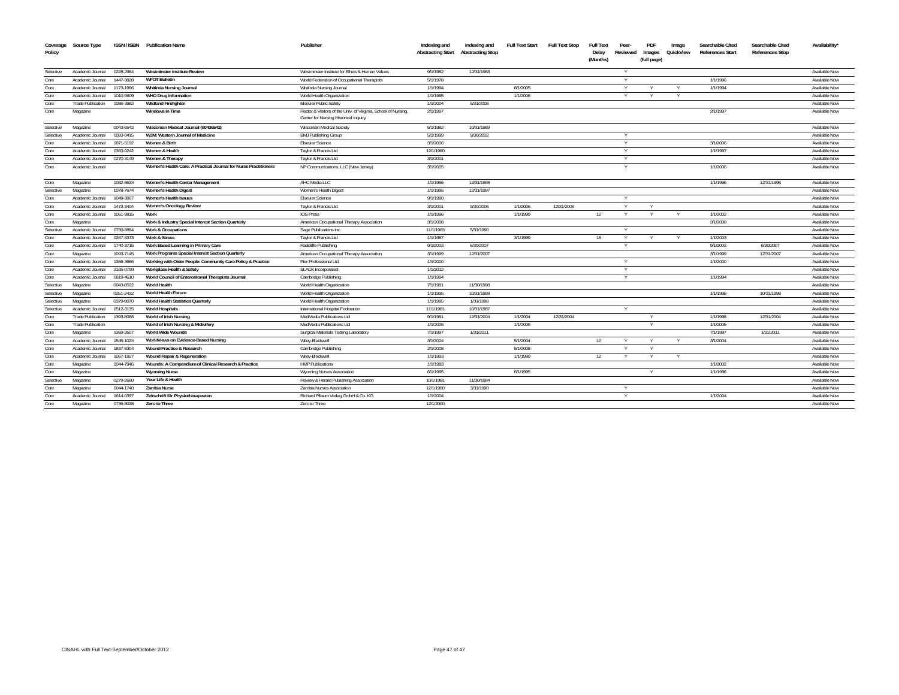| Coverage Policy | Source Type | ISSN / ISBN | Publication Name | Publisher | Indexing and Abstracting Start | Indexing and Abstracting Stop | Full Text Start | Full Text Stop | Full Text Delay (Months) | Peer-Reviewed | PDF Images (full page) | Image QuickView | Searchable Cited References Start | Searchable Cited References Stop | Availability* |
|---|---|---|---|---|---|---|---|---|---|---|---|---|---|---|---|
| Selective | Academic Journal | 0228-2984 | Westminster Institute Review | Westminster Institute for Ethics & Human Values | 9/1/1982 | 12/31/1983 | | | | Y | | | | | Available Now |
| Core | Academic Journal | 1447-3828 | WFOT Bulletin | World Federation of Occupational Therapists | 5/1/1978 | | | | | Y | | | 1/1/1996 | | Available Now |
| Core | Academic Journal | 1173-1966 | Whitireia Nursing Journal | Whitireia Nursing Journal | 1/1/1994 | | 8/1/2005 | | | Y | Y | Y | 1/1/1994 | | Available Now |
| Core | Academic Journal | 1010-9609 | WHO Drug Information | World Health Organization | 1/1/1995 | | 1/1/2006 | | | Y | Y | Y | | | Available Now |
| Core | Trade Publication | 1086-3982 | Wildland Firefighter | Elsevier Public Safety | 1/1/2004 | 5/31/2008 | | | | | | | | | Available Now |
| Core | Magazine | | Windows in Time | Rector & Visitors of the Univ. of Virginia, School of Nursing, Center for Nursing Historical Inquiry | 2/1/1997 | | | | | | | | 2/1/1997 | | Available Now |
| Selective | Magazine | 0043-6542 | Wisconsin Medical Journal (00436542) | Wisconsin Medical Society | 5/1/1982 | 10/31/1989 | | | | | | | | | Available Now |
| Selective | Academic Journal | 0093-0415 | WJM: Western Journal of Medicine | BMJ Publishing Group | 5/1/1999 | 9/30/2002 | | | | Y | | | | | Available Now |
| Core | Academic Journal | 1871-5192 | Women & Birth | Elsevier Science | 3/1/2006 | | | | | Y | | | 3/1/2006 | | Available Now |
| Core | Academic Journal | 0363-0242 | Women & Health | Taylor & Francis Ltd | 12/1/1980 | | | | | Y | | | 1/1/1997 | | Available Now |
| Core | Academic Journal | 0270-3149 | Women & Therapy | Taylor & Francis Ltd | 3/1/2001 | | | | | Y | | | | | Available Now |
| Core | Academic Journal | | Women's Health Care: A Practical Journal for Nurse Practitioners | NP Communications, LLC (New Jersey) | 3/1/2005 | | | | | Y | | | 1/1/2006 | | Available Now |
| Core | Magazine | 1082-863X | Women's Health Center Management | AHC Media LLC | 1/1/1996 | 12/31/1998 | | | | | | | 1/1/1996 | 12/31/1998 | Available Now |
| Selective | Magazine | 1078-7674 | Women's Health Digest | Women's Health Digest | 1/1/1995 | 12/31/1997 | | | | | | | | | Available Now |
| Core | Academic Journal | 1049-3867 | Women's Health Issues | Elsevier Science | 9/1/1990 | | | | | Y | | | | | Available Now |
| Core | Academic Journal | 1473-3404 | Women's Oncology Review | Taylor & Francis Ltd | 3/1/2001 | 9/30/2006 | 1/1/2006 | 12/31/2006 | | Y | Y | | | | Available Now |
| Core | Academic Journal | 1051-9815 | Work | IOS Press | 1/1/1996 | | 1/1/1999 | | 12 | Y | Y | Y | 1/1/2002 | | Available Now |
| Core | Magazine | | Work & Industry Special Interest Section Quarterly | American Occupational Therapy Association | 3/1/2008 | | | | | | | | 3/1/2008 | | Available Now |
| Selective | Academic Journal | 0730-8884 | Work & Occupations | Sage Publications Inc. | 11/1/1983 | 5/31/1990 | | | | Y | | | | | Available Now |
| Core | Academic Journal | 0267-8373 | Work & Stress | Taylor & Francis Ltd | 1/1/1987 | | 3/1/1999 | | 18 | Y | Y | Y | 1/1/2003 | | Available Now |
| Core | Academic Journal | 1740-3715 | Work Based Learning in Primary Care | Radcliffe Publishing | 9/1/2003 | 6/30/2007 | | | | Y | | | 9/1/2003 | 6/30/2007 | Available Now |
| Core | Magazine | 1093-7145 | Work Programs Special Interest Section Quarterly | American Occupational Therapy Association | 3/1/1999 | 12/31/2007 | | | | | | | 3/1/1999 | 12/31/2007 | Available Now |
| Core | Academic Journal | 1366-3666 | Working with Older People: Community Care Policy & Practice | Pier Professional Ltd. | 1/1/2000 | | | | | Y | | | 1/1/2000 | | Available Now |
| Core | Academic Journal | 2165-0799 | Workplace Health & Safety | SLACK Incorporated | 1/1/2012 | | | | | Y | | | | | Available Now |
| Core | Academic Journal | 0819-4610 | World Council of Enterostomal Therapists Journal | Cambridge Publishing | 1/1/1994 | | | | | Y | | | 1/1/1994 | | Available Now |
| Selective | Magazine | 0043-8502 | World Health | World Health Organization | 7/1/1981 | 11/30/1998 | | | | | | | | | Available Now |
| Selective | Magazine | 0251-2432 | World Health Forum | World Health Organization | 1/1/1995 | 10/31/1998 | | | | | | | 1/1/1998 | 10/31/1998 | Available Now |
| Selective | Magazine | 0379-8070 | World Health Statistics Quarterly | World Health Organization | 1/1/1995 | 1/31/1998 | | | | | | | | | Available Now |
| Selective | Academic Journal | 0512-3135 | World Hospitals | International Hospital Federation | 11/1/1981 | 10/31/1987 | | | | Y | | | | | Available Now |
| Core | Trade Publication | 1393-8088 | World of Irish Nursing | MedMedia Publications Ltd | 9/1/1981 | 12/31/2004 | 1/1/2004 | 12/31/2004 | | | Y | | 1/1/1998 | 12/31/2004 | Available Now |
| Core | Trade Publication | | World of Irish Nursing & Midwifery | MedMedia Publications Ltd | 1/1/2005 | | 1/1/2005 | | | | Y | | 1/1/2005 | | Available Now |
| Core | Magazine | 1369-2607 | World Wide Wounds | Surgical Materials Testing Laboratory | 7/1/1997 | 1/31/2011 | | | | | | | 7/1/1997 | 1/31/2011 | Available Now |
| Core | Academic Journal | 1545-102X | Worldviews on Evidence-Based Nursing | Wiley-Blackwell | 3/1/2004 | | 5/1/2004 | | 12 | Y | Y | Y | 3/1/2004 | | Available Now |
| Core | Academic Journal | 1837-6304 | Wound Practice & Research | Cambridge Publishing | 2/1/2008 | | 5/1/2008 | | | Y | Y | | | | Available Now |
| Core | Academic Journal | 1067-1927 | Wound Repair & Regeneration | Wiley-Blackwell | 1/1/1993 | | 1/1/1999 | | 12 | Y | Y | Y | | | Available Now |
| Core | Magazine | 1044-7946 | Wounds: A Compendium of Clinical Research & Practice | HMP Publications | 1/1/1993 | | | | | | | | 1/1/2002 | | Available Now |
| Core | Magazine | | Wyoming Nurse | Wyoming Nurses Association | 6/1/1995 | | 6/1/1995 | | | | Y | | 1/1/1996 | | Available Now |
| Selective | Magazine | 0279-2680 | Your Life & Health | Review & Herald Publishing Association | 10/1/1981 | 11/30/1984 | | | | | | | | | Available Now |
| Core | Magazine | 0044-1740 | Zambia Nurse | Zambia Nurses Association | 12/1/1980 | 3/31/1990 | | | | Y | | | | | Available Now |
| Core | Academic Journal | 1614-0397 | Zeitschrift für Physiotherapeuten | Richard Pflaum Verlag GmbH & Co. KG | 1/1/2004 | | | | | Y | | | 1/1/2004 | | Available Now |
| Core | Magazine | 0736-8038 | Zero to Three | Zero to Three | 12/1/2000 | | | | | | | | | | Available Now |